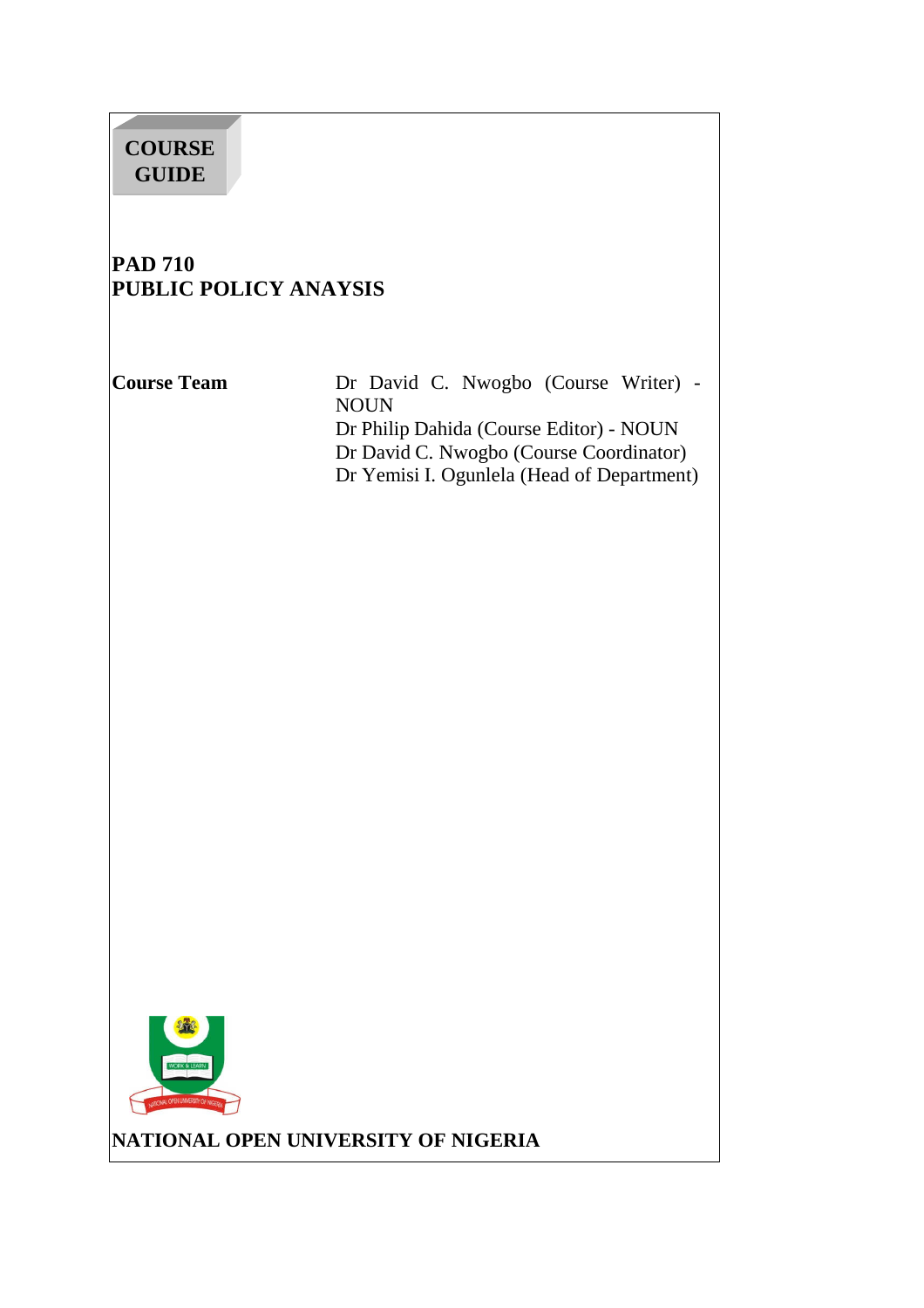**COURSE GUIDE**

# PAD 710
# PUBLIC POLICY ANAYSIS

**Course Team**

Dr David C. Nwogbo (Course Writer) - NOUN
Dr Philip Dahida (Course Editor) - NOUN
Dr David C. Nwogbo (Course Coordinator)
Dr Yemisi I. Ogunlela (Head of Department)

**NATIONAL OPEN UNIVERSITY OF NIGERIA**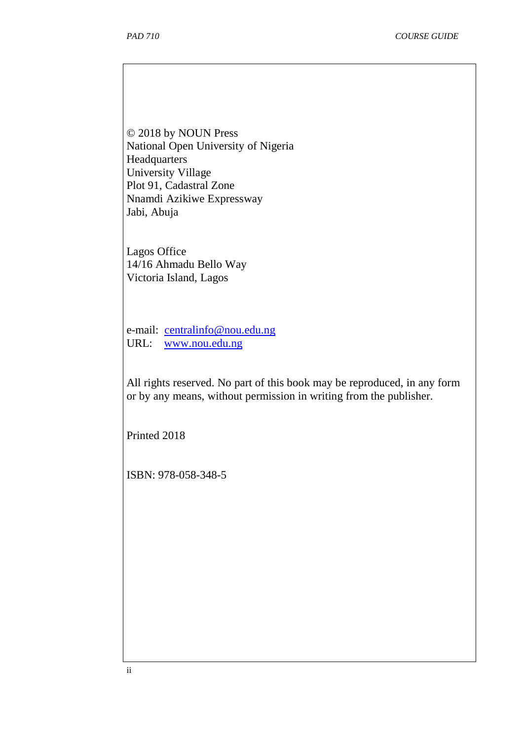© 2018 by NOUN Press
National Open University of Nigeria
Headquarters
University Village
Plot 91, Cadastral Zone
Nnamdi Azikiwe Expressway
Jabi, Abuja

Lagos Office
14/16 Ahmadu Bello Way
Victoria Island, Lagos

e-mail: centralinfo@nou.edu.ng
URL: www.nou.edu.ng

All rights reserved. No part of this book may be reproduced, in any form or by any means, without permission in writing from the publisher.

Printed 2018

ISBN: 978-058-348-5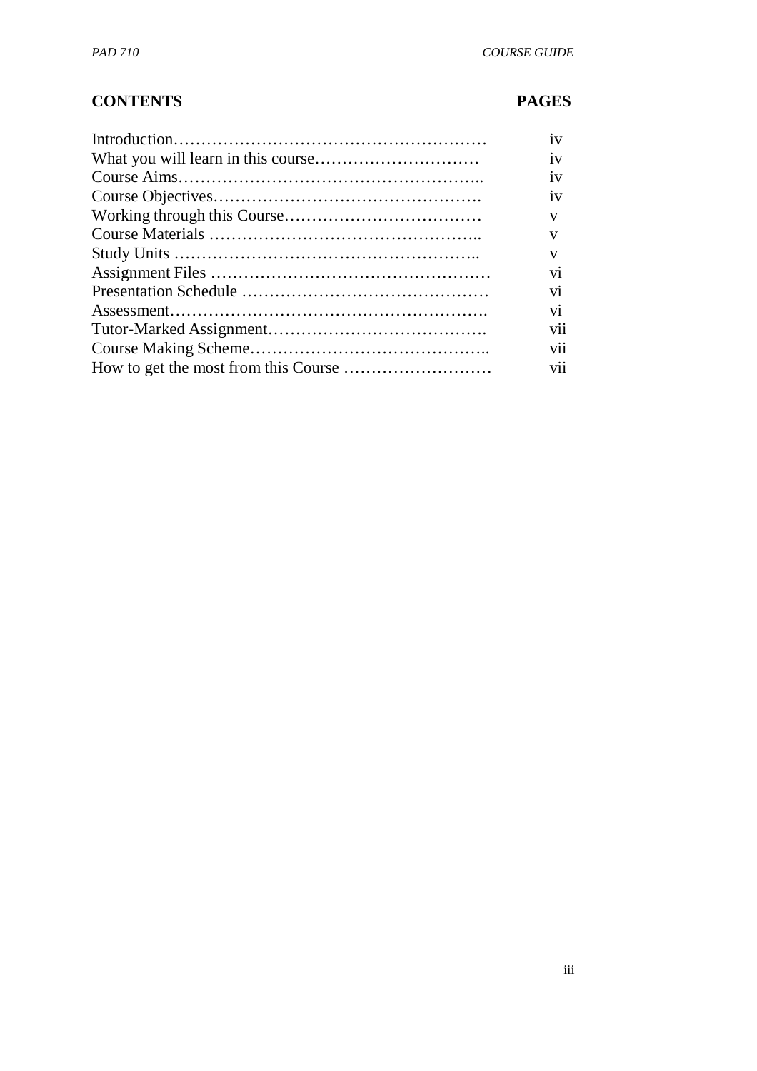| **CONTENTS** | **PAGES** |
|---|---|
| Introduction……………………………………………………… | iv |
| What you will learn in this course………………………… | iv |
| Course Aims……………………………………………….. | iv |
| Course Objectives…………………………………………. | iv |
| Working through this Course……………………………… | v |
| Course Materials ………………………………………….. | v |
| Study Units ……………………………………………….. | v |
| Assignment Files …………………………………………… | vi |
| Presentation Schedule ……………………………………… | vi |
| Assessment…………………………………………………. | vi |
| Tutor-Marked Assignment…………………………………. | vii |
| Course Making Scheme…………………………………….. | vii |
| How to get the most from this Course ……………………… | vii |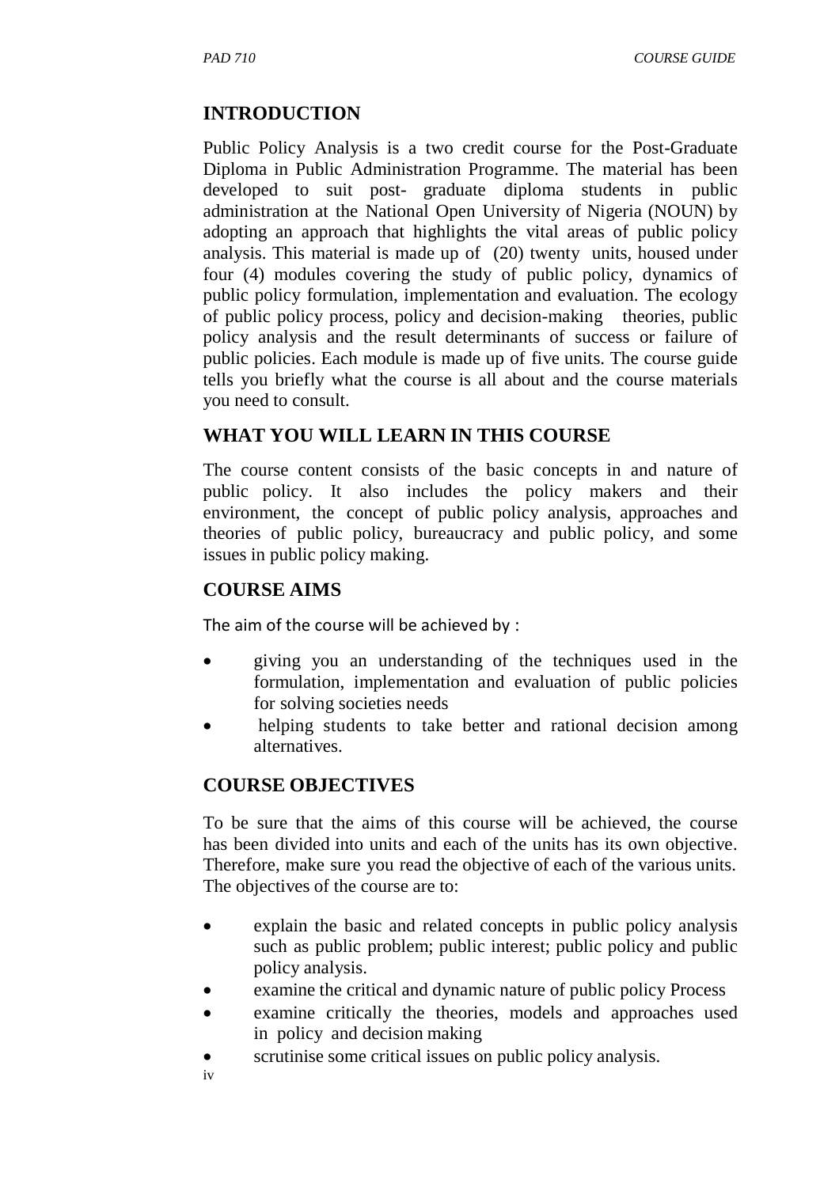## INTRODUCTION

Public Policy Analysis is a two credit course for the Post-Graduate Diploma in Public Administration Programme. The material has been developed to suit post- graduate diploma students in public administration at the National Open University of Nigeria (NOUN) by adopting an approach that highlights the vital areas of public policy analysis. This material is made up of (20) twenty units, housed under four (4) modules covering the study of public policy, dynamics of public policy formulation, implementation and evaluation. The ecology of public policy process, policy and decision-making theories, public policy analysis and the result determinants of success or failure of public policies. Each module is made up of five units. The course guide tells you briefly what the course is all about and the course materials you need to consult.

## WHAT YOU WILL LEARN IN THIS COURSE

The course content consists of the basic concepts in and nature of public policy. It also includes the policy makers and their environment, the concept of public policy analysis, approaches and theories of public policy, bureaucracy and public policy, and some issues in public policy making.

## COURSE AIMS

The aim of the course will be achieved by :

- giving you an understanding of the techniques used in the formulation, implementation and evaluation of public policies for solving societies needs
- helping students to take better and rational decision among alternatives.

## COURSE OBJECTIVES

To be sure that the aims of this course will be achieved, the course has been divided into units and each of the units has its own objective. Therefore, make sure you read the objective of each of the various units. The objectives of the course are to:

- explain the basic and related concepts in public policy analysis such as public problem; public interest; public policy and public policy analysis.
- examine the critical and dynamic nature of public policy Process
- examine critically the theories, models and approaches used in policy and decision making
- scrutinise some critical issues on public policy analysis.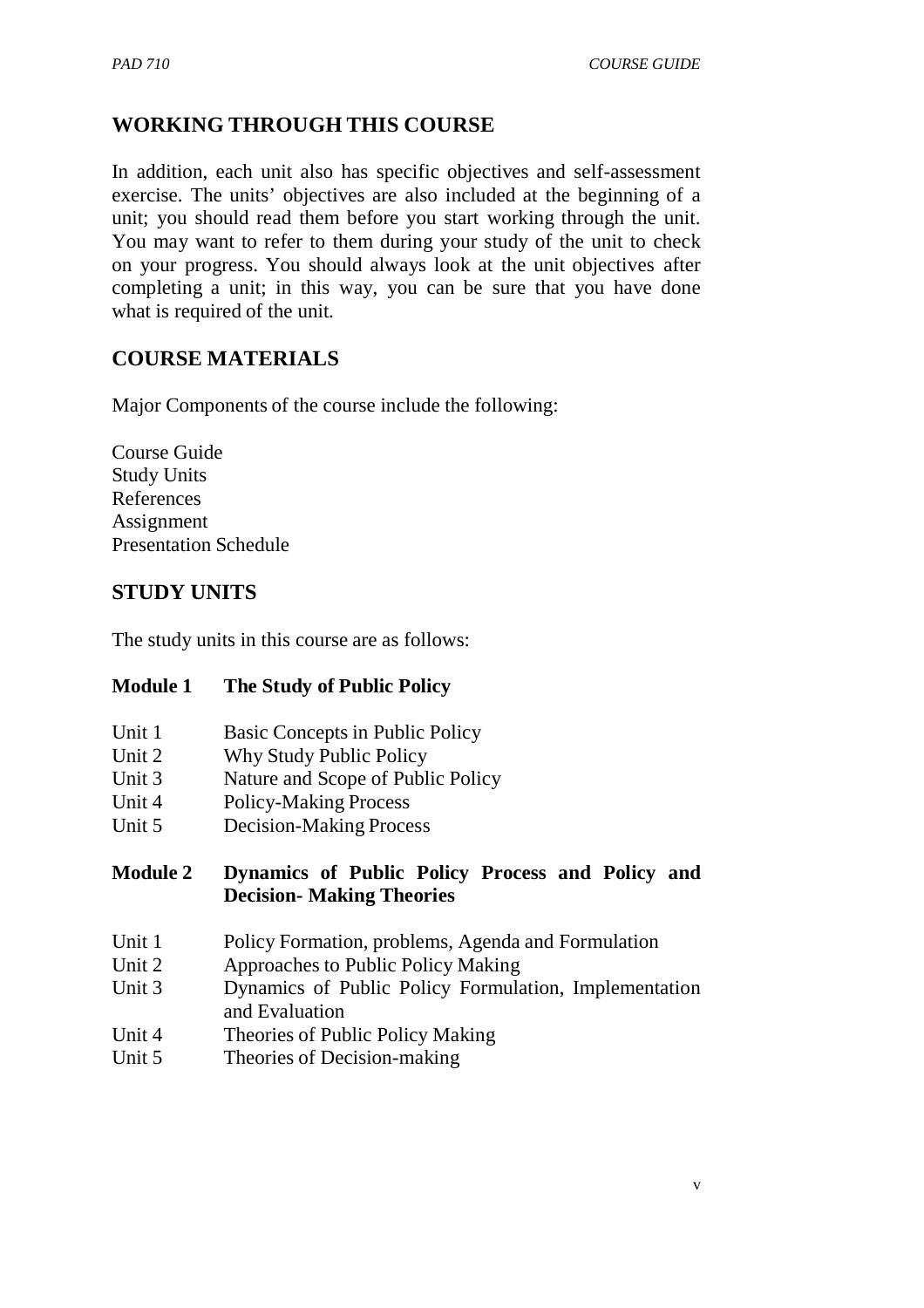## WORKING THROUGH THIS COURSE

In addition, each unit also has specific objectives and self-assessment exercise. The units' objectives are also included at the beginning of a unit; you should read them before you start working through the unit. You may want to refer to them during your study of the unit to check on your progress. You should always look at the unit objectives after completing a unit; in this way, you can be sure that you have done what is required of the unit.

## COURSE MATERIALS

Major Components of the course include the following:

Course Guide
Study Units
References
Assignment
Presentation Schedule

## STUDY UNITS

The study units in this course are as follows:

**Module 1 The Study of Public Policy**

Unit 1 Basic Concepts in Public Policy
Unit 2 Why Study Public Policy
Unit 3 Nature and Scope of Public Policy
Unit 4 Policy-Making Process
Unit 5 Decision-Making Process

**Module 2 Dynamics of Public Policy Process and Policy and Decision- Making Theories**

Unit 1 Policy Formation, problems, Agenda and Formulation
Unit 2 Approaches to Public Policy Making
Unit 3 Dynamics of Public Policy Formulation, Implementation and Evaluation
Unit 4 Theories of Public Policy Making
Unit 5 Theories of Decision-making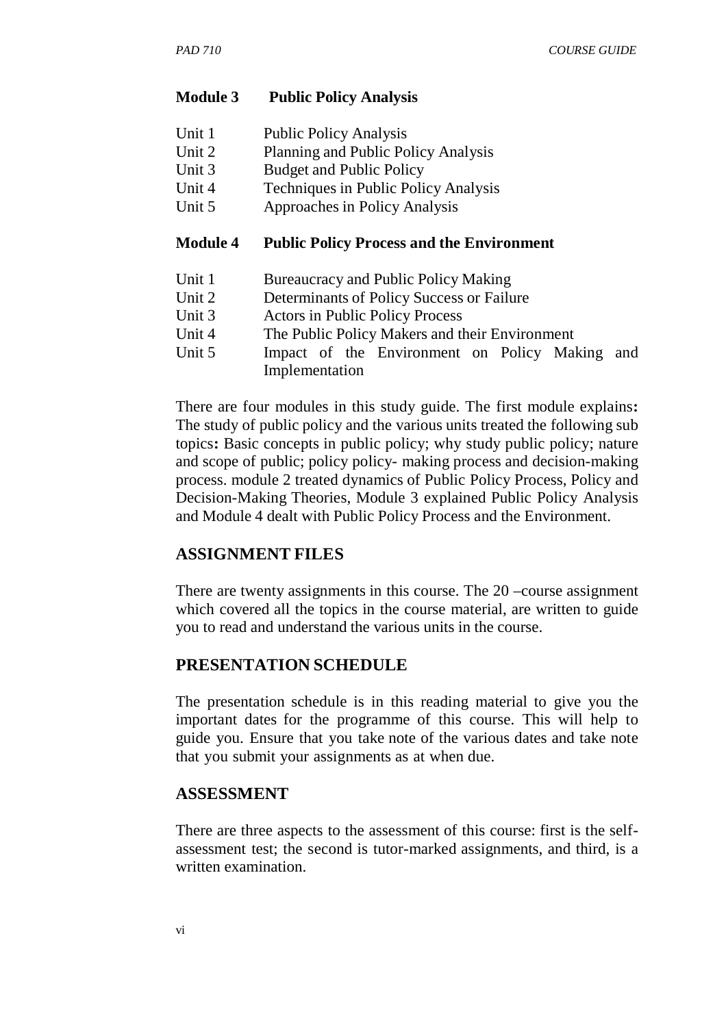**Module 3 Public Policy Analysis**

Unit 1 Public Policy Analysis
Unit 2 Planning and Public Policy Analysis
Unit 3 Budget and Public Policy
Unit 4 Techniques in Public Policy Analysis
Unit 5 Approaches in Policy Analysis

**Module 4 Public Policy Process and the Environment**

Unit 1 Bureaucracy and Public Policy Making
Unit 2 Determinants of Policy Success or Failure
Unit 3 Actors in Public Policy Process
Unit 4 The Public Policy Makers and their Environment
Unit 5 Impact of the Environment on Policy Making and Implementation

There are four modules in this study guide. The first module explains**:** The study of public policy and the various units treated the following sub topics**:** Basic concepts in public policy; why study public policy; nature and scope of public; policy policy- making process and decision-making process. module 2 treated dynamics of Public Policy Process, Policy and Decision-Making Theories, Module 3 explained Public Policy Analysis and Module 4 dealt with Public Policy Process and the Environment.

## ASSIGNMENT FILES

There are twenty assignments in this course. The 20 –course assignment which covered all the topics in the course material, are written to guide you to read and understand the various units in the course.

## PRESENTATION SCHEDULE

The presentation schedule is in this reading material to give you the important dates for the programme of this course. This will help to guide you. Ensure that you take note of the various dates and take note that you submit your assignments as at when due.

## ASSESSMENT

There are three aspects to the assessment of this course: first is the self-assessment test; the second is tutor-marked assignments, and third, is a written examination.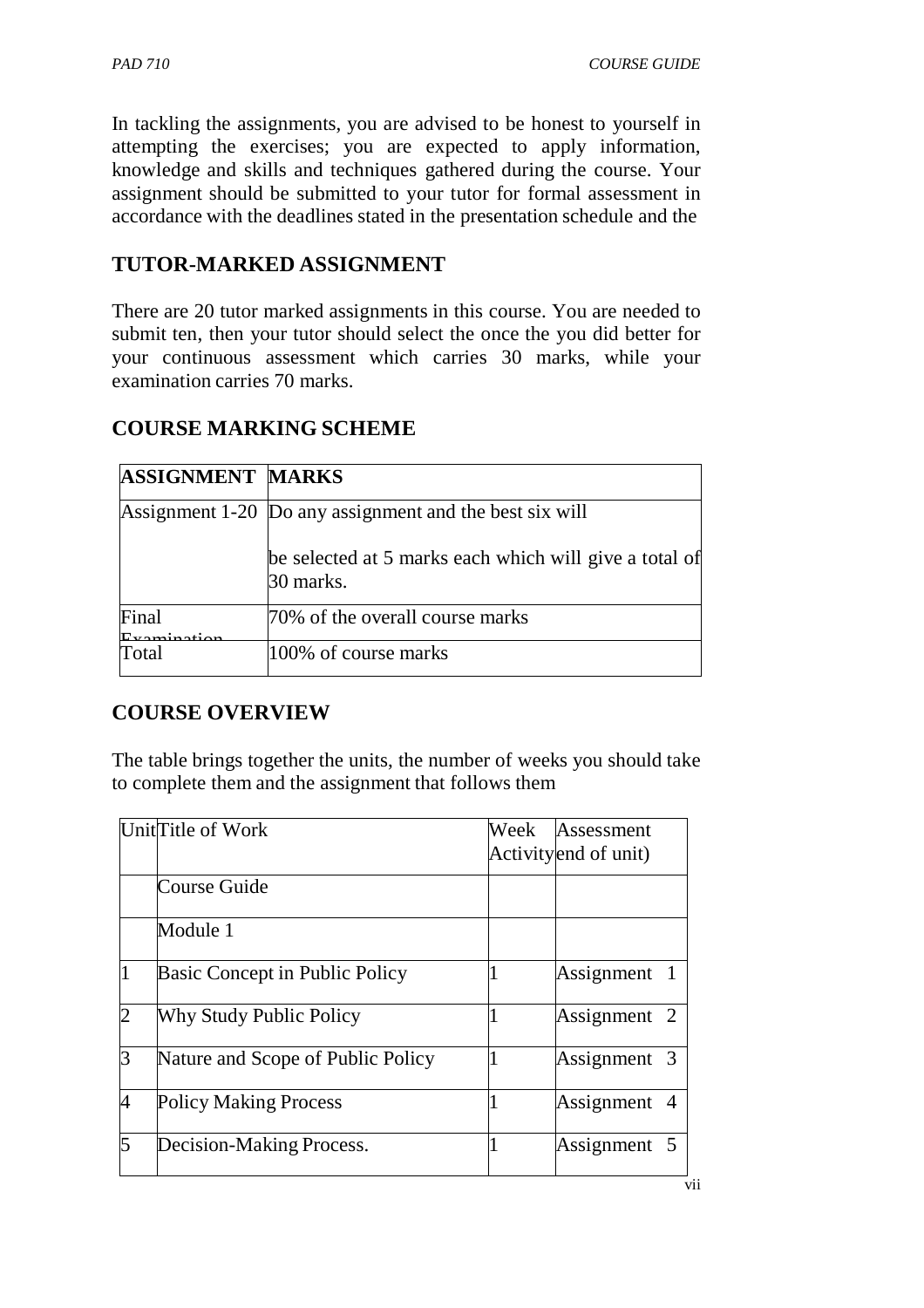In tackling the assignments, you are advised to be honest to yourself in attempting the exercises; you are expected to apply information, knowledge and skills and techniques gathered during the course. Your assignment should be submitted to your tutor for formal assessment in accordance with the deadlines stated in the presentation schedule and the

## TUTOR-MARKED ASSIGNMENT

There are 20 tutor marked assignments in this course. You are needed to submit ten, then your tutor should select the once the you did better for your continuous assessment which carries 30 marks, while your examination carries 70 marks.

## COURSE MARKING SCHEME

| ASSIGNMENT | MARKS |
|---|---|
| Assignment 1-20 | Do any assignment and the best six will be selected at 5 marks each which will give a total of 30 marks. |
| Final Examination | 70% of the overall course marks |
| Total | 100% of course marks |

## COURSE OVERVIEW

The table brings together the units, the number of weeks you should take to complete them and the assignment that follows them

| Unit | Title of Work | Week Activity | Assessment end of unit) |
|---|---|---|---|
| | Course Guide | | |
| | Module 1 | | |
| 1 | Basic Concept in Public Policy | 1 | Assignment 1 |
| 2 | Why Study Public Policy | 1 | Assignment 2 |
| 3 | Nature and Scope of Public Policy | 1 | Assignment 3 |
| 4 | Policy Making Process | 1 | Assignment 4 |
| 5 | Decision-Making Process. | 1 | Assignment 5 |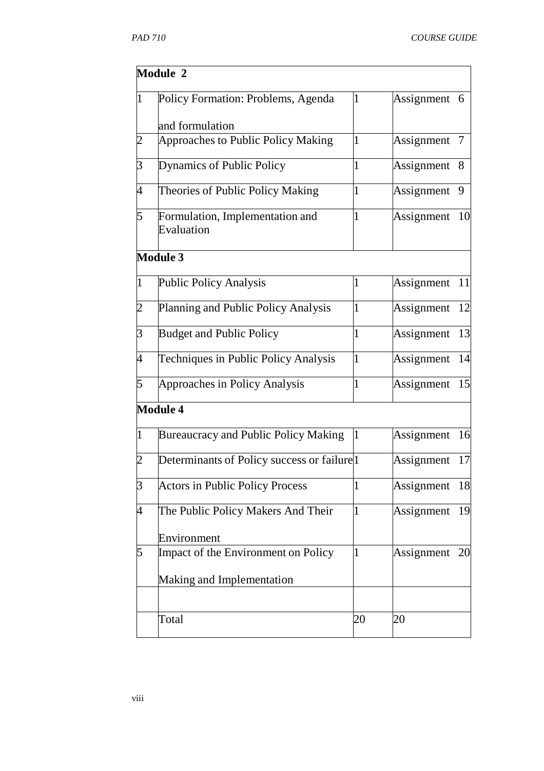| Module 2 | | | |
|---|---|---|---|
| 1 | Policy Formation: Problems, Agenda and formulation | 1 | Assignment 6 |
| 2 | Approaches to Public Policy Making | 1 | Assignment 7 |
| 3 | Dynamics of Public Policy | 1 | Assignment 8 |
| 4 | Theories of Public Policy Making | 1 | Assignment 9 |
| 5 | Formulation, Implementation and Evaluation | 1 | Assignment 10 |
| **Module 3** | | | |
| 1 | Public Policy Analysis | 1 | Assignment 11 |
| 2 | Planning and Public Policy Analysis | 1 | Assignment 12 |
| 3 | Budget and Public Policy | 1 | Assignment 13 |
| 4 | Techniques in Public Policy Analysis | 1 | Assignment 14 |
| 5 | Approaches in Policy Analysis | 1 | Assignment 15 |
| **Module 4** | | | |
| 1 | Bureaucracy and Public Policy Making | 1 | Assignment 16 |
| 2 | Determinants of Policy success or failure | 1 | Assignment 17 |
| 3 | Actors in Public Policy Process | 1 | Assignment 18 |
| 4 | The Public Policy Makers And Their Environment | 1 | Assignment 19 |
| 5 | Impact of the Environment on Policy Making and Implementation | 1 | Assignment 20 |
| | | | |
| | Total | 20 | 20 |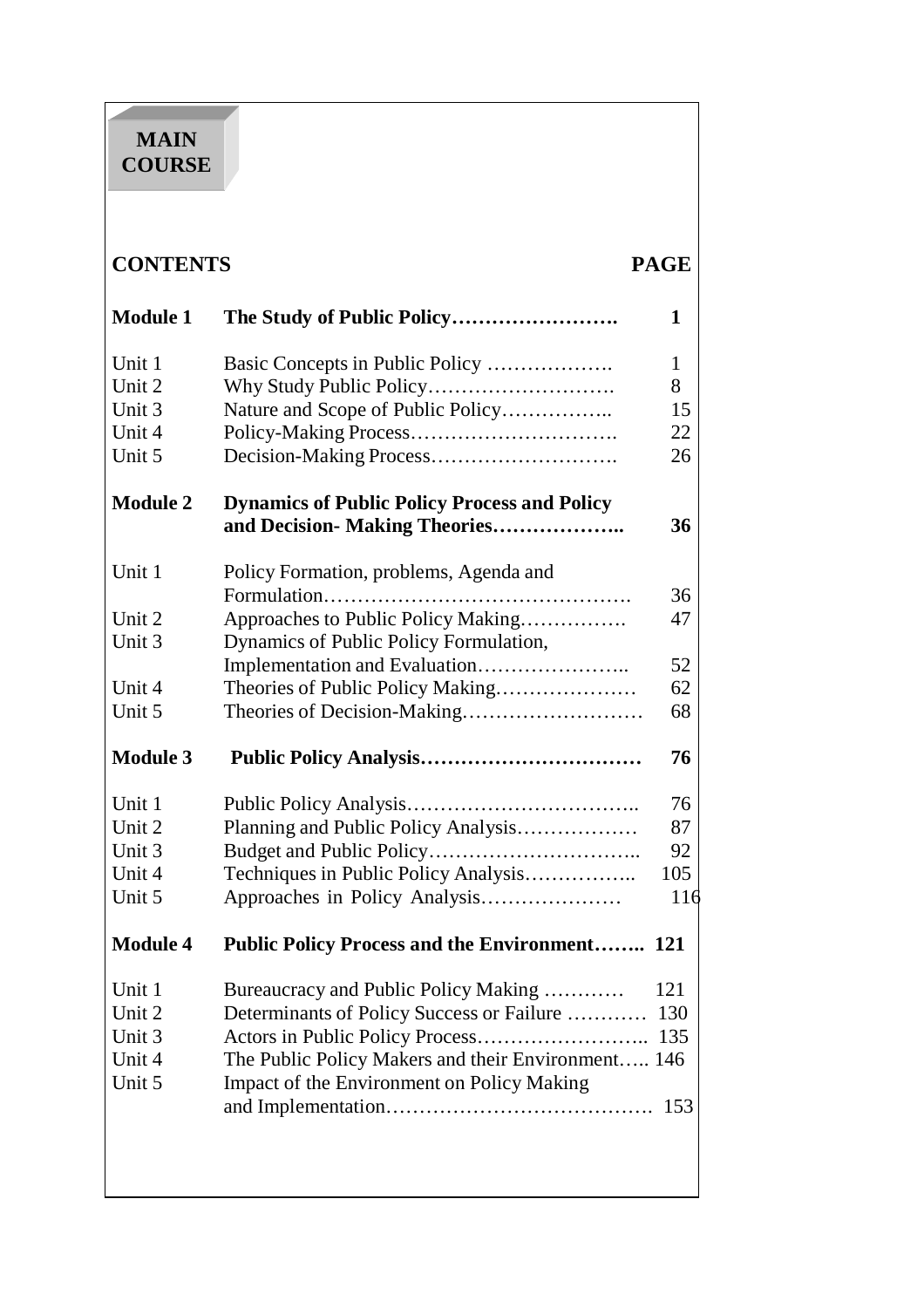# MAIN COURSE

| CONTENTS | | PAGE |
|---|---|---|
| **Module 1** | **The Study of Public Policy…………………….** | **1** |
| Unit 1 | Basic Concepts in Public Policy ………………. | 1 |
| Unit 2 | Why Study Public Policy………………………. | 8 |
| Unit 3 | Nature and Scope of Public Policy…………….. | 15 |
| Unit 4 | Policy-Making Process…………………………. | 22 |
| Unit 5 | Decision-Making Process………………………. | 26 |
| **Module 2** | **Dynamics of Public Policy Process and Policy and Decision- Making Theories………………..** | **36** |
| Unit 1 | Policy Formation, problems, Agenda and Formulation………………………………………. | 36 |
| Unit 2 | Approaches to Public Policy Making……………. | 47 |
| Unit 3 | Dynamics of Public Policy Formulation, Implementation and Evaluation………………….. | 52 |
| Unit 4 | Theories of Public Policy Making………………… | 62 |
| Unit 5 | Theories of Decision-Making……………………… | 68 |
| **Module 3** | **Public Policy Analysis……………………………** | **76** |
| Unit 1 | Public Policy Analysis…………………………….. | 76 |
| Unit 2 | Planning and Public Policy Analysis……………… | 87 |
| Unit 3 | Budget and Public Policy………………………….. | 92 |
| Unit 4 | Techniques in Public Policy Analysis…………….. | 105 |
| Unit 5 | Approaches in Policy Analysis………………… | 116 |
| **Module 4** | **Public Policy Process and the Environment……..** | **121** |
| Unit 1 | Bureaucracy and Public Policy Making ………… | 121 |
| Unit 2 | Determinants of Policy Success or Failure ………… | 130 |
| Unit 3 | Actors in Public Policy Process…………………….. | 135 |
| Unit 4 | The Public Policy Makers and their Environment….. | 146 |
| Unit 5 | Impact of the Environment on Policy Making and Implementation…………………………………. | 153 |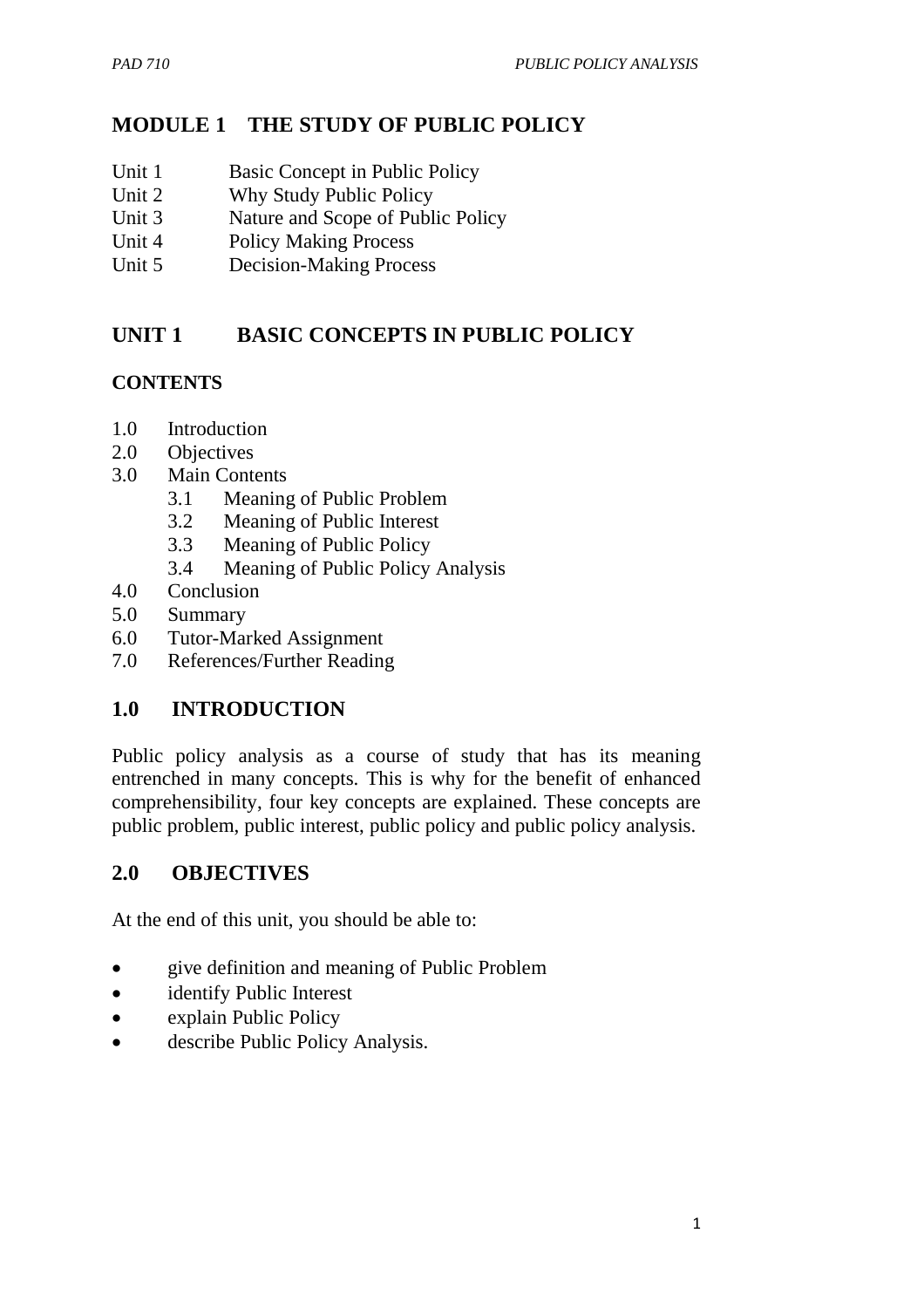# MODULE 1 THE STUDY OF PUBLIC POLICY

Unit 1 Basic Concept in Public Policy
Unit 2 Why Study Public Policy
Unit 3 Nature and Scope of Public Policy
Unit 4 Policy Making Process
Unit 5 Decision-Making Process

## UNIT 1 BASIC CONCEPTS IN PUBLIC POLICY

### CONTENTS

1.0 Introduction
2.0 Objectives
3.0 Main Contents
  3.1 Meaning of Public Problem
  3.2 Meaning of Public Interest
  3.3 Meaning of Public Policy
  3.4 Meaning of Public Policy Analysis
4.0 Conclusion
5.0 Summary
6.0 Tutor-Marked Assignment
7.0 References/Further Reading

## 1.0 INTRODUCTION

Public policy analysis as a course of study that has its meaning entrenched in many concepts. This is why for the benefit of enhanced comprehensibility, four key concepts are explained. These concepts are public problem, public interest, public policy and public policy analysis.

## 2.0 OBJECTIVES

At the end of this unit, you should be able to:

- give definition and meaning of Public Problem
- identify Public Interest
- explain Public Policy
- describe Public Policy Analysis.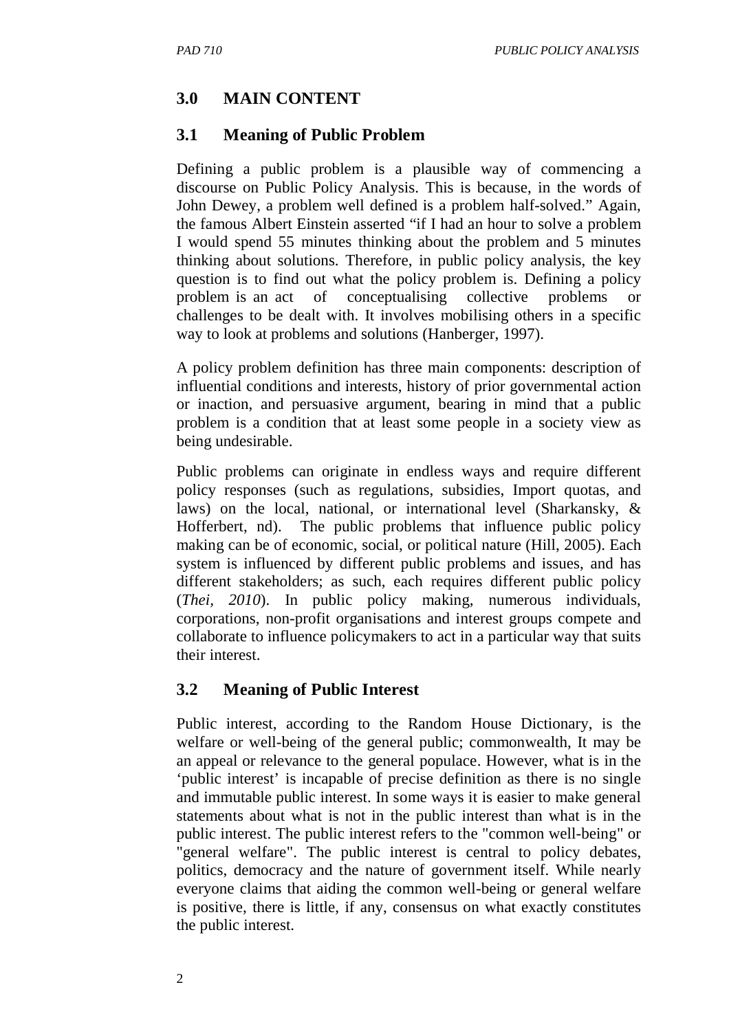## 3.0 MAIN CONTENT

### 3.1 Meaning of Public Problem

Defining a public problem is a plausible way of commencing a discourse on Public Policy Analysis. This is because, in the words of John Dewey, a problem well defined is a problem half-solved." Again, the famous Albert Einstein asserted "if I had an hour to solve a problem I would spend 55 minutes thinking about the problem and 5 minutes thinking about solutions. Therefore, in public policy analysis, the key question is to find out what the policy problem is. Defining a policy problem is an act of conceptualising collective problems or challenges to be dealt with. It involves mobilising others in a specific way to look at problems and solutions (Hanberger, 1997).

A policy problem definition has three main components: description of influential conditions and interests, history of prior governmental action or inaction, and persuasive argument, bearing in mind that a public problem is a condition that at least some people in a society view as being undesirable.

Public problems can originate in endless ways and require different policy responses (such as regulations, subsidies, Import quotas, and laws) on the local, national, or international level (Sharkansky, & Hofferbert, nd). The public problems that influence public policy making can be of economic, social, or political nature (Hill, 2005). Each system is influenced by different public problems and issues, and has different stakeholders; as such, each requires different public policy (*Thei, 2010*). In public policy making, numerous individuals, corporations, non-profit organisations and interest groups compete and collaborate to influence policymakers to act in a particular way that suits their interest.

### 3.2 Meaning of Public Interest

Public interest, according to the Random House Dictionary, is the welfare or well-being of the general public; commonwealth, It may be an appeal or relevance to the general populace. However, what is in the 'public interest' is incapable of precise definition as there is no single and immutable public interest. In some ways it is easier to make general statements about what is not in the public interest than what is in the public interest. The public interest refers to the "common well-being" or "general welfare". The public interest is central to policy debates, politics, democracy and the nature of government itself. While nearly everyone claims that aiding the common well-being or general welfare is positive, there is little, if any, consensus on what exactly constitutes the public interest.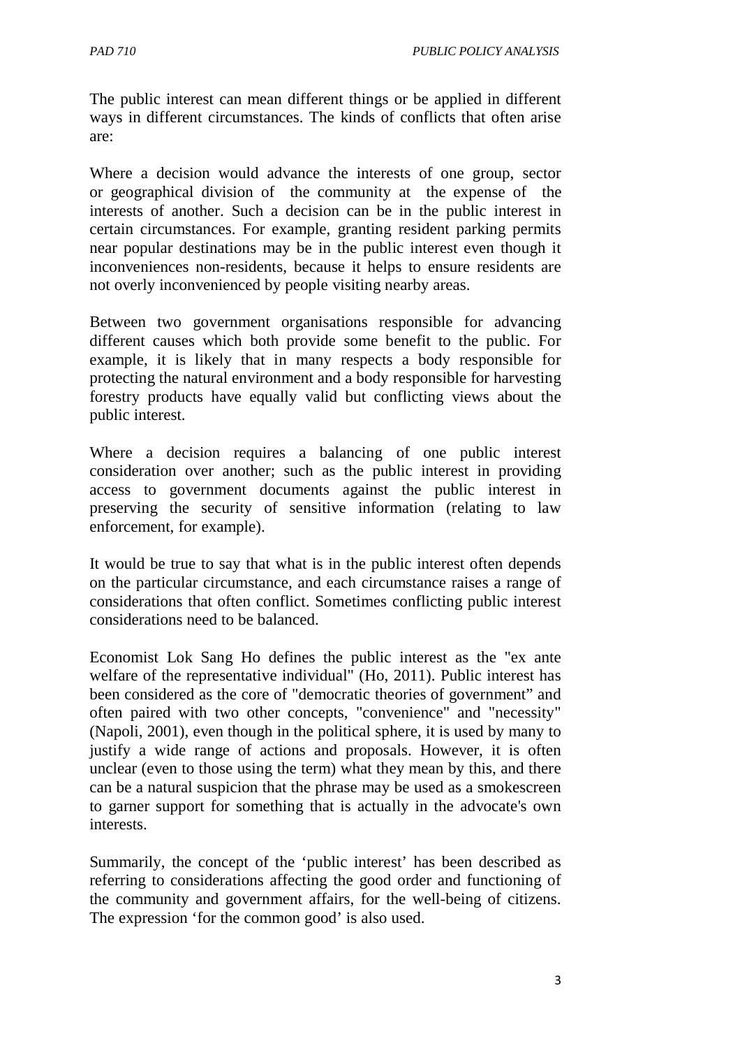The public interest can mean different things or be applied in different ways in different circumstances. The kinds of conflicts that often arise are:

Where a decision would advance the interests of one group, sector or geographical division of the community at the expense of the interests of another. Such a decision can be in the public interest in certain circumstances. For example, granting resident parking permits near popular destinations may be in the public interest even though it inconveniences non-residents, because it helps to ensure residents are not overly inconvenienced by people visiting nearby areas.

Between two government organisations responsible for advancing different causes which both provide some benefit to the public. For example, it is likely that in many respects a body responsible for protecting the natural environment and a body responsible for harvesting forestry products have equally valid but conflicting views about the public interest.

Where a decision requires a balancing of one public interest consideration over another; such as the public interest in providing access to government documents against the public interest in preserving the security of sensitive information (relating to law enforcement, for example).

It would be true to say that what is in the public interest often depends on the particular circumstance, and each circumstance raises a range of considerations that often conflict. Sometimes conflicting public interest considerations need to be balanced.

Economist Lok Sang Ho defines the public interest as the "ex ante welfare of the representative individual" (Ho, 2011). Public interest has been considered as the core of "democratic theories of government" and often paired with two other concepts, "convenience" and "necessity" (Napoli, 2001), even though in the political sphere, it is used by many to justify a wide range of actions and proposals. However, it is often unclear (even to those using the term) what they mean by this, and there can be a natural suspicion that the phrase may be used as a smokescreen to garner support for something that is actually in the advocate's own interests.

Summarily, the concept of the 'public interest' has been described as referring to considerations affecting the good order and functioning of the community and government affairs, for the well-being of citizens. The expression 'for the common good' is also used.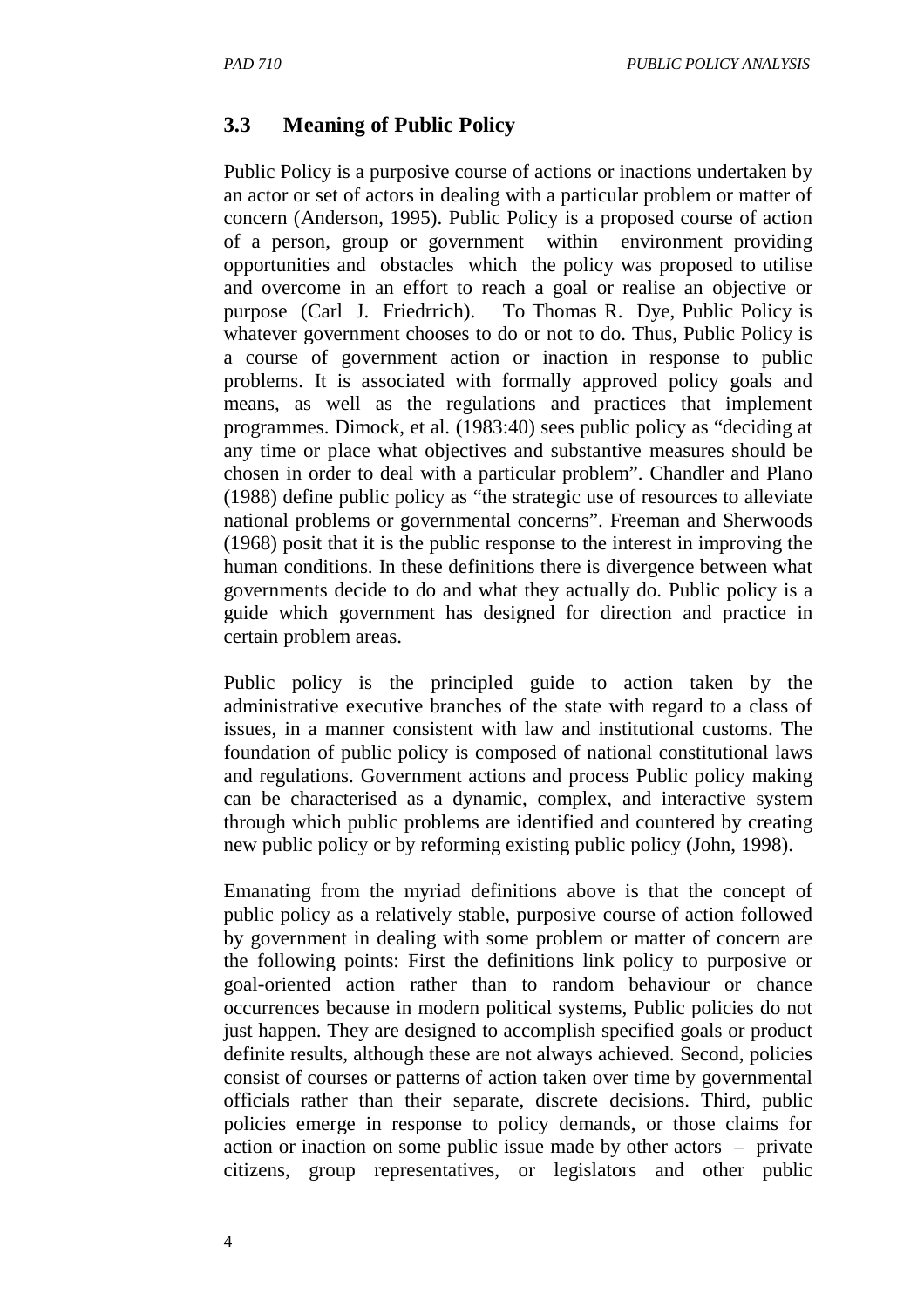## 3.3 Meaning of Public Policy

Public Policy is a purposive course of actions or inactions undertaken by an actor or set of actors in dealing with a particular problem or matter of concern (Anderson, 1995). Public Policy is a proposed course of action of a person, group or government within environment providing opportunities and obstacles which the policy was proposed to utilise and overcome in an effort to reach a goal or realise an objective or purpose (Carl J. Friedrrich). To Thomas R. Dye, Public Policy is whatever government chooses to do or not to do. Thus, Public Policy is a course of government action or inaction in response to public problems. It is associated with formally approved policy goals and means, as well as the regulations and practices that implement programmes. Dimock, et al. (1983:40) sees public policy as "deciding at any time or place what objectives and substantive measures should be chosen in order to deal with a particular problem". Chandler and Plano (1988) define public policy as "the strategic use of resources to alleviate national problems or governmental concerns". Freeman and Sherwoods (1968) posit that it is the public response to the interest in improving the human conditions. In these definitions there is divergence between what governments decide to do and what they actually do. Public policy is a guide which government has designed for direction and practice in certain problem areas.

Public policy is the principled guide to action taken by the administrative executive branches of the state with regard to a class of issues, in a manner consistent with law and institutional customs. The foundation of public policy is composed of national constitutional laws and regulations. Government actions and process Public policy making can be characterised as a dynamic, complex, and interactive system through which public problems are identified and countered by creating new public policy or by reforming existing public policy (John, 1998).

Emanating from the myriad definitions above is that the concept of public policy as a relatively stable, purposive course of action followed by government in dealing with some problem or matter of concern are the following points: First the definitions link policy to purposive or goal-oriented action rather than to random behaviour or chance occurrences because in modern political systems, Public policies do not just happen. They are designed to accomplish specified goals or product definite results, although these are not always achieved. Second, policies consist of courses or patterns of action taken over time by governmental officials rather than their separate, discrete decisions. Third, public policies emerge in response to policy demands, or those claims for action or inaction on some public issue made by other actors – private citizens, group representatives, or legislators and other public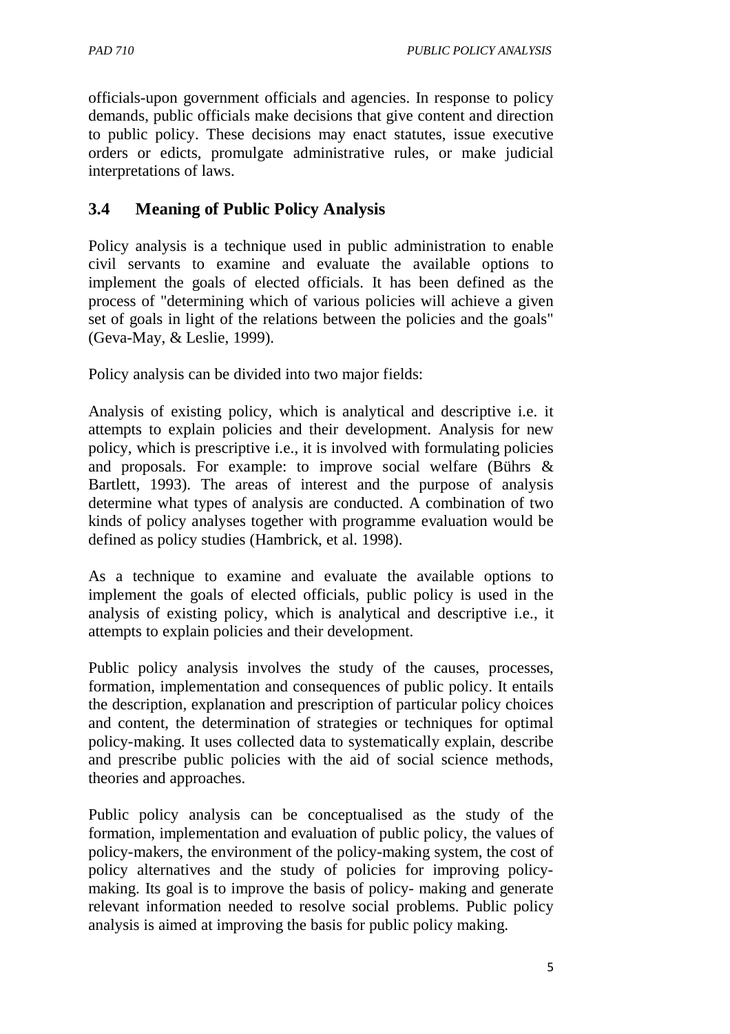officials-upon government officials and agencies. In response to policy demands, public officials make decisions that give content and direction to public policy. These decisions may enact statutes, issue executive orders or edicts, promulgate administrative rules, or make judicial interpretations of laws.

## 3.4 Meaning of Public Policy Analysis

Policy analysis is a technique used in public administration to enable civil servants to examine and evaluate the available options to implement the goals of elected officials. It has been defined as the process of "determining which of various policies will achieve a given set of goals in light of the relations between the policies and the goals" (Geva-May, & Leslie, 1999).

Policy analysis can be divided into two major fields:

Analysis of existing policy, which is analytical and descriptive i.e. it attempts to explain policies and their development. Analysis for new policy, which is prescriptive i.e., it is involved with formulating policies and proposals. For example: to improve social welfare (Bührs & Bartlett, 1993). The areas of interest and the purpose of analysis determine what types of analysis are conducted. A combination of two kinds of policy analyses together with programme evaluation would be defined as policy studies (Hambrick, et al. 1998).

As a technique to examine and evaluate the available options to implement the goals of elected officials, public policy is used in the analysis of existing policy, which is analytical and descriptive i.e., it attempts to explain policies and their development.

Public policy analysis involves the study of the causes, processes, formation, implementation and consequences of public policy. It entails the description, explanation and prescription of particular policy choices and content, the determination of strategies or techniques for optimal policy-making. It uses collected data to systematically explain, describe and prescribe public policies with the aid of social science methods, theories and approaches.

Public policy analysis can be conceptualised as the study of the formation, implementation and evaluation of public policy, the values of policy-makers, the environment of the policy-making system, the cost of policy alternatives and the study of policies for improving policy-making. Its goal is to improve the basis of policy- making and generate relevant information needed to resolve social problems. Public policy analysis is aimed at improving the basis for public policy making.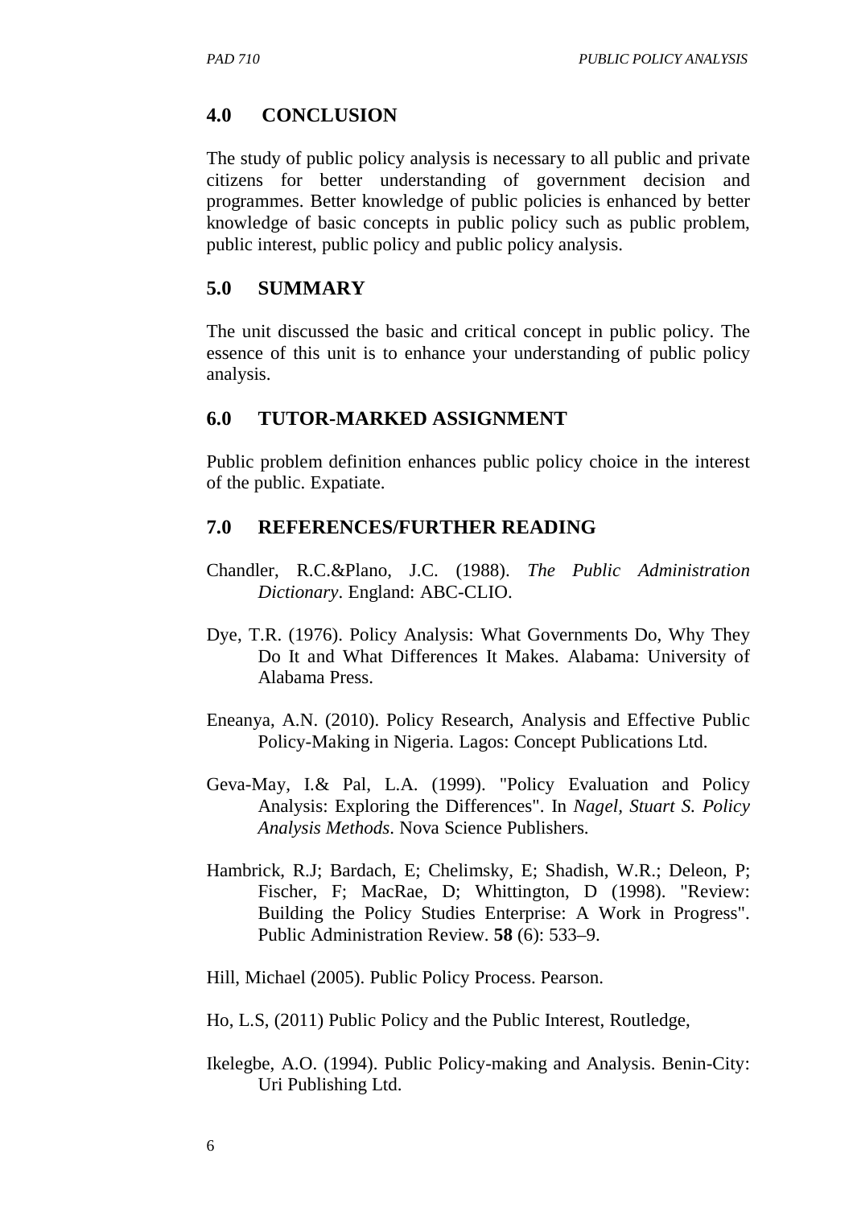## 4.0 CONCLUSION

The study of public policy analysis is necessary to all public and private citizens for better understanding of government decision and programmes. Better knowledge of public policies is enhanced by better knowledge of basic concepts in public policy such as public problem, public interest, public policy and public policy analysis.

## 5.0 SUMMARY

The unit discussed the basic and critical concept in public policy. The essence of this unit is to enhance your understanding of public policy analysis.

## 6.0 TUTOR-MARKED ASSIGNMENT

Public problem definition enhances public policy choice in the interest of the public. Expatiate.

## 7.0 REFERENCES/FURTHER READING

Chandler, R.C.&Plano, J.C. (1988). *The Public Administration Dictionary*. England: ABC-CLIO.

Dye, T.R. (1976). Policy Analysis: What Governments Do, Why They Do It and What Differences It Makes. Alabama: University of Alabama Press.

Eneanya, A.N. (2010). Policy Research, Analysis and Effective Public Policy-Making in Nigeria. Lagos: Concept Publications Ltd.

Geva-May, I.& Pal, L.A. (1999). "Policy Evaluation and Policy Analysis: Exploring the Differences". In *Nagel, Stuart S. Policy Analysis Methods*. Nova Science Publishers.

Hambrick, R.J; Bardach, E; Chelimsky, E; Shadish, W.R.; Deleon, P; Fischer, F; MacRae, D; Whittington, D (1998). "Review: Building the Policy Studies Enterprise: A Work in Progress". Public Administration Review. **58** (6): 533–9.

Hill, Michael (2005). Public Policy Process. Pearson.

Ho, L.S, (2011) Public Policy and the Public Interest, Routledge,

Ikelegbe, A.O. (1994). Public Policy-making and Analysis. Benin-City: Uri Publishing Ltd.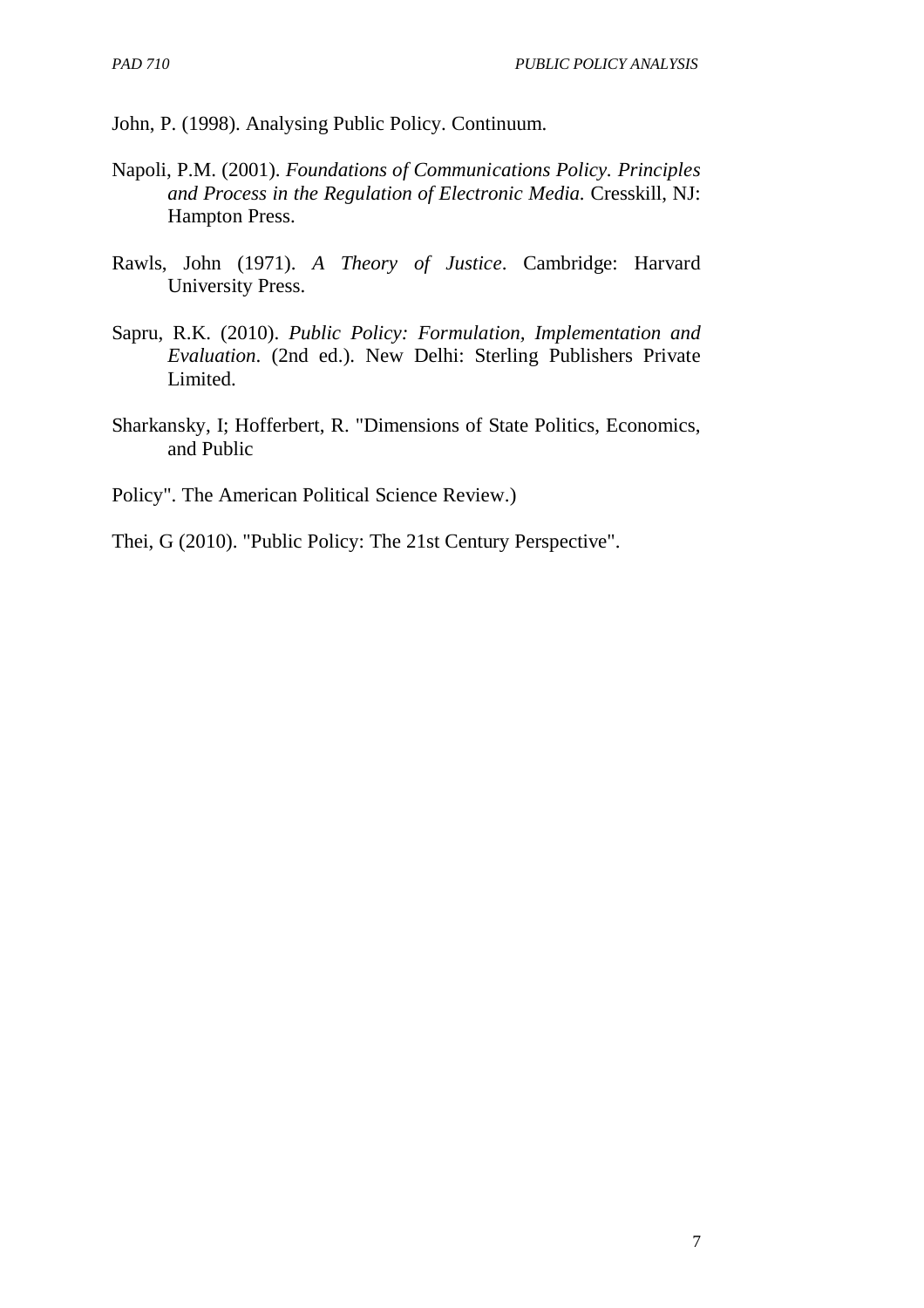John, P. (1998). Analysing Public Policy. Continuum.

Napoli, P.M. (2001). *Foundations of Communications Policy. Principles and Process in the Regulation of Electronic Media.* Cresskill, NJ: Hampton Press.

Rawls, John (1971). *A Theory of Justice*. Cambridge: Harvard University Press.

Sapru, R.K. (2010). *Public Policy: Formulation, Implementation and Evaluation*. (2nd ed.). New Delhi: Sterling Publishers Private Limited.

Sharkansky, I; Hofferbert, R. "Dimensions of State Politics, Economics, and Public

Policy". The American Political Science Review.)

Thei, G (2010). "Public Policy: The 21st Century Perspective".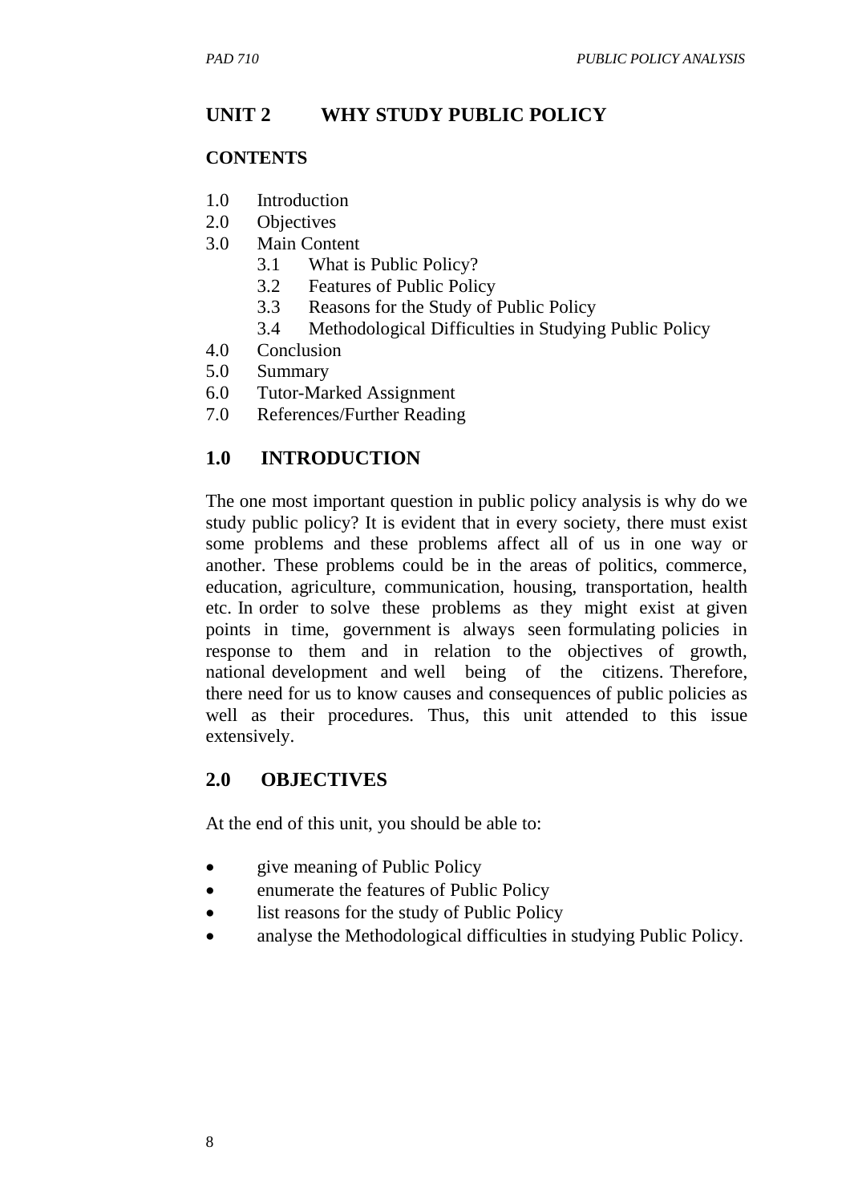## UNIT 2 WHY STUDY PUBLIC POLICY

### CONTENTS

1.0 Introduction
2.0 Objectives
3.0 Main Content
    3.1 What is Public Policy?
    3.2 Features of Public Policy
    3.3 Reasons for the Study of Public Policy
    3.4 Methodological Difficulties in Studying Public Policy
4.0 Conclusion
5.0 Summary
6.0 Tutor-Marked Assignment
7.0 References/Further Reading

### 1.0 INTRODUCTION

The one most important question in public policy analysis is why do we study public policy? It is evident that in every society, there must exist some problems and these problems affect all of us in one way or another. These problems could be in the areas of politics, commerce, education, agriculture, communication, housing, transportation, health etc. In order to solve these problems as they might exist at given points in time, government is always seen formulating policies in response to them and in relation to the objectives of growth, national development and well being of the citizens. Therefore, there need for us to know causes and consequences of public policies as well as their procedures. Thus, this unit attended to this issue extensively.

### 2.0 OBJECTIVES

At the end of this unit, you should be able to:

- give meaning of Public Policy
- enumerate the features of Public Policy
- list reasons for the study of Public Policy
- analyse the Methodological difficulties in studying Public Policy.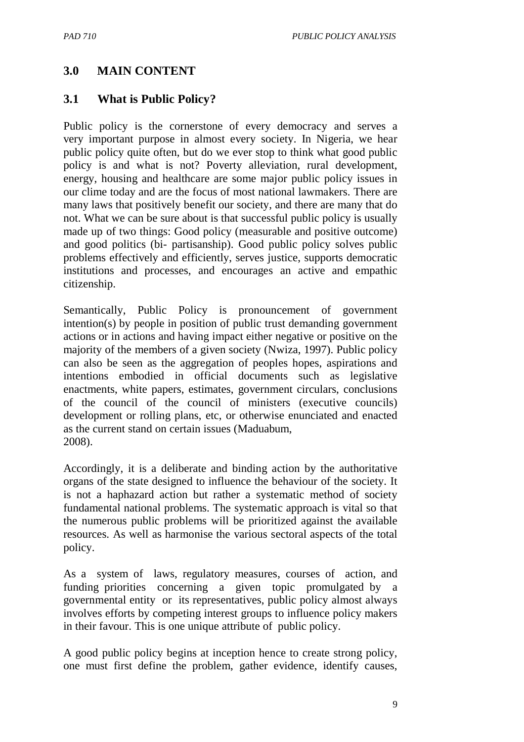## 3.0 MAIN CONTENT

### 3.1 What is Public Policy?

Public policy is the cornerstone of every democracy and serves a very important purpose in almost every society. In Nigeria, we hear public policy quite often, but do we ever stop to think what good public policy is and what is not? Poverty alleviation, rural development, energy, housing and healthcare are some major public policy issues in our clime today and are the focus of most national lawmakers. There are many laws that positively benefit our society, and there are many that do not. What we can be sure about is that successful public policy is usually made up of two things: Good policy (measurable and positive outcome) and good politics (bi- partisanship). Good public policy solves public problems effectively and efficiently, serves justice, supports democratic institutions and processes, and encourages an active and empathic citizenship.

Semantically, Public Policy is pronouncement of government intention(s) by people in position of public trust demanding government actions or in actions and having impact either negative or positive on the majority of the members of a given society (Nwiza, 1997). Public policy can also be seen as the aggregation of peoples hopes, aspirations and intentions embodied in official documents such as legislative enactments, white papers, estimates, government circulars, conclusions of the council of the council of ministers (executive councils) development or rolling plans, etc, or otherwise enunciated and enacted as the current stand on certain issues (Maduabum, 2008).

Accordingly, it is a deliberate and binding action by the authoritative organs of the state designed to influence the behaviour of the society. It is not a haphazard action but rather a systematic method of society fundamental national problems. The systematic approach is vital so that the numerous public problems will be prioritized against the available resources. As well as harmonise the various sectoral aspects of the total policy.

As a system of laws, regulatory measures, courses of action, and funding priorities concerning a given topic promulgated by a governmental entity or its representatives, public policy almost always involves efforts by competing interest groups to influence policy makers in their favour. This is one unique attribute of public policy.

A good public policy begins at inception hence to create strong policy, one must first define the problem, gather evidence, identify causes,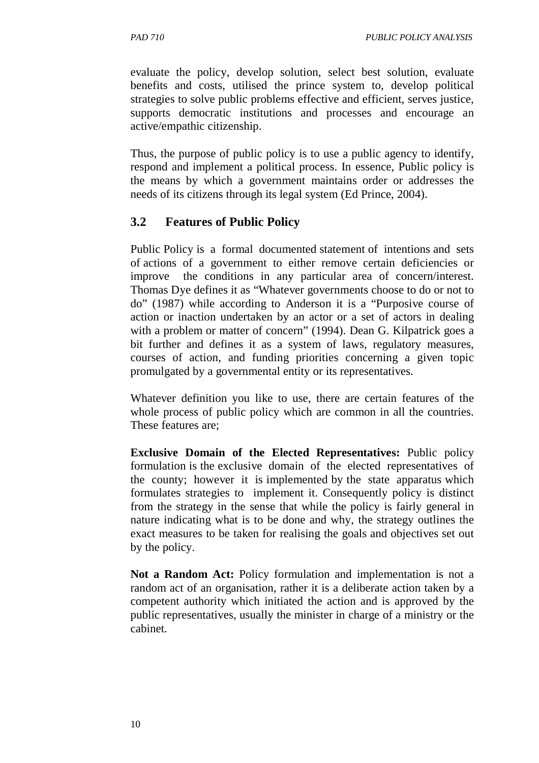evaluate the policy, develop solution, select best solution, evaluate benefits and costs, utilised the prince system to, develop political strategies to solve public problems effective and efficient, serves justice, supports democratic institutions and processes and encourage an active/empathic citizenship.

Thus, the purpose of public policy is to use a public agency to identify, respond and implement a political process. In essence, Public policy is the means by which a government maintains order or addresses the needs of its citizens through its legal system (Ed Prince, 2004).

## 3.2 Features of Public Policy

Public Policy is a formal documented statement of intentions and sets of actions of a government to either remove certain deficiencies or improve the conditions in any particular area of concern/interest. Thomas Dye defines it as "Whatever governments choose to do or not to do" (1987) while according to Anderson it is a "Purposive course of action or inaction undertaken by an actor or a set of actors in dealing with a problem or matter of concern" (1994). Dean G. Kilpatrick goes a bit further and defines it as a system of laws, regulatory measures, courses of action, and funding priorities concerning a given topic promulgated by a governmental entity or its representatives.

Whatever definition you like to use, there are certain features of the whole process of public policy which are common in all the countries. These features are;

**Exclusive Domain of the Elected Representatives:** Public policy formulation is the exclusive domain of the elected representatives of the county; however it is implemented by the state apparatus which formulates strategies to implement it. Consequently policy is distinct from the strategy in the sense that while the policy is fairly general in nature indicating what is to be done and why, the strategy outlines the exact measures to be taken for realising the goals and objectives set out by the policy.

**Not a Random Act:** Policy formulation and implementation is not a random act of an organisation, rather it is a deliberate action taken by a competent authority which initiated the action and is approved by the public representatives, usually the minister in charge of a ministry or the cabinet.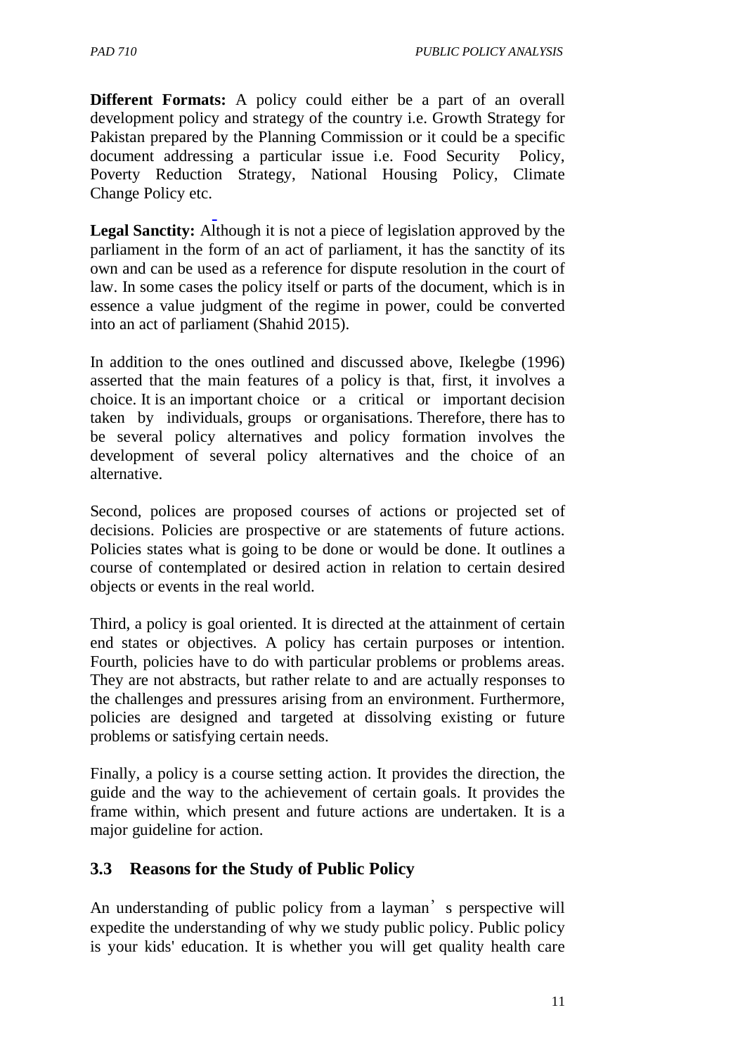**Different Formats:** A policy could either be a part of an overall development policy and strategy of the country i.e. Growth Strategy for Pakistan prepared by the Planning Commission or it could be a specific document addressing a particular issue i.e. Food Security Policy, Poverty Reduction Strategy, National Housing Policy, Climate Change Policy etc.

**Legal Sanctity:** Although it is not a piece of legislation approved by the parliament in the form of an act of parliament, it has the sanctity of its own and can be used as a reference for dispute resolution in the court of law. In some cases the policy itself or parts of the document, which is in essence a value judgment of the regime in power, could be converted into an act of parliament (Shahid 2015).

In addition to the ones outlined and discussed above, Ikelegbe (1996) asserted that the main features of a policy is that, first, it involves a choice. It is an important choice or a critical or important decision taken by individuals, groups or organisations. Therefore, there has to be several policy alternatives and policy formation involves the development of several policy alternatives and the choice of an alternative.

Second, polices are proposed courses of actions or projected set of decisions. Policies are prospective or are statements of future actions. Policies states what is going to be done or would be done. It outlines a course of contemplated or desired action in relation to certain desired objects or events in the real world.

Third, a policy is goal oriented. It is directed at the attainment of certain end states or objectives. A policy has certain purposes or intention. Fourth, policies have to do with particular problems or problems areas. They are not abstracts, but rather relate to and are actually responses to the challenges and pressures arising from an environment. Furthermore, policies are designed and targeted at dissolving existing or future problems or satisfying certain needs.

Finally, a policy is a course setting action. It provides the direction, the guide and the way to the achievement of certain goals. It provides the frame within, which present and future actions are undertaken. It is a major guideline for action.

## 3.3 Reasons for the Study of Public Policy

An understanding of public policy from a layman's perspective will expedite the understanding of why we study public policy. Public policy is your kids' education. It is whether you will get quality health care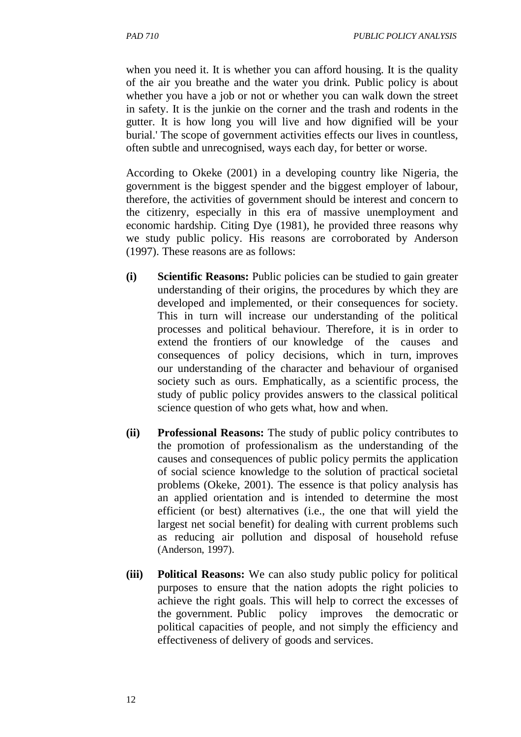when you need it. It is whether you can afford housing. It is the quality of the air you breathe and the water you drink. Public policy is about whether you have a job or not or whether you can walk down the street in safety. It is the junkie on the corner and the trash and rodents in the gutter. It is how long you will live and how dignified will be your burial.' The scope of government activities effects our lives in countless, often subtle and unrecognised, ways each day, for better or worse.

According to Okeke (2001) in a developing country like Nigeria, the government is the biggest spender and the biggest employer of labour, therefore, the activities of government should be interest and concern to the citizenry, especially in this era of massive unemployment and economic hardship. Citing Dye (1981), he provided three reasons why we study public policy. His reasons are corroborated by Anderson (1997). These reasons are as follows:

**(i) Scientific Reasons:** Public policies can be studied to gain greater understanding of their origins, the procedures by which they are developed and implemented, or their consequences for society. This in turn will increase our understanding of the political processes and political behaviour. Therefore, it is in order to extend the frontiers of our knowledge of the causes and consequences of policy decisions, which in turn, improves our understanding of the character and behaviour of organised society such as ours. Emphatically, as a scientific process, the study of public policy provides answers to the classical political science question of who gets what, how and when.

**(ii) Professional Reasons:** The study of public policy contributes to the promotion of professionalism as the understanding of the causes and consequences of public policy permits the application of social science knowledge to the solution of practical societal problems (Okeke, 2001). The essence is that policy analysis has an applied orientation and is intended to determine the most efficient (or best) alternatives (i.e., the one that will yield the largest net social benefit) for dealing with current problems such as reducing air pollution and disposal of household refuse (Anderson, 1997).

**(iii) Political Reasons:** We can also study public policy for political purposes to ensure that the nation adopts the right policies to achieve the right goals. This will help to correct the excesses of the government. Public policy improves the democratic or political capacities of people, and not simply the efficiency and effectiveness of delivery of goods and services.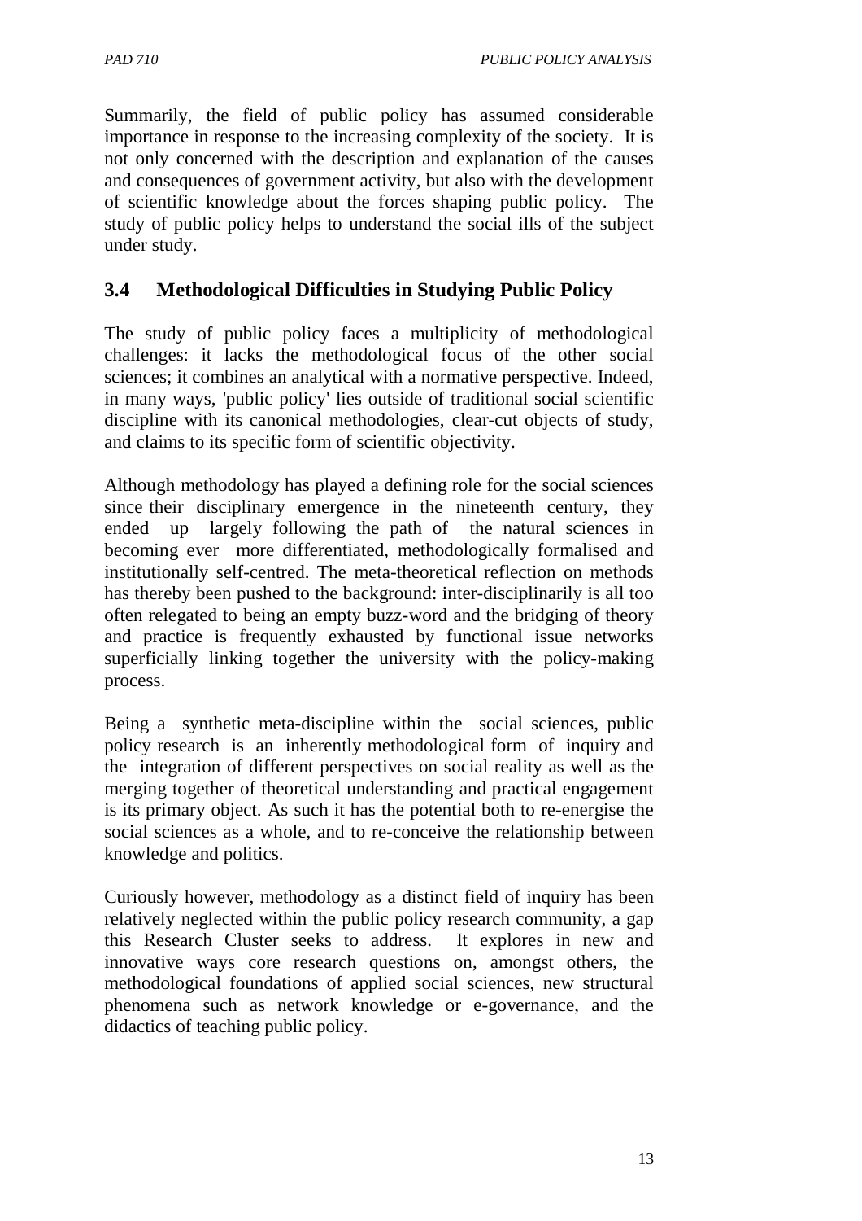Summarily, the field of public policy has assumed considerable importance in response to the increasing complexity of the society. It is not only concerned with the description and explanation of the causes and consequences of government activity, but also with the development of scientific knowledge about the forces shaping public policy. The study of public policy helps to understand the social ills of the subject under study.

## 3.4 Methodological Difficulties in Studying Public Policy

The study of public policy faces a multiplicity of methodological challenges: it lacks the methodological focus of the other social sciences; it combines an analytical with a normative perspective. Indeed, in many ways, 'public policy' lies outside of traditional social scientific discipline with its canonical methodologies, clear-cut objects of study, and claims to its specific form of scientific objectivity.

Although methodology has played a defining role for the social sciences since their disciplinary emergence in the nineteenth century, they ended up largely following the path of the natural sciences in becoming ever more differentiated, methodologically formalised and institutionally self-centred. The meta-theoretical reflection on methods has thereby been pushed to the background: inter-disciplinarily is all too often relegated to being an empty buzz-word and the bridging of theory and practice is frequently exhausted by functional issue networks superficially linking together the university with the policy-making process.

Being a synthetic meta-discipline within the social sciences, public policy research is an inherently methodological form of inquiry and the integration of different perspectives on social reality as well as the merging together of theoretical understanding and practical engagement is its primary object. As such it has the potential both to re-energise the social sciences as a whole, and to re-conceive the relationship between knowledge and politics.

Curiously however, methodology as a distinct field of inquiry has been relatively neglected within the public policy research community, a gap this Research Cluster seeks to address. It explores in new and innovative ways core research questions on, amongst others, the methodological foundations of applied social sciences, new structural phenomena such as network knowledge or e-governance, and the didactics of teaching public policy.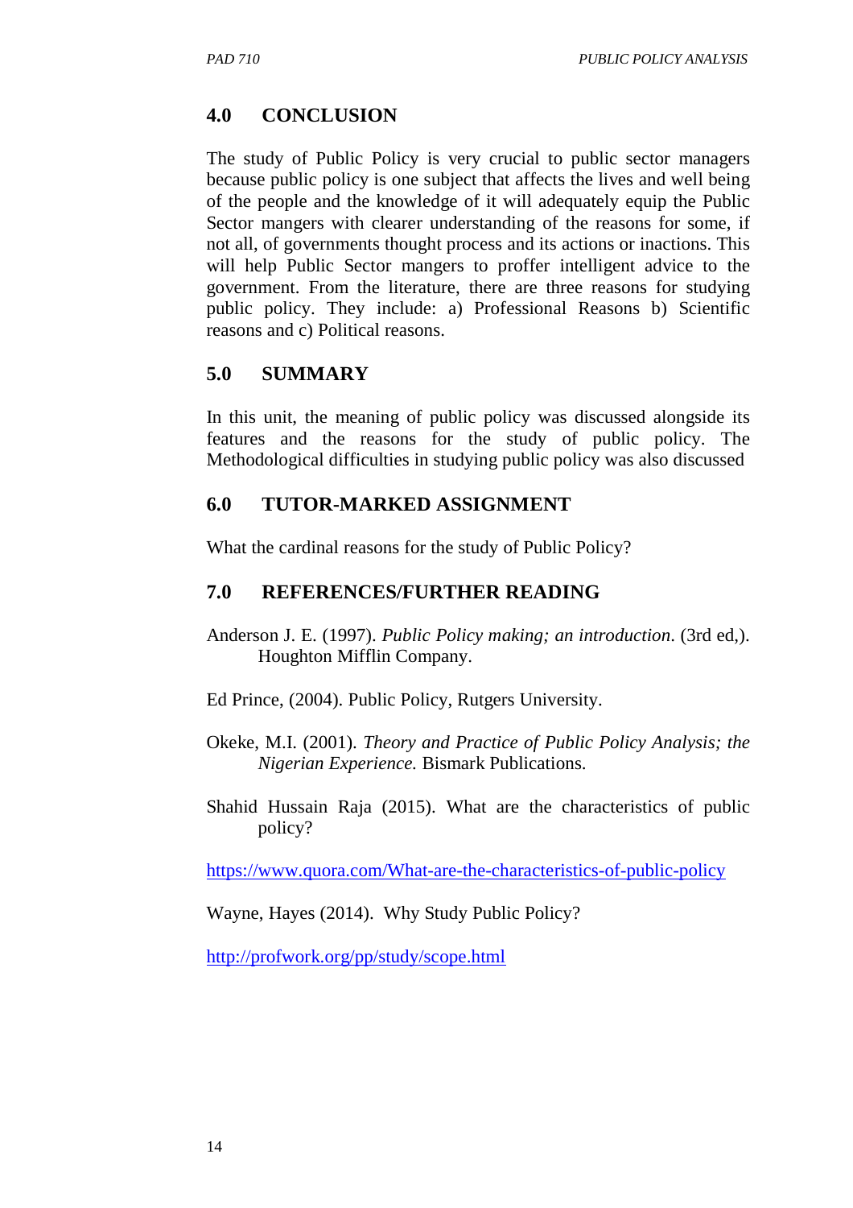## 4.0 CONCLUSION

The study of Public Policy is very crucial to public sector managers because public policy is one subject that affects the lives and well being of the people and the knowledge of it will adequately equip the Public Sector mangers with clearer understanding of the reasons for some, if not all, of governments thought process and its actions or inactions. This will help Public Sector mangers to proffer intelligent advice to the government. From the literature, there are three reasons for studying public policy. They include: a) Professional Reasons b) Scientific reasons and c) Political reasons.

## 5.0 SUMMARY

In this unit, the meaning of public policy was discussed alongside its features and the reasons for the study of public policy. The Methodological difficulties in studying public policy was also discussed

## 6.0 TUTOR-MARKED ASSIGNMENT

What the cardinal reasons for the study of Public Policy?

## 7.0 REFERENCES/FURTHER READING

Anderson J. E. (1997). *Public Policy making; an introduction*. (3rd ed,). Houghton Mifflin Company.

Ed Prince, (2004). Public Policy, Rutgers University.

Okeke, M.I. (2001). *Theory and Practice of Public Policy Analysis; the Nigerian Experience.* Bismark Publications.

Shahid Hussain Raja (2015). What are the characteristics of public policy?

https://www.quora.com/What-are-the-characteristics-of-public-policy

Wayne, Hayes (2014). Why Study Public Policy?

http://profwork.org/pp/study/scope.html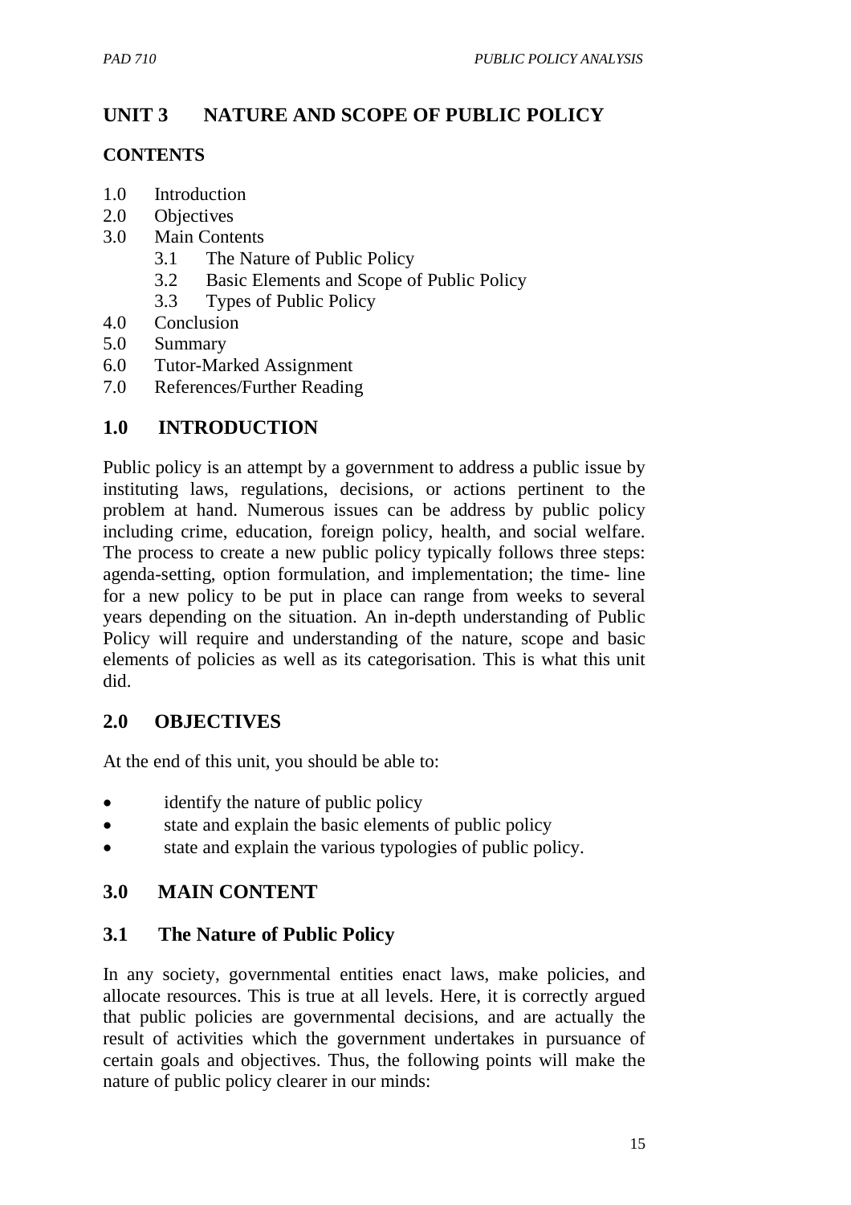## UNIT 3 NATURE AND SCOPE OF PUBLIC POLICY

### CONTENTS

1.0 Introduction
2.0 Objectives
3.0 Main Contents
 3.1 The Nature of Public Policy
 3.2 Basic Elements and Scope of Public Policy
 3.3 Types of Public Policy
4.0 Conclusion
5.0 Summary
6.0 Tutor-Marked Assignment
7.0 References/Further Reading

## 1.0 INTRODUCTION

Public policy is an attempt by a government to address a public issue by instituting laws, regulations, decisions, or actions pertinent to the problem at hand. Numerous issues can be address by public policy including crime, education, foreign policy, health, and social welfare. The process to create a new public policy typically follows three steps: agenda-setting, option formulation, and implementation; the time- line for a new policy to be put in place can range from weeks to several years depending on the situation. An in-depth understanding of Public Policy will require and understanding of the nature, scope and basic elements of policies as well as its categorisation. This is what this unit did.

## 2.0 OBJECTIVES

At the end of this unit, you should be able to:

- identify the nature of public policy
- state and explain the basic elements of public policy
- state and explain the various typologies of public policy.

## 3.0 MAIN CONTENT

### 3.1 The Nature of Public Policy

In any society, governmental entities enact laws, make policies, and allocate resources. This is true at all levels. Here, it is correctly argued that public policies are governmental decisions, and are actually the result of activities which the government undertakes in pursuance of certain goals and objectives. Thus, the following points will make the nature of public policy clearer in our minds: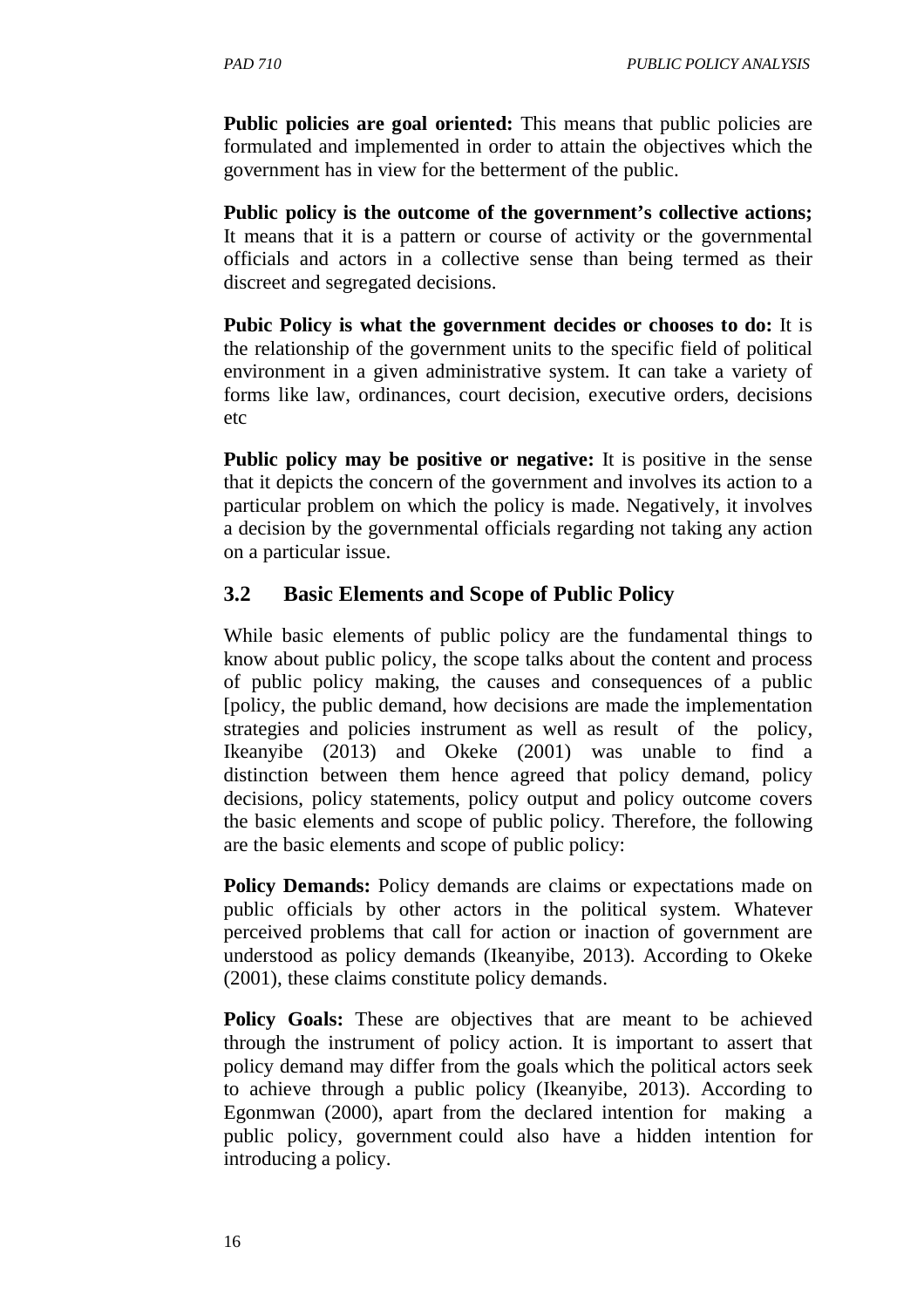**Public policies are goal oriented:** This means that public policies are formulated and implemented in order to attain the objectives which the government has in view for the betterment of the public.

**Public policy is the outcome of the government's collective actions;** It means that it is a pattern or course of activity or the governmental officials and actors in a collective sense than being termed as their discreet and segregated decisions.

**Pubic Policy is what the government decides or chooses to do:** It is the relationship of the government units to the specific field of political environment in a given administrative system. It can take a variety of forms like law, ordinances, court decision, executive orders, decisions etc

**Public policy may be positive or negative:** It is positive in the sense that it depicts the concern of the government and involves its action to a particular problem on which the policy is made. Negatively, it involves a decision by the governmental officials regarding not taking any action on a particular issue.

## 3.2 Basic Elements and Scope of Public Policy

While basic elements of public policy are the fundamental things to know about public policy, the scope talks about the content and process of public policy making, the causes and consequences of a public [policy, the public demand, how decisions are made the implementation strategies and policies instrument as well as result of the policy, Ikeanyibe (2013) and Okeke (2001) was unable to find a distinction between them hence agreed that policy demand, policy decisions, policy statements, policy output and policy outcome covers the basic elements and scope of public policy. Therefore, the following are the basic elements and scope of public policy:

**Policy Demands:** Policy demands are claims or expectations made on public officials by other actors in the political system. Whatever perceived problems that call for action or inaction of government are understood as policy demands (Ikeanyibe, 2013). According to Okeke (2001), these claims constitute policy demands.

**Policy Goals:** These are objectives that are meant to be achieved through the instrument of policy action. It is important to assert that policy demand may differ from the goals which the political actors seek to achieve through a public policy (Ikeanyibe, 2013). According to Egonmwan (2000), apart from the declared intention for making a public policy, government could also have a hidden intention for introducing a policy.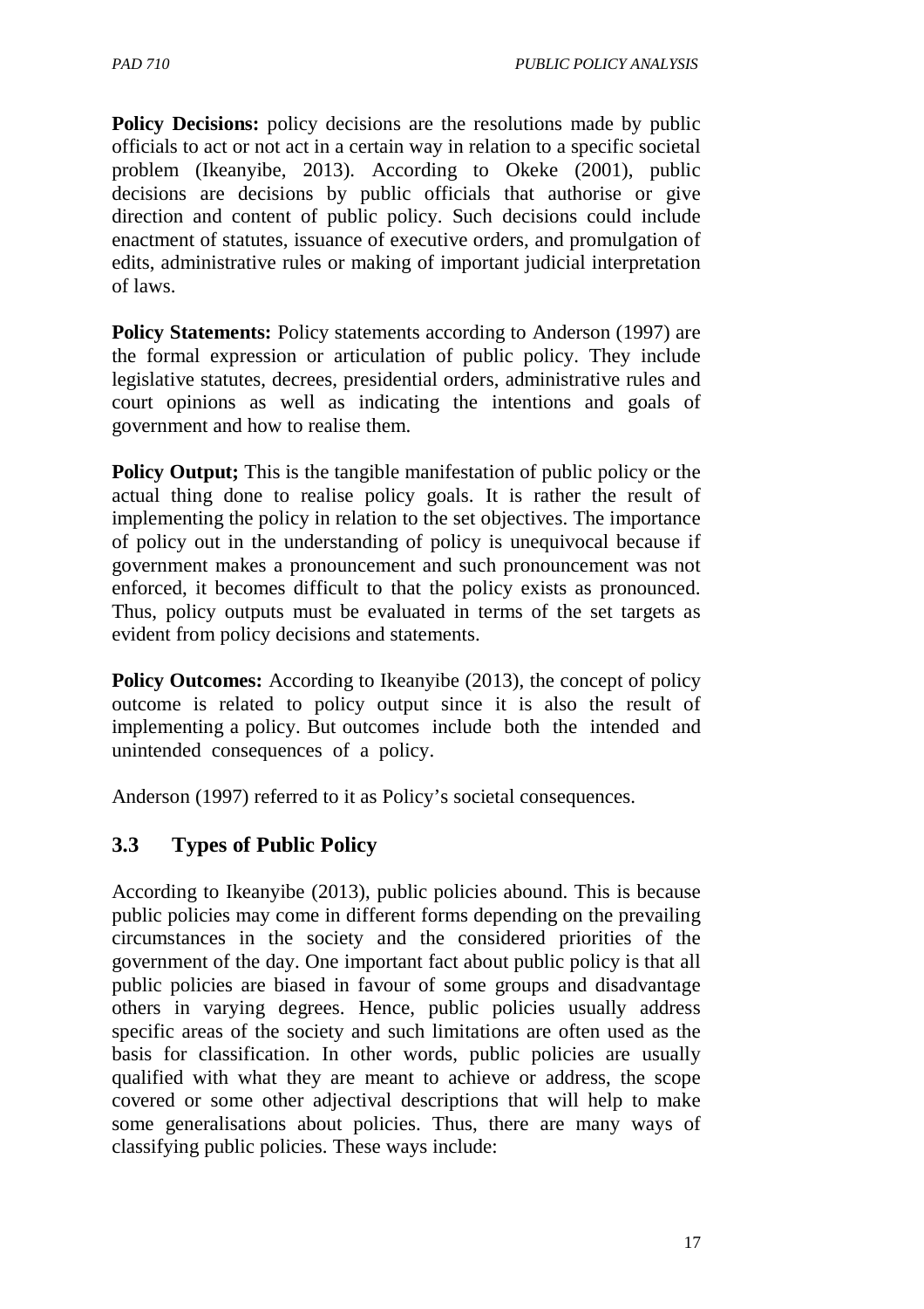**Policy Decisions:** policy decisions are the resolutions made by public officials to act or not act in a certain way in relation to a specific societal problem (Ikeanyibe, 2013). According to Okeke (2001), public decisions are decisions by public officials that authorise or give direction and content of public policy. Such decisions could include enactment of statutes, issuance of executive orders, and promulgation of edits, administrative rules or making of important judicial interpretation of laws.

**Policy Statements:** Policy statements according to Anderson (1997) are the formal expression or articulation of public policy. They include legislative statutes, decrees, presidential orders, administrative rules and court opinions as well as indicating the intentions and goals of government and how to realise them.

**Policy Output;** This is the tangible manifestation of public policy or the actual thing done to realise policy goals. It is rather the result of implementing the policy in relation to the set objectives. The importance of policy out in the understanding of policy is unequivocal because if government makes a pronouncement and such pronouncement was not enforced, it becomes difficult to that the policy exists as pronounced. Thus, policy outputs must be evaluated in terms of the set targets as evident from policy decisions and statements.

**Policy Outcomes:** According to Ikeanyibe (2013), the concept of policy outcome is related to policy output since it is also the result of implementing a policy. But outcomes include both the intended and unintended consequences of a policy.

Anderson (1997) referred to it as Policy's societal consequences.

## 3.3 Types of Public Policy

According to Ikeanyibe (2013), public policies abound. This is because public policies may come in different forms depending on the prevailing circumstances in the society and the considered priorities of the government of the day. One important fact about public policy is that all public policies are biased in favour of some groups and disadvantage others in varying degrees. Hence, public policies usually address specific areas of the society and such limitations are often used as the basis for classification. In other words, public policies are usually qualified with what they are meant to achieve or address, the scope covered or some other adjectival descriptions that will help to make some generalisations about policies. Thus, there are many ways of classifying public policies. These ways include: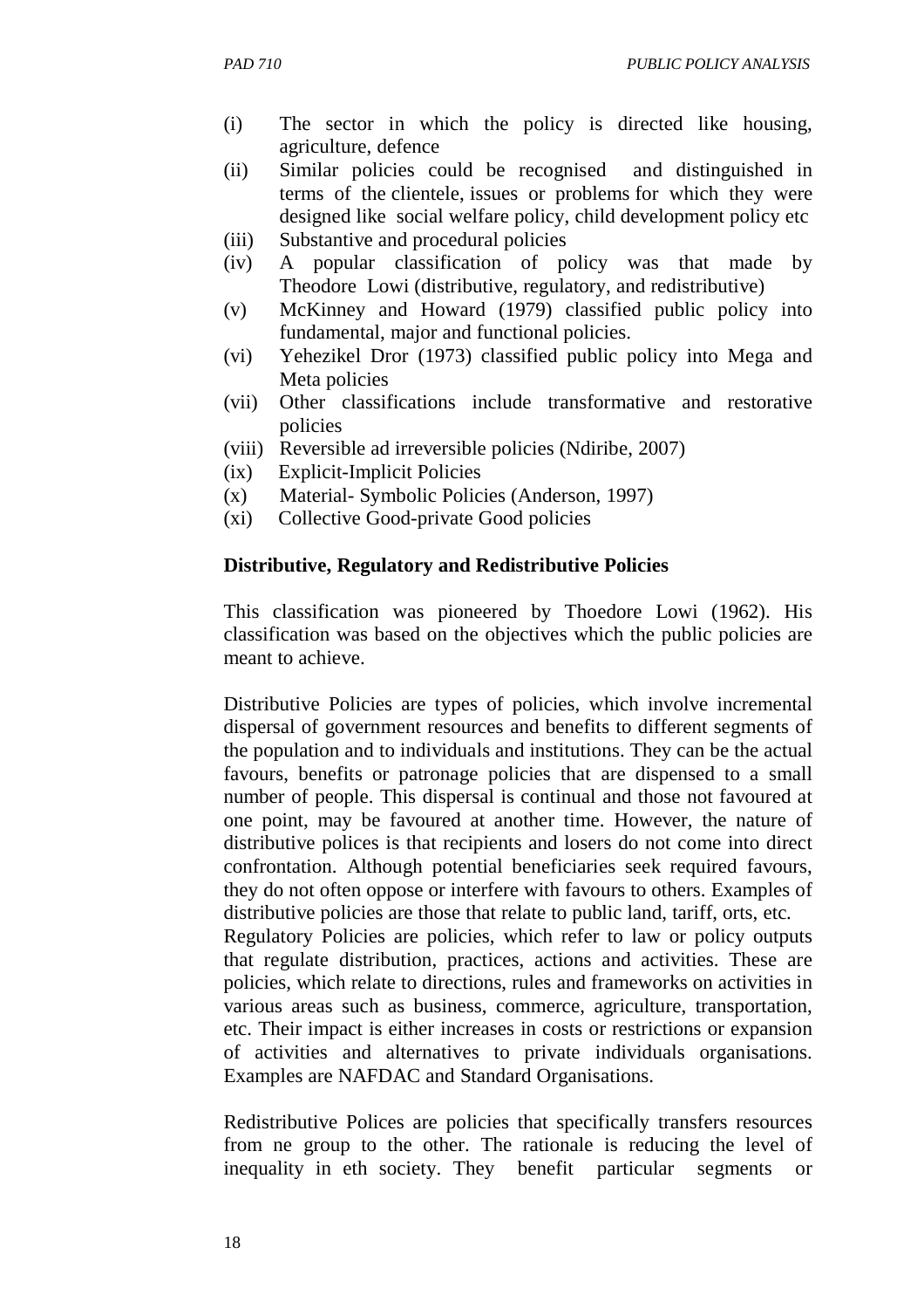(i) The sector in which the policy is directed like housing, agriculture, defence
(ii) Similar policies could be recognised and distinguished in terms of the clientele, issues or problems for which they were designed like social welfare policy, child development policy etc
(iii) Substantive and procedural policies
(iv) A popular classification of policy was that made by Theodore Lowi (distributive, regulatory, and redistributive)
(v) McKinney and Howard (1979) classified public policy into fundamental, major and functional policies.
(vi) Yehezikel Dror (1973) classified public policy into Mega and Meta policies
(vii) Other classifications include transformative and restorative policies
(viii) Reversible ad irreversible policies (Ndiribe, 2007)
(ix) Explicit-Implicit Policies
(x) Material- Symbolic Policies (Anderson, 1997)
(xi) Collective Good-private Good policies

**Distributive, Regulatory and Redistributive Policies**

This classification was pioneered by Thoedore Lowi (1962). His classification was based on the objectives which the public policies are meant to achieve.

Distributive Policies are types of policies, which involve incremental dispersal of government resources and benefits to different segments of the population and to individuals and institutions. They can be the actual favours, benefits or patronage policies that are dispensed to a small number of people. This dispersal is continual and those not favoured at one point, may be favoured at another time. However, the nature of distributive polices is that recipients and losers do not come into direct confrontation. Although potential beneficiaries seek required favours, they do not often oppose or interfere with favours to others. Examples of distributive policies are those that relate to public land, tariff, orts, etc.

Regulatory Policies are policies, which refer to law or policy outputs that regulate distribution, practices, actions and activities. These are policies, which relate to directions, rules and frameworks on activities in various areas such as business, commerce, agriculture, transportation, etc. Their impact is either increases in costs or restrictions or expansion of activities and alternatives to private individuals organisations. Examples are NAFDAC and Standard Organisations.

Redistributive Polices are policies that specifically transfers resources from ne group to the other. The rationale is reducing the level of inequality in eth society. They benefit particular segments or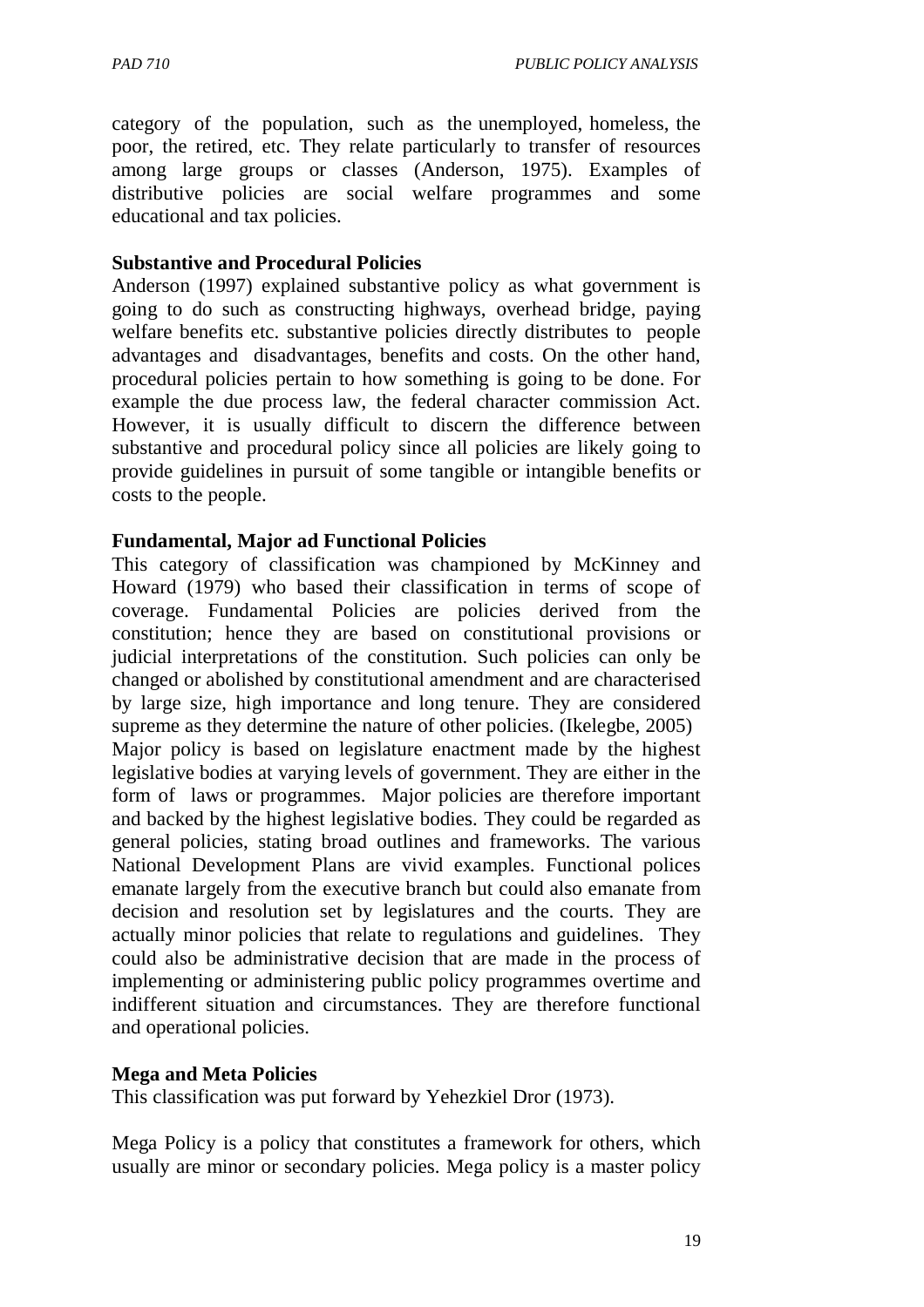category of the population, such as the unemployed, homeless, the poor, the retired, etc. They relate particularly to transfer of resources among large groups or classes (Anderson, 1975). Examples of distributive policies are social welfare programmes and some educational and tax policies.

**Substantive and Procedural Policies**

Anderson (1997) explained substantive policy as what government is going to do such as constructing highways, overhead bridge, paying welfare benefits etc. substantive policies directly distributes to people advantages and disadvantages, benefits and costs. On the other hand, procedural policies pertain to how something is going to be done. For example the due process law, the federal character commission Act. However, it is usually difficult to discern the difference between substantive and procedural policy since all policies are likely going to provide guidelines in pursuit of some tangible or intangible benefits or costs to the people.

**Fundamental, Major ad Functional Policies**

This category of classification was championed by McKinney and Howard (1979) who based their classification in terms of scope of coverage. Fundamental Policies are policies derived from the constitution; hence they are based on constitutional provisions or judicial interpretations of the constitution. Such policies can only be changed or abolished by constitutional amendment and are characterised by large size, high importance and long tenure. They are considered supreme as they determine the nature of other policies. (Ikelegbe, 2005)
Major policy is based on legislature enactment made by the highest legislative bodies at varying levels of government. They are either in the form of laws or programmes. Major policies are therefore important and backed by the highest legislative bodies. They could be regarded as general policies, stating broad outlines and frameworks. The various National Development Plans are vivid examples. Functional polices emanate largely from the executive branch but could also emanate from decision and resolution set by legislatures and the courts. They are actually minor policies that relate to regulations and guidelines. They could also be administrative decision that are made in the process of implementing or administering public policy programmes overtime and indifferent situation and circumstances. They are therefore functional and operational policies.

**Mega and Meta Policies**

This classification was put forward by Yehezkiel Dror (1973).

Mega Policy is a policy that constitutes a framework for others, which usually are minor or secondary policies. Mega policy is a master policy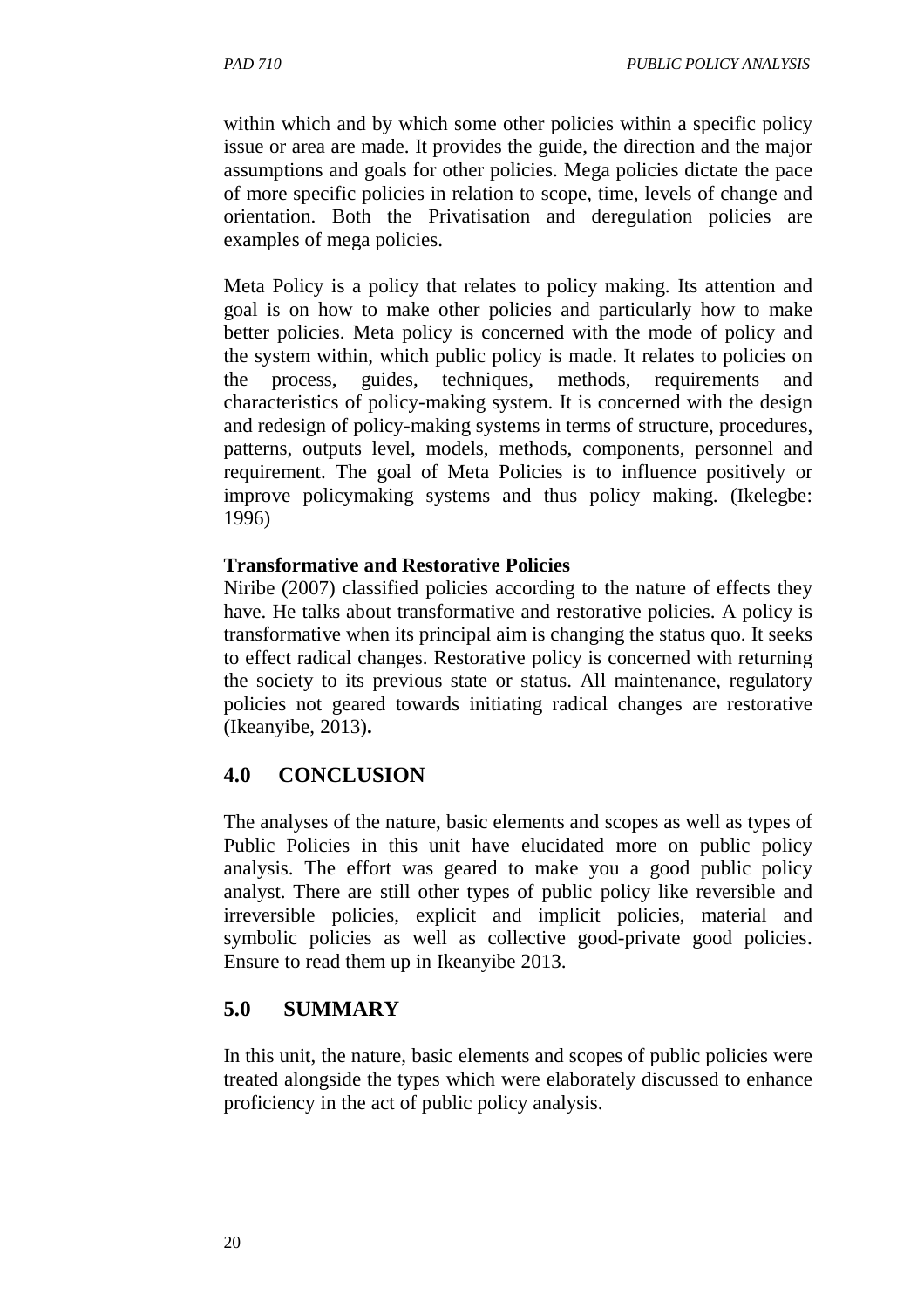within which and by which some other policies within a specific policy issue or area are made. It provides the guide, the direction and the major assumptions and goals for other policies. Mega policies dictate the pace of more specific policies in relation to scope, time, levels of change and orientation. Both the Privatisation and deregulation policies are examples of mega policies.

Meta Policy is a policy that relates to policy making. Its attention and goal is on how to make other policies and particularly how to make better policies. Meta policy is concerned with the mode of policy and the system within, which public policy is made. It relates to policies on the process, guides, techniques, methods, requirements and characteristics of policy-making system. It is concerned with the design and redesign of policy-making systems in terms of structure, procedures, patterns, outputs level, models, methods, components, personnel and requirement. The goal of Meta Policies is to influence positively or improve policymaking systems and thus policy making. (Ikelegbe: 1996)

**Transformative and Restorative Policies**

Niribe (2007) classified policies according to the nature of effects they have. He talks about transformative and restorative policies. A policy is transformative when its principal aim is changing the status quo. It seeks to effect radical changes. Restorative policy is concerned with returning the society to its previous state or status. All maintenance, regulatory policies not geared towards initiating radical changes are restorative (Ikeanyibe, 2013)**.**

## 4.0 CONCLUSION

The analyses of the nature, basic elements and scopes as well as types of Public Policies in this unit have elucidated more on public policy analysis. The effort was geared to make you a good public policy analyst. There are still other types of public policy like reversible and irreversible policies, explicit and implicit policies, material and symbolic policies as well as collective good-private good policies. Ensure to read them up in Ikeanyibe 2013.

## 5.0 SUMMARY

In this unit, the nature, basic elements and scopes of public policies were treated alongside the types which were elaborately discussed to enhance proficiency in the act of public policy analysis.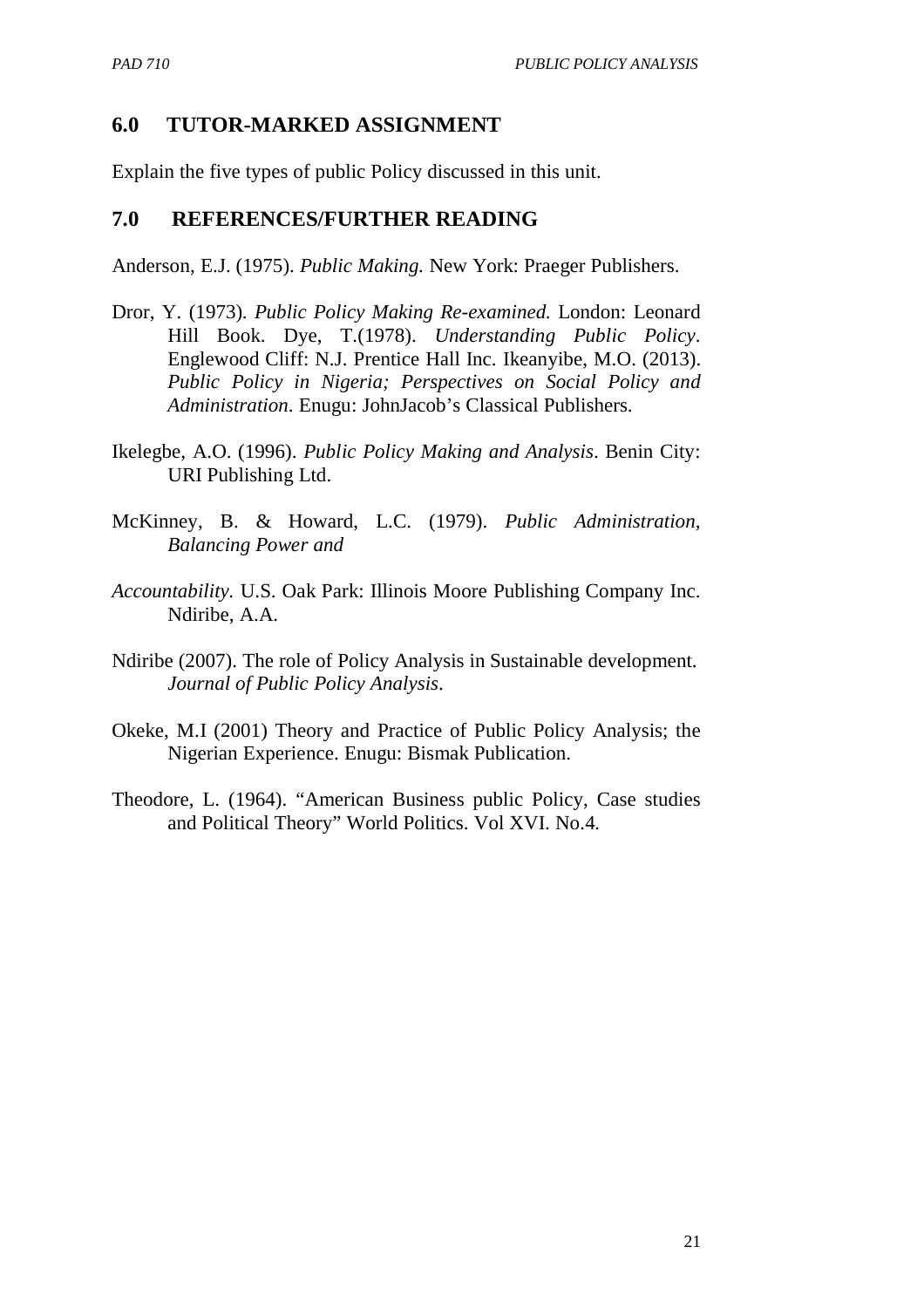## 6.0 TUTOR-MARKED ASSIGNMENT

Explain the five types of public Policy discussed in this unit.

## 7.0 REFERENCES/FURTHER READING

Anderson, E.J. (1975). *Public Making.* New York: Praeger Publishers.

Dror, Y. (1973). *Public Policy Making Re-examined.* London: Leonard Hill Book. Dye, T.(1978). *Understanding Public Policy*. Englewood Cliff: N.J. Prentice Hall Inc. Ikeanyibe, M.O. (2013). *Public Policy in Nigeria; Perspectives on Social Policy and Administration*. Enugu: JohnJacob's Classical Publishers.

Ikelegbe, A.O. (1996). *Public Policy Making and Analysis*. Benin City: URI Publishing Ltd.

McKinney, B. & Howard, L.C. (1979). *Public Administration, Balancing Power and*

*Accountability.* U.S. Oak Park: Illinois Moore Publishing Company Inc. Ndiribe, A.A.

Ndiribe (2007). The role of Policy Analysis in Sustainable development. *Journal of Public Policy Analysis*.

Okeke, M.I (2001) Theory and Practice of Public Policy Analysis; the Nigerian Experience. Enugu: Bismak Publication.

Theodore, L. (1964). "American Business public Policy, Case studies and Political Theory" World Politics. Vol XVI. No.4.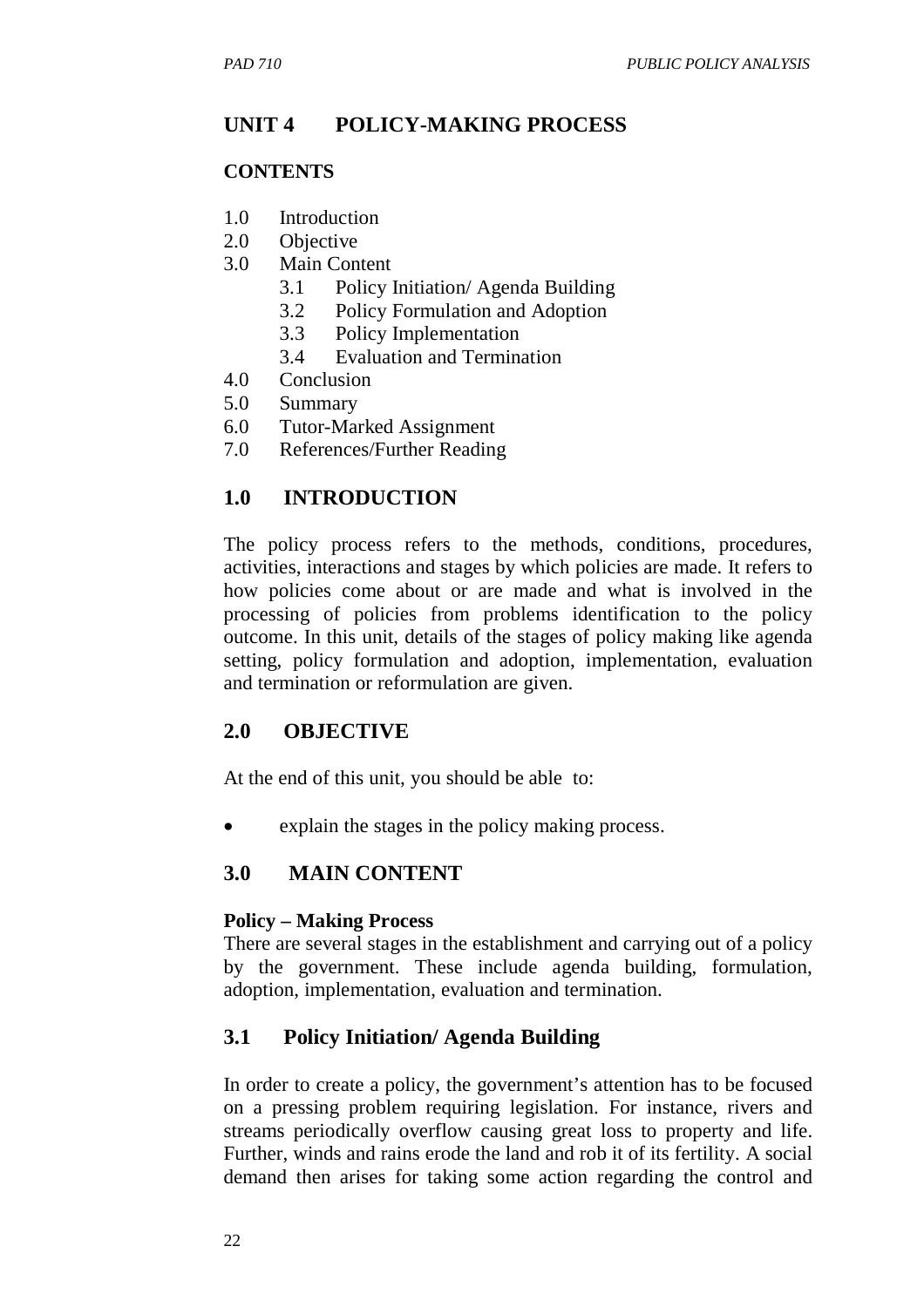## UNIT 4 POLICY-MAKING PROCESS

### CONTENTS

1.0 Introduction
2.0 Objective
3.0 Main Content
    3.1 Policy Initiation/ Agenda Building
    3.2 Policy Formulation and Adoption
    3.3 Policy Implementation
    3.4 Evaluation and Termination
4.0 Conclusion
5.0 Summary
6.0 Tutor-Marked Assignment
7.0 References/Further Reading

## 1.0 INTRODUCTION

The policy process refers to the methods, conditions, procedures, activities, interactions and stages by which policies are made. It refers to how policies come about or are made and what is involved in the processing of policies from problems identification to the policy outcome. In this unit, details of the stages of policy making like agenda setting, policy formulation and adoption, implementation, evaluation and termination or reformulation are given.

## 2.0 OBJECTIVE

At the end of this unit, you should be able to:

- explain the stages in the policy making process.

## 3.0 MAIN CONTENT

**Policy – Making Process**

There are several stages in the establishment and carrying out of a policy by the government. These include agenda building, formulation, adoption, implementation, evaluation and termination.

### 3.1 Policy Initiation/ Agenda Building

In order to create a policy, the government's attention has to be focused on a pressing problem requiring legislation. For instance, rivers and streams periodically overflow causing great loss to property and life. Further, winds and rains erode the land and rob it of its fertility. A social demand then arises for taking some action regarding the control and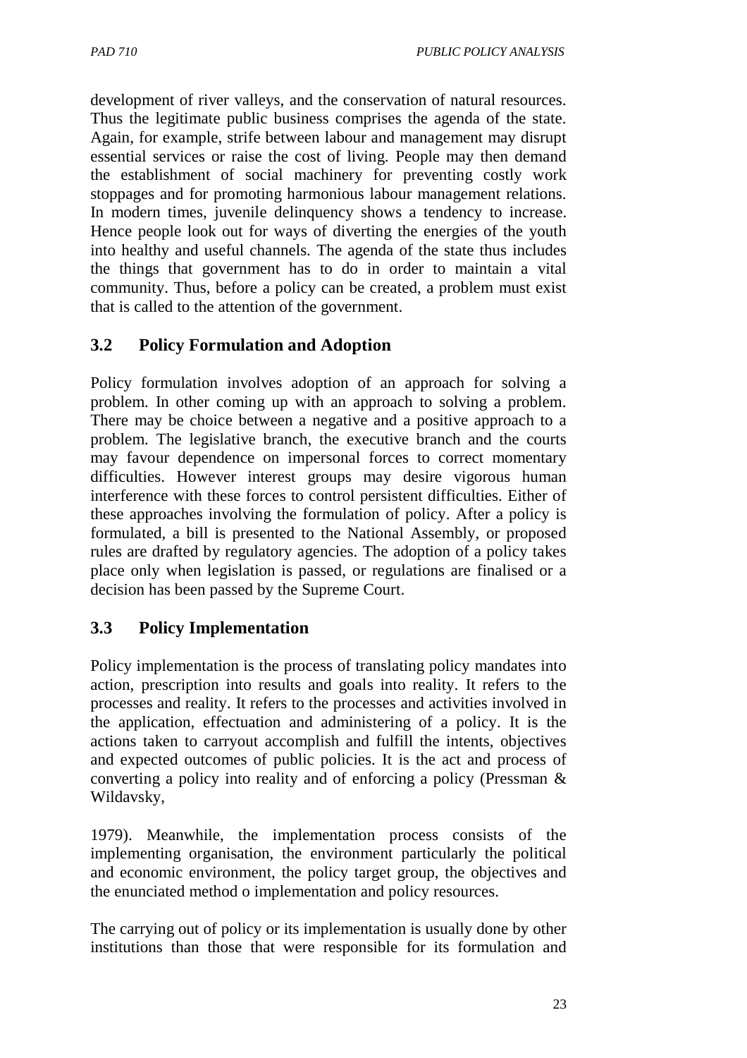development of river valleys, and the conservation of natural resources. Thus the legitimate public business comprises the agenda of the state. Again, for example, strife between labour and management may disrupt essential services or raise the cost of living. People may then demand the establishment of social machinery for preventing costly work stoppages and for promoting harmonious labour management relations. In modern times, juvenile delinquency shows a tendency to increase. Hence people look out for ways of diverting the energies of the youth into healthy and useful channels. The agenda of the state thus includes the things that government has to do in order to maintain a vital community. Thus, before a policy can be created, a problem must exist that is called to the attention of the government.

## 3.2 Policy Formulation and Adoption

Policy formulation involves adoption of an approach for solving a problem. In other coming up with an approach to solving a problem. There may be choice between a negative and a positive approach to a problem. The legislative branch, the executive branch and the courts may favour dependence on impersonal forces to correct momentary difficulties. However interest groups may desire vigorous human interference with these forces to control persistent difficulties. Either of these approaches involving the formulation of policy. After a policy is formulated, a bill is presented to the National Assembly, or proposed rules are drafted by regulatory agencies. The adoption of a policy takes place only when legislation is passed, or regulations are finalised or a decision has been passed by the Supreme Court.

## 3.3 Policy Implementation

Policy implementation is the process of translating policy mandates into action, prescription into results and goals into reality. It refers to the processes and reality. It refers to the processes and activities involved in the application, effectuation and administering of a policy. It is the actions taken to carryout accomplish and fulfill the intents, objectives and expected outcomes of public policies. It is the act and process of converting a policy into reality and of enforcing a policy (Pressman & Wildavsky,

1979). Meanwhile, the implementation process consists of the implementing organisation, the environment particularly the political and economic environment, the policy target group, the objectives and the enunciated method o implementation and policy resources.

The carrying out of policy or its implementation is usually done by other institutions than those that were responsible for its formulation and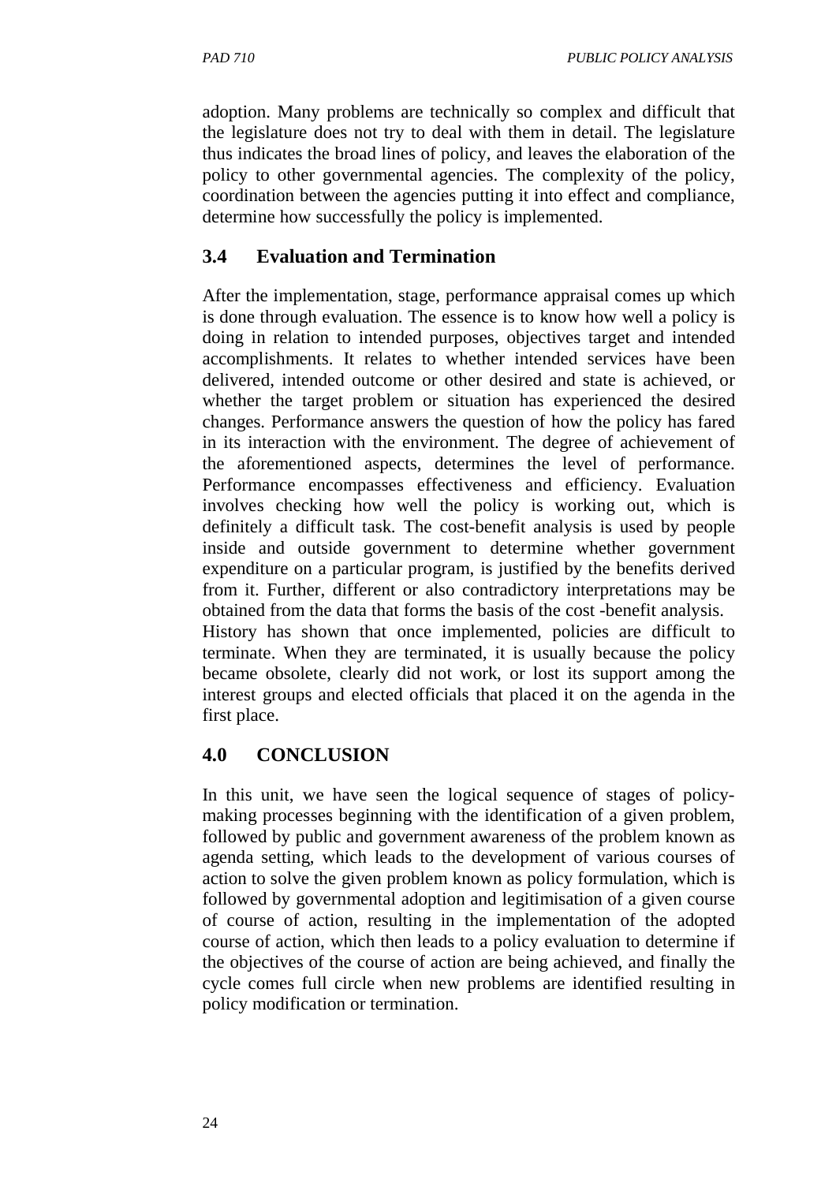adoption. Many problems are technically so complex and difficult that the legislature does not try to deal with them in detail. The legislature thus indicates the broad lines of policy, and leaves the elaboration of the policy to other governmental agencies. The complexity of the policy, coordination between the agencies putting it into effect and compliance, determine how successfully the policy is implemented.

## 3.4 Evaluation and Termination

After the implementation, stage, performance appraisal comes up which is done through evaluation. The essence is to know how well a policy is doing in relation to intended purposes, objectives target and intended accomplishments. It relates to whether intended services have been delivered, intended outcome or other desired and state is achieved, or whether the target problem or situation has experienced the desired changes. Performance answers the question of how the policy has fared in its interaction with the environment. The degree of achievement of the aforementioned aspects, determines the level of performance. Performance encompasses effectiveness and efficiency. Evaluation involves checking how well the policy is working out, which is definitely a difficult task. The cost-benefit analysis is used by people inside and outside government to determine whether government expenditure on a particular program, is justified by the benefits derived from it. Further, different or also contradictory interpretations may be obtained from the data that forms the basis of the cost -benefit analysis.
History has shown that once implemented, policies are difficult to terminate. When they are terminated, it is usually because the policy became obsolete, clearly did not work, or lost its support among the interest groups and elected officials that placed it on the agenda in the first place.

# 4.0 CONCLUSION

In this unit, we have seen the logical sequence of stages of policy-making processes beginning with the identification of a given problem, followed by public and government awareness of the problem known as agenda setting, which leads to the development of various courses of action to solve the given problem known as policy formulation, which is followed by governmental adoption and legitimisation of a given course of course of action, resulting in the implementation of the adopted course of action, which then leads to a policy evaluation to determine if the objectives of the course of action are being achieved, and finally the cycle comes full circle when new problems are identified resulting in policy modification or termination.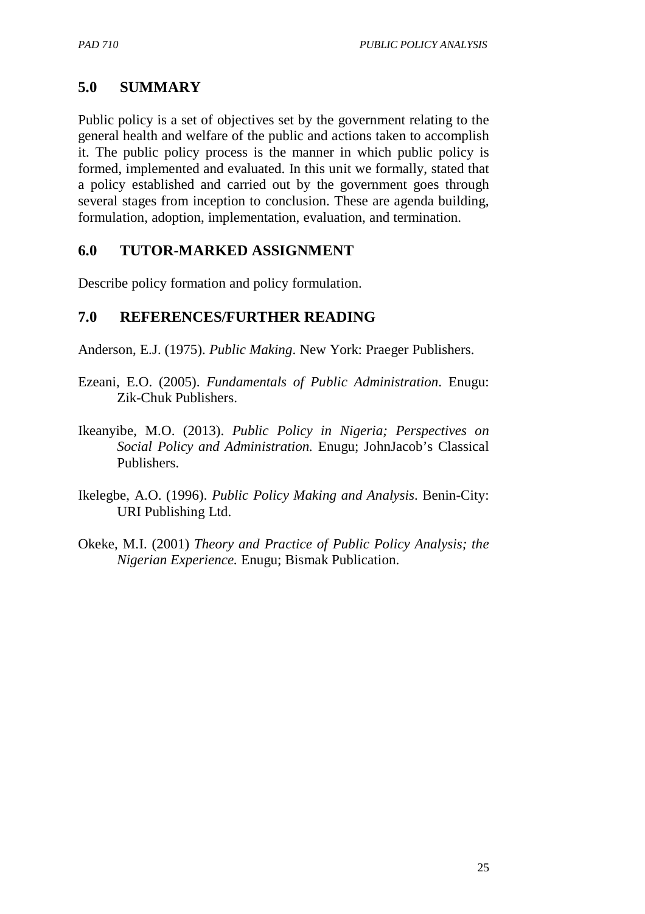## 5.0 SUMMARY

Public policy is a set of objectives set by the government relating to the general health and welfare of the public and actions taken to accomplish it. The public policy process is the manner in which public policy is formed, implemented and evaluated. In this unit we formally, stated that a policy established and carried out by the government goes through several stages from inception to conclusion. These are agenda building, formulation, adoption, implementation, evaluation, and termination.

## 6.0 TUTOR-MARKED ASSIGNMENT

Describe policy formation and policy formulation.

## 7.0 REFERENCES/FURTHER READING

Anderson, E.J. (1975). *Public Making*. New York: Praeger Publishers.

Ezeani, E.O. (2005). *Fundamentals of Public Administration*. Enugu: Zik-Chuk Publishers.

Ikeanyibe, M.O. (2013). *Public Policy in Nigeria; Perspectives on Social Policy and Administration.* Enugu; JohnJacob's Classical Publishers.

Ikelegbe, A.O. (1996). *Public Policy Making and Analysis*. Benin-City: URI Publishing Ltd.

Okeke, M.I. (2001) *Theory and Practice of Public Policy Analysis; the Nigerian Experience.* Enugu; Bismak Publication.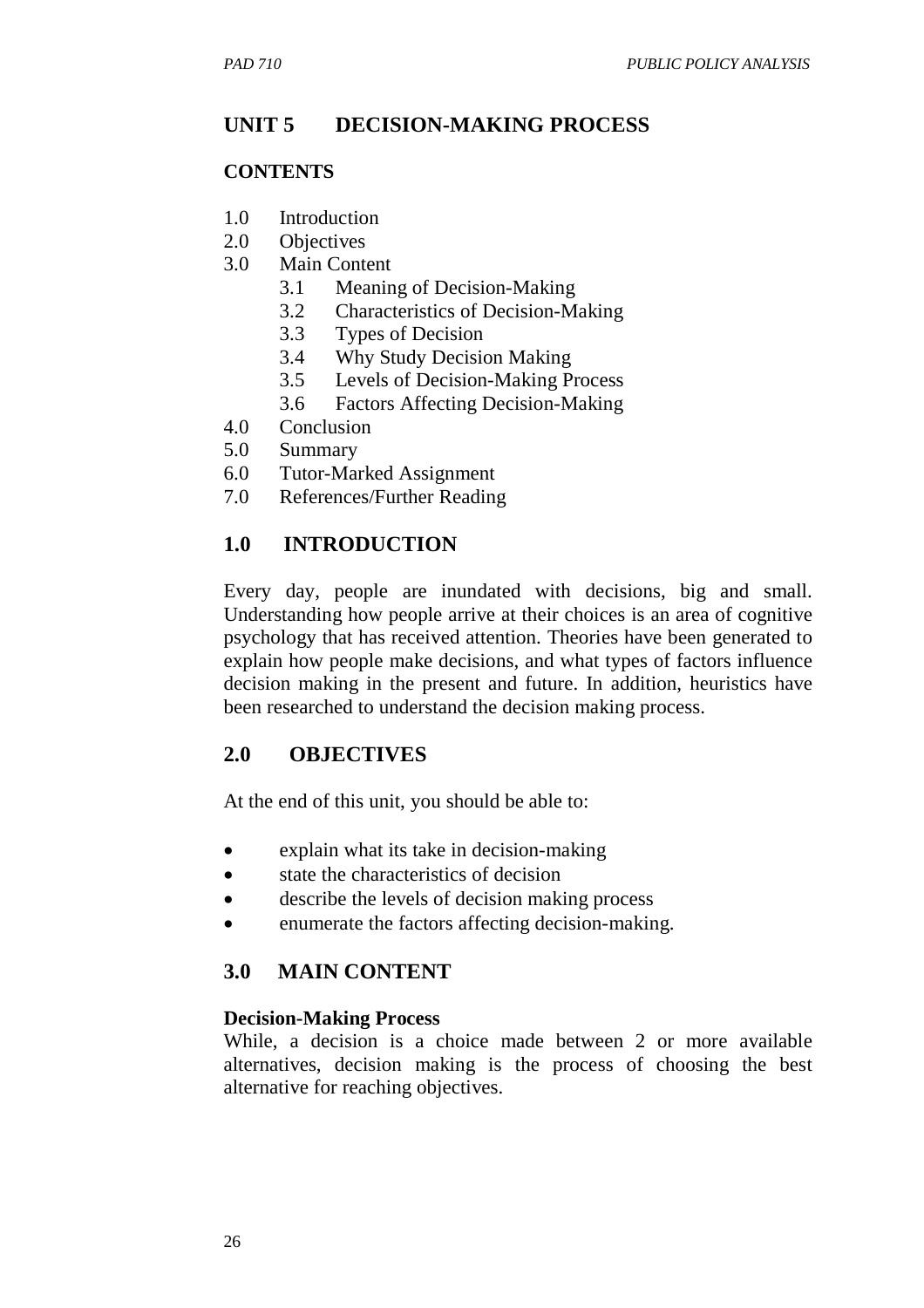## UNIT 5 DECISION-MAKING PROCESS

**CONTENTS**

1.0 Introduction
2.0 Objectives
3.0 Main Content
    3.1 Meaning of Decision-Making
    3.2 Characteristics of Decision-Making
    3.3 Types of Decision
    3.4 Why Study Decision Making
    3.5 Levels of Decision-Making Process
    3.6 Factors Affecting Decision-Making
4.0 Conclusion
5.0 Summary
6.0 Tutor-Marked Assignment
7.0 References/Further Reading

## 1.0 INTRODUCTION

Every day, people are inundated with decisions, big and small. Understanding how people arrive at their choices is an area of cognitive psychology that has received attention. Theories have been generated to explain how people make decisions, and what types of factors influence decision making in the present and future. In addition, heuristics have been researched to understand the decision making process.

## 2.0 OBJECTIVES

At the end of this unit, you should be able to:

- explain what its take in decision-making
- state the characteristics of decision
- describe the levels of decision making process
- enumerate the factors affecting decision-making.

## 3.0 MAIN CONTENT

**Decision-Making Process**

While, a decision is a choice made between 2 or more available alternatives, decision making is the process of choosing the best alternative for reaching objectives.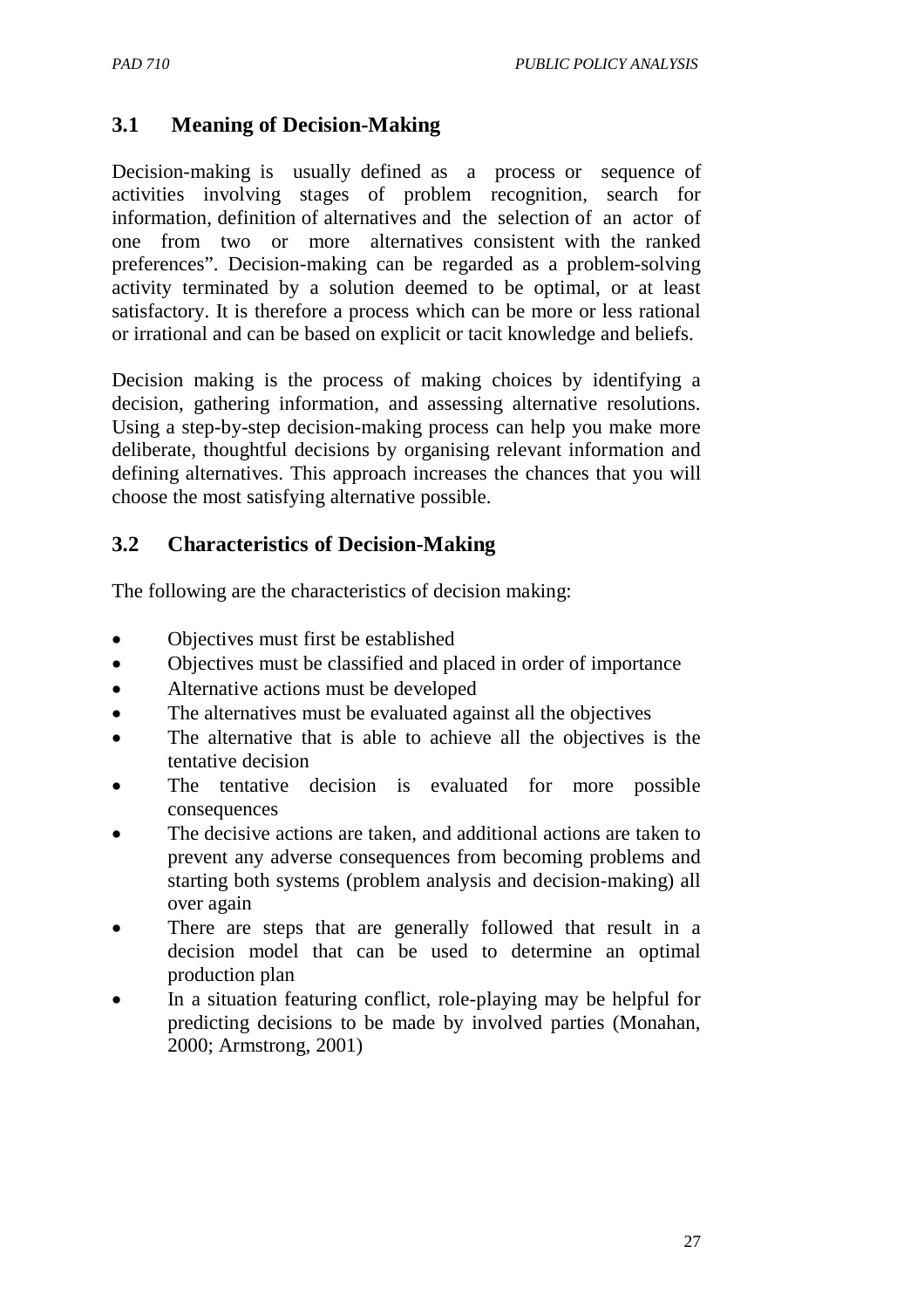## 3.1 Meaning of Decision-Making

Decision-making is usually defined as a process or sequence of activities involving stages of problem recognition, search for information, definition of alternatives and the selection of an actor of one from two or more alternatives consistent with the ranked preferences". Decision-making can be regarded as a problem-solving activity terminated by a solution deemed to be optimal, or at least satisfactory. It is therefore a process which can be more or less rational or irrational and can be based on explicit or tacit knowledge and beliefs.

Decision making is the process of making choices by identifying a decision, gathering information, and assessing alternative resolutions. Using a step-by-step decision-making process can help you make more deliberate, thoughtful decisions by organising relevant information and defining alternatives. This approach increases the chances that you will choose the most satisfying alternative possible.

## 3.2 Characteristics of Decision-Making

The following are the characteristics of decision making:

- Objectives must first be established
- Objectives must be classified and placed in order of importance
- Alternative actions must be developed
- The alternatives must be evaluated against all the objectives
- The alternative that is able to achieve all the objectives is the tentative decision
- The tentative decision is evaluated for more possible consequences
- The decisive actions are taken, and additional actions are taken to prevent any adverse consequences from becoming problems and starting both systems (problem analysis and decision-making) all over again
- There are steps that are generally followed that result in a decision model that can be used to determine an optimal production plan
- In a situation featuring conflict, role-playing may be helpful for predicting decisions to be made by involved parties (Monahan, 2000; Armstrong, 2001)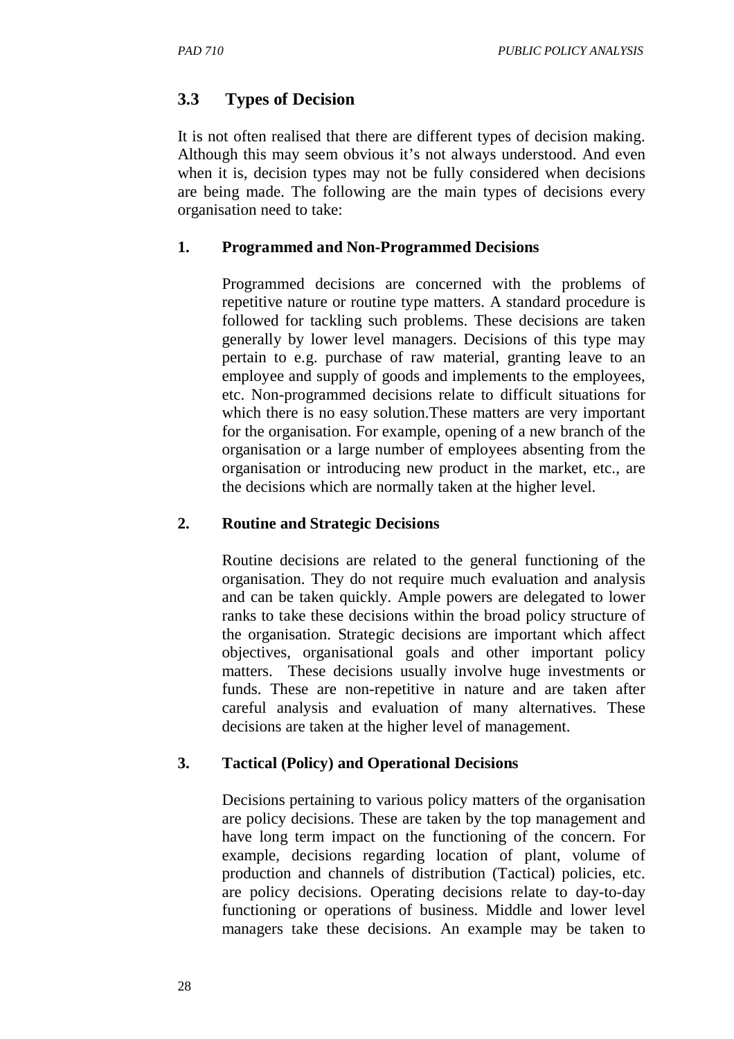## 3.3 Types of Decision

It is not often realised that there are different types of decision making. Although this may seem obvious it's not always understood. And even when it is, decision types may not be fully considered when decisions are being made. The following are the main types of decisions every organisation need to take:

### 1. Programmed and Non-Programmed Decisions

Programmed decisions are concerned with the problems of repetitive nature or routine type matters. A standard procedure is followed for tackling such problems. These decisions are taken generally by lower level managers. Decisions of this type may pertain to e.g. purchase of raw material, granting leave to an employee and supply of goods and implements to the employees, etc. Non-programmed decisions relate to difficult situations for which there is no easy solution.These matters are very important for the organisation. For example, opening of a new branch of the organisation or a large number of employees absenting from the organisation or introducing new product in the market, etc., are the decisions which are normally taken at the higher level.

### 2. Routine and Strategic Decisions

Routine decisions are related to the general functioning of the organisation. They do not require much evaluation and analysis and can be taken quickly. Ample powers are delegated to lower ranks to take these decisions within the broad policy structure of the organisation. Strategic decisions are important which affect objectives, organisational goals and other important policy matters. These decisions usually involve huge investments or funds. These are non-repetitive in nature and are taken after careful analysis and evaluation of many alternatives. These decisions are taken at the higher level of management.

### 3. Tactical (Policy) and Operational Decisions

Decisions pertaining to various policy matters of the organisation are policy decisions. These are taken by the top management and have long term impact on the functioning of the concern. For example, decisions regarding location of plant, volume of production and channels of distribution (Tactical) policies, etc. are policy decisions. Operating decisions relate to day-to-day functioning or operations of business. Middle and lower level managers take these decisions. An example may be taken to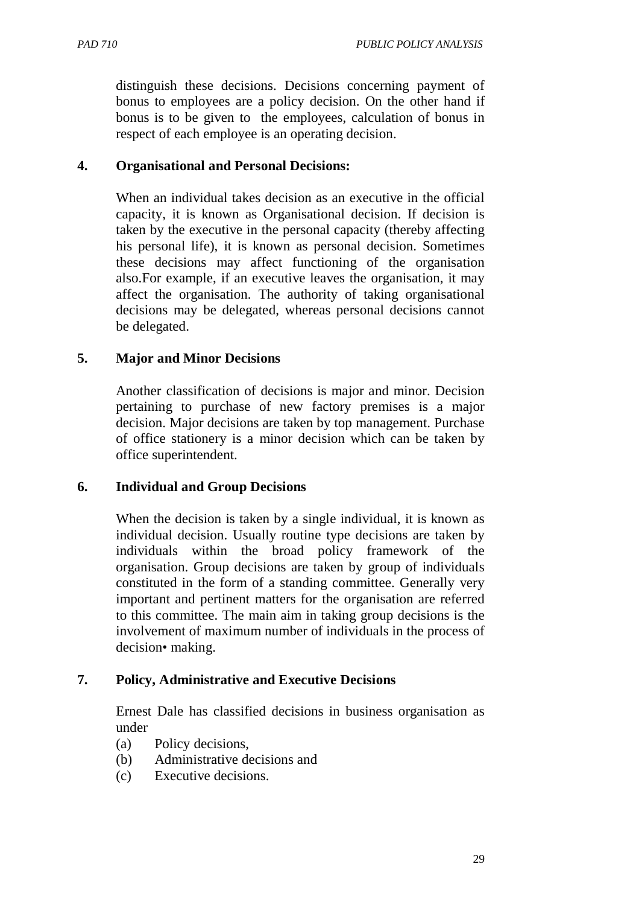distinguish these decisions. Decisions concerning payment of bonus to employees are a policy decision. On the other hand if bonus is to be given to the employees, calculation of bonus in respect of each employee is an operating decision.

**4. Organisational and Personal Decisions:**

When an individual takes decision as an executive in the official capacity, it is known as Organisational decision. If decision is taken by the executive in the personal capacity (thereby affecting his personal life), it is known as personal decision. Sometimes these decisions may affect functioning of the organisation also.For example, if an executive leaves the organisation, it may affect the organisation. The authority of taking organisational decisions may be delegated, whereas personal decisions cannot be delegated.

**5. Major and Minor Decisions**

Another classification of decisions is major and minor. Decision pertaining to purchase of new factory premises is a major decision. Major decisions are taken by top management. Purchase of office stationery is a minor decision which can be taken by office superintendent.

**6. Individual and Group Decisions**

When the decision is taken by a single individual, it is known as individual decision. Usually routine type decisions are taken by individuals within the broad policy framework of the organisation. Group decisions are taken by group of individuals constituted in the form of a standing committee. Generally very important and pertinent matters for the organisation are referred to this committee. The main aim in taking group decisions is the involvement of maximum number of individuals in the process of decision• making.

**7. Policy, Administrative and Executive Decisions**

Ernest Dale has classified decisions in business organisation as under

(a) Policy decisions,
(b) Administrative decisions and
(c) Executive decisions.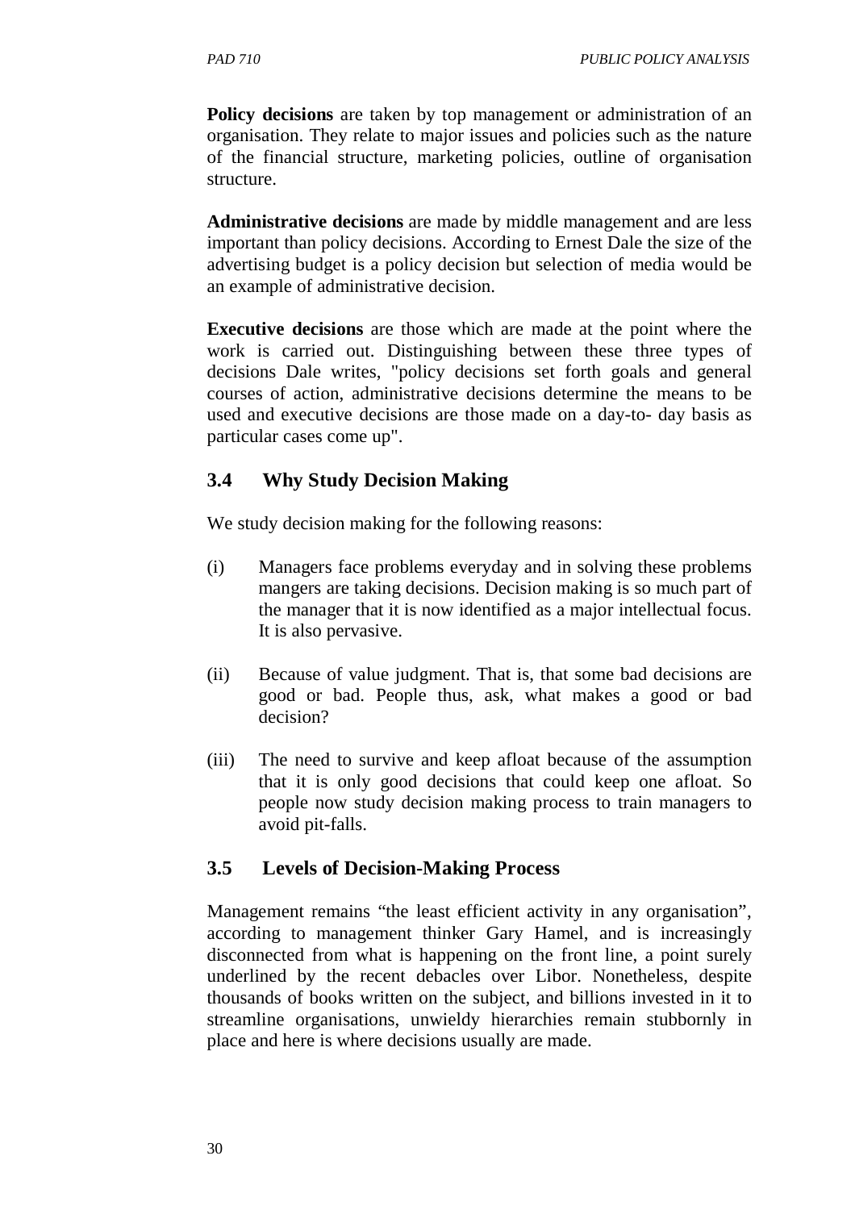**Policy decisions** are taken by top management or administration of an organisation. They relate to major issues and policies such as the nature of the financial structure, marketing policies, outline of organisation structure.

**Administrative decisions** are made by middle management and are less important than policy decisions. According to Ernest Dale the size of the advertising budget is a policy decision but selection of media would be an example of administrative decision.

**Executive decisions** are those which are made at the point where the work is carried out. Distinguishing between these three types of decisions Dale writes, "policy decisions set forth goals and general courses of action, administrative decisions determine the means to be used and executive decisions are those made on a day-to- day basis as particular cases come up".

## 3.4 Why Study Decision Making

We study decision making for the following reasons:

(i) Managers face problems everyday and in solving these problems mangers are taking decisions. Decision making is so much part of the manager that it is now identified as a major intellectual focus. It is also pervasive.

(ii) Because of value judgment. That is, that some bad decisions are good or bad. People thus, ask, what makes a good or bad decision?

(iii) The need to survive and keep afloat because of the assumption that it is only good decisions that could keep one afloat. So people now study decision making process to train managers to avoid pit-falls.

## 3.5 Levels of Decision-Making Process

Management remains "the least efficient activity in any organisation", according to management thinker Gary Hamel, and is increasingly disconnected from what is happening on the front line, a point surely underlined by the recent debacles over Libor. Nonetheless, despite thousands of books written on the subject, and billions invested in it to streamline organisations, unwieldy hierarchies remain stubbornly in place and here is where decisions usually are made.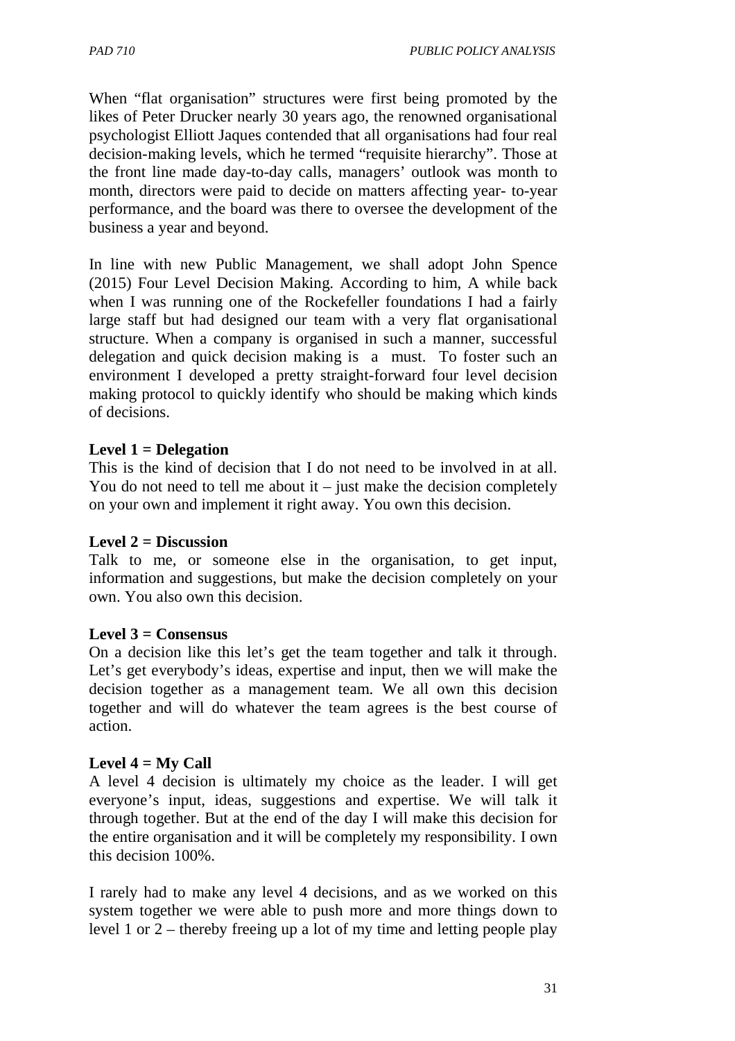When “flat organisation” structures were first being promoted by the likes of Peter Drucker nearly 30 years ago, the renowned organisational psychologist Elliott Jaques contended that all organisations had four real decision-making levels, which he termed “requisite hierarchy”. Those at the front line made day-to-day calls, managers’ outlook was month to month, directors were paid to decide on matters affecting year- to-year performance, and the board was there to oversee the development of the business a year and beyond.

In line with new Public Management, we shall adopt John Spence (2015) Four Level Decision Making. According to him, A while back when I was running one of the Rockefeller foundations I had a fairly large staff but had designed our team with a very flat organisational structure. When a company is organised in such a manner, successful delegation and quick decision making is a must. To foster such an environment I developed a pretty straight-forward four level decision making protocol to quickly identify who should be making which kinds of decisions.

**Level 1 = Delegation**
This is the kind of decision that I do not need to be involved in at all. You do not need to tell me about it – just make the decision completely on your own and implement it right away. You own this decision.

**Level 2 = Discussion**
Talk to me, or someone else in the organisation, to get input, information and suggestions, but make the decision completely on your own. You also own this decision.

**Level 3 = Consensus**
On a decision like this let’s get the team together and talk it through. Let’s get everybody’s ideas, expertise and input, then we will make the decision together as a management team. We all own this decision together and will do whatever the team agrees is the best course of action.

**Level 4 = My Call**
A level 4 decision is ultimately my choice as the leader. I will get everyone’s input, ideas, suggestions and expertise. We will talk it through together. But at the end of the day I will make this decision for the entire organisation and it will be completely my responsibility. I own this decision 100%.

I rarely had to make any level 4 decisions, and as we worked on this system together we were able to push more and more things down to level 1 or 2 – thereby freeing up a lot of my time and letting people play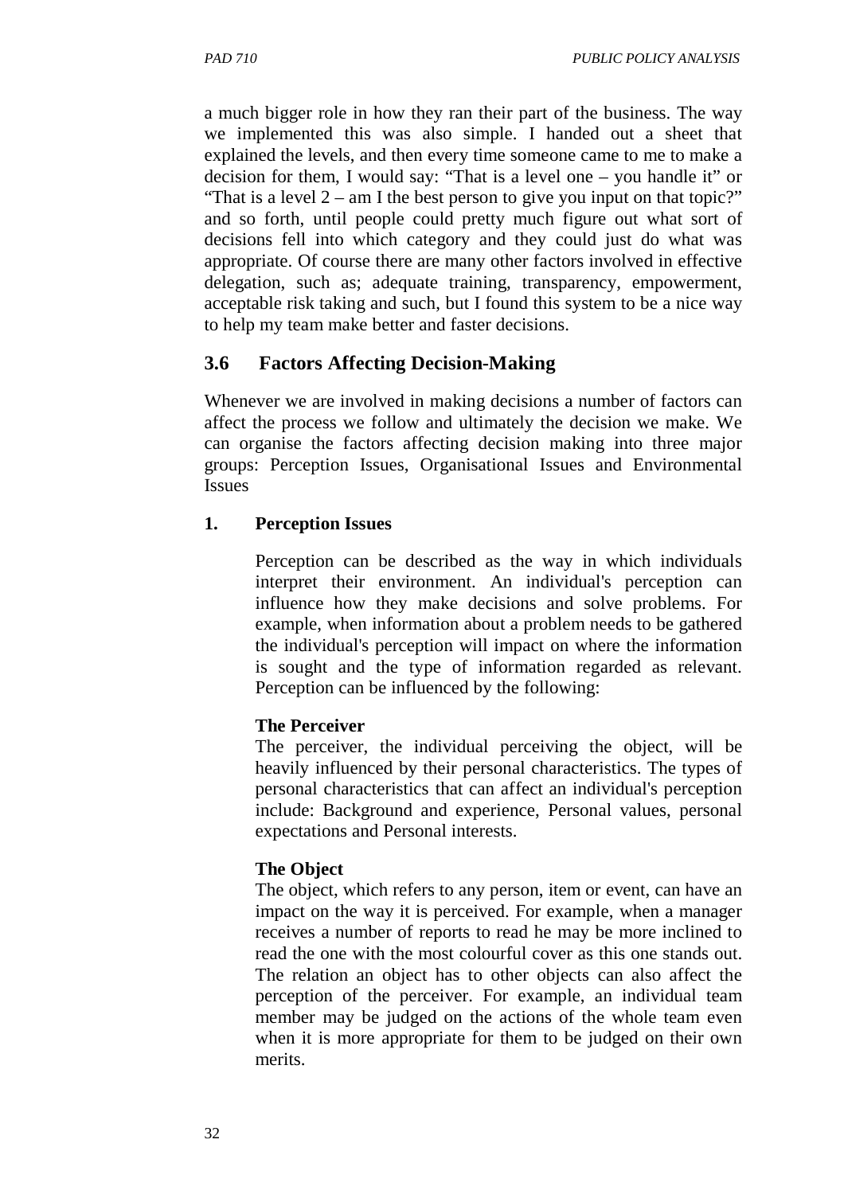a much bigger role in how they ran their part of the business. The way we implemented this was also simple. I handed out a sheet that explained the levels, and then every time someone came to me to make a decision for them, I would say: "That is a level one – you handle it" or "That is a level 2 – am I the best person to give you input on that topic?" and so forth, until people could pretty much figure out what sort of decisions fell into which category and they could just do what was appropriate. Of course there are many other factors involved in effective delegation, such as; adequate training, transparency, empowerment, acceptable risk taking and such, but I found this system to be a nice way to help my team make better and faster decisions.

## 3.6 Factors Affecting Decision-Making

Whenever we are involved in making decisions a number of factors can affect the process we follow and ultimately the decision we make. We can organise the factors affecting decision making into three major groups: Perception Issues, Organisational Issues and Environmental Issues

**1. Perception Issues**

Perception can be described as the way in which individuals interpret their environment. An individual's perception can influence how they make decisions and solve problems. For example, when information about a problem needs to be gathered the individual's perception will impact on where the information is sought and the type of information regarded as relevant. Perception can be influenced by the following:

**The Perceiver**
The perceiver, the individual perceiving the object, will be heavily influenced by their personal characteristics. The types of personal characteristics that can affect an individual's perception include: Background and experience, Personal values, personal expectations and Personal interests.

**The Object**
The object, which refers to any person, item or event, can have an impact on the way it is perceived. For example, when a manager receives a number of reports to read he may be more inclined to read the one with the most colourful cover as this one stands out. The relation an object has to other objects can also affect the perception of the perceiver. For example, an individual team member may be judged on the actions of the whole team even when it is more appropriate for them to be judged on their own merits.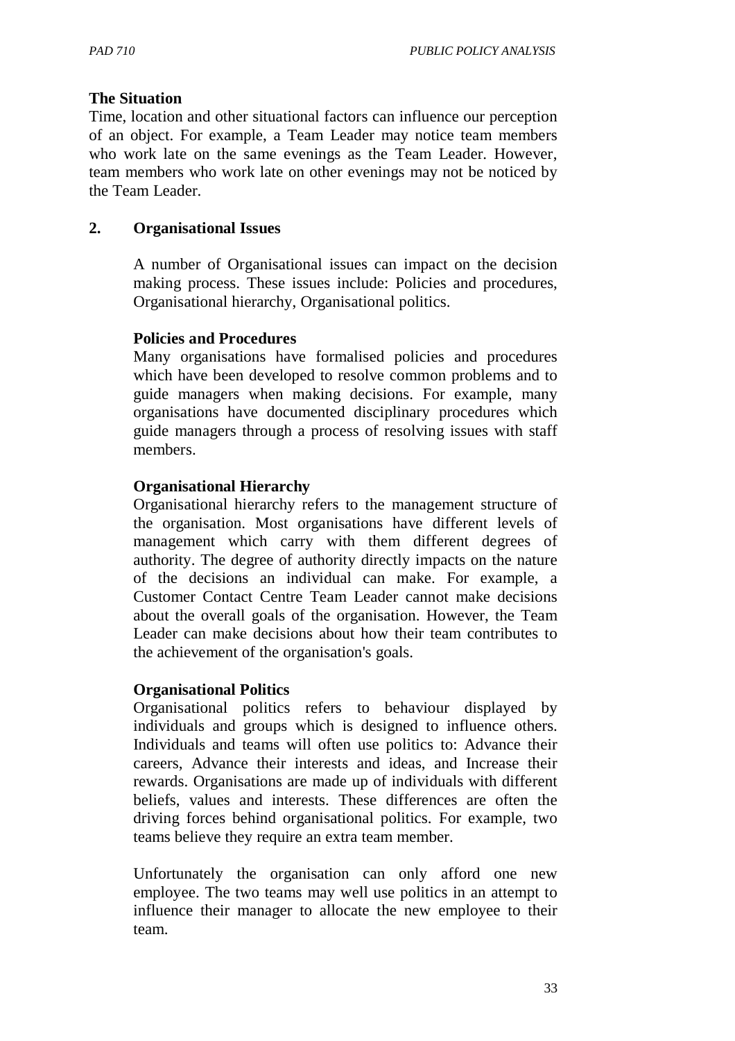**The Situation**

Time, location and other situational factors can influence our perception of an object. For example, a Team Leader may notice team members who work late on the same evenings as the Team Leader. However, team members who work late on other evenings may not be noticed by the Team Leader.

## 2. Organisational Issues

A number of Organisational issues can impact on the decision making process. These issues include: Policies and procedures, Organisational hierarchy, Organisational politics.

**Policies and Procedures**

Many organisations have formalised policies and procedures which have been developed to resolve common problems and to guide managers when making decisions. For example, many organisations have documented disciplinary procedures which guide managers through a process of resolving issues with staff members.

**Organisational Hierarchy**

Organisational hierarchy refers to the management structure of the organisation. Most organisations have different levels of management which carry with them different degrees of authority. The degree of authority directly impacts on the nature of the decisions an individual can make. For example, a Customer Contact Centre Team Leader cannot make decisions about the overall goals of the organisation. However, the Team Leader can make decisions about how their team contributes to the achievement of the organisation's goals.

**Organisational Politics**

Organisational politics refers to behaviour displayed by individuals and groups which is designed to influence others. Individuals and teams will often use politics to: Advance their careers, Advance their interests and ideas, and Increase their rewards. Organisations are made up of individuals with different beliefs, values and interests. These differences are often the driving forces behind organisational politics. For example, two teams believe they require an extra team member.

Unfortunately the organisation can only afford one new employee. The two teams may well use politics in an attempt to influence their manager to allocate the new employee to their team.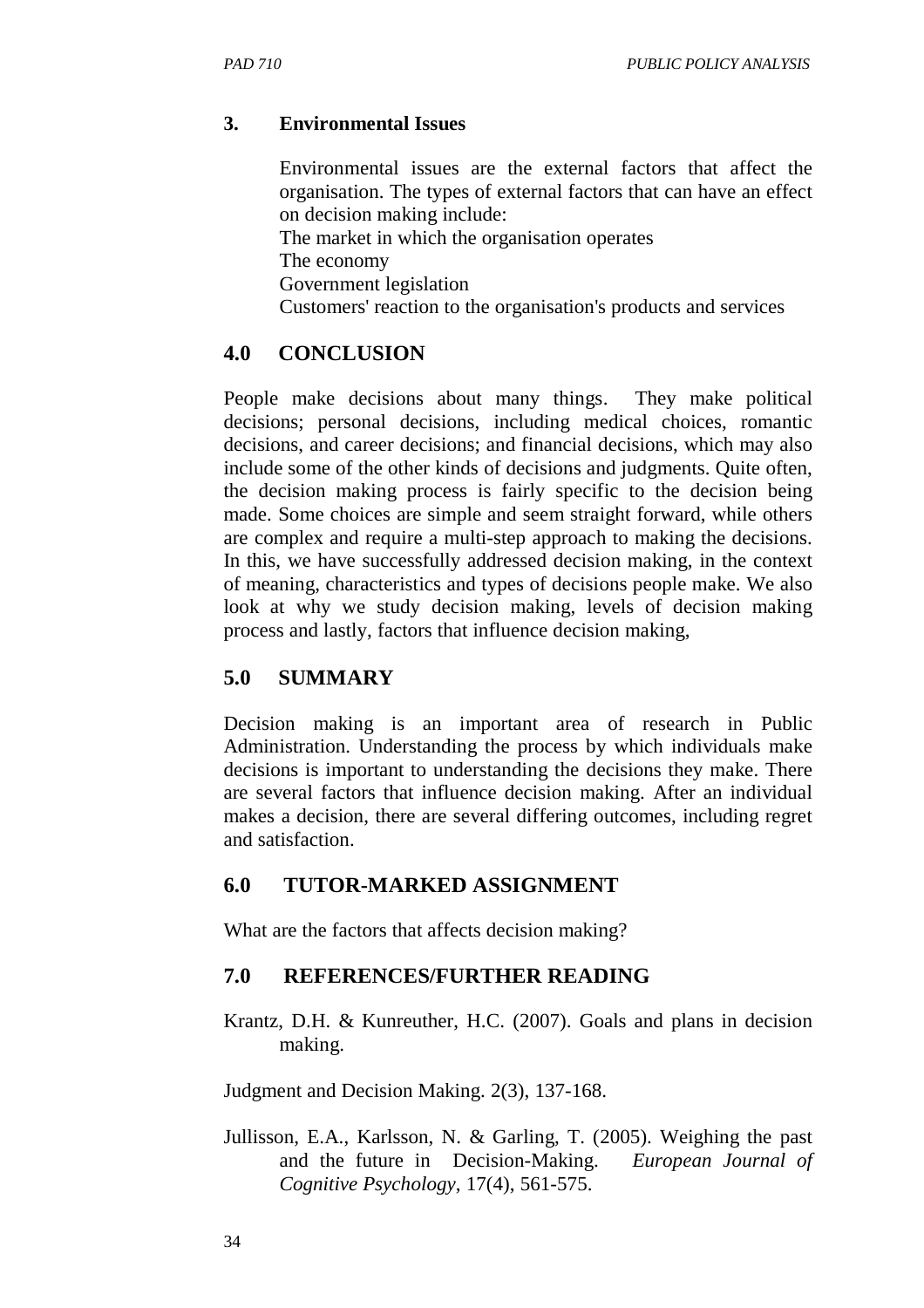### 3. Environmental Issues

Environmental issues are the external factors that affect the organisation. The types of external factors that can have an effect on decision making include:

The market in which the organisation operates
The economy
Government legislation
Customers' reaction to the organisation's products and services

## 4.0 CONCLUSION

People make decisions about many things. They make political decisions; personal decisions, including medical choices, romantic decisions, and career decisions; and financial decisions, which may also include some of the other kinds of decisions and judgments. Quite often, the decision making process is fairly specific to the decision being made. Some choices are simple and seem straight forward, while others are complex and require a multi-step approach to making the decisions. In this, we have successfully addressed decision making, in the context of meaning, characteristics and types of decisions people make. We also look at why we study decision making, levels of decision making process and lastly, factors that influence decision making,

## 5.0 SUMMARY

Decision making is an important area of research in Public Administration. Understanding the process by which individuals make decisions is important to understanding the decisions they make. There are several factors that influence decision making. After an individual makes a decision, there are several differing outcomes, including regret and satisfaction.

## 6.0 TUTOR-MARKED ASSIGNMENT

What are the factors that affects decision making?

## 7.0 REFERENCES/FURTHER READING

Krantz, D.H. & Kunreuther, H.C. (2007). Goals and plans in decision making.

Judgment and Decision Making. 2(3), 137-168.

Jullisson, E.A., Karlsson, N. & Garling, T. (2005). Weighing the past and the future in Decision-Making. *European Journal of Cognitive Psychology*, 17(4), 561-575.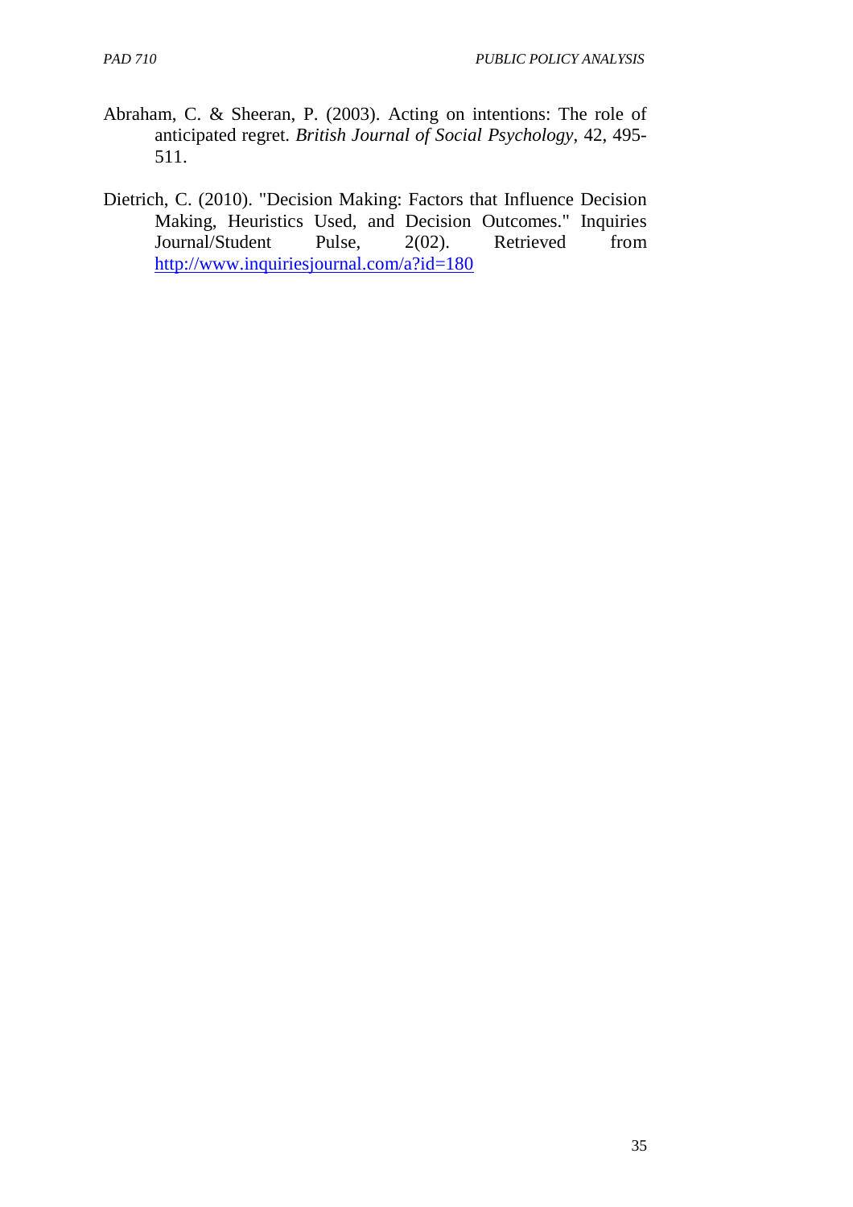Abraham, C. & Sheeran, P. (2003). Acting on intentions: The role of anticipated regret. *British Journal of Social Psychology*, 42, 495-511.

Dietrich, C. (2010). "Decision Making: Factors that Influence Decision Making, Heuristics Used, and Decision Outcomes." Inquiries Journal/Student Pulse, 2(02). Retrieved from http://www.inquiriesjournal.com/a?id=180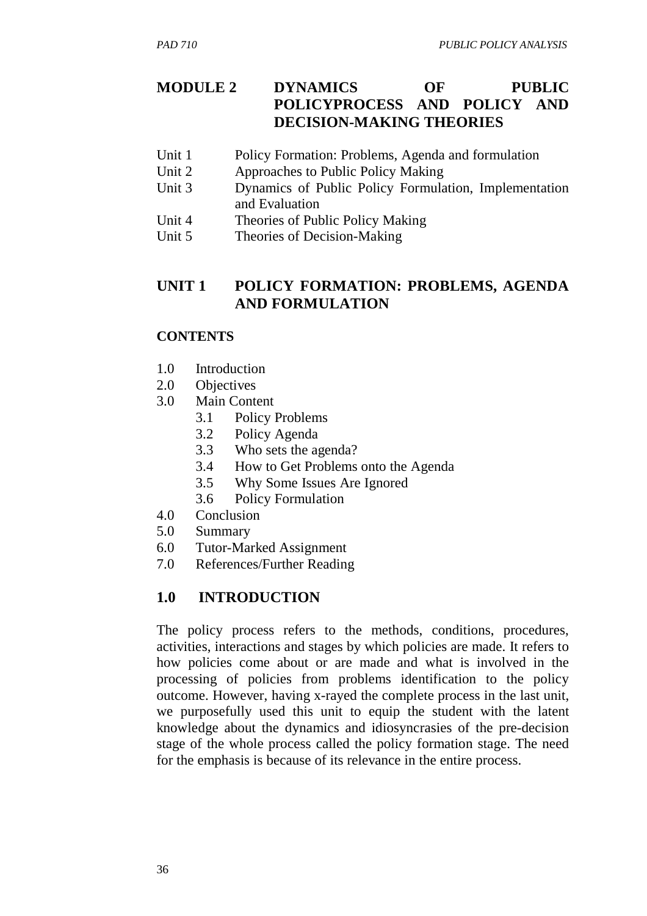## MODULE 2 DYNAMICS OF PUBLIC POLICYPROCESS AND POLICY AND DECISION-MAKING THEORIES

Unit 1 Policy Formation: Problems, Agenda and formulation
Unit 2 Approaches to Public Policy Making
Unit 3 Dynamics of Public Policy Formulation, Implementation and Evaluation
Unit 4 Theories of Public Policy Making
Unit 5 Theories of Decision-Making

## UNIT 1 POLICY FORMATION: PROBLEMS, AGENDA AND FORMULATION

**CONTENTS**

1.0 Introduction
2.0 Objectives
3.0 Main Content
  3.1 Policy Problems
  3.2 Policy Agenda
  3.3 Who sets the agenda?
  3.4 How to Get Problems onto the Agenda
  3.5 Why Some Issues Are Ignored
  3.6 Policy Formulation
4.0 Conclusion
5.0 Summary
6.0 Tutor-Marked Assignment
7.0 References/Further Reading

### 1.0 INTRODUCTION

The policy process refers to the methods, conditions, procedures, activities, interactions and stages by which policies are made. It refers to how policies come about or are made and what is involved in the processing of policies from problems identification to the policy outcome. However, having x-rayed the complete process in the last unit, we purposefully used this unit to equip the student with the latent knowledge about the dynamics and idiosyncrasies of the pre-decision stage of the whole process called the policy formation stage. The need for the emphasis is because of its relevance in the entire process.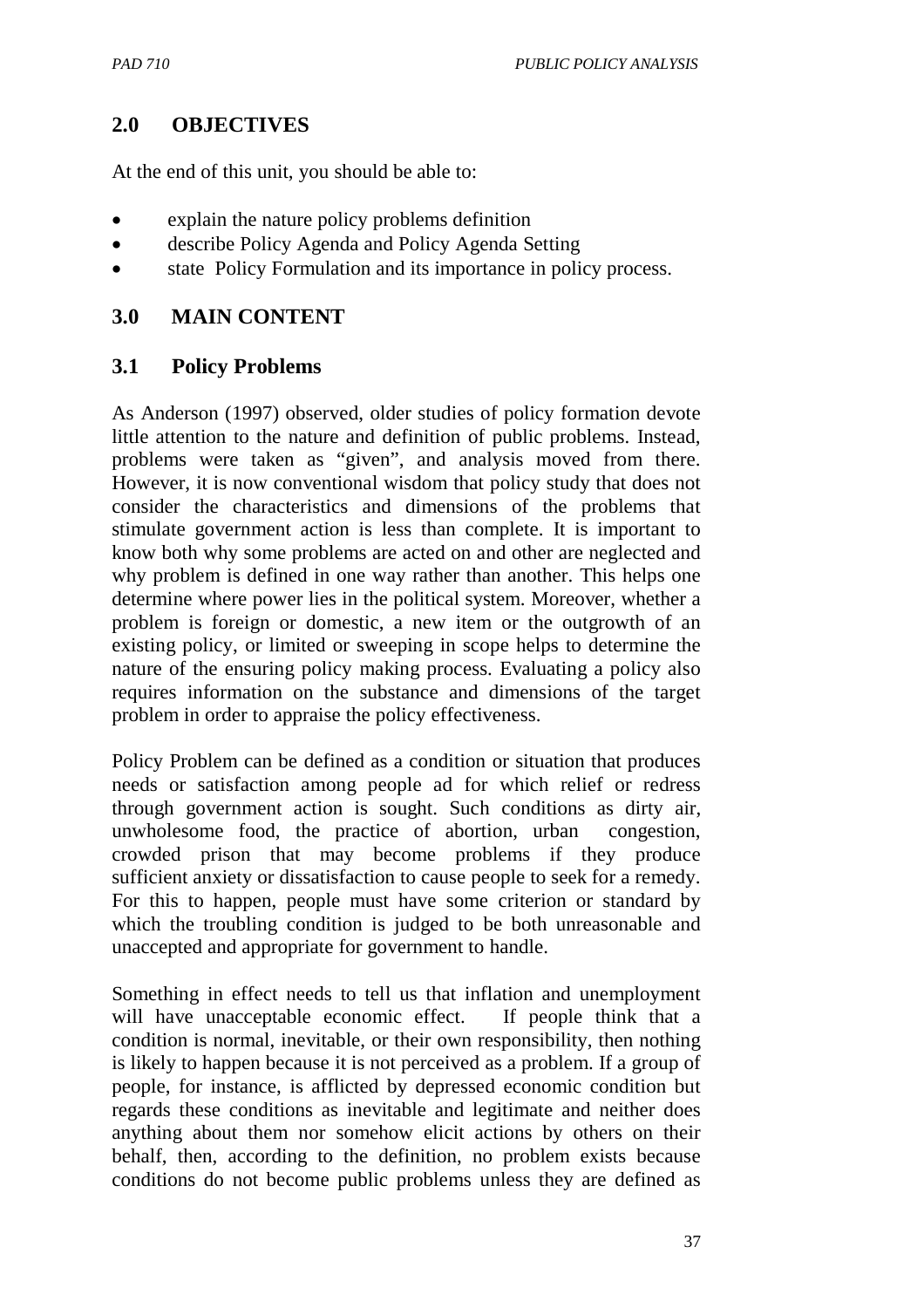## 2.0 OBJECTIVES

At the end of this unit, you should be able to:

- explain the nature policy problems definition
- describe Policy Agenda and Policy Agenda Setting
- state Policy Formulation and its importance in policy process.

## 3.0 MAIN CONTENT

### 3.1 Policy Problems

As Anderson (1997) observed, older studies of policy formation devote little attention to the nature and definition of public problems. Instead, problems were taken as "given", and analysis moved from there. However, it is now conventional wisdom that policy study that does not consider the characteristics and dimensions of the problems that stimulate government action is less than complete. It is important to know both why some problems are acted on and other are neglected and why problem is defined in one way rather than another. This helps one determine where power lies in the political system. Moreover, whether a problem is foreign or domestic, a new item or the outgrowth of an existing policy, or limited or sweeping in scope helps to determine the nature of the ensuring policy making process. Evaluating a policy also requires information on the substance and dimensions of the target problem in order to appraise the policy effectiveness.

Policy Problem can be defined as a condition or situation that produces needs or satisfaction among people ad for which relief or redress through government action is sought. Such conditions as dirty air, unwholesome food, the practice of abortion, urban congestion, crowded prison that may become problems if they produce sufficient anxiety or dissatisfaction to cause people to seek for a remedy. For this to happen, people must have some criterion or standard by which the troubling condition is judged to be both unreasonable and unaccepted and appropriate for government to handle.

Something in effect needs to tell us that inflation and unemployment will have unacceptable economic effect. If people think that a condition is normal, inevitable, or their own responsibility, then nothing is likely to happen because it is not perceived as a problem. If a group of people, for instance, is afflicted by depressed economic condition but regards these conditions as inevitable and legitimate and neither does anything about them nor somehow elicit actions by others on their behalf, then, according to the definition, no problem exists because conditions do not become public problems unless they are defined as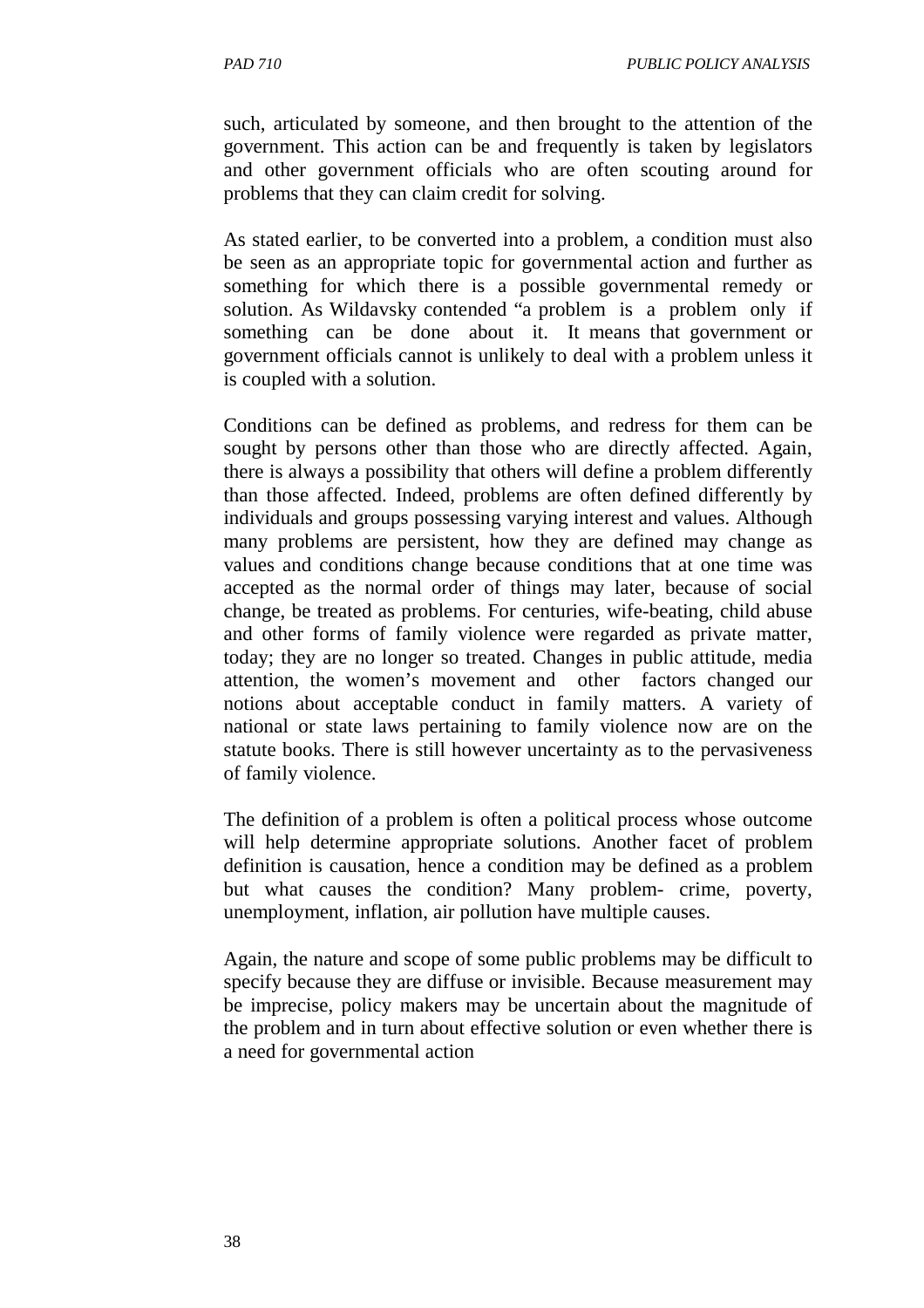such, articulated by someone, and then brought to the attention of the government. This action can be and frequently is taken by legislators and other government officials who are often scouting around for problems that they can claim credit for solving.

As stated earlier, to be converted into a problem, a condition must also be seen as an appropriate topic for governmental action and further as something for which there is a possible governmental remedy or solution. As Wildavsky contended "a problem is a problem only if something can be done about it. It means that government or government officials cannot is unlikely to deal with a problem unless it is coupled with a solution.

Conditions can be defined as problems, and redress for them can be sought by persons other than those who are directly affected. Again, there is always a possibility that others will define a problem differently than those affected. Indeed, problems are often defined differently by individuals and groups possessing varying interest and values. Although many problems are persistent, how they are defined may change as values and conditions change because conditions that at one time was accepted as the normal order of things may later, because of social change, be treated as problems. For centuries, wife-beating, child abuse and other forms of family violence were regarded as private matter, today; they are no longer so treated. Changes in public attitude, media attention, the women's movement and other factors changed our notions about acceptable conduct in family matters. A variety of national or state laws pertaining to family violence now are on the statute books. There is still however uncertainty as to the pervasiveness of family violence.

The definition of a problem is often a political process whose outcome will help determine appropriate solutions. Another facet of problem definition is causation, hence a condition may be defined as a problem but what causes the condition? Many problem- crime, poverty, unemployment, inflation, air pollution have multiple causes.

Again, the nature and scope of some public problems may be difficult to specify because they are diffuse or invisible. Because measurement may be imprecise, policy makers may be uncertain about the magnitude of the problem and in turn about effective solution or even whether there is a need for governmental action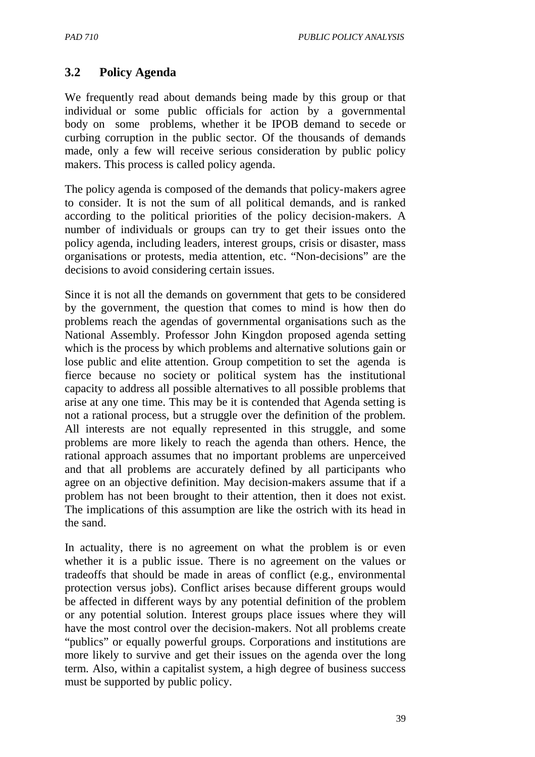### 3.2 Policy Agenda

We frequently read about demands being made by this group or that individual or some public officials for action by a governmental body on some problems, whether it be IPOB demand to secede or curbing corruption in the public sector. Of the thousands of demands made, only a few will receive serious consideration by public policy makers. This process is called policy agenda.

The policy agenda is composed of the demands that policy-makers agree to consider. It is not the sum of all political demands, and is ranked according to the political priorities of the policy decision-makers. A number of individuals or groups can try to get their issues onto the policy agenda, including leaders, interest groups, crisis or disaster, mass organisations or protests, media attention, etc. "Non-decisions" are the decisions to avoid considering certain issues.

Since it is not all the demands on government that gets to be considered by the government, the question that comes to mind is how then do problems reach the agendas of governmental organisations such as the National Assembly. Professor John Kingdon proposed agenda setting which is the process by which problems and alternative solutions gain or lose public and elite attention. Group competition to set the agenda is fierce because no society or political system has the institutional capacity to address all possible alternatives to all possible problems that arise at any one time. This may be it is contended that Agenda setting is not a rational process, but a struggle over the definition of the problem. All interests are not equally represented in this struggle, and some problems are more likely to reach the agenda than others. Hence, the rational approach assumes that no important problems are unperceived and that all problems are accurately defined by all participants who agree on an objective definition. May decision-makers assume that if a problem has not been brought to their attention, then it does not exist. The implications of this assumption are like the ostrich with its head in the sand.

In actuality, there is no agreement on what the problem is or even whether it is a public issue. There is no agreement on the values or tradeoffs that should be made in areas of conflict (e.g., environmental protection versus jobs). Conflict arises because different groups would be affected in different ways by any potential definition of the problem or any potential solution. Interest groups place issues where they will have the most control over the decision-makers. Not all problems create "publics" or equally powerful groups. Corporations and institutions are more likely to survive and get their issues on the agenda over the long term. Also, within a capitalist system, a high degree of business success must be supported by public policy.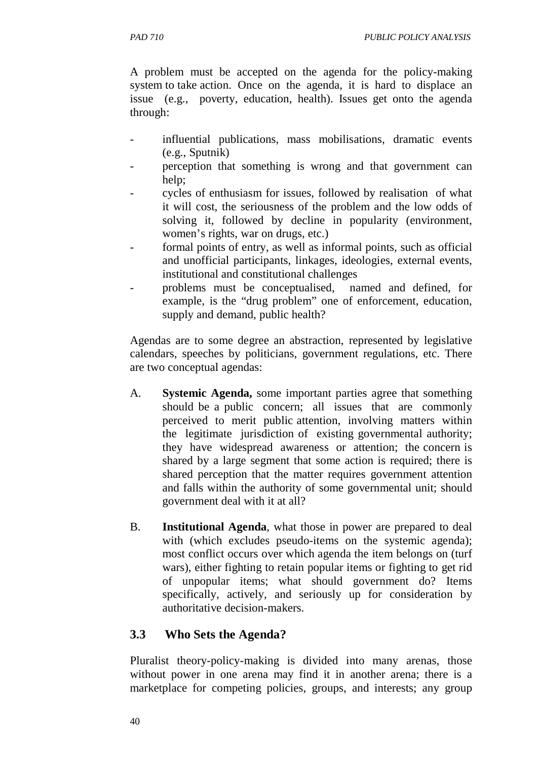A problem must be accepted on the agenda for the policy-making system to take action. Once on the agenda, it is hard to displace an issue (e.g., poverty, education, health). Issues get onto the agenda through:

- influential publications, mass mobilisations, dramatic events (e.g., Sputnik)
- perception that something is wrong and that government can help;
- cycles of enthusiasm for issues, followed by realisation of what it will cost, the seriousness of the problem and the low odds of solving it, followed by decline in popularity (environment, women's rights, war on drugs, etc.)
- formal points of entry, as well as informal points, such as official and unofficial participants, linkages, ideologies, external events, institutional and constitutional challenges
- problems must be conceptualised, named and defined, for example, is the "drug problem" one of enforcement, education, supply and demand, public health?

Agendas are to some degree an abstraction, represented by legislative calendars, speeches by politicians, government regulations, etc. There are two conceptual agendas:

A. **Systemic Agenda,** some important parties agree that something should be a public concern; all issues that are commonly perceived to merit public attention, involving matters within the legitimate jurisdiction of existing governmental authority; they have widespread awareness or attention; the concern is shared by a large segment that some action is required; there is shared perception that the matter requires government attention and falls within the authority of some governmental unit; should government deal with it at all?

B. **Institutional Agenda**, what those in power are prepared to deal with (which excludes pseudo-items on the systemic agenda); most conflict occurs over which agenda the item belongs on (turf wars), either fighting to retain popular items or fighting to get rid of unpopular items; what should government do? Items specifically, actively, and seriously up for consideration by authoritative decision-makers.

### 3.3 Who Sets the Agenda?

Pluralist theory-policy-making is divided into many arenas, those without power in one arena may find it in another arena; there is a marketplace for competing policies, groups, and interests; any group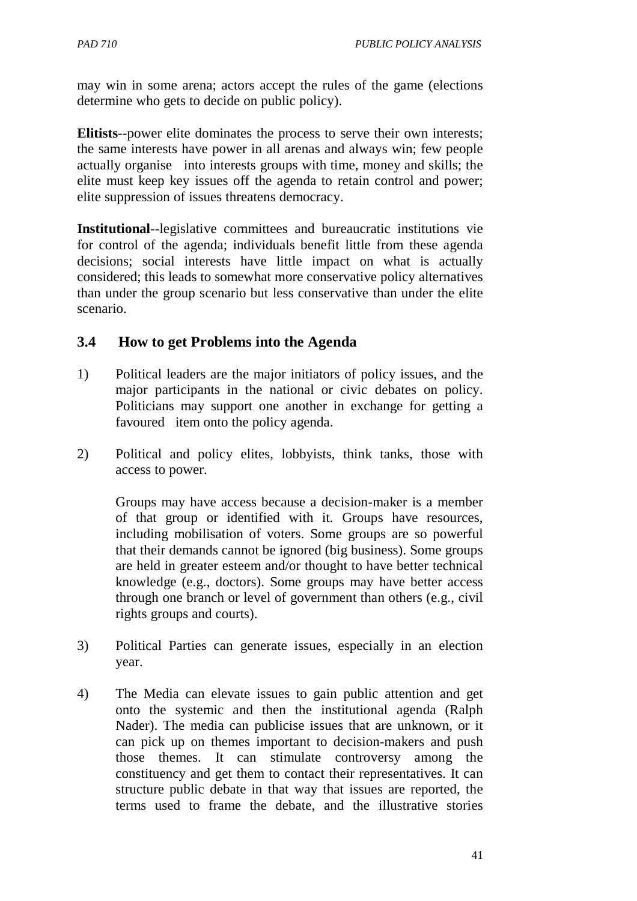may win in some arena; actors accept the rules of the game (elections determine who gets to decide on public policy).

**Elitists**--power elite dominates the process to serve their own interests; the same interests have power in all arenas and always win; few people actually organise into interests groups with time, money and skills; the elite must keep key issues off the agenda to retain control and power; elite suppression of issues threatens democracy.

**Institutional**--legislative committees and bureaucratic institutions vie for control of the agenda; individuals benefit little from these agenda decisions; social interests have little impact on what is actually considered; this leads to somewhat more conservative policy alternatives than under the group scenario but less conservative than under the elite scenario.

### 3.4 How to get Problems into the Agenda

1) Political leaders are the major initiators of policy issues, and the major participants in the national or civic debates on policy. Politicians may support one another in exchange for getting a favoured item onto the policy agenda.

2) Political and policy elites, lobbyists, think tanks, those with access to power.

   Groups may have access because a decision-maker is a member of that group or identified with it. Groups have resources, including mobilisation of voters. Some groups are so powerful that their demands cannot be ignored (big business). Some groups are held in greater esteem and/or thought to have better technical knowledge (e.g., doctors). Some groups may have better access through one branch or level of government than others (e.g., civil rights groups and courts).

3) Political Parties can generate issues, especially in an election year.

4) The Media can elevate issues to gain public attention and get onto the systemic and then the institutional agenda (Ralph Nader). The media can publicise issues that are unknown, or it can pick up on themes important to decision-makers and push those themes. It can stimulate controversy among the constituency and get them to contact their representatives. It can structure public debate in that way that issues are reported, the terms used to frame the debate, and the illustrative stories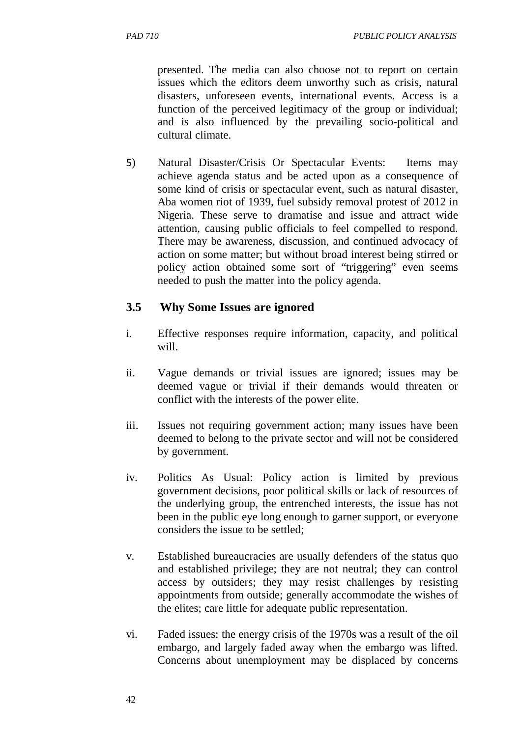presented. The media can also choose not to report on certain issues which the editors deem unworthy such as crisis, natural disasters, unforeseen events, international events. Access is a function of the perceived legitimacy of the group or individual; and is also influenced by the prevailing socio-political and cultural climate.

5) Natural Disaster/Crisis Or Spectacular Events: Items may achieve agenda status and be acted upon as a consequence of some kind of crisis or spectacular event, such as natural disaster, Aba women riot of 1939, fuel subsidy removal protest of 2012 in Nigeria. These serve to dramatise and issue and attract wide attention, causing public officials to feel compelled to respond. There may be awareness, discussion, and continued advocacy of action on some matter; but without broad interest being stirred or policy action obtained some sort of "triggering" even seems needed to push the matter into the policy agenda.

## 3.5 Why Some Issues are ignored

i. Effective responses require information, capacity, and political will.

ii. Vague demands or trivial issues are ignored; issues may be deemed vague or trivial if their demands would threaten or conflict with the interests of the power elite.

iii. Issues not requiring government action; many issues have been deemed to belong to the private sector and will not be considered by government.

iv. Politics As Usual: Policy action is limited by previous government decisions, poor political skills or lack of resources of the underlying group, the entrenched interests, the issue has not been in the public eye long enough to garner support, or everyone considers the issue to be settled;

v. Established bureaucracies are usually defenders of the status quo and established privilege; they are not neutral; they can control access by outsiders; they may resist challenges by resisting appointments from outside; generally accommodate the wishes of the elites; care little for adequate public representation.

vi. Faded issues: the energy crisis of the 1970s was a result of the oil embargo, and largely faded away when the embargo was lifted. Concerns about unemployment may be displaced by concerns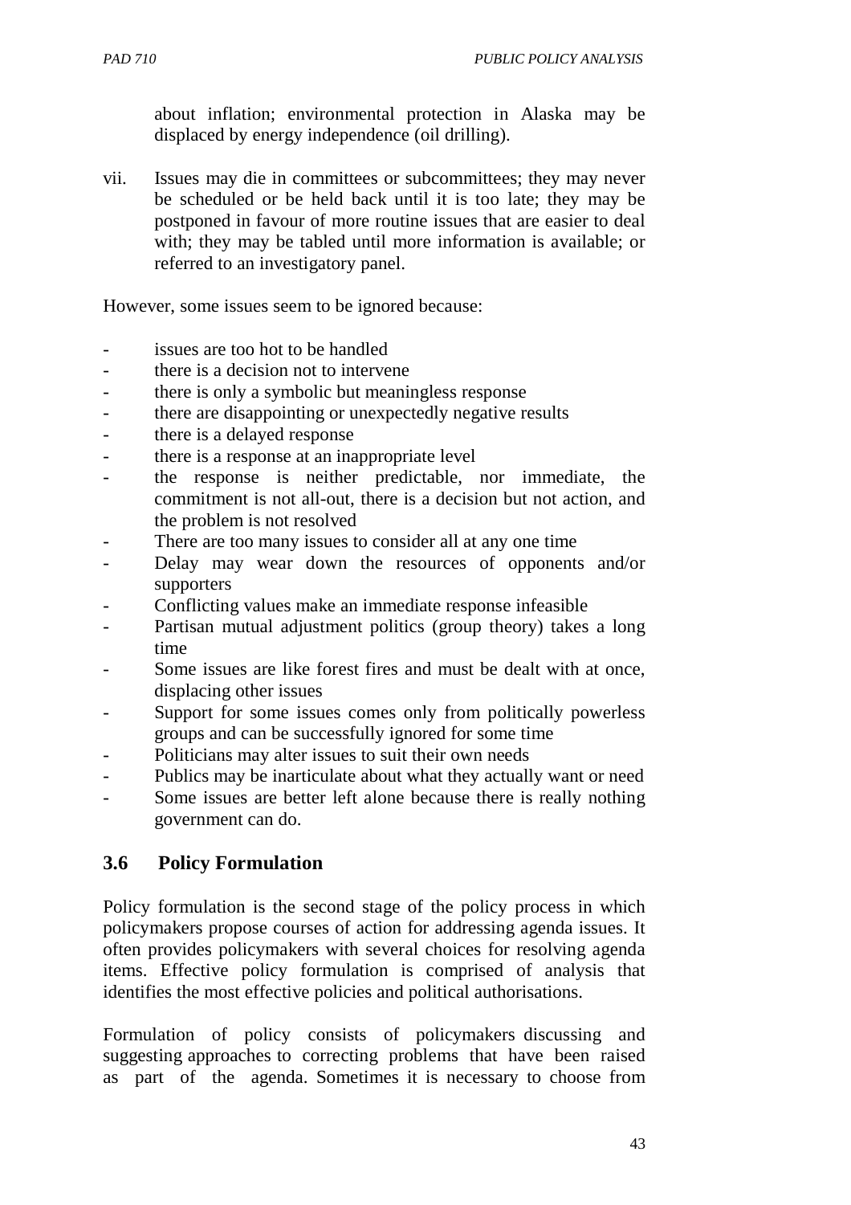about inflation; environmental protection in Alaska may be displaced by energy independence (oil drilling).

vii. Issues may die in committees or subcommittees; they may never be scheduled or be held back until it is too late; they may be postponed in favour of more routine issues that are easier to deal with; they may be tabled until more information is available; or referred to an investigatory panel.

However, some issues seem to be ignored because:

- issues are too hot to be handled
- there is a decision not to intervene
- there is only a symbolic but meaningless response
- there are disappointing or unexpectedly negative results
- there is a delayed response
- there is a response at an inappropriate level
- the response is neither predictable, nor immediate, the commitment is not all-out, there is a decision but not action, and the problem is not resolved
- There are too many issues to consider all at any one time
- Delay may wear down the resources of opponents and/or supporters
- Conflicting values make an immediate response infeasible
- Partisan mutual adjustment politics (group theory) takes a long time
- Some issues are like forest fires and must be dealt with at once, displacing other issues
- Support for some issues comes only from politically powerless groups and can be successfully ignored for some time
- Politicians may alter issues to suit their own needs
- Publics may be inarticulate about what they actually want or need
- Some issues are better left alone because there is really nothing government can do.

## 3.6 Policy Formulation

Policy formulation is the second stage of the policy process in which policymakers propose courses of action for addressing agenda issues. It often provides policymakers with several choices for resolving agenda items. Effective policy formulation is comprised of analysis that identifies the most effective policies and political authorisations.

Formulation of policy consists of policymakers discussing and suggesting approaches to correcting problems that have been raised as part of the agenda. Sometimes it is necessary to choose from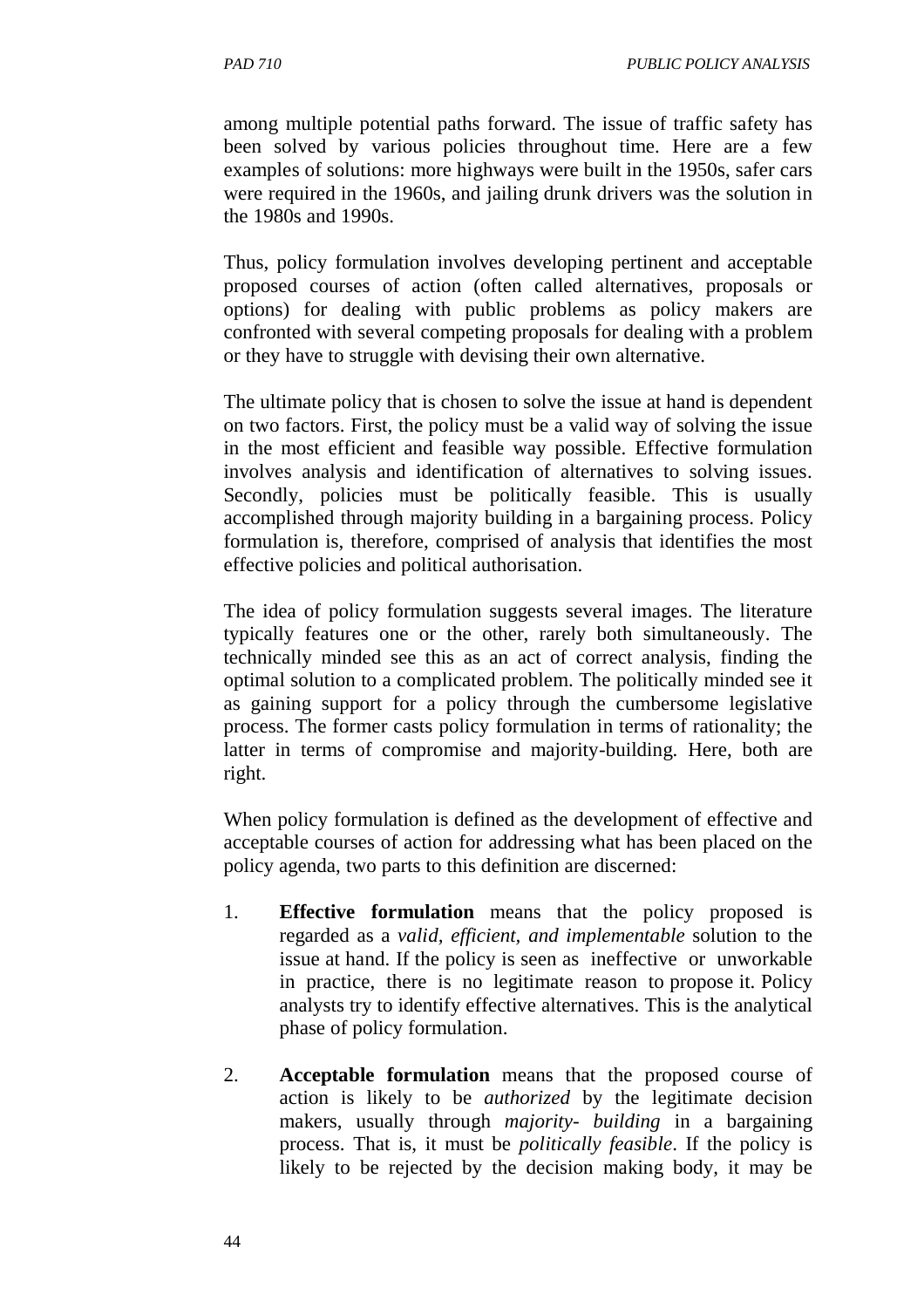among multiple potential paths forward. The issue of traffic safety has been solved by various policies throughout time. Here are a few examples of solutions: more highways were built in the 1950s, safer cars were required in the 1960s, and jailing drunk drivers was the solution in the 1980s and 1990s.

Thus, policy formulation involves developing pertinent and acceptable proposed courses of action (often called alternatives, proposals or options) for dealing with public problems as policy makers are confronted with several competing proposals for dealing with a problem or they have to struggle with devising their own alternative.

The ultimate policy that is chosen to solve the issue at hand is dependent on two factors. First, the policy must be a valid way of solving the issue in the most efficient and feasible way possible. Effective formulation involves analysis and identification of alternatives to solving issues. Secondly, policies must be politically feasible. This is usually accomplished through majority building in a bargaining process. Policy formulation is, therefore, comprised of analysis that identifies the most effective policies and political authorisation.

The idea of policy formulation suggests several images. The literature typically features one or the other, rarely both simultaneously. The technically minded see this as an act of correct analysis, finding the optimal solution to a complicated problem. The politically minded see it as gaining support for a policy through the cumbersome legislative process. The former casts policy formulation in terms of rationality; the latter in terms of compromise and majority-building. Here, both are right.

When policy formulation is defined as the development of effective and acceptable courses of action for addressing what has been placed on the policy agenda, two parts to this definition are discerned:

1. **Effective formulation** means that the policy proposed is regarded as a *valid, efficient, and implementable* solution to the issue at hand. If the policy is seen as ineffective or unworkable in practice, there is no legitimate reason to propose it. Policy analysts try to identify effective alternatives. This is the analytical phase of policy formulation.

2. **Acceptable formulation** means that the proposed course of action is likely to be *authorized* by the legitimate decision makers, usually through *majority- building* in a bargaining process. That is, it must be *politically feasible*. If the policy is likely to be rejected by the decision making body, it may be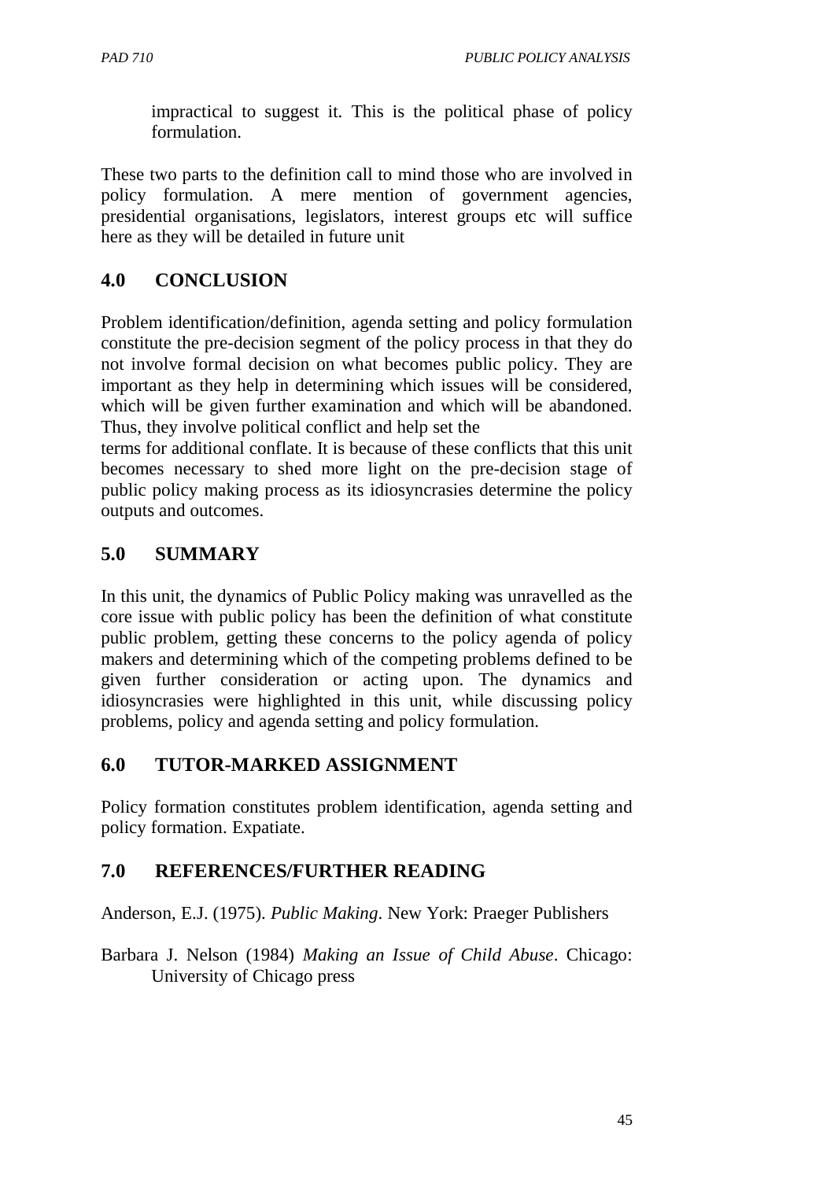impractical to suggest it. This is the political phase of policy formulation.

These two parts to the definition call to mind those who are involved in policy formulation. A mere mention of government agencies, presidential organisations, legislators, interest groups etc will suffice here as they will be detailed in future unit

## 4.0 CONCLUSION

Problem identification/definition, agenda setting and policy formulation constitute the pre-decision segment of the policy process in that they do not involve formal decision on what becomes public policy. They are important as they help in determining which issues will be considered, which will be given further examination and which will be abandoned. Thus, they involve political conflict and help set the
terms for additional conflate. It is because of these conflicts that this unit becomes necessary to shed more light on the pre-decision stage of public policy making process as its idiosyncrasies determine the policy outputs and outcomes.

## 5.0 SUMMARY

In this unit, the dynamics of Public Policy making was unravelled as the core issue with public policy has been the definition of what constitute public problem, getting these concerns to the policy agenda of policy makers and determining which of the competing problems defined to be given further consideration or acting upon. The dynamics and idiosyncrasies were highlighted in this unit, while discussing policy problems, policy and agenda setting and policy formulation.

## 6.0 TUTOR-MARKED ASSIGNMENT

Policy formation constitutes problem identification, agenda setting and policy formation. Expatiate.

## 7.0 REFERENCES/FURTHER READING

Anderson, E.J. (1975). *Public Making*. New York: Praeger Publishers

Barbara J. Nelson (1984) *Making an Issue of Child Abuse*. Chicago: University of Chicago press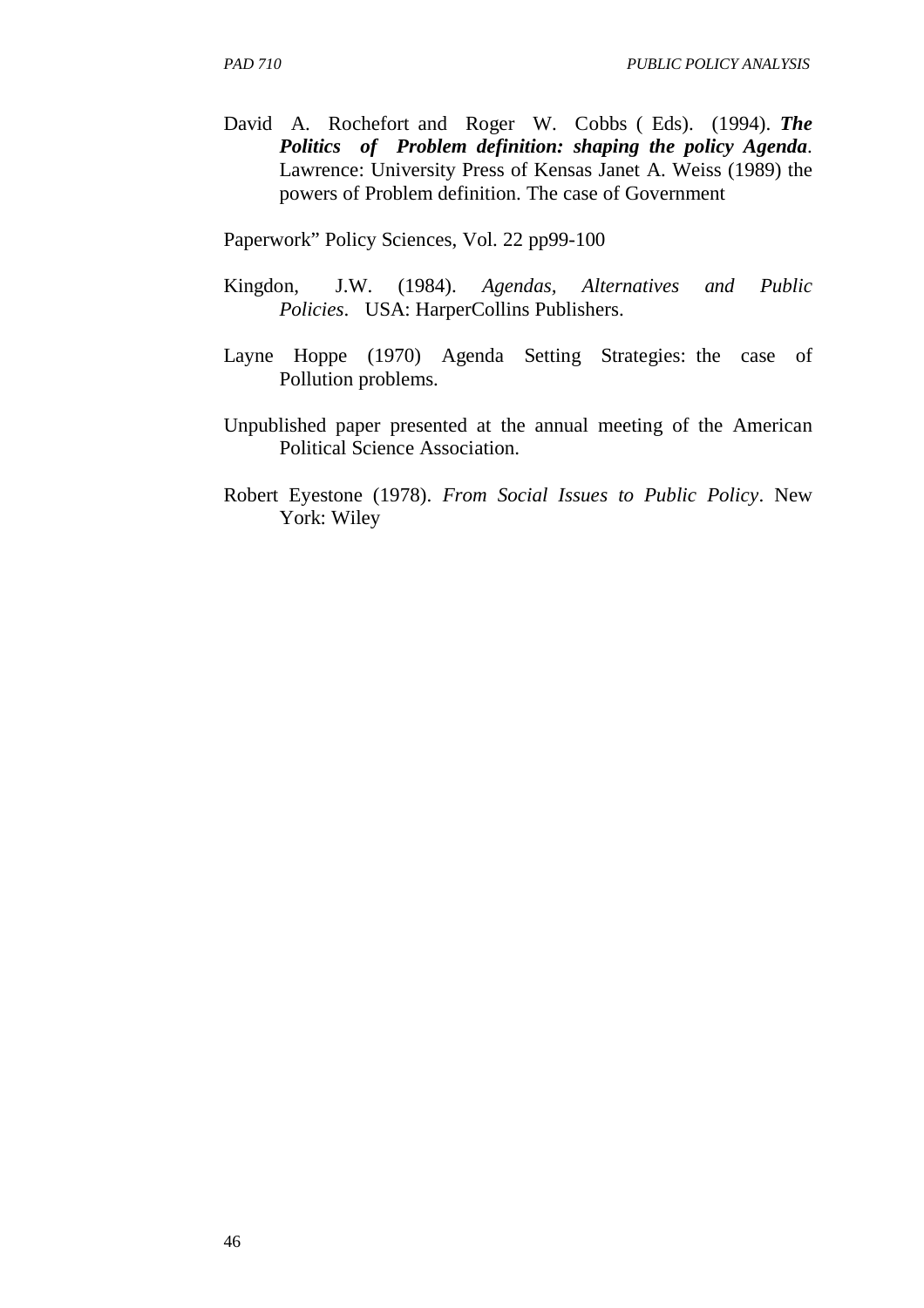David A. Rochefort and Roger W. Cobbs ( Eds). (1994). ***The Politics of Problem definition: shaping the policy Agenda***. Lawrence: University Press of Kensas Janet A. Weiss (1989) the powers of Problem definition. The case of Government

Paperwork" Policy Sciences, Vol. 22 pp99-100

Kingdon, J.W. (1984). *Agendas, Alternatives and Public Policies*. USA: HarperCollins Publishers.

Layne Hoppe (1970) Agenda Setting Strategies: the case of Pollution problems.

Unpublished paper presented at the annual meeting of the American Political Science Association.

Robert Eyestone (1978). *From Social Issues to Public Policy*. New York: Wiley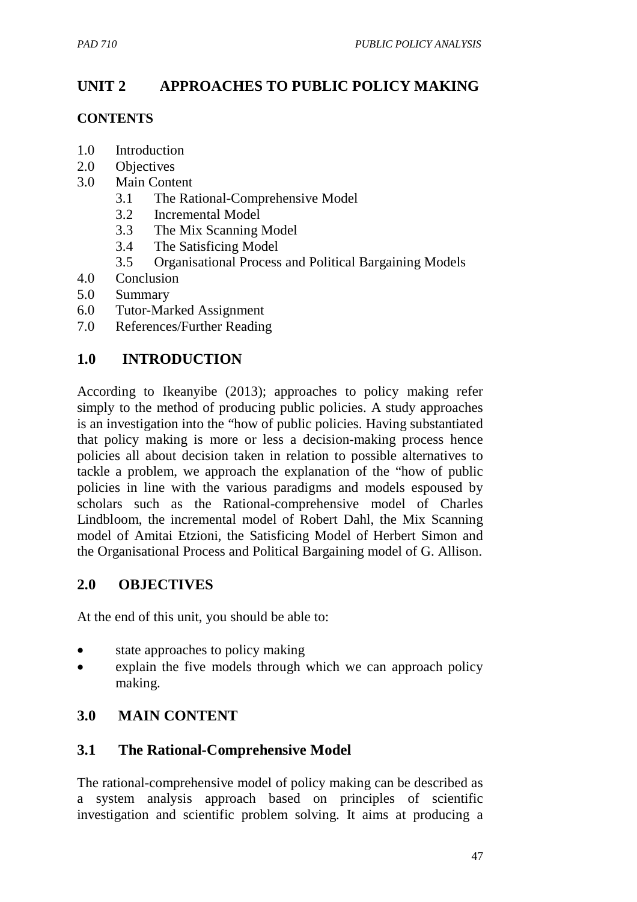# UNIT 2 APPROACHES TO PUBLIC POLICY MAKING

## CONTENTS

1.0 Introduction
2.0 Objectives
3.0 Main Content
   3.1 The Rational-Comprehensive Model
   3.2 Incremental Model
   3.3 The Mix Scanning Model
   3.4 The Satisficing Model
   3.5 Organisational Process and Political Bargaining Models
4.0 Conclusion
5.0 Summary
6.0 Tutor-Marked Assignment
7.0 References/Further Reading

## 1.0 INTRODUCTION

According to Ikeanyibe (2013); approaches to policy making refer simply to the method of producing public policies. A study approaches is an investigation into the "how of public policies. Having substantiated that policy making is more or less a decision-making process hence policies all about decision taken in relation to possible alternatives to tackle a problem, we approach the explanation of the "how of public policies in line with the various paradigms and models espoused by scholars such as the Rational-comprehensive model of Charles Lindbloom, the incremental model of Robert Dahl, the Mix Scanning model of Amitai Etzioni, the Satisficing Model of Herbert Simon and the Organisational Process and Political Bargaining model of G. Allison.

## 2.0 OBJECTIVES

At the end of this unit, you should be able to:

- state approaches to policy making
- explain the five models through which we can approach policy making.

## 3.0 MAIN CONTENT

### 3.1 The Rational-Comprehensive Model

The rational-comprehensive model of policy making can be described as a system analysis approach based on principles of scientific investigation and scientific problem solving. It aims at producing a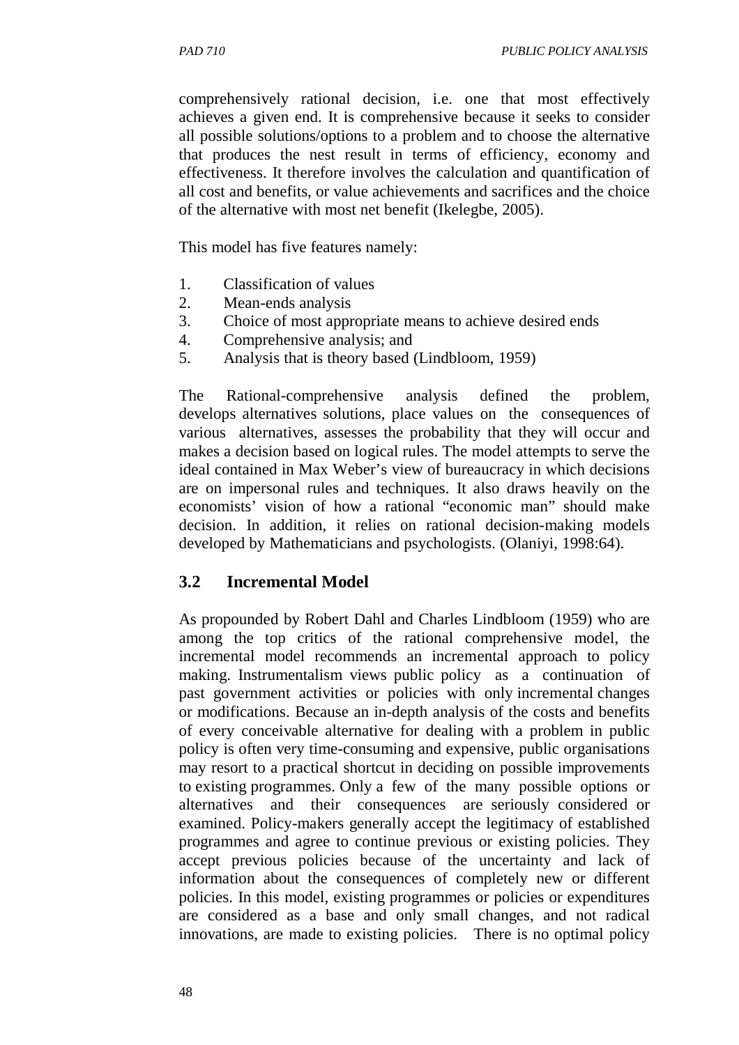comprehensively rational decision, i.e. one that most effectively achieves a given end. It is comprehensive because it seeks to consider all possible solutions/options to a problem and to choose the alternative that produces the nest result in terms of efficiency, economy and effectiveness. It therefore involves the calculation and quantification of all cost and benefits, or value achievements and sacrifices and the choice of the alternative with most net benefit (Ikelegbe, 2005).

This model has five features namely:

1. Classification of values
2. Mean-ends analysis
3. Choice of most appropriate means to achieve desired ends
4. Comprehensive analysis; and
5. Analysis that is theory based (Lindbloom, 1959)

The Rational-comprehensive analysis defined the problem, develops alternatives solutions, place values on the consequences of various alternatives, assesses the probability that they will occur and makes a decision based on logical rules. The model attempts to serve the ideal contained in Max Weber's view of bureaucracy in which decisions are on impersonal rules and techniques. It also draws heavily on the economists' vision of how a rational "economic man" should make decision. In addition, it relies on rational decision-making models developed by Mathematicians and psychologists. (Olaniyi, 1998:64).

### 3.2 Incremental Model

As propounded by Robert Dahl and Charles Lindbloom (1959) who are among the top critics of the rational comprehensive model, the incremental model recommends an incremental approach to policy making. Instrumentalism views public policy as a continuation of past government activities or policies with only incremental changes or modifications. Because an in-depth analysis of the costs and benefits of every conceivable alternative for dealing with a problem in public policy is often very time-consuming and expensive, public organisations may resort to a practical shortcut in deciding on possible improvements to existing programmes. Only a few of the many possible options or alternatives and their consequences are seriously considered or examined. Policy-makers generally accept the legitimacy of established programmes and agree to continue previous or existing policies. They accept previous policies because of the uncertainty and lack of information about the consequences of completely new or different policies. In this model, existing programmes or policies or expenditures are considered as a base and only small changes, and not radical innovations, are made to existing policies. There is no optimal policy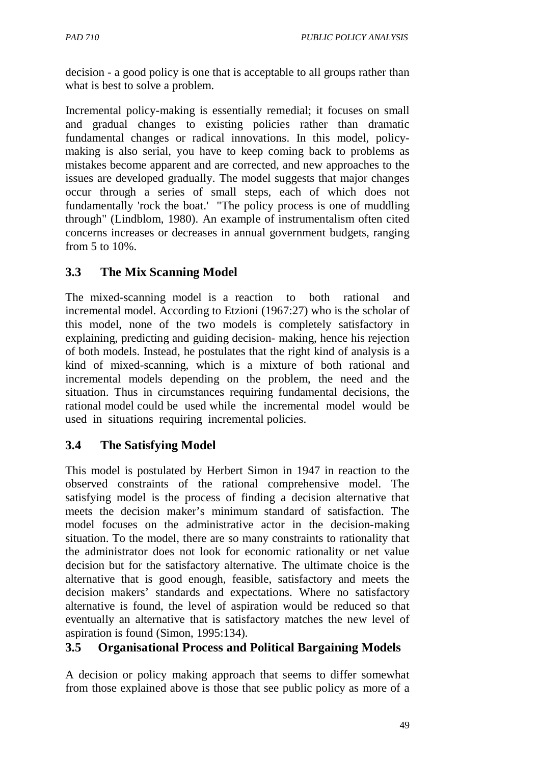decision - a good policy is one that is acceptable to all groups rather than what is best to solve a problem.

Incremental policy-making is essentially remedial; it focuses on small and gradual changes to existing policies rather than dramatic fundamental changes or radical innovations. In this model, policy-making is also serial, you have to keep coming back to problems as mistakes become apparent and are corrected, and new approaches to the issues are developed gradually. The model suggests that major changes occur through a series of small steps, each of which does not fundamentally 'rock the boat.' "The policy process is one of muddling through" (Lindblom, 1980). An example of instrumentalism often cited concerns increases or decreases in annual government budgets, ranging from 5 to 10%.

## 3.3 The Mix Scanning Model

The mixed-scanning model is a reaction to both rational and incremental model. According to Etzioni (1967:27) who is the scholar of this model, none of the two models is completely satisfactory in explaining, predicting and guiding decision- making, hence his rejection of both models. Instead, he postulates that the right kind of analysis is a kind of mixed-scanning, which is a mixture of both rational and incremental models depending on the problem, the need and the situation. Thus in circumstances requiring fundamental decisions, the rational model could be used while the incremental model would be used in situations requiring incremental policies.

## 3.4 The Satisfying Model

This model is postulated by Herbert Simon in 1947 in reaction to the observed constraints of the rational comprehensive model. The satisfying model is the process of finding a decision alternative that meets the decision maker's minimum standard of satisfaction. The model focuses on the administrative actor in the decision-making situation. To the model, there are so many constraints to rationality that the administrator does not look for economic rationality or net value decision but for the satisfactory alternative. The ultimate choice is the alternative that is good enough, feasible, satisfactory and meets the decision makers' standards and expectations. Where no satisfactory alternative is found, the level of aspiration would be reduced so that eventually an alternative that is satisfactory matches the new level of aspiration is found (Simon, 1995:134).

## 3.5 Organisational Process and Political Bargaining Models

A decision or policy making approach that seems to differ somewhat from those explained above is those that see public policy as more of a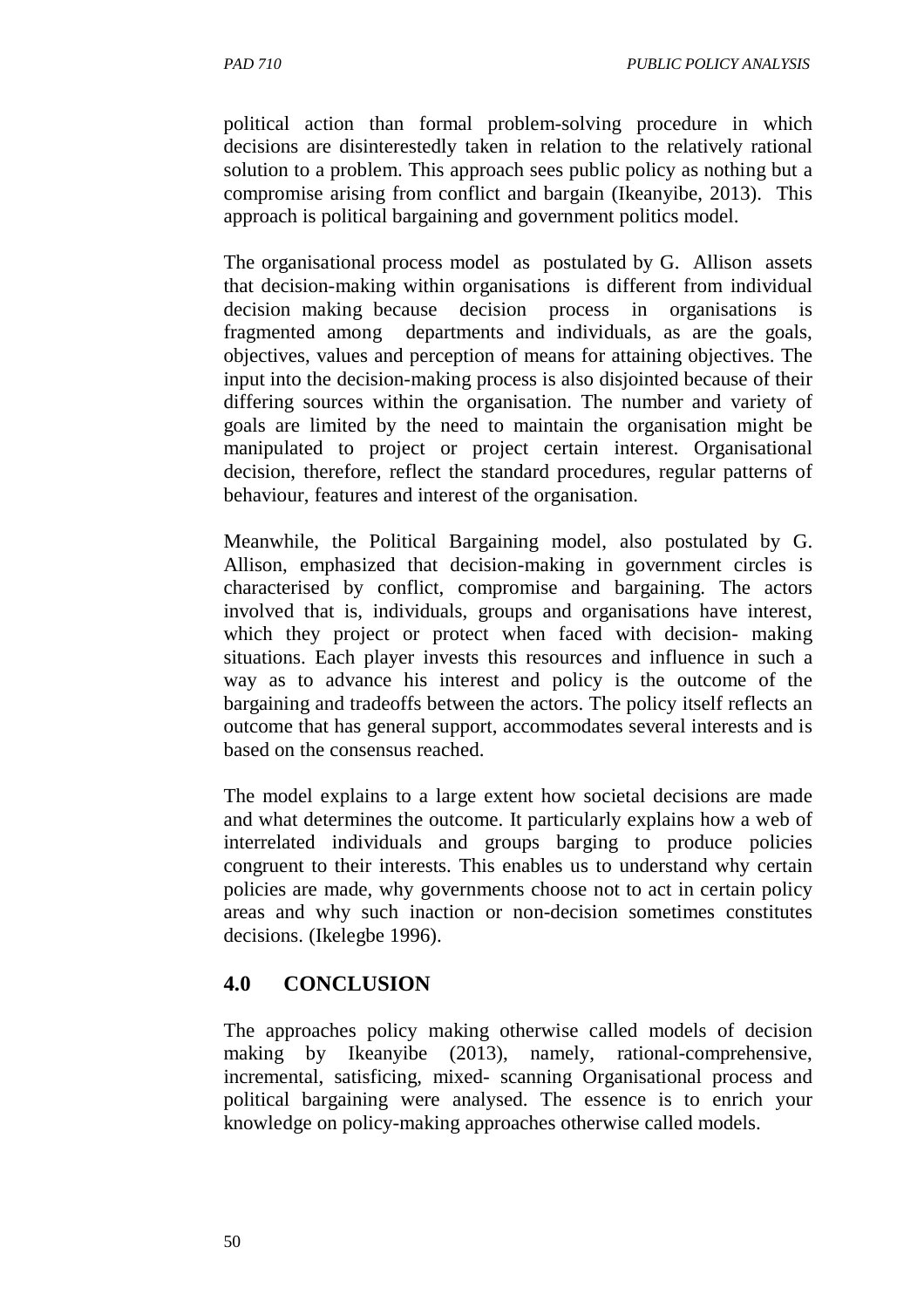political action than formal problem-solving procedure in which decisions are disinterestedly taken in relation to the relatively rational solution to a problem. This approach sees public policy as nothing but a compromise arising from conflict and bargain (Ikeanyibe, 2013). This approach is political bargaining and government politics model.

The organisational process model as postulated by G. Allison assets that decision-making within organisations is different from individual decision making because decision process in organisations is fragmented among departments and individuals, as are the goals, objectives, values and perception of means for attaining objectives. The input into the decision-making process is also disjointed because of their differing sources within the organisation. The number and variety of goals are limited by the need to maintain the organisation might be manipulated to project or project certain interest. Organisational decision, therefore, reflect the standard procedures, regular patterns of behaviour, features and interest of the organisation.

Meanwhile, the Political Bargaining model, also postulated by G. Allison, emphasized that decision-making in government circles is characterised by conflict, compromise and bargaining. The actors involved that is, individuals, groups and organisations have interest, which they project or protect when faced with decision- making situations. Each player invests this resources and influence in such a way as to advance his interest and policy is the outcome of the bargaining and tradeoffs between the actors. The policy itself reflects an outcome that has general support, accommodates several interests and is based on the consensus reached.

The model explains to a large extent how societal decisions are made and what determines the outcome. It particularly explains how a web of interrelated individuals and groups barging to produce policies congruent to their interests. This enables us to understand why certain policies are made, why governments choose not to act in certain policy areas and why such inaction or non-decision sometimes constitutes decisions. (Ikelegbe 1996).

## 4.0 CONCLUSION

The approaches policy making otherwise called models of decision making by Ikeanyibe (2013), namely, rational-comprehensive, incremental, satisficing, mixed- scanning Organisational process and political bargaining were analysed. The essence is to enrich your knowledge on policy-making approaches otherwise called models.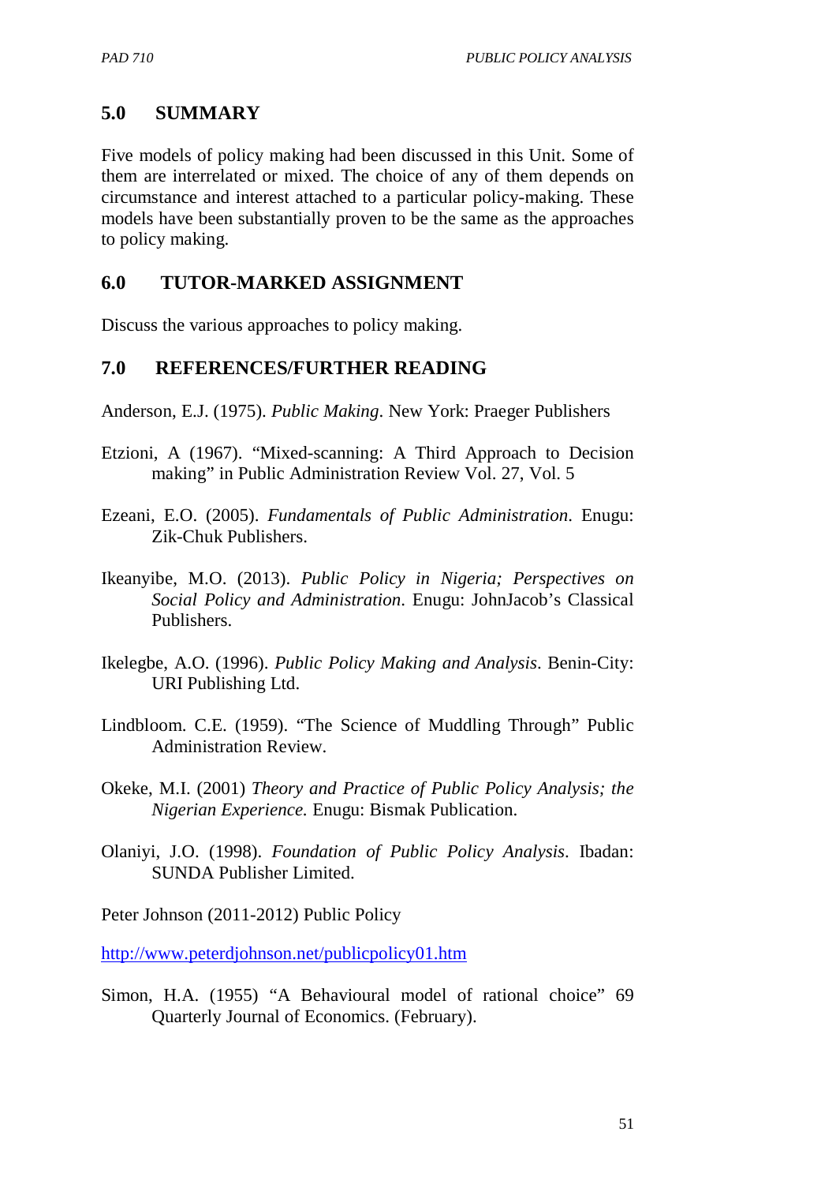## 5.0 SUMMARY

Five models of policy making had been discussed in this Unit. Some of them are interrelated or mixed. The choice of any of them depends on circumstance and interest attached to a particular policy-making. These models have been substantially proven to be the same as the approaches to policy making.

## 6.0 TUTOR-MARKED ASSIGNMENT

Discuss the various approaches to policy making.

## 7.0 REFERENCES/FURTHER READING

Anderson, E.J. (1975). *Public Making*. New York: Praeger Publishers

Etzioni, A (1967). "Mixed-scanning: A Third Approach to Decision making" in Public Administration Review Vol. 27, Vol. 5

Ezeani, E.O. (2005). *Fundamentals of Public Administration*. Enugu: Zik-Chuk Publishers.

Ikeanyibe, M.O. (2013). *Public Policy in Nigeria; Perspectives on Social Policy and Administration*. Enugu: JohnJacob's Classical Publishers.

Ikelegbe, A.O. (1996). *Public Policy Making and Analysis*. Benin-City: URI Publishing Ltd.

Lindbloom. C.E. (1959). "The Science of Muddling Through" Public Administration Review.

Okeke, M.I. (2001) *Theory and Practice of Public Policy Analysis; the Nigerian Experience.* Enugu: Bismak Publication.

Olaniyi, J.O. (1998). *Foundation of Public Policy Analysis*. Ibadan: SUNDA Publisher Limited.

Peter Johnson (2011-2012) Public Policy

http://www.peterdjohnson.net/publicpolicy01.htm

Simon, H.A. (1955) "A Behavioural model of rational choice" 69 Quarterly Journal of Economics. (February).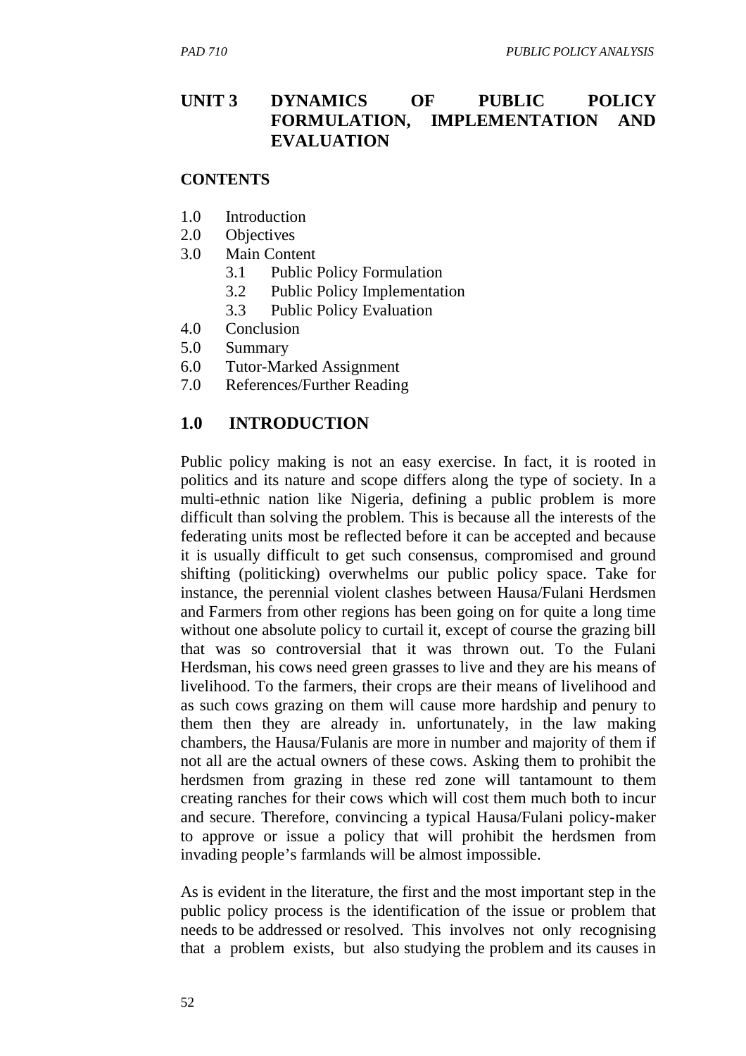## UNIT 3 DYNAMICS OF PUBLIC POLICY FORMULATION, IMPLEMENTATION AND EVALUATION

**CONTENTS**

1.0 Introduction
2.0 Objectives
3.0 Main Content
  3.1 Public Policy Formulation
  3.2 Public Policy Implementation
  3.3 Public Policy Evaluation
4.0 Conclusion
5.0 Summary
6.0 Tutor-Marked Assignment
7.0 References/Further Reading

## 1.0 INTRODUCTION

Public policy making is not an easy exercise. In fact, it is rooted in politics and its nature and scope differs along the type of society. In a multi-ethnic nation like Nigeria, defining a public problem is more difficult than solving the problem. This is because all the interests of the federating units most be reflected before it can be accepted and because it is usually difficult to get such consensus, compromised and ground shifting (politicking) overwhelms our public policy space. Take for instance, the perennial violent clashes between Hausa/Fulani Herdsmen and Farmers from other regions has been going on for quite a long time without one absolute policy to curtail it, except of course the grazing bill that was so controversial that it was thrown out. To the Fulani Herdsman, his cows need green grasses to live and they are his means of livelihood. To the farmers, their crops are their means of livelihood and as such cows grazing on them will cause more hardship and penury to them then they are already in. unfortunately, in the law making chambers, the Hausa/Fulanis are more in number and majority of them if not all are the actual owners of these cows. Asking them to prohibit the herdsmen from grazing in these red zone will tantamount to them creating ranches for their cows which will cost them much both to incur and secure. Therefore, convincing a typical Hausa/Fulani policy-maker to approve or issue a policy that will prohibit the herdsmen from invading people's farmlands will be almost impossible.

As is evident in the literature, the first and the most important step in the public policy process is the identification of the issue or problem that needs to be addressed or resolved. This involves not only recognising that a problem exists, but also studying the problem and its causes in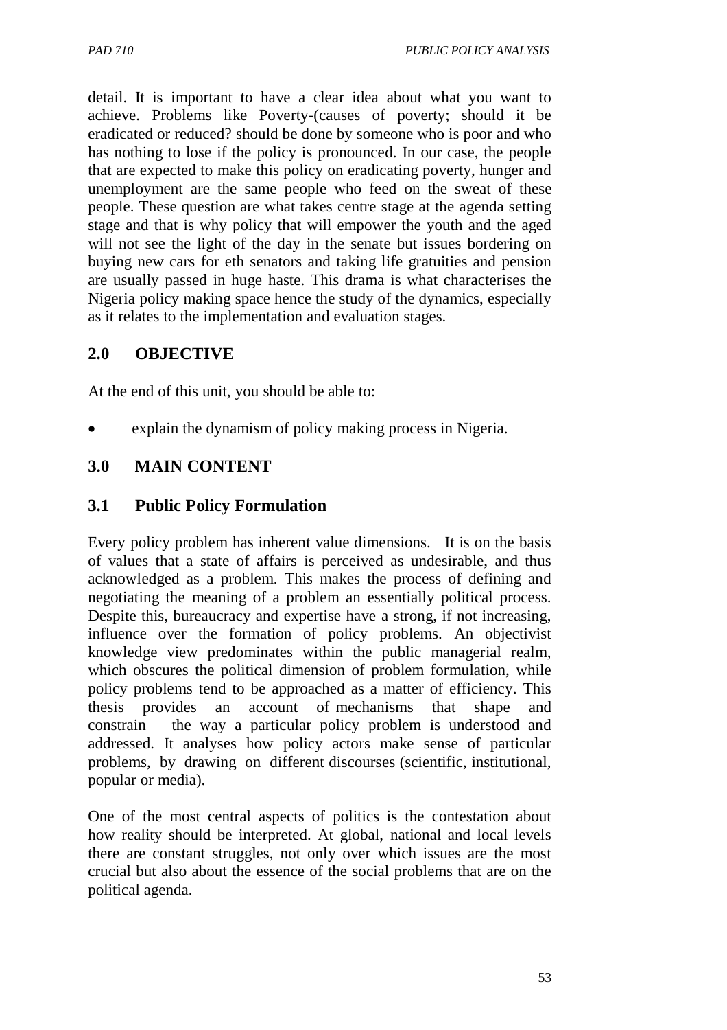detail. It is important to have a clear idea about what you want to achieve. Problems like Poverty-(causes of poverty; should it be eradicated or reduced? should be done by someone who is poor and who has nothing to lose if the policy is pronounced. In our case, the people that are expected to make this policy on eradicating poverty, hunger and unemployment are the same people who feed on the sweat of these people. These question are what takes centre stage at the agenda setting stage and that is why policy that will empower the youth and the aged will not see the light of the day in the senate but issues bordering on buying new cars for eth senators and taking life gratuities and pension are usually passed in huge haste. This drama is what characterises the Nigeria policy making space hence the study of the dynamics, especially as it relates to the implementation and evaluation stages.

## 2.0 OBJECTIVE

At the end of this unit, you should be able to:

- explain the dynamism of policy making process in Nigeria.

## 3.0 MAIN CONTENT

### 3.1 Public Policy Formulation

Every policy problem has inherent value dimensions. It is on the basis of values that a state of affairs is perceived as undesirable, and thus acknowledged as a problem. This makes the process of defining and negotiating the meaning of a problem an essentially political process. Despite this, bureaucracy and expertise have a strong, if not increasing, influence over the formation of policy problems. An objectivist knowledge view predominates within the public managerial realm, which obscures the political dimension of problem formulation, while policy problems tend to be approached as a matter of efficiency. This thesis provides an account of mechanisms that shape and constrain the way a particular policy problem is understood and addressed. It analyses how policy actors make sense of particular problems, by drawing on different discourses (scientific, institutional, popular or media).

One of the most central aspects of politics is the contestation about how reality should be interpreted. At global, national and local levels there are constant struggles, not only over which issues are the most crucial but also about the essence of the social problems that are on the political agenda.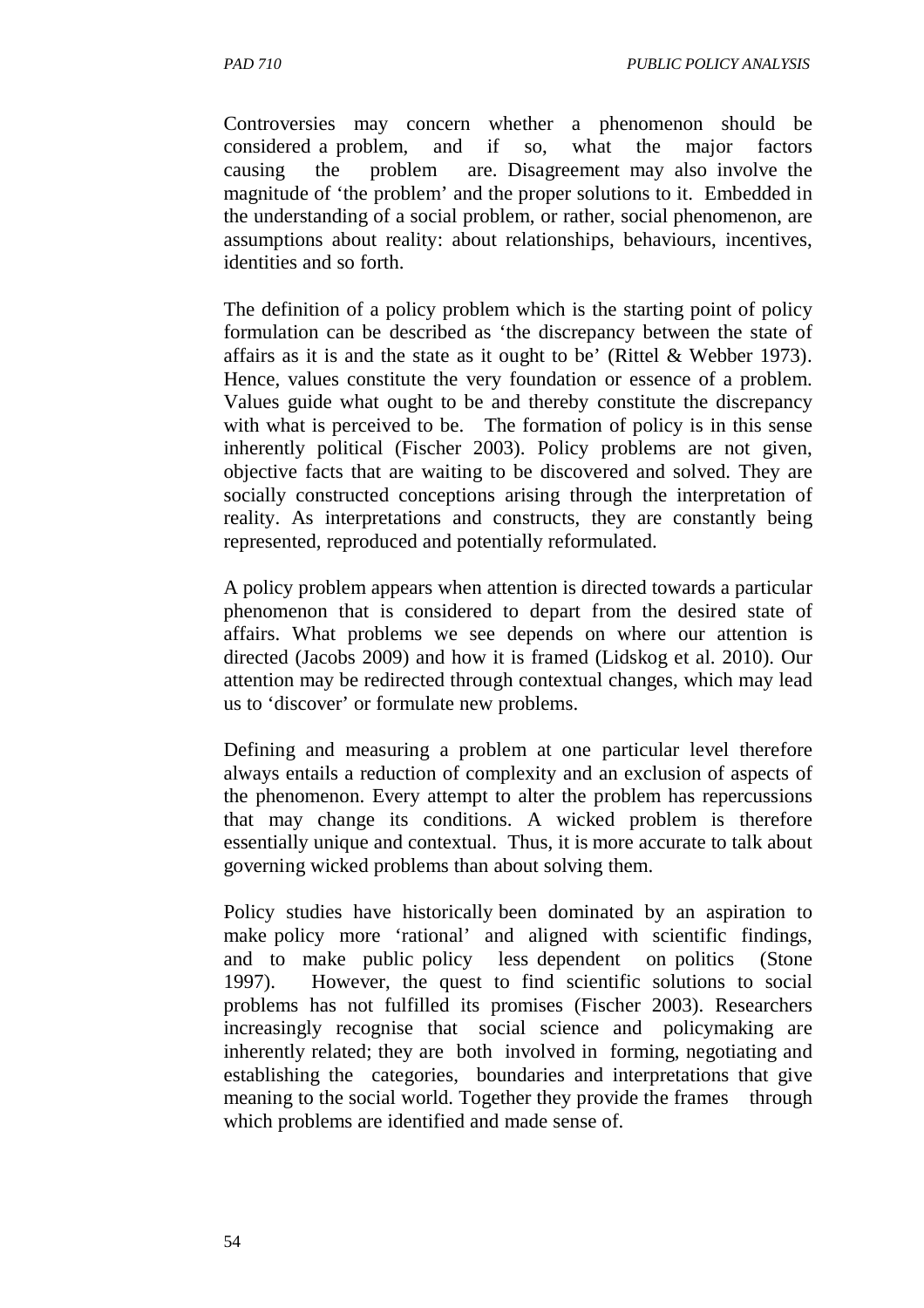Controversies may concern whether a phenomenon should be considered a problem, and if so, what the major factors causing the problem are. Disagreement may also involve the magnitude of 'the problem' and the proper solutions to it. Embedded in the understanding of a social problem, or rather, social phenomenon, are assumptions about reality: about relationships, behaviours, incentives, identities and so forth.

The definition of a policy problem which is the starting point of policy formulation can be described as 'the discrepancy between the state of affairs as it is and the state as it ought to be' (Rittel & Webber 1973). Hence, values constitute the very foundation or essence of a problem. Values guide what ought to be and thereby constitute the discrepancy with what is perceived to be. The formation of policy is in this sense inherently political (Fischer 2003). Policy problems are not given, objective facts that are waiting to be discovered and solved. They are socially constructed conceptions arising through the interpretation of reality. As interpretations and constructs, they are constantly being represented, reproduced and potentially reformulated.

A policy problem appears when attention is directed towards a particular phenomenon that is considered to depart from the desired state of affairs. What problems we see depends on where our attention is directed (Jacobs 2009) and how it is framed (Lidskog et al. 2010). Our attention may be redirected through contextual changes, which may lead us to 'discover' or formulate new problems.

Defining and measuring a problem at one particular level therefore always entails a reduction of complexity and an exclusion of aspects of the phenomenon. Every attempt to alter the problem has repercussions that may change its conditions. A wicked problem is therefore essentially unique and contextual. Thus, it is more accurate to talk about governing wicked problems than about solving them.

Policy studies have historically been dominated by an aspiration to make policy more 'rational' and aligned with scientific findings, and to make public policy less dependent on politics (Stone 1997). However, the quest to find scientific solutions to social problems has not fulfilled its promises (Fischer 2003). Researchers increasingly recognise that social science and policymaking are inherently related; they are both involved in forming, negotiating and establishing the categories, boundaries and interpretations that give meaning to the social world. Together they provide the frames through which problems are identified and made sense of.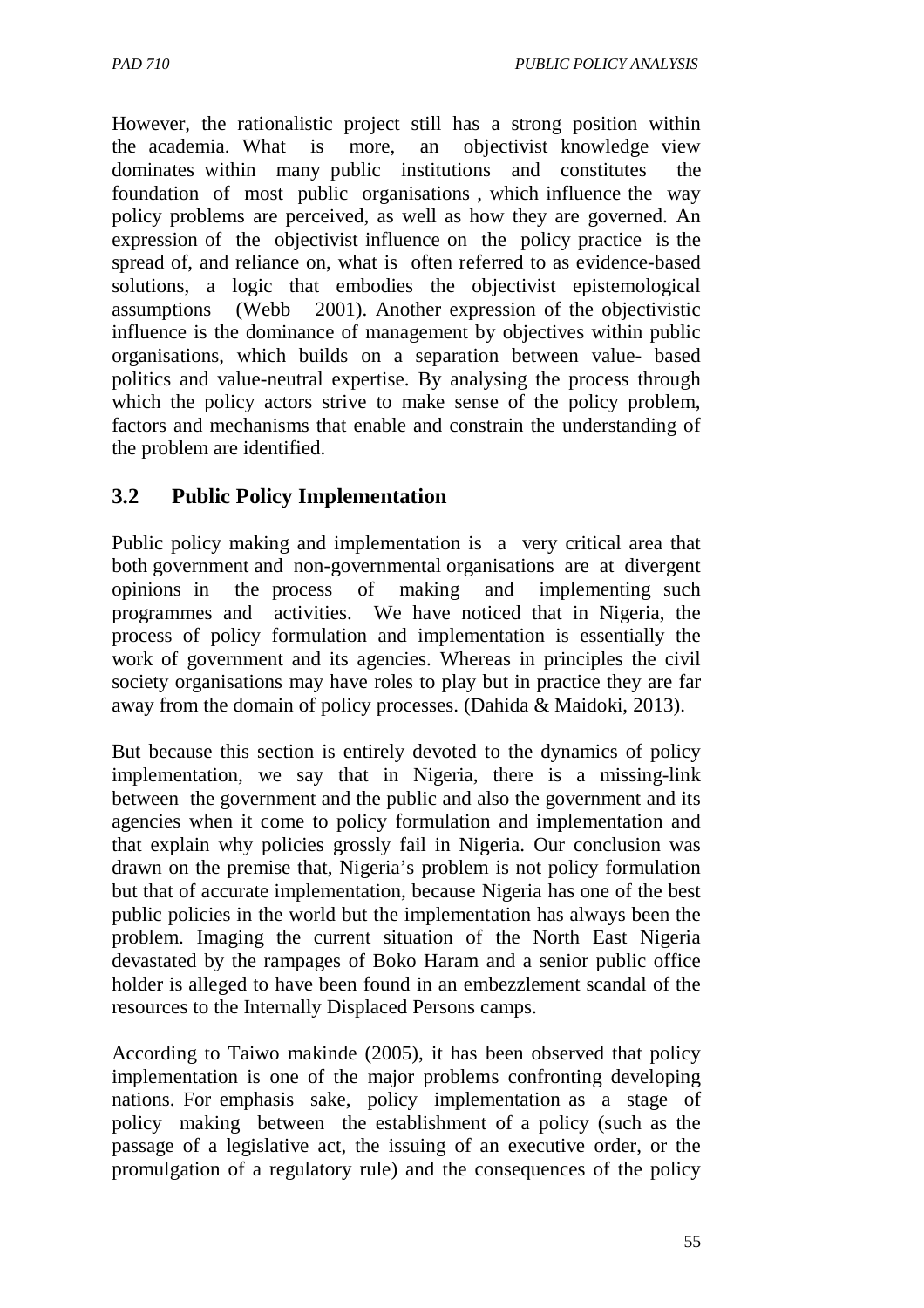However, the rationalistic project still has a strong position within the academia. What is more, an objectivist knowledge view dominates within many public institutions and constitutes the foundation of most public organisations , which influence the way policy problems are perceived, as well as how they are governed. An expression of the objectivist influence on the policy practice is the spread of, and reliance on, what is often referred to as evidence-based solutions, a logic that embodies the objectivist epistemological assumptions (Webb 2001). Another expression of the objectivistic influence is the dominance of management by objectives within public organisations, which builds on a separation between value- based politics and value-neutral expertise. By analysing the process through which the policy actors strive to make sense of the policy problem, factors and mechanisms that enable and constrain the understanding of the problem are identified.

## 3.2 Public Policy Implementation

Public policy making and implementation is a very critical area that both government and non-governmental organisations are at divergent opinions in the process of making and implementing such programmes and activities. We have noticed that in Nigeria, the process of policy formulation and implementation is essentially the work of government and its agencies. Whereas in principles the civil society organisations may have roles to play but in practice they are far away from the domain of policy processes. (Dahida & Maidoki, 2013).

But because this section is entirely devoted to the dynamics of policy implementation, we say that in Nigeria, there is a missing-link between the government and the public and also the government and its agencies when it come to policy formulation and implementation and that explain why policies grossly fail in Nigeria. Our conclusion was drawn on the premise that, Nigeria's problem is not policy formulation but that of accurate implementation, because Nigeria has one of the best public policies in the world but the implementation has always been the problem. Imaging the current situation of the North East Nigeria devastated by the rampages of Boko Haram and a senior public office holder is alleged to have been found in an embezzlement scandal of the resources to the Internally Displaced Persons camps.

According to Taiwo makinde (2005), it has been observed that policy implementation is one of the major problems confronting developing nations. For emphasis sake, policy implementation as a stage of policy making between the establishment of a policy (such as the passage of a legislative act, the issuing of an executive order, or the promulgation of a regulatory rule) and the consequences of the policy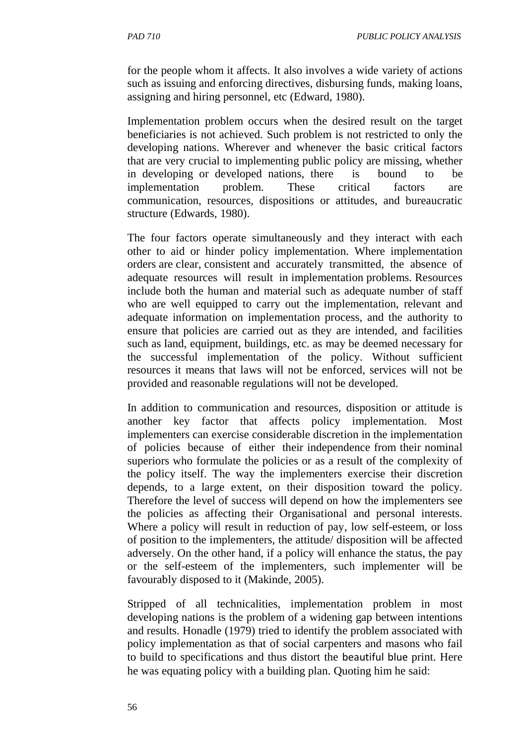for the people whom it affects. It also involves a wide variety of actions such as issuing and enforcing directives, disbursing funds, making loans, assigning and hiring personnel, etc (Edward, 1980).

Implementation problem occurs when the desired result on the target beneficiaries is not achieved. Such problem is not restricted to only the developing nations. Wherever and whenever the basic critical factors that are very crucial to implementing public policy are missing, whether in developing or developed nations, there is bound to be implementation problem. These critical factors are communication, resources, dispositions or attitudes, and bureaucratic structure (Edwards, 1980).

The four factors operate simultaneously and they interact with each other to aid or hinder policy implementation. Where implementation orders are clear, consistent and accurately transmitted, the absence of adequate resources will result in implementation problems. Resources include both the human and material such as adequate number of staff who are well equipped to carry out the implementation, relevant and adequate information on implementation process, and the authority to ensure that policies are carried out as they are intended, and facilities such as land, equipment, buildings, etc. as may be deemed necessary for the successful implementation of the policy. Without sufficient resources it means that laws will not be enforced, services will not be provided and reasonable regulations will not be developed.

In addition to communication and resources, disposition or attitude is another key factor that affects policy implementation. Most implementers can exercise considerable discretion in the implementation of policies because of either their independence from their nominal superiors who formulate the policies or as a result of the complexity of the policy itself. The way the implementers exercise their discretion depends, to a large extent, on their disposition toward the policy. Therefore the level of success will depend on how the implementers see the policies as affecting their Organisational and personal interests. Where a policy will result in reduction of pay, low self-esteem, or loss of position to the implementers, the attitude/ disposition will be affected adversely. On the other hand, if a policy will enhance the status, the pay or the self-esteem of the implementers, such implementer will be favourably disposed to it (Makinde, 2005).

Stripped of all technicalities, implementation problem in most developing nations is the problem of a widening gap between intentions and results. Honadle (1979) tried to identify the problem associated with policy implementation as that of social carpenters and masons who fail to build to specifications and thus distort the beautiful blue print. Here he was equating policy with a building plan. Quoting him he said: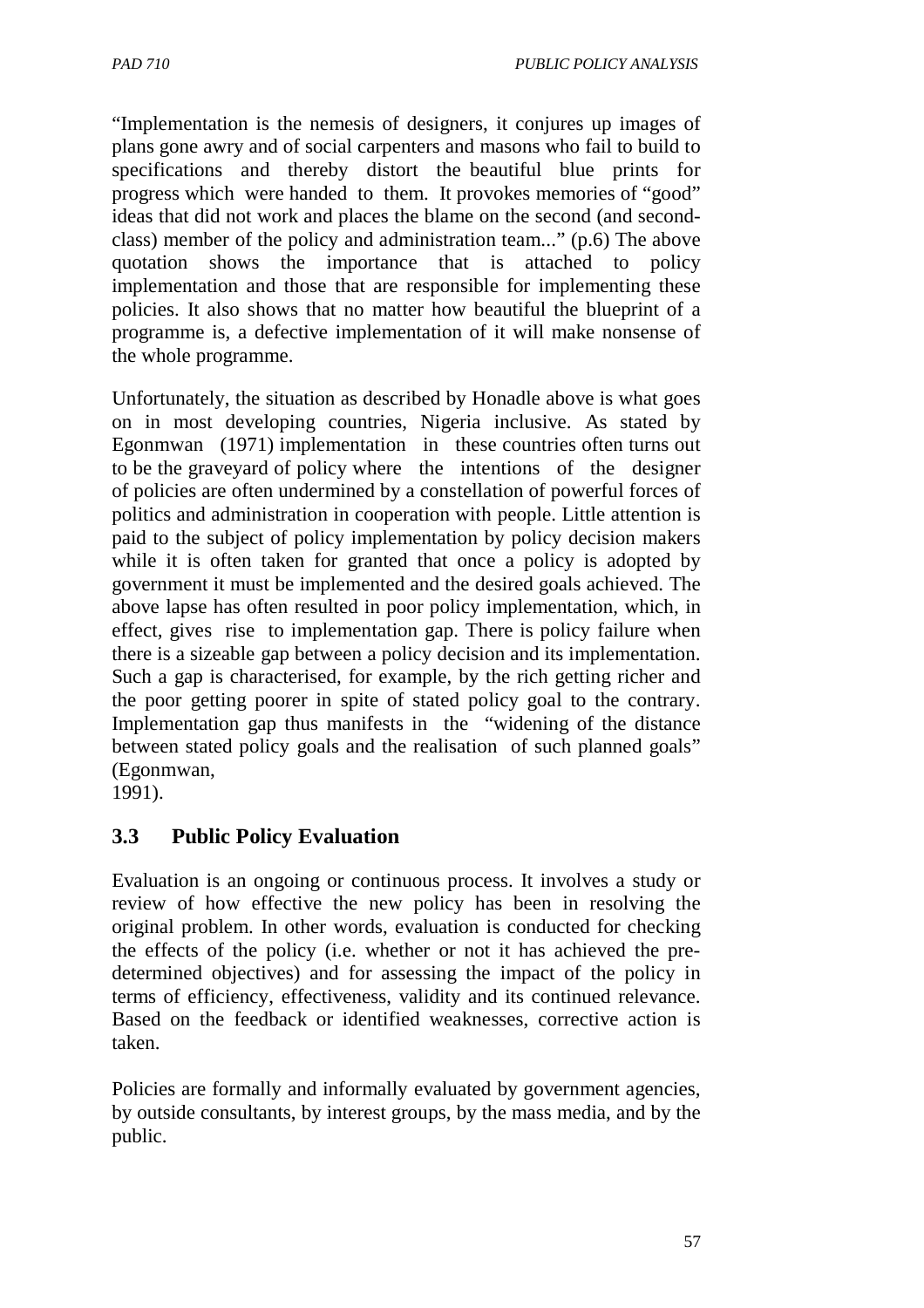"Implementation is the nemesis of designers, it conjures up images of plans gone awry and of social carpenters and masons who fail to build to specifications and thereby distort the beautiful blue prints for progress which were handed to them. It provokes memories of "good" ideas that did not work and places the blame on the second (and second-class) member of the policy and administration team..." (p.6) The above quotation shows the importance that is attached to policy implementation and those that are responsible for implementing these policies. It also shows that no matter how beautiful the blueprint of a programme is, a defective implementation of it will make nonsense of the whole programme.

Unfortunately, the situation as described by Honadle above is what goes on in most developing countries, Nigeria inclusive. As stated by Egonmwan (1971) implementation in these countries often turns out to be the graveyard of policy where the intentions of the designer of policies are often undermined by a constellation of powerful forces of politics and administration in cooperation with people. Little attention is paid to the subject of policy implementation by policy decision makers while it is often taken for granted that once a policy is adopted by government it must be implemented and the desired goals achieved. The above lapse has often resulted in poor policy implementation, which, in effect, gives rise to implementation gap. There is policy failure when there is a sizeable gap between a policy decision and its implementation. Such a gap is characterised, for example, by the rich getting richer and the poor getting poorer in spite of stated policy goal to the contrary. Implementation gap thus manifests in the "widening of the distance between stated policy goals and the realisation of such planned goals" (Egonmwan, 1991).

### 3.3 Public Policy Evaluation

Evaluation is an ongoing or continuous process. It involves a study or review of how effective the new policy has been in resolving the original problem. In other words, evaluation is conducted for checking the effects of the policy (i.e. whether or not it has achieved the pre-determined objectives) and for assessing the impact of the policy in terms of efficiency, effectiveness, validity and its continued relevance. Based on the feedback or identified weaknesses, corrective action is taken.

Policies are formally and informally evaluated by government agencies, by outside consultants, by interest groups, by the mass media, and by the public.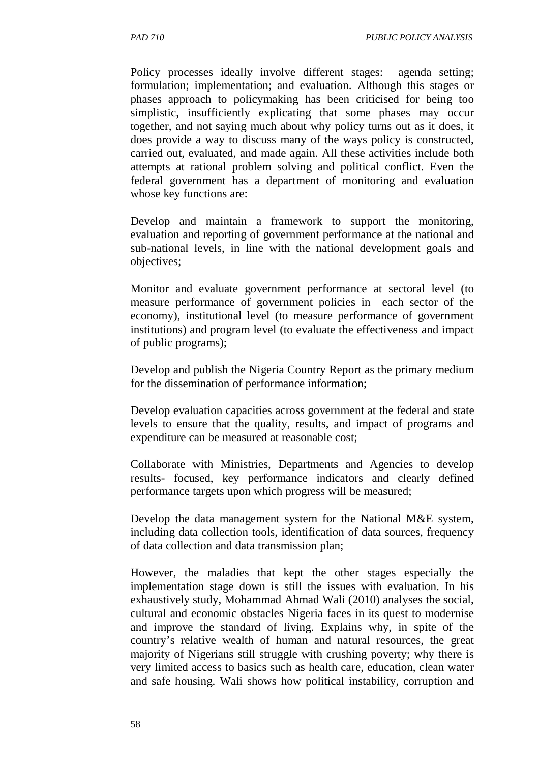Policy processes ideally involve different stages: agenda setting; formulation; implementation; and evaluation. Although this stages or phases approach to policymaking has been criticised for being too simplistic, insufficiently explicating that some phases may occur together, and not saying much about why policy turns out as it does, it does provide a way to discuss many of the ways policy is constructed, carried out, evaluated, and made again. All these activities include both attempts at rational problem solving and political conflict. Even the federal government has a department of monitoring and evaluation whose key functions are:

Develop and maintain a framework to support the monitoring, evaluation and reporting of government performance at the national and sub-national levels, in line with the national development goals and objectives;

Monitor and evaluate government performance at sectoral level (to measure performance of government policies in each sector of the economy), institutional level (to measure performance of government institutions) and program level (to evaluate the effectiveness and impact of public programs);

Develop and publish the Nigeria Country Report as the primary medium for the dissemination of performance information;

Develop evaluation capacities across government at the federal and state levels to ensure that the quality, results, and impact of programs and expenditure can be measured at reasonable cost;

Collaborate with Ministries, Departments and Agencies to develop results- focused, key performance indicators and clearly defined performance targets upon which progress will be measured;

Develop the data management system for the National M&E system, including data collection tools, identification of data sources, frequency of data collection and data transmission plan;

However, the maladies that kept the other stages especially the implementation stage down is still the issues with evaluation. In his exhaustively study, Mohammad Ahmad Wali (2010) analyses the social, cultural and economic obstacles Nigeria faces in its quest to modernise and improve the standard of living. Explains why, in spite of the country's relative wealth of human and natural resources, the great majority of Nigerians still struggle with crushing poverty; why there is very limited access to basics such as health care, education, clean water and safe housing. Wali shows how political instability, corruption and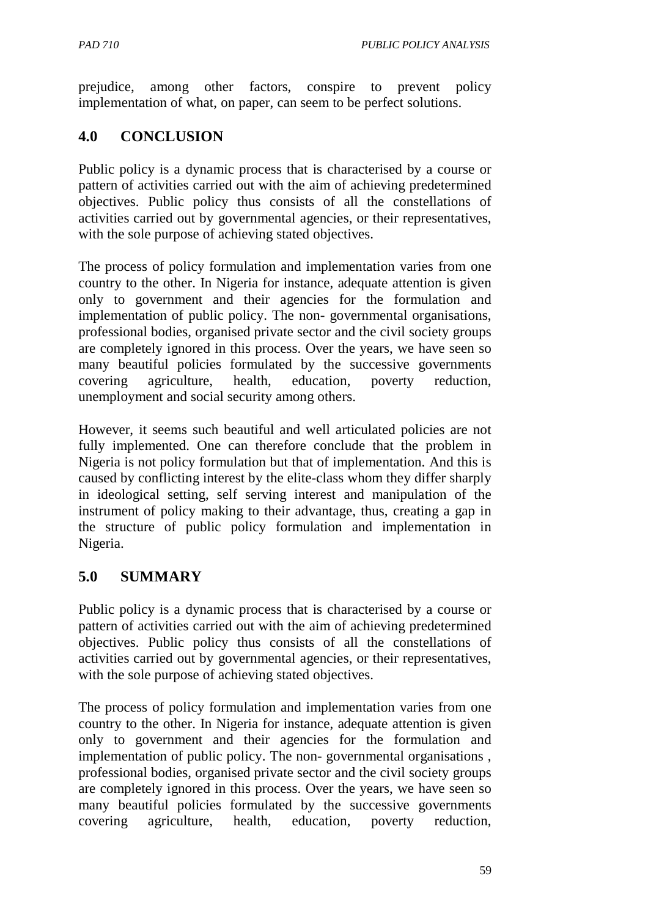prejudice, among other factors, conspire to prevent policy implementation of what, on paper, can seem to be perfect solutions.

## 4.0 CONCLUSION

Public policy is a dynamic process that is characterised by a course or pattern of activities carried out with the aim of achieving predetermined objectives. Public policy thus consists of all the constellations of activities carried out by governmental agencies, or their representatives, with the sole purpose of achieving stated objectives.

The process of policy formulation and implementation varies from one country to the other. In Nigeria for instance, adequate attention is given only to government and their agencies for the formulation and implementation of public policy. The non- governmental organisations, professional bodies, organised private sector and the civil society groups are completely ignored in this process. Over the years, we have seen so many beautiful policies formulated by the successive governments covering agriculture, health, education, poverty reduction, unemployment and social security among others.

However, it seems such beautiful and well articulated policies are not fully implemented. One can therefore conclude that the problem in Nigeria is not policy formulation but that of implementation. And this is caused by conflicting interest by the elite-class whom they differ sharply in ideological setting, self serving interest and manipulation of the instrument of policy making to their advantage, thus, creating a gap in the structure of public policy formulation and implementation in Nigeria.

## 5.0 SUMMARY

Public policy is a dynamic process that is characterised by a course or pattern of activities carried out with the aim of achieving predetermined objectives. Public policy thus consists of all the constellations of activities carried out by governmental agencies, or their representatives, with the sole purpose of achieving stated objectives.

The process of policy formulation and implementation varies from one country to the other. In Nigeria for instance, adequate attention is given only to government and their agencies for the formulation and implementation of public policy. The non- governmental organisations , professional bodies, organised private sector and the civil society groups are completely ignored in this process. Over the years, we have seen so many beautiful policies formulated by the successive governments covering agriculture, health, education, poverty reduction,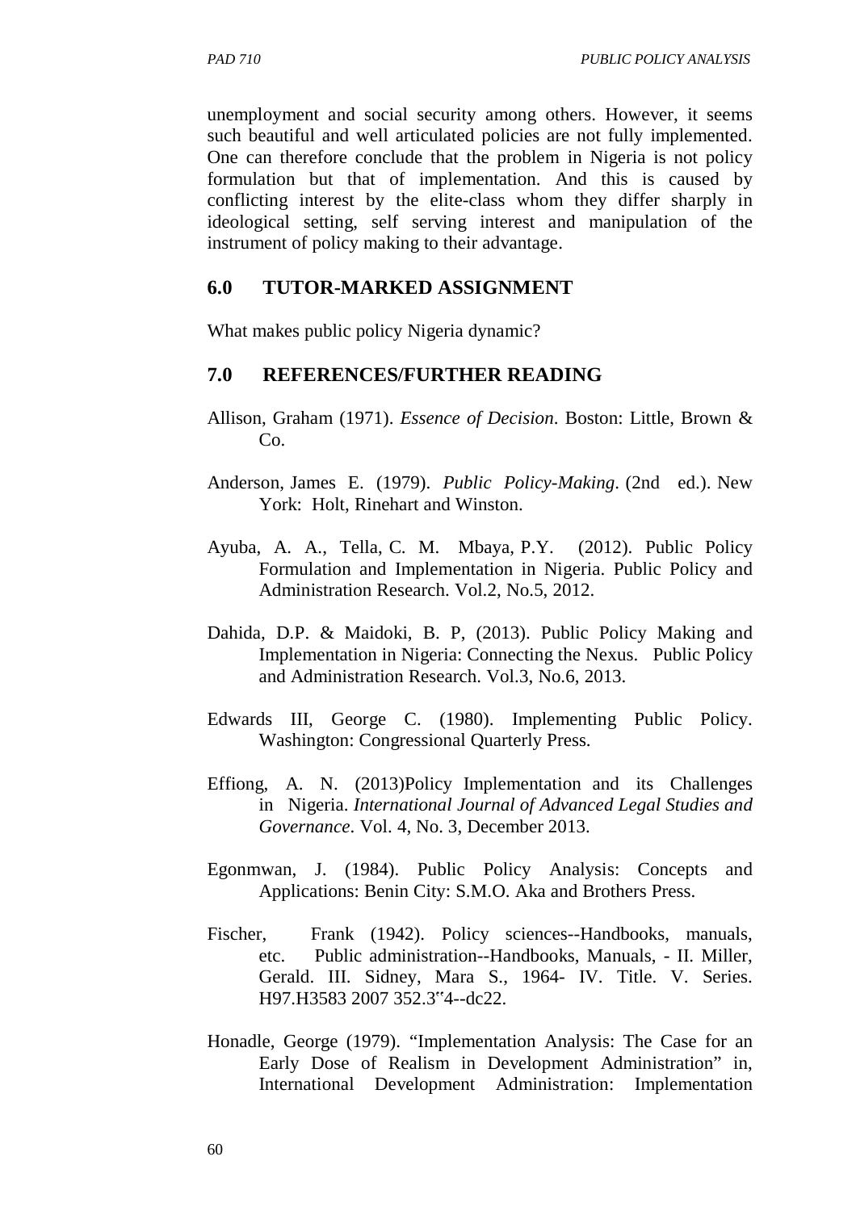unemployment and social security among others. However, it seems such beautiful and well articulated policies are not fully implemented. One can therefore conclude that the problem in Nigeria is not policy formulation but that of implementation. And this is caused by conflicting interest by the elite-class whom they differ sharply in ideological setting, self serving interest and manipulation of the instrument of policy making to their advantage.

## 6.0 TUTOR-MARKED ASSIGNMENT

What makes public policy Nigeria dynamic?

## 7.0 REFERENCES/FURTHER READING

Allison, Graham (1971). *Essence of Decision*. Boston: Little, Brown & Co.

Anderson, James E. (1979). *Public Policy-Making*. (2nd ed.). New York: Holt, Rinehart and Winston.

Ayuba, A. A., Tella, C. M. Mbaya, P.Y. (2012). Public Policy Formulation and Implementation in Nigeria. Public Policy and Administration Research. Vol.2, No.5, 2012.

Dahida, D.P. & Maidoki, B. P, (2013). Public Policy Making and Implementation in Nigeria: Connecting the Nexus. Public Policy and Administration Research. Vol.3, No.6, 2013.

Edwards III, George C. (1980). Implementing Public Policy. Washington: Congressional Quarterly Press.

Effiong, A. N. (2013)Policy Implementation and its Challenges in Nigeria. *International Journal of Advanced Legal Studies and Governance*. Vol. 4, No. 3, December 2013.

Egonmwan, J. (1984). Public Policy Analysis: Concepts and Applications: Benin City: S.M.O. Aka and Brothers Press.

Fischer, Frank (1942). Policy sciences--Handbooks, manuals, etc. Public administration--Handbooks, Manuals, - II. Miller, Gerald. III. Sidney, Mara S., 1964- IV. Title. V. Series. H97.H3583 2007 352.3‟4--dc22.

Honadle, George (1979). "Implementation Analysis: The Case for an Early Dose of Realism in Development Administration" in, International Development Administration: Implementation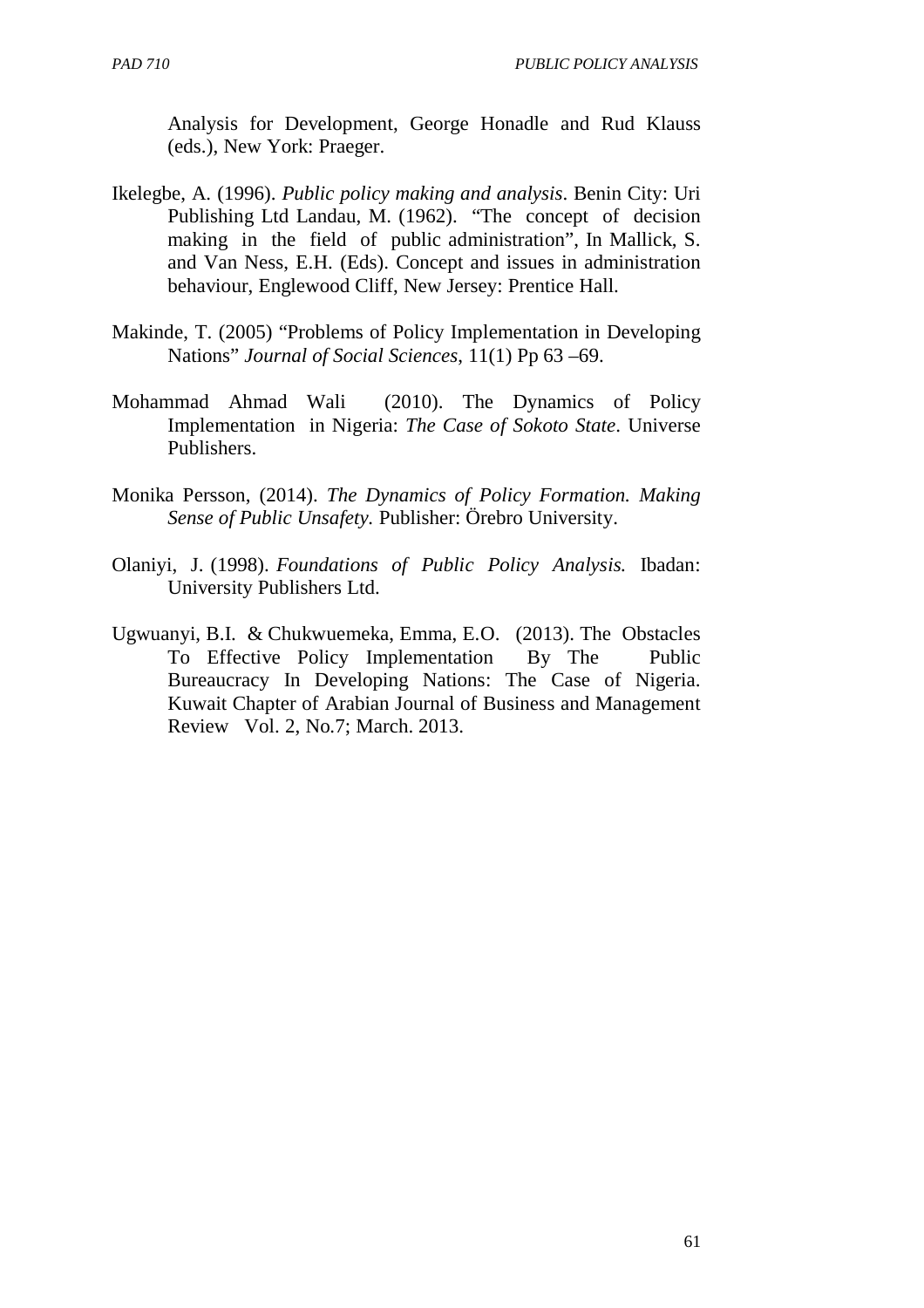Analysis for Development, George Honadle and Rud Klauss (eds.), New York: Praeger.

Ikelegbe, A. (1996). *Public policy making and analysis*. Benin City: Uri Publishing Ltd Landau, M. (1962). "The concept of decision making in the field of public administration", In Mallick, S. and Van Ness, E.H. (Eds). Concept and issues in administration behaviour, Englewood Cliff, New Jersey: Prentice Hall.

Makinde, T. (2005) "Problems of Policy Implementation in Developing Nations" *Journal of Social Sciences*, 11(1) Pp 63 –69.

Mohammad Ahmad Wali (2010). The Dynamics of Policy Implementation in Nigeria: *The Case of Sokoto State*. Universe Publishers.

Monika Persson, (2014). *The Dynamics of Policy Formation. Making Sense of Public Unsafety.* Publisher: Örebro University.

Olaniyi, J. (1998). *Foundations of Public Policy Analysis.* Ibadan: University Publishers Ltd.

Ugwuanyi, B.I. & Chukwuemeka, Emma, E.O. (2013). The Obstacles To Effective Policy Implementation By The Public Bureaucracy In Developing Nations: The Case of Nigeria. Kuwait Chapter of Arabian Journal of Business and Management Review Vol. 2, No.7; March. 2013.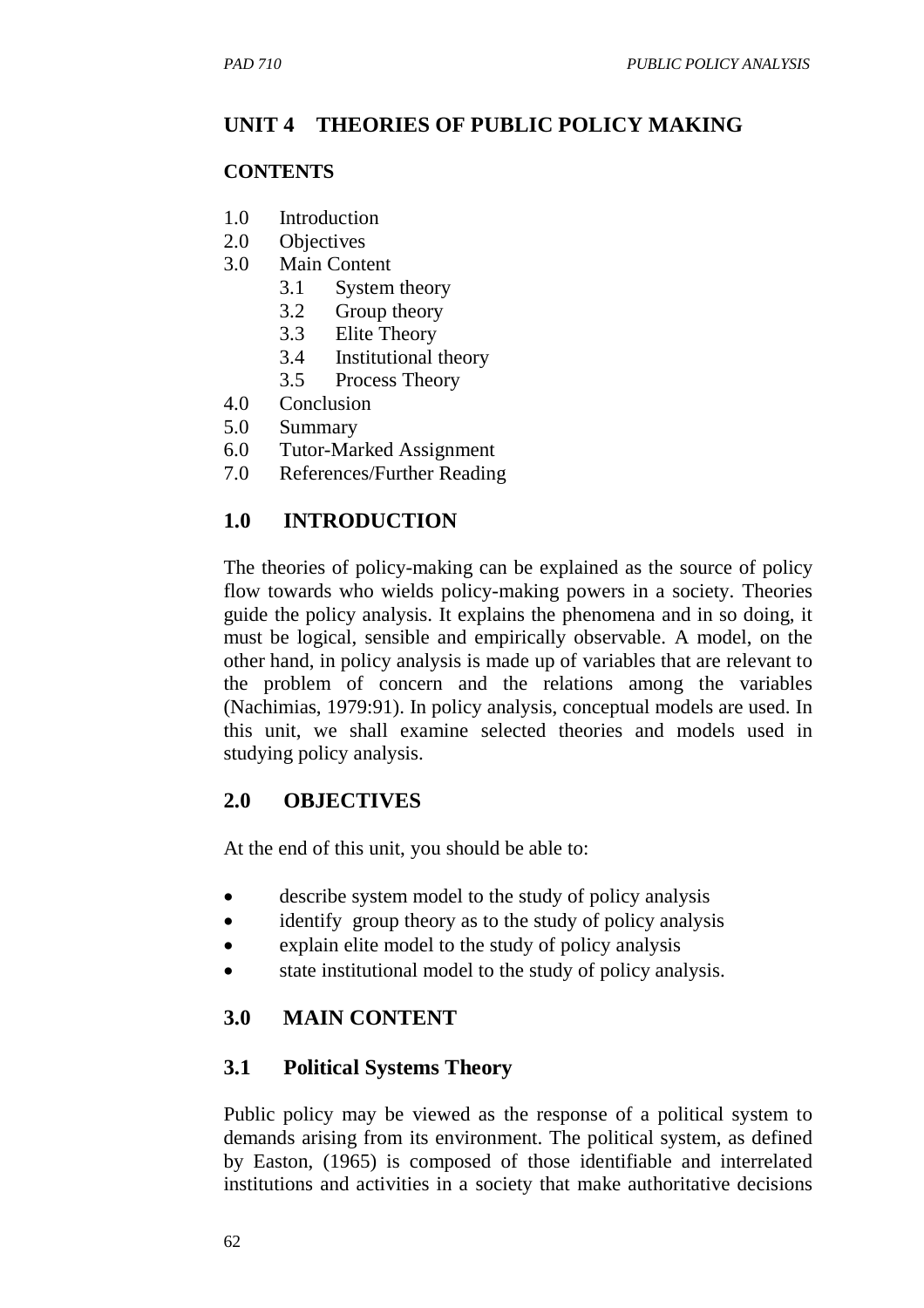## UNIT 4 THEORIES OF PUBLIC POLICY MAKING

### CONTENTS

1.0 Introduction
2.0 Objectives
3.0 Main Content
    3.1 System theory
    3.2 Group theory
    3.3 Elite Theory
    3.4 Institutional theory
    3.5 Process Theory
4.0 Conclusion
5.0 Summary
6.0 Tutor-Marked Assignment
7.0 References/Further Reading

### 1.0 INTRODUCTION

The theories of policy-making can be explained as the source of policy flow towards who wields policy-making powers in a society. Theories guide the policy analysis. It explains the phenomena and in so doing, it must be logical, sensible and empirically observable. A model, on the other hand, in policy analysis is made up of variables that are relevant to the problem of concern and the relations among the variables (Nachimias, 1979:91). In policy analysis, conceptual models are used. In this unit, we shall examine selected theories and models used in studying policy analysis.

### 2.0 OBJECTIVES

At the end of this unit, you should be able to:

- describe system model to the study of policy analysis
- identify group theory as to the study of policy analysis
- explain elite model to the study of policy analysis
- state institutional model to the study of policy analysis.

### 3.0 MAIN CONTENT

### 3.1 Political Systems Theory

Public policy may be viewed as the response of a political system to demands arising from its environment. The political system, as defined by Easton, (1965) is composed of those identifiable and interrelated institutions and activities in a society that make authoritative decisions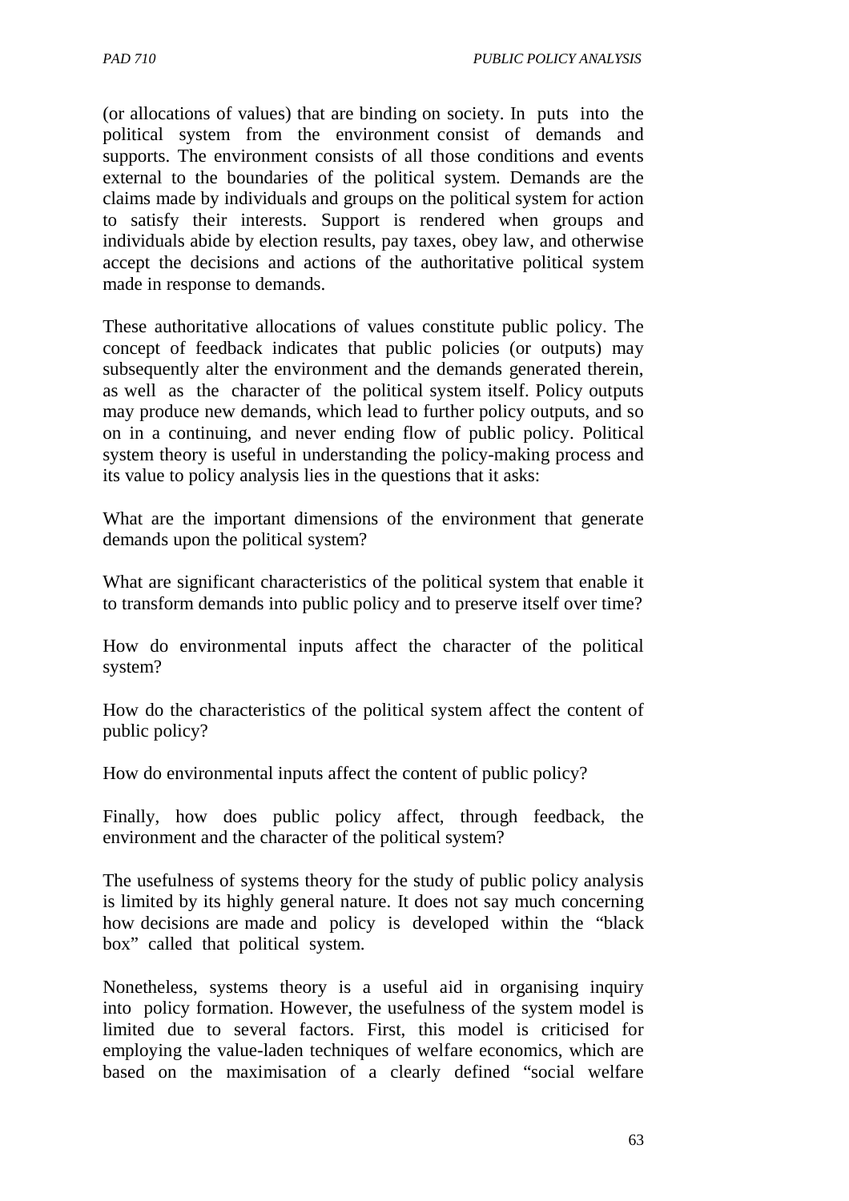(or allocations of values) that are binding on society. In puts into the political system from the environment consist of demands and supports. The environment consists of all those conditions and events external to the boundaries of the political system. Demands are the claims made by individuals and groups on the political system for action to satisfy their interests. Support is rendered when groups and individuals abide by election results, pay taxes, obey law, and otherwise accept the decisions and actions of the authoritative political system made in response to demands.

These authoritative allocations of values constitute public policy. The concept of feedback indicates that public policies (or outputs) may subsequently alter the environment and the demands generated therein, as well as the character of the political system itself. Policy outputs may produce new demands, which lead to further policy outputs, and so on in a continuing, and never ending flow of public policy. Political system theory is useful in understanding the policy-making process and its value to policy analysis lies in the questions that it asks:

What are the important dimensions of the environment that generate demands upon the political system?

What are significant characteristics of the political system that enable it to transform demands into public policy and to preserve itself over time?

How do environmental inputs affect the character of the political system?

How do the characteristics of the political system affect the content of public policy?

How do environmental inputs affect the content of public policy?

Finally, how does public policy affect, through feedback, the environment and the character of the political system?

The usefulness of systems theory for the study of public policy analysis is limited by its highly general nature. It does not say much concerning how decisions are made and policy is developed within the "black box" called that political system.

Nonetheless, systems theory is a useful aid in organising inquiry into policy formation. However, the usefulness of the system model is limited due to several factors. First, this model is criticised for employing the value-laden techniques of welfare economics, which are based on the maximisation of a clearly defined "social welfare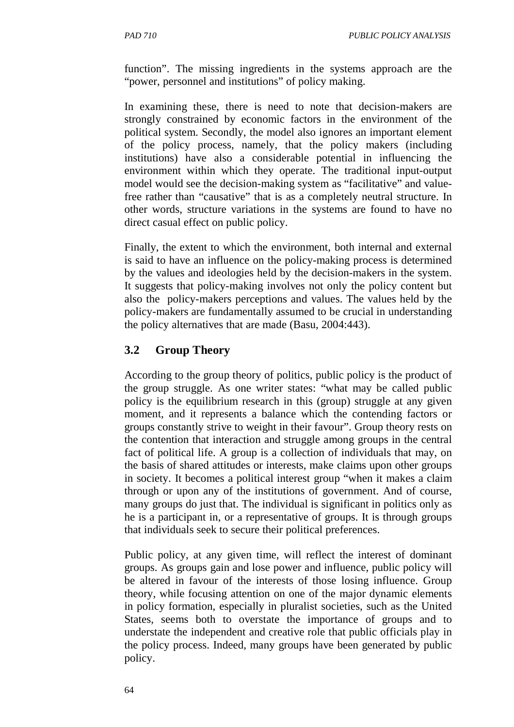function". The missing ingredients in the systems approach are the "power, personnel and institutions" of policy making.

In examining these, there is need to note that decision-makers are strongly constrained by economic factors in the environment of the political system. Secondly, the model also ignores an important element of the policy process, namely, that the policy makers (including institutions) have also a considerable potential in influencing the environment within which they operate. The traditional input-output model would see the decision-making system as "facilitative" and value-free rather than "causative" that is as a completely neutral structure. In other words, structure variations in the systems are found to have no direct casual effect on public policy.

Finally, the extent to which the environment, both internal and external is said to have an influence on the policy-making process is determined by the values and ideologies held by the decision-makers in the system. It suggests that policy-making involves not only the policy content but also the policy-makers perceptions and values. The values held by the policy-makers are fundamentally assumed to be crucial in understanding the policy alternatives that are made (Basu, 2004:443).

### 3.2 Group Theory

According to the group theory of politics, public policy is the product of the group struggle. As one writer states: "what may be called public policy is the equilibrium research in this (group) struggle at any given moment, and it represents a balance which the contending factors or groups constantly strive to weight in their favour". Group theory rests on the contention that interaction and struggle among groups in the central fact of political life. A group is a collection of individuals that may, on the basis of shared attitudes or interests, make claims upon other groups in society. It becomes a political interest group "when it makes a claim through or upon any of the institutions of government. And of course, many groups do just that. The individual is significant in politics only as he is a participant in, or a representative of groups. It is through groups that individuals seek to secure their political preferences.

Public policy, at any given time, will reflect the interest of dominant groups. As groups gain and lose power and influence, public policy will be altered in favour of the interests of those losing influence. Group theory, while focusing attention on one of the major dynamic elements in policy formation, especially in pluralist societies, such as the United States, seems both to overstate the importance of groups and to understate the independent and creative role that public officials play in the policy process. Indeed, many groups have been generated by public policy.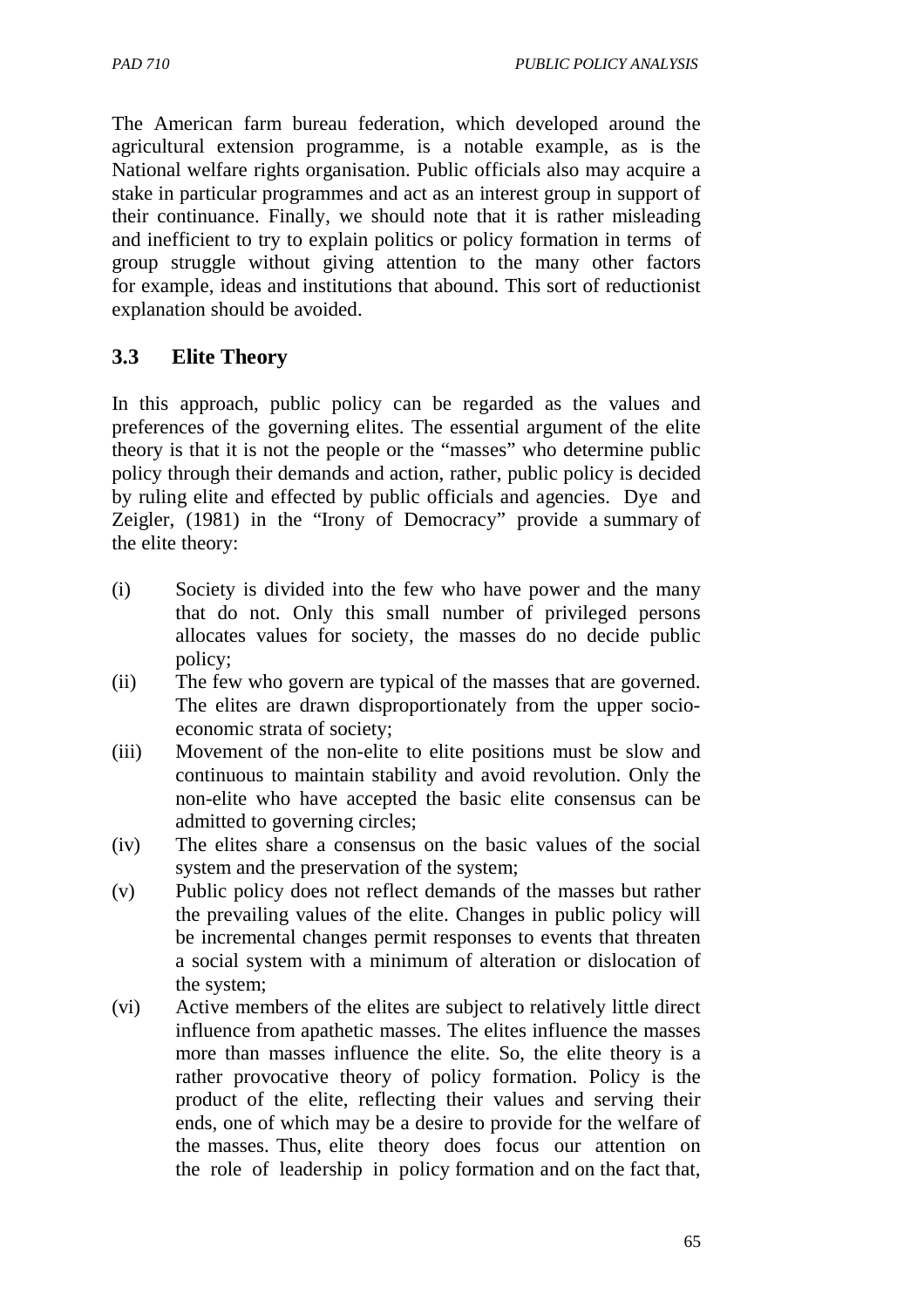The American farm bureau federation, which developed around the agricultural extension programme, is a notable example, as is the National welfare rights organisation. Public officials also may acquire a stake in particular programmes and act as an interest group in support of their continuance. Finally, we should note that it is rather misleading and inefficient to try to explain politics or policy formation in terms of group struggle without giving attention to the many other factors for example, ideas and institutions that abound. This sort of reductionist explanation should be avoided.

### 3.3 Elite Theory

In this approach, public policy can be regarded as the values and preferences of the governing elites. The essential argument of the elite theory is that it is not the people or the "masses" who determine public policy through their demands and action, rather, public policy is decided by ruling elite and effected by public officials and agencies. Dye and Zeigler, (1981) in the "Irony of Democracy" provide a summary of the elite theory:

(i) Society is divided into the few who have power and the many that do not. Only this small number of privileged persons allocates values for society, the masses do no decide public policy;

(ii) The few who govern are typical of the masses that are governed. The elites are drawn disproportionately from the upper socio-economic strata of society;

(iii) Movement of the non-elite to elite positions must be slow and continuous to maintain stability and avoid revolution. Only the non-elite who have accepted the basic elite consensus can be admitted to governing circles;

(iv) The elites share a consensus on the basic values of the social system and the preservation of the system;

(v) Public policy does not reflect demands of the masses but rather the prevailing values of the elite. Changes in public policy will be incremental changes permit responses to events that threaten a social system with a minimum of alteration or dislocation of the system;

(vi) Active members of the elites are subject to relatively little direct influence from apathetic masses. The elites influence the masses more than masses influence the elite. So, the elite theory is a rather provocative theory of policy formation. Policy is the product of the elite, reflecting their values and serving their ends, one of which may be a desire to provide for the welfare of the masses. Thus, elite theory does focus our attention on the role of leadership in policy formation and on the fact that,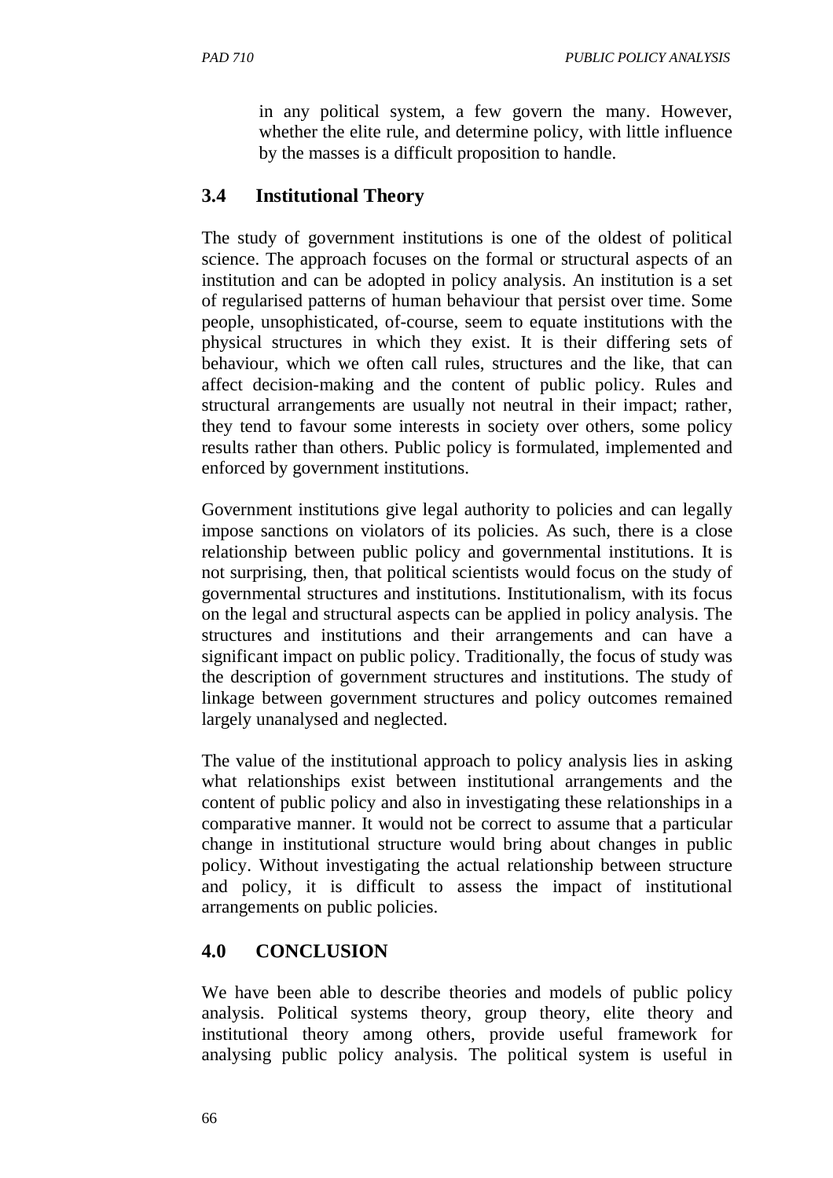in any political system, a few govern the many. However, whether the elite rule, and determine policy, with little influence by the masses is a difficult proposition to handle.

## 3.4 Institutional Theory

The study of government institutions is one of the oldest of political science. The approach focuses on the formal or structural aspects of an institution and can be adopted in policy analysis. An institution is a set of regularised patterns of human behaviour that persist over time. Some people, unsophisticated, of-course, seem to equate institutions with the physical structures in which they exist. It is their differing sets of behaviour, which we often call rules, structures and the like, that can affect decision-making and the content of public policy. Rules and structural arrangements are usually not neutral in their impact; rather, they tend to favour some interests in society over others, some policy results rather than others. Public policy is formulated, implemented and enforced by government institutions.

Government institutions give legal authority to policies and can legally impose sanctions on violators of its policies. As such, there is a close relationship between public policy and governmental institutions. It is not surprising, then, that political scientists would focus on the study of governmental structures and institutions. Institutionalism, with its focus on the legal and structural aspects can be applied in policy analysis. The structures and institutions and their arrangements and can have a significant impact on public policy. Traditionally, the focus of study was the description of government structures and institutions. The study of linkage between government structures and policy outcomes remained largely unanalysed and neglected.

The value of the institutional approach to policy analysis lies in asking what relationships exist between institutional arrangements and the content of public policy and also in investigating these relationships in a comparative manner. It would not be correct to assume that a particular change in institutional structure would bring about changes in public policy. Without investigating the actual relationship between structure and policy, it is difficult to assess the impact of institutional arrangements on public policies.

# 4.0 CONCLUSION

We have been able to describe theories and models of public policy analysis. Political systems theory, group theory, elite theory and institutional theory among others, provide useful framework for analysing public policy analysis. The political system is useful in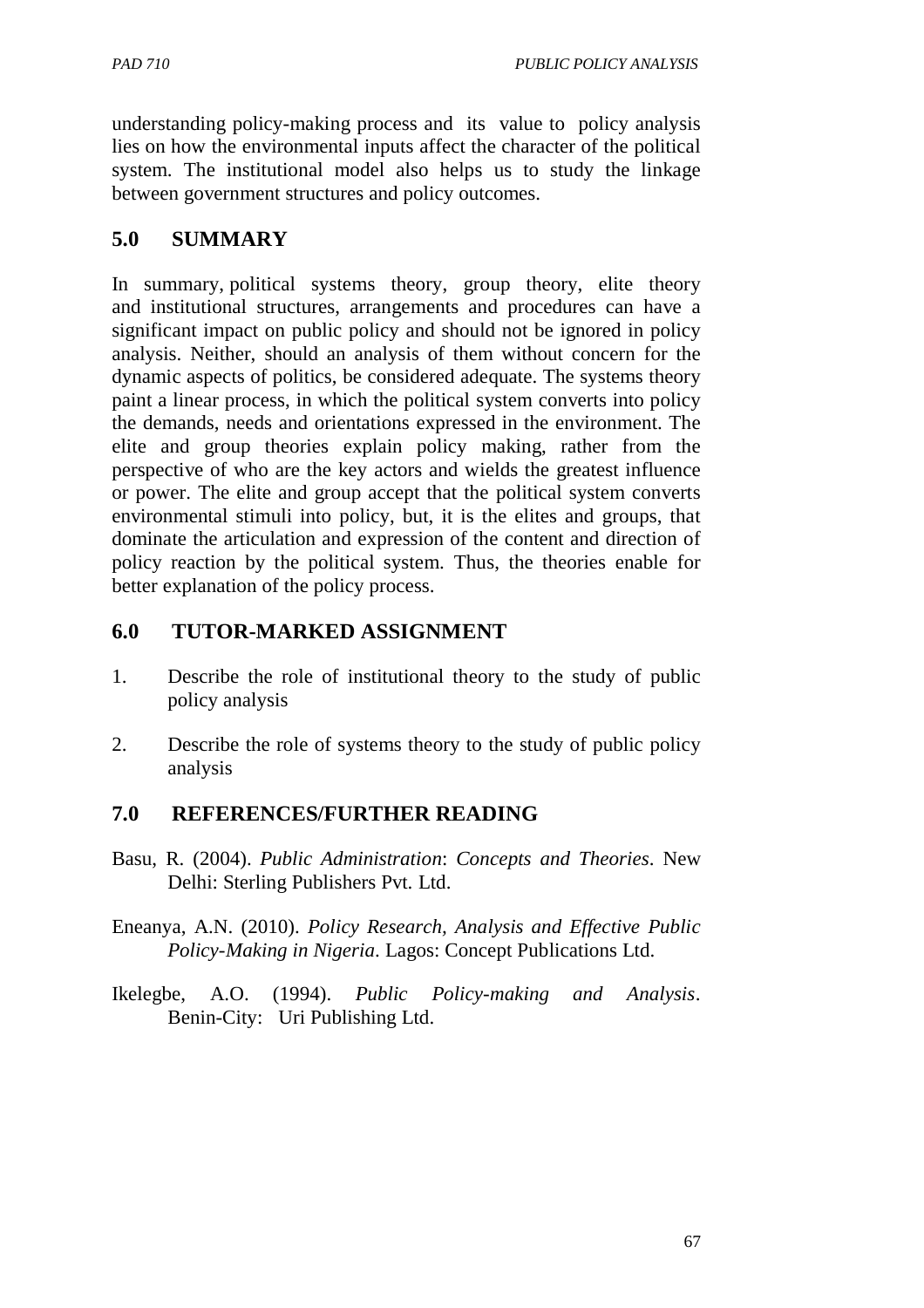understanding policy-making process and its value to policy analysis lies on how the environmental inputs affect the character of the political system. The institutional model also helps us to study the linkage between government structures and policy outcomes.

## 5.0 SUMMARY

In summary, political systems theory, group theory, elite theory and institutional structures, arrangements and procedures can have a significant impact on public policy and should not be ignored in policy analysis. Neither, should an analysis of them without concern for the dynamic aspects of politics, be considered adequate. The systems theory paint a linear process, in which the political system converts into policy the demands, needs and orientations expressed in the environment. The elite and group theories explain policy making, rather from the perspective of who are the key actors and wields the greatest influence or power. The elite and group accept that the political system converts environmental stimuli into policy, but, it is the elites and groups, that dominate the articulation and expression of the content and direction of policy reaction by the political system. Thus, the theories enable for better explanation of the policy process.

## 6.0 TUTOR-MARKED ASSIGNMENT

1. Describe the role of institutional theory to the study of public policy analysis
2. Describe the role of systems theory to the study of public policy analysis

## 7.0 REFERENCES/FURTHER READING

Basu, R. (2004). *Public Administration*: *Concepts and Theories*. New Delhi: Sterling Publishers Pvt. Ltd.

Eneanya, A.N. (2010). *Policy Research, Analysis and Effective Public Policy-Making in Nigeria*. Lagos: Concept Publications Ltd.

Ikelegbe, A.O. (1994). *Public Policy-making and Analysis*. Benin-City: Uri Publishing Ltd.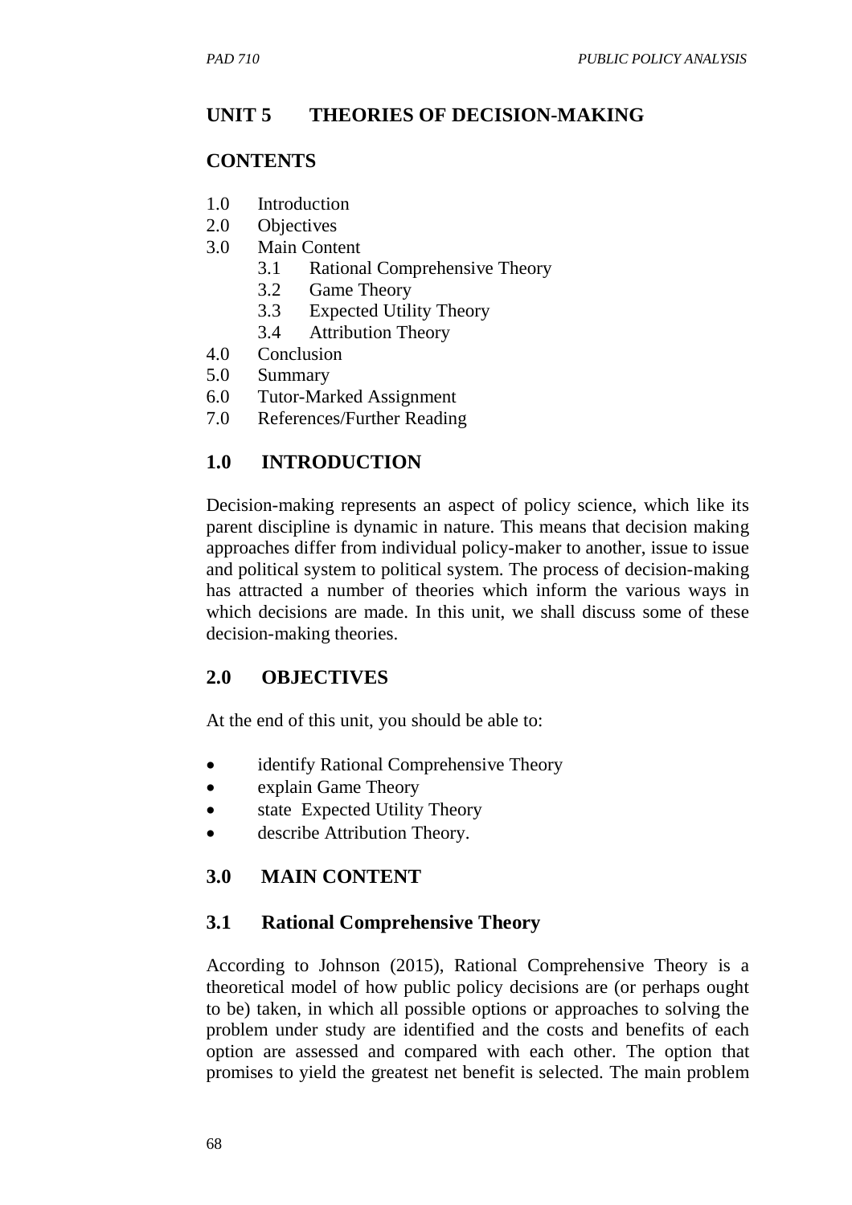## UNIT 5 THEORIES OF DECISION-MAKING

### CONTENTS

1.0 Introduction
2.0 Objectives
3.0 Main Content
  3.1 Rational Comprehensive Theory
  3.2 Game Theory
  3.3 Expected Utility Theory
  3.4 Attribution Theory
4.0 Conclusion
5.0 Summary
6.0 Tutor-Marked Assignment
7.0 References/Further Reading

### 1.0 INTRODUCTION

Decision-making represents an aspect of policy science, which like its parent discipline is dynamic in nature. This means that decision making approaches differ from individual policy-maker to another, issue to issue and political system to political system. The process of decision-making has attracted a number of theories which inform the various ways in which decisions are made. In this unit, we shall discuss some of these decision-making theories.

### 2.0 OBJECTIVES

At the end of this unit, you should be able to:

- identify Rational Comprehensive Theory
- explain Game Theory
- state Expected Utility Theory
- describe Attribution Theory.

### 3.0 MAIN CONTENT

#### 3.1 Rational Comprehensive Theory

According to Johnson (2015), Rational Comprehensive Theory is a theoretical model of how public policy decisions are (or perhaps ought to be) taken, in which all possible options or approaches to solving the problem under study are identified and the costs and benefits of each option are assessed and compared with each other. The option that promises to yield the greatest net benefit is selected. The main problem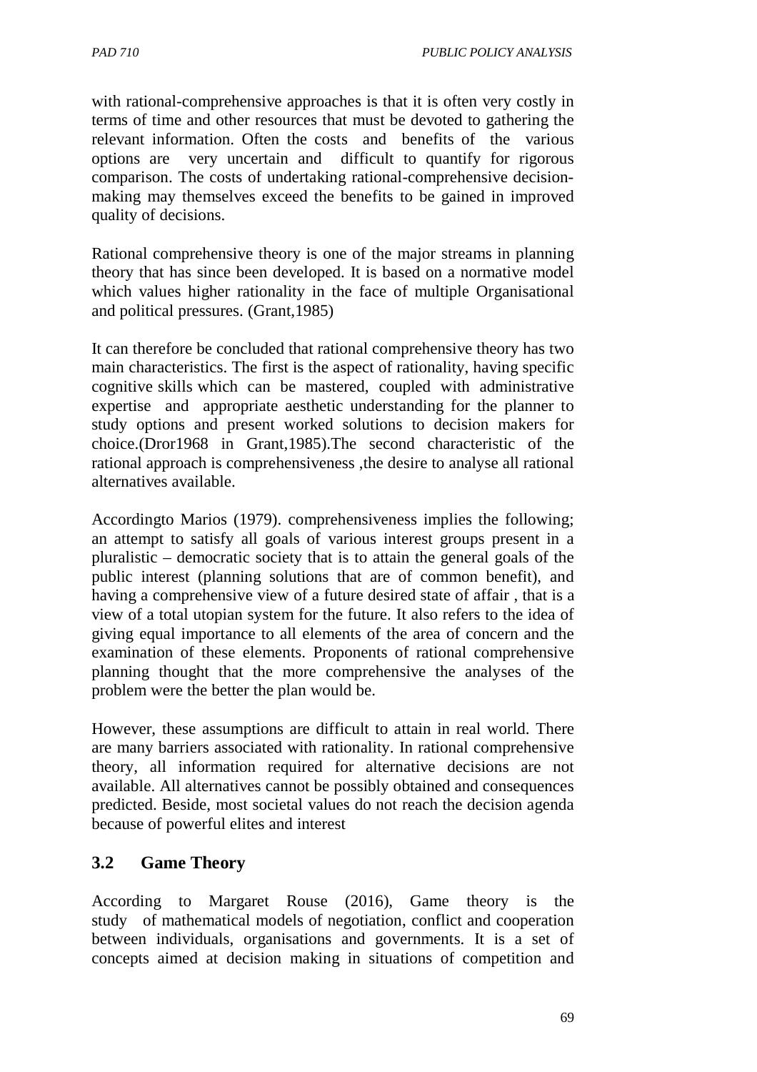with rational-comprehensive approaches is that it is often very costly in terms of time and other resources that must be devoted to gathering the relevant information. Often the costs and benefits of the various options are very uncertain and difficult to quantify for rigorous comparison. The costs of undertaking rational-comprehensive decision-making may themselves exceed the benefits to be gained in improved quality of decisions.

Rational comprehensive theory is one of the major streams in planning theory that has since been developed. It is based on a normative model which values higher rationality in the face of multiple Organisational and political pressures. (Grant,1985)

It can therefore be concluded that rational comprehensive theory has two main characteristics. The first is the aspect of rationality, having specific cognitive skills which can be mastered, coupled with administrative expertise and appropriate aesthetic understanding for the planner to study options and present worked solutions to decision makers for choice.(Dror1968 in Grant,1985).The second characteristic of the rational approach is comprehensiveness ,the desire to analyse all rational alternatives available.

Accordingto Marios (1979). comprehensiveness implies the following; an attempt to satisfy all goals of various interest groups present in a pluralistic – democratic society that is to attain the general goals of the public interest (planning solutions that are of common benefit), and having a comprehensive view of a future desired state of affair , that is a view of a total utopian system for the future. It also refers to the idea of giving equal importance to all elements of the area of concern and the examination of these elements. Proponents of rational comprehensive planning thought that the more comprehensive the analyses of the problem were the better the plan would be.

However, these assumptions are difficult to attain in real world. There are many barriers associated with rationality. In rational comprehensive theory, all information required for alternative decisions are not available. All alternatives cannot be possibly obtained and consequences predicted. Beside, most societal values do not reach the decision agenda because of powerful elites and interest

## 3.2 Game Theory

According to Margaret Rouse (2016), Game theory is the study of mathematical models of negotiation, conflict and cooperation between individuals, organisations and governments. It is a set of concepts aimed at decision making in situations of competition and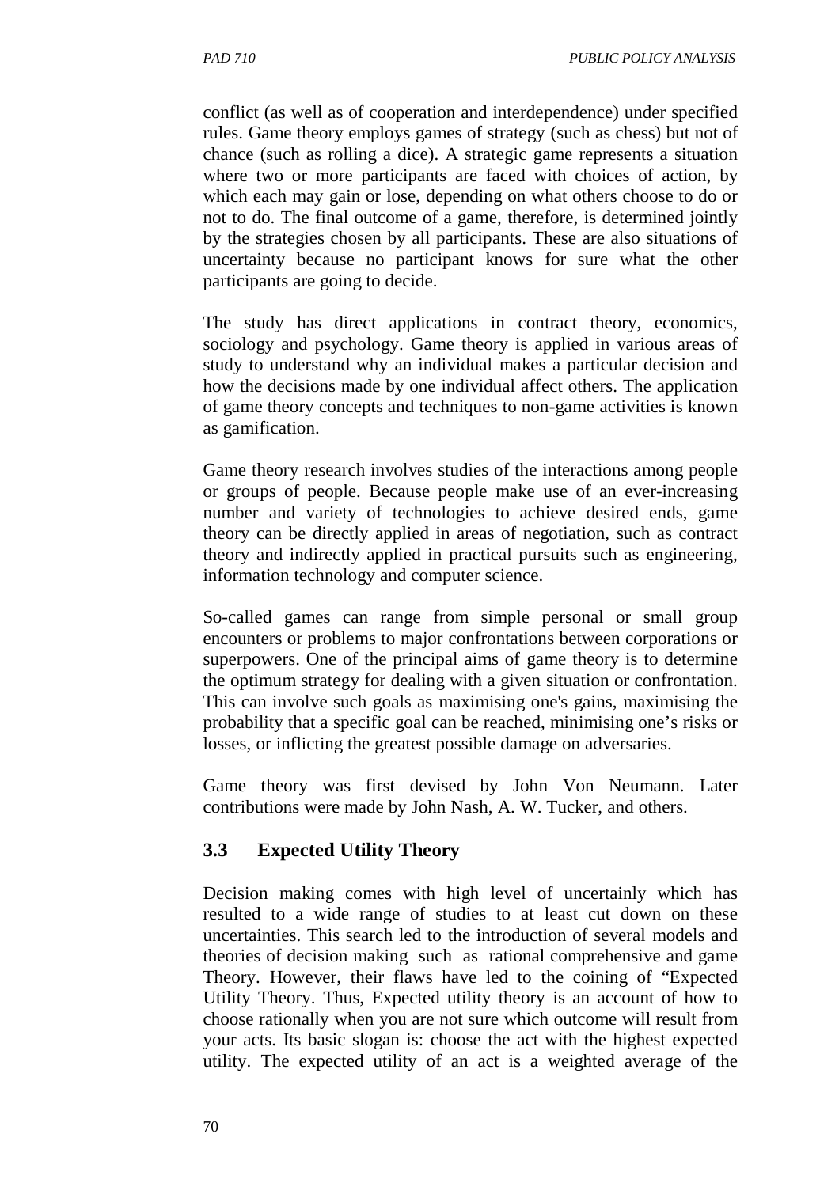conflict (as well as of cooperation and interdependence) under specified rules. Game theory employs games of strategy (such as chess) but not of chance (such as rolling a dice). A strategic game represents a situation where two or more participants are faced with choices of action, by which each may gain or lose, depending on what others choose to do or not to do. The final outcome of a game, therefore, is determined jointly by the strategies chosen by all participants. These are also situations of uncertainty because no participant knows for sure what the other participants are going to decide.

The study has direct applications in contract theory, economics, sociology and psychology. Game theory is applied in various areas of study to understand why an individual makes a particular decision and how the decisions made by one individual affect others. The application of game theory concepts and techniques to non-game activities is known as gamification.

Game theory research involves studies of the interactions among people or groups of people. Because people make use of an ever-increasing number and variety of technologies to achieve desired ends, game theory can be directly applied in areas of negotiation, such as contract theory and indirectly applied in practical pursuits such as engineering, information technology and computer science.

So-called games can range from simple personal or small group encounters or problems to major confrontations between corporations or superpowers. One of the principal aims of game theory is to determine the optimum strategy for dealing with a given situation or confrontation. This can involve such goals as maximising one's gains, maximising the probability that a specific goal can be reached, minimising one's risks or losses, or inflicting the greatest possible damage on adversaries.

Game theory was first devised by John Von Neumann. Later contributions were made by John Nash, A. W. Tucker, and others.

## 3.3 Expected Utility Theory

Decision making comes with high level of uncertainly which has resulted to a wide range of studies to at least cut down on these uncertainties. This search led to the introduction of several models and theories of decision making such as rational comprehensive and game Theory. However, their flaws have led to the coining of "Expected Utility Theory. Thus, Expected utility theory is an account of how to choose rationally when you are not sure which outcome will result from your acts. Its basic slogan is: choose the act with the highest expected utility. The expected utility of an act is a weighted average of the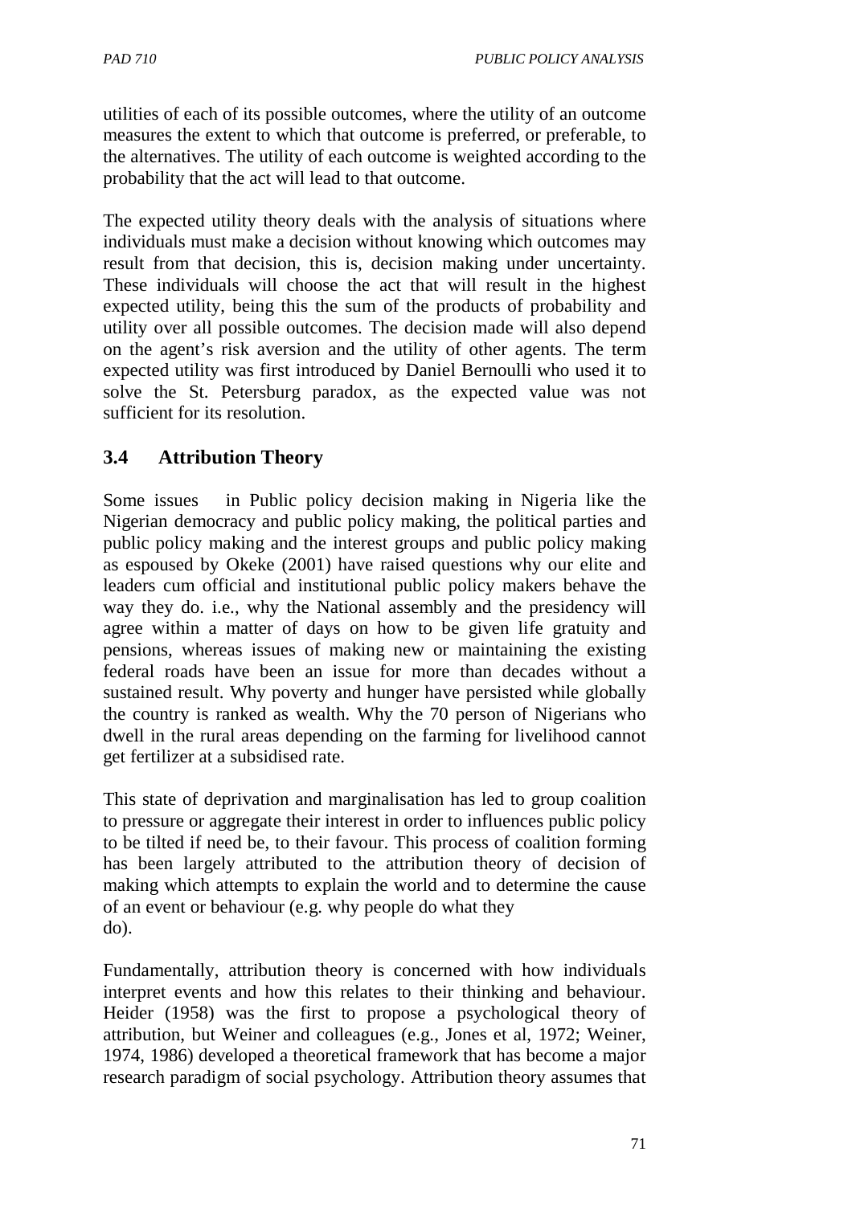utilities of each of its possible outcomes, where the utility of an outcome measures the extent to which that outcome is preferred, or preferable, to the alternatives. The utility of each outcome is weighted according to the probability that the act will lead to that outcome.

The expected utility theory deals with the analysis of situations where individuals must make a decision without knowing which outcomes may result from that decision, this is, decision making under uncertainty. These individuals will choose the act that will result in the highest expected utility, being this the sum of the products of probability and utility over all possible outcomes. The decision made will also depend on the agent's risk aversion and the utility of other agents. The term expected utility was first introduced by Daniel Bernoulli who used it to solve the St. Petersburg paradox, as the expected value was not sufficient for its resolution.

## 3.4 Attribution Theory

Some issues in Public policy decision making in Nigeria like the Nigerian democracy and public policy making, the political parties and public policy making and the interest groups and public policy making as espoused by Okeke (2001) have raised questions why our elite and leaders cum official and institutional public policy makers behave the way they do. i.e., why the National assembly and the presidency will agree within a matter of days on how to be given life gratuity and pensions, whereas issues of making new or maintaining the existing federal roads have been an issue for more than decades without a sustained result. Why poverty and hunger have persisted while globally the country is ranked as wealth. Why the 70 person of Nigerians who dwell in the rural areas depending on the farming for livelihood cannot get fertilizer at a subsidised rate.

This state of deprivation and marginalisation has led to group coalition to pressure or aggregate their interest in order to influences public policy to be tilted if need be, to their favour. This process of coalition forming has been largely attributed to the attribution theory of decision of making which attempts to explain the world and to determine the cause of an event or behaviour (e.g. why people do what they do).

Fundamentally, attribution theory is concerned with how individuals interpret events and how this relates to their thinking and behaviour. Heider (1958) was the first to propose a psychological theory of attribution, but Weiner and colleagues (e.g., Jones et al, 1972; Weiner, 1974, 1986) developed a theoretical framework that has become a major research paradigm of social psychology. Attribution theory assumes that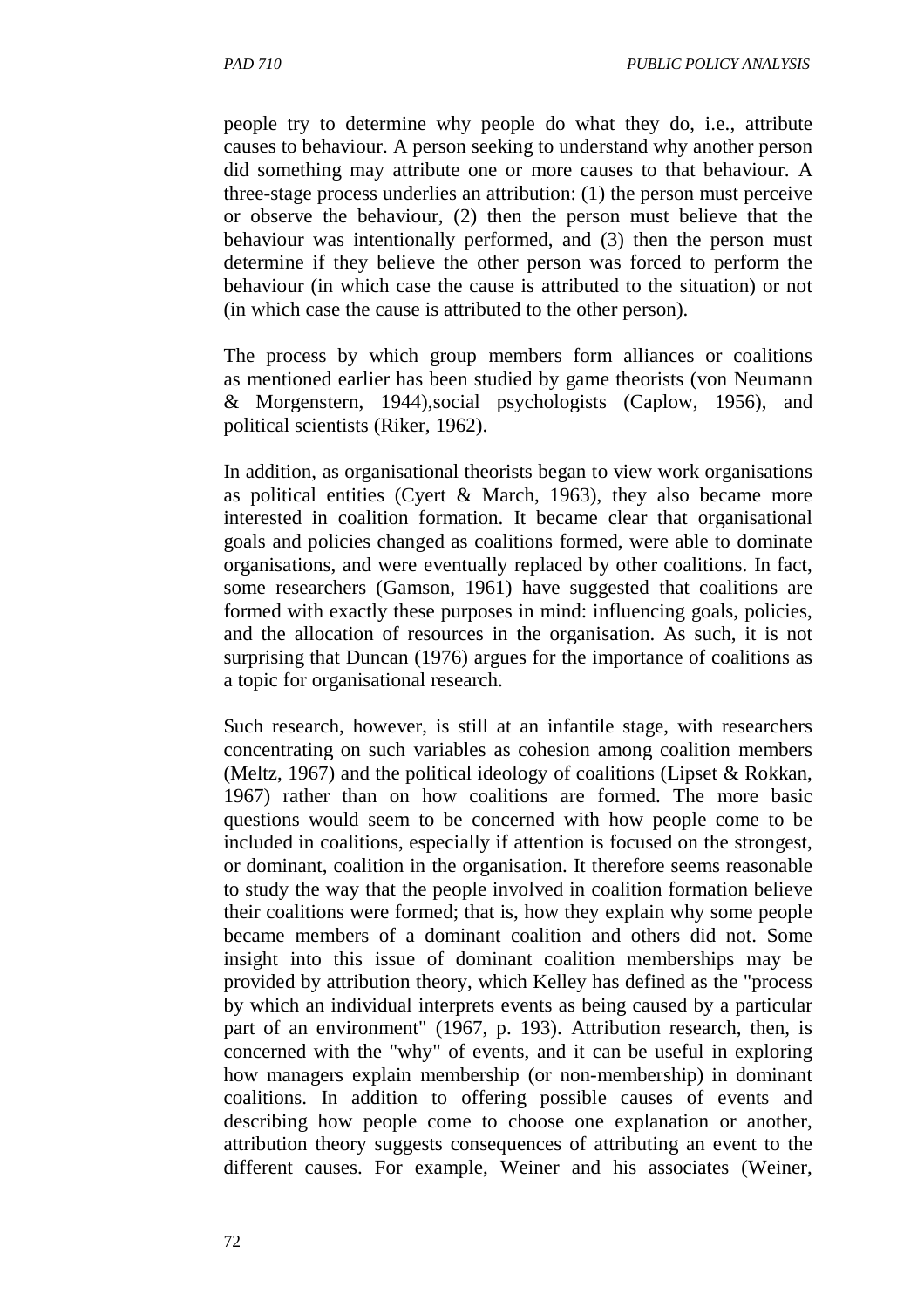people try to determine why people do what they do, i.e., attribute causes to behaviour. A person seeking to understand why another person did something may attribute one or more causes to that behaviour. A three-stage process underlies an attribution: (1) the person must perceive or observe the behaviour, (2) then the person must believe that the behaviour was intentionally performed, and (3) then the person must determine if they believe the other person was forced to perform the behaviour (in which case the cause is attributed to the situation) or not (in which case the cause is attributed to the other person).

The process by which group members form alliances or coalitions as mentioned earlier has been studied by game theorists (von Neumann & Morgenstern, 1944),social psychologists (Caplow, 1956), and political scientists (Riker, 1962).

In addition, as organisational theorists began to view work organisations as political entities (Cyert & March, 1963), they also became more interested in coalition formation. It became clear that organisational goals and policies changed as coalitions formed, were able to dominate organisations, and were eventually replaced by other coalitions. In fact, some researchers (Gamson, 1961) have suggested that coalitions are formed with exactly these purposes in mind: influencing goals, policies, and the allocation of resources in the organisation. As such, it is not surprising that Duncan (1976) argues for the importance of coalitions as a topic for organisational research.

Such research, however, is still at an infantile stage, with researchers concentrating on such variables as cohesion among coalition members (Meltz, 1967) and the political ideology of coalitions (Lipset & Rokkan, 1967) rather than on how coalitions are formed. The more basic questions would seem to be concerned with how people come to be included in coalitions, especially if attention is focused on the strongest, or dominant, coalition in the organisation. It therefore seems reasonable to study the way that the people involved in coalition formation believe their coalitions were formed; that is, how they explain why some people became members of a dominant coalition and others did not. Some insight into this issue of dominant coalition memberships may be provided by attribution theory, which Kelley has defined as the "process by which an individual interprets events as being caused by a particular part of an environment" (1967, p. 193). Attribution research, then, is concerned with the "why" of events, and it can be useful in exploring how managers explain membership (or non-membership) in dominant coalitions. In addition to offering possible causes of events and describing how people come to choose one explanation or another, attribution theory suggests consequences of attributing an event to the different causes. For example, Weiner and his associates (Weiner,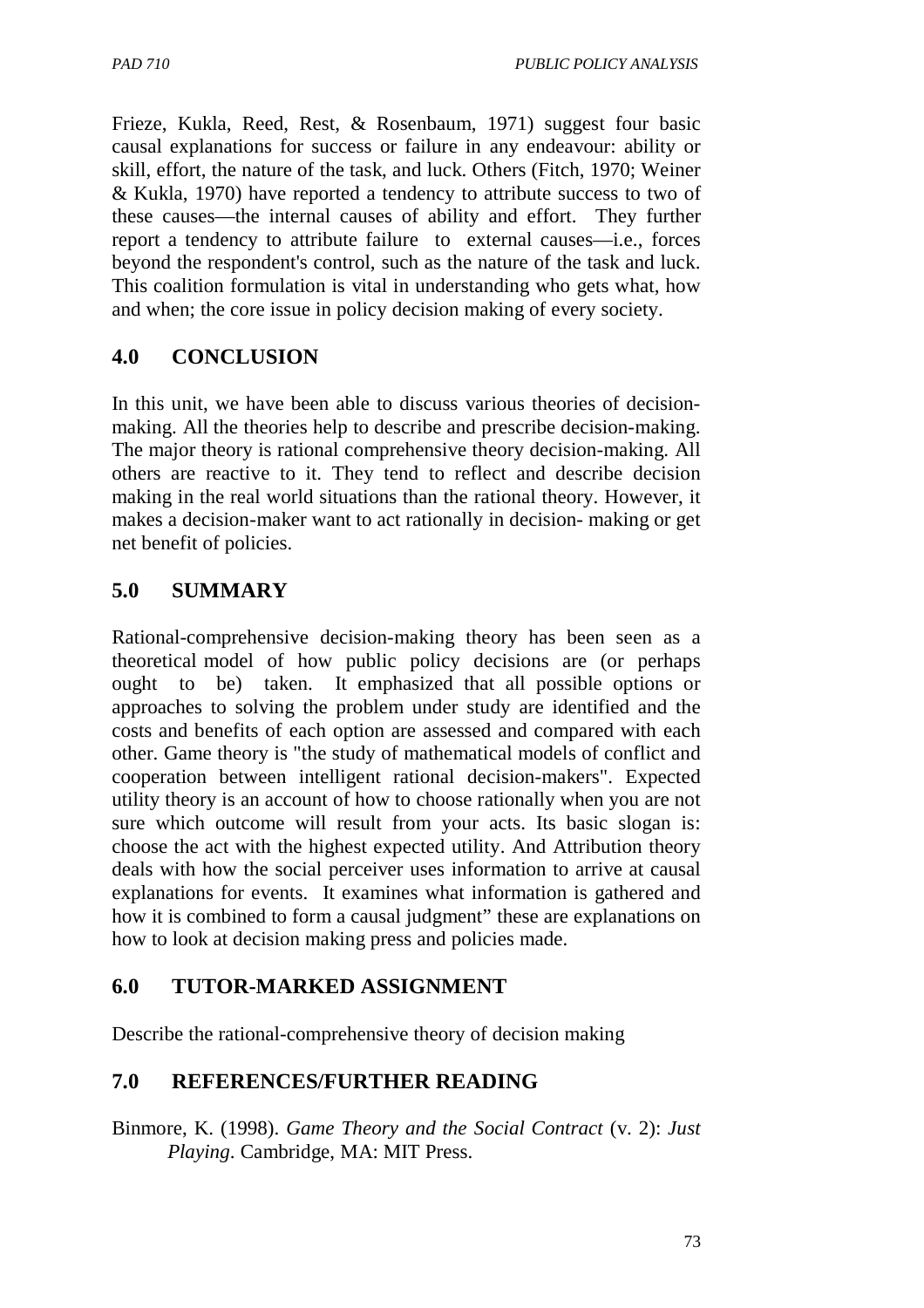Frieze, Kukla, Reed, Rest, & Rosenbaum, 1971) suggest four basic causal explanations for success or failure in any endeavour: ability or skill, effort, the nature of the task, and luck. Others (Fitch, 1970; Weiner & Kukla, 1970) have reported a tendency to attribute success to two of these causes—the internal causes of ability and effort. They further report a tendency to attribute failure to external causes—i.e., forces beyond the respondent's control, such as the nature of the task and luck. This coalition formulation is vital in understanding who gets what, how and when; the core issue in policy decision making of every society.

## 4.0 CONCLUSION

In this unit, we have been able to discuss various theories of decision-making. All the theories help to describe and prescribe decision-making. The major theory is rational comprehensive theory decision-making. All others are reactive to it. They tend to reflect and describe decision making in the real world situations than the rational theory. However, it makes a decision-maker want to act rationally in decision- making or get net benefit of policies.

## 5.0 SUMMARY

Rational-comprehensive decision-making theory has been seen as a theoretical model of how public policy decisions are (or perhaps ought to be) taken. It emphasized that all possible options or approaches to solving the problem under study are identified and the costs and benefits of each option are assessed and compared with each other. Game theory is "the study of mathematical models of conflict and cooperation between intelligent rational decision-makers". Expected utility theory is an account of how to choose rationally when you are not sure which outcome will result from your acts. Its basic slogan is: choose the act with the highest expected utility. And Attribution theory deals with how the social perceiver uses information to arrive at causal explanations for events. It examines what information is gathered and how it is combined to form a causal judgment" these are explanations on how to look at decision making press and policies made.

## 6.0 TUTOR-MARKED ASSIGNMENT

Describe the rational-comprehensive theory of decision making

## 7.0 REFERENCES/FURTHER READING

Binmore, K. (1998). *Game Theory and the Social Contract* (v. 2): *Just Playing*. Cambridge, MA: MIT Press.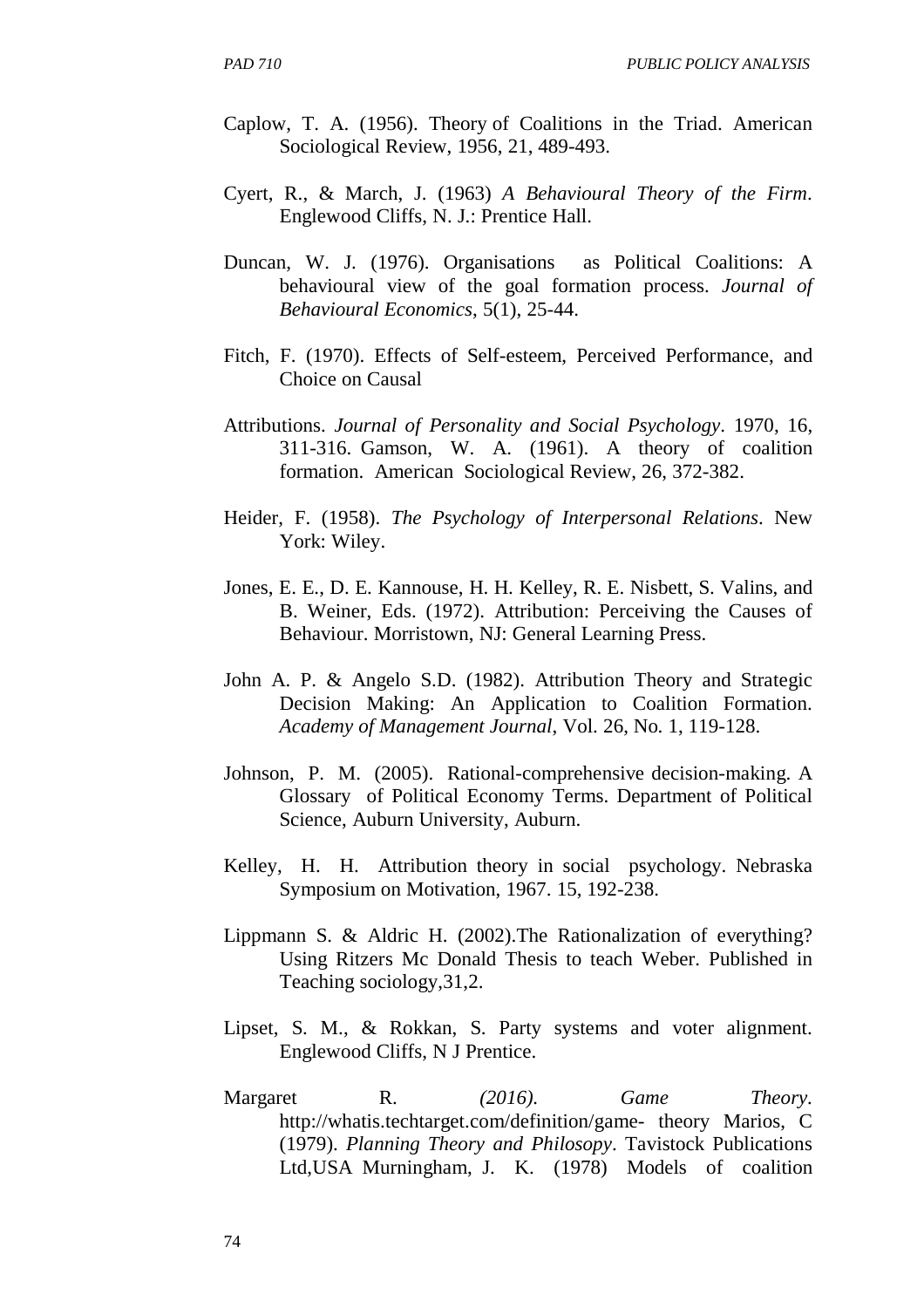Caplow, T. A. (1956). Theory of Coalitions in the Triad. American Sociological Review, 1956, 21, 489-493.

Cyert, R., & March, J. (1963) *A Behavioural Theory of the Firm*. Englewood Cliffs, N. J.: Prentice Hall.

Duncan, W. J. (1976). Organisations as Political Coalitions: A behavioural view of the goal formation process. *Journal of Behavioural Economics*, 5(1), 25-44.

Fitch, F. (1970). Effects of Self-esteem, Perceived Performance, and Choice on Causal

Attributions. *Journal of Personality and Social Psychology*. 1970, 16, 311-316. Gamson, W. A. (1961). A theory of coalition formation. American Sociological Review, 26, 372-382.

Heider, F. (1958). *The Psychology of Interpersonal Relations*. New York: Wiley.

Jones, E. E., D. E. Kannouse, H. H. Kelley, R. E. Nisbett, S. Valins, and B. Weiner, Eds. (1972). Attribution: Perceiving the Causes of Behaviour. Morristown, NJ: General Learning Press.

John A. P. & Angelo S.D. (1982). Attribution Theory and Strategic Decision Making: An Application to Coalition Formation. *Academy of Management Journal*, Vol. 26, No. 1, 119-128.

Johnson, P. M. (2005). Rational-comprehensive decision-making. A Glossary of Political Economy Terms. Department of Political Science, Auburn University, Auburn.

Kelley, H. H. Attribution theory in social psychology. Nebraska Symposium on Motivation, 1967. 15, 192-238.

Lippmann S. & Aldric H. (2002).The Rationalization of everything? Using Ritzers Mc Donald Thesis to teach Weber. Published in Teaching sociology,31,2.

Lipset, S. M., & Rokkan, S. Party systems and voter alignment. Englewood Cliffs, N J Prentice.

Margaret R. *(2016). Game Theory*. http://whatis.techtarget.com/definition/game- theory Marios, C (1979). *Planning Theory and Philosopy*. Tavistock Publications Ltd,USA Murningham, J. K. (1978) Models of coalition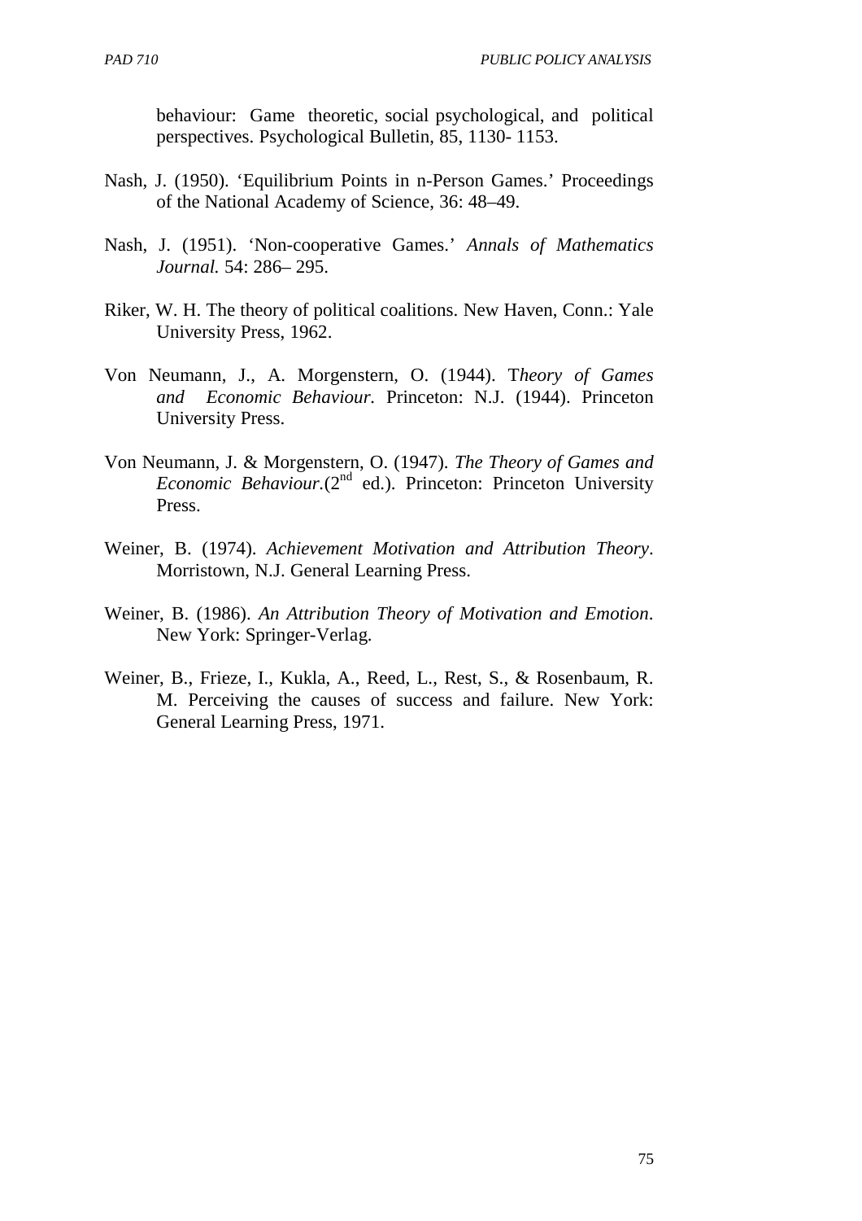behaviour: Game theoretic, social psychological, and political perspectives. Psychological Bulletin, 85, 1130- 1153.

Nash, J. (1950). 'Equilibrium Points in n-Person Games.' Proceedings of the National Academy of Science, 36: 48–49.

Nash, J. (1951). 'Non-cooperative Games.' *Annals of Mathematics Journal.* 54: 286– 295.

Riker, W. H. The theory of political coalitions. New Haven, Conn.: Yale University Press, 1962.

Von Neumann, J., A. Morgenstern, O. (1944). T*heory of Games and Economic Behaviour.* Princeton: N.J. (1944). Princeton University Press.

Von Neumann, J. & Morgenstern, O. (1947). *The Theory of Games and Economic Behaviour.*(2nd ed.). Princeton: Princeton University Press.

Weiner, B. (1974). *Achievement Motivation and Attribution Theory*. Morristown, N.J. General Learning Press.

Weiner, B. (1986). *An Attribution Theory of Motivation and Emotion*. New York: Springer-Verlag.

Weiner, B., Frieze, I., Kukla, A., Reed, L., Rest, S., & Rosenbaum, R. M. Perceiving the causes of success and failure. New York: General Learning Press, 1971.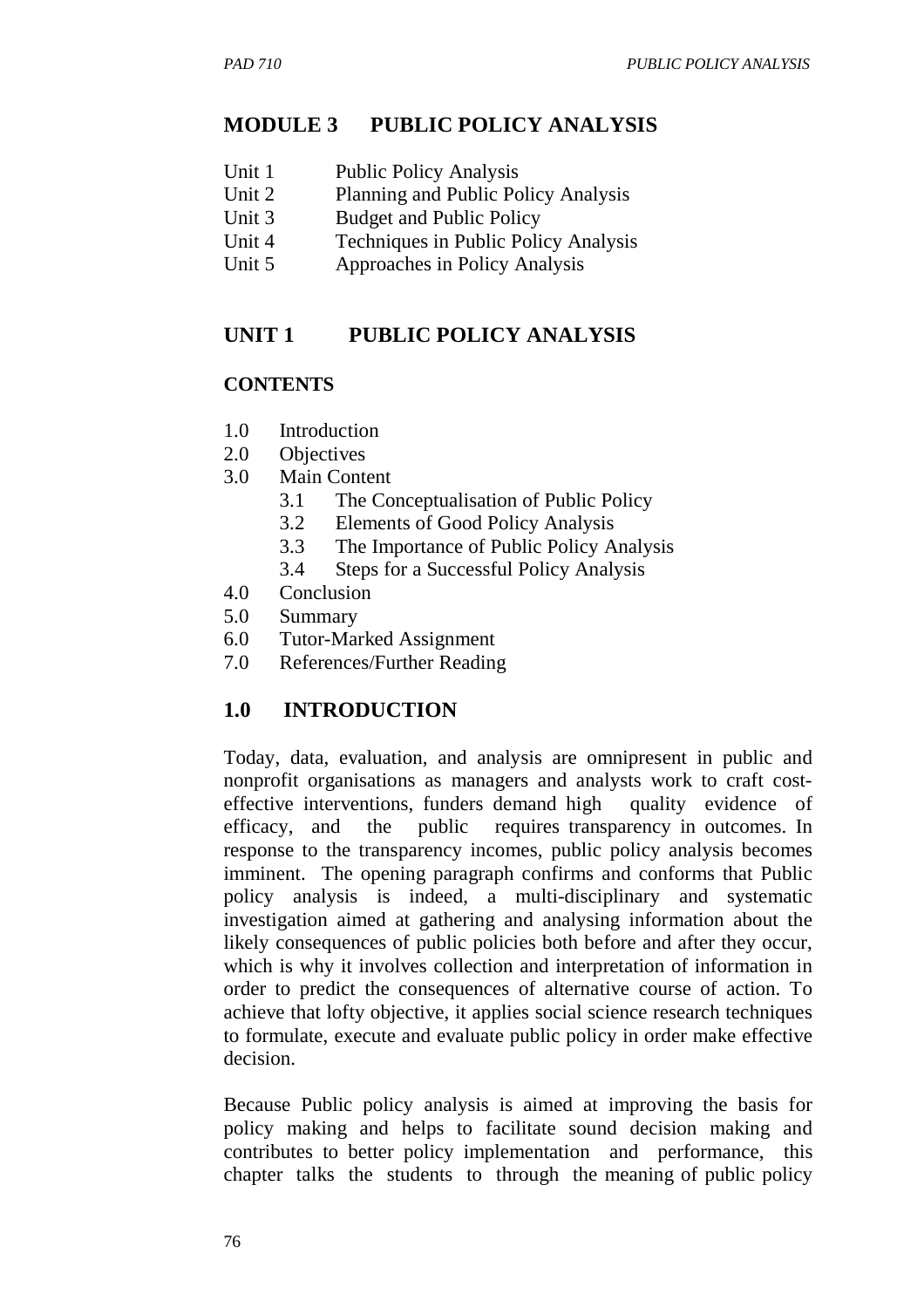# MODULE 3 PUBLIC POLICY ANALYSIS

Unit 1 Public Policy Analysis
Unit 2 Planning and Public Policy Analysis
Unit 3 Budget and Public Policy
Unit 4 Techniques in Public Policy Analysis
Unit 5 Approaches in Policy Analysis

## UNIT 1 PUBLIC POLICY ANALYSIS

### CONTENTS

1.0 Introduction
2.0 Objectives
3.0 Main Content
 3.1 The Conceptualisation of Public Policy
 3.2 Elements of Good Policy Analysis
 3.3 The Importance of Public Policy Analysis
 3.4 Steps for a Successful Policy Analysis
4.0 Conclusion
5.0 Summary
6.0 Tutor-Marked Assignment
7.0 References/Further Reading

## 1.0 INTRODUCTION

Today, data, evaluation, and analysis are omnipresent in public and nonprofit organisations as managers and analysts work to craft cost-effective interventions, funders demand high quality evidence of efficacy, and the public requires transparency in outcomes. In response to the transparency incomes, public policy analysis becomes imminent. The opening paragraph confirms and conforms that Public policy analysis is indeed, a multi-disciplinary and systematic investigation aimed at gathering and analysing information about the likely consequences of public policies both before and after they occur, which is why it involves collection and interpretation of information in order to predict the consequences of alternative course of action. To achieve that lofty objective, it applies social science research techniques to formulate, execute and evaluate public policy in order make effective decision.

Because Public policy analysis is aimed at improving the basis for policy making and helps to facilitate sound decision making and contributes to better policy implementation and performance, this chapter talks the students to through the meaning of public policy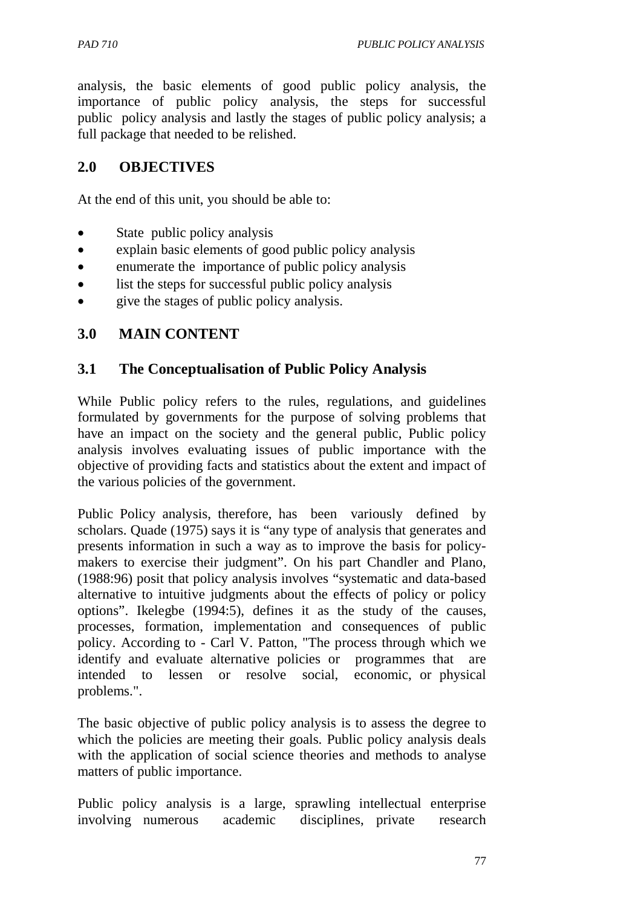analysis, the basic elements of good public policy analysis, the importance of public policy analysis, the steps for successful public policy analysis and lastly the stages of public policy analysis; a full package that needed to be relished.

## 2.0 OBJECTIVES

At the end of this unit, you should be able to:

- State public policy analysis
- explain basic elements of good public policy analysis
- enumerate the importance of public policy analysis
- list the steps for successful public policy analysis
- give the stages of public policy analysis.

## 3.0 MAIN CONTENT

### 3.1 The Conceptualisation of Public Policy Analysis

While Public policy refers to the rules, regulations, and guidelines formulated by governments for the purpose of solving problems that have an impact on the society and the general public, Public policy analysis involves evaluating issues of public importance with the objective of providing facts and statistics about the extent and impact of the various policies of the government.

Public Policy analysis, therefore, has been variously defined by scholars. Quade (1975) says it is "any type of analysis that generates and presents information in such a way as to improve the basis for policy-makers to exercise their judgment". On his part Chandler and Plano, (1988:96) posit that policy analysis involves "systematic and data-based alternative to intuitive judgments about the effects of policy or policy options". Ikelegbe (1994:5), defines it as the study of the causes, processes, formation, implementation and consequences of public policy. According to - Carl V. Patton, "The process through which we identify and evaluate alternative policies or programmes that are intended to lessen or resolve social, economic, or physical problems.".

The basic objective of public policy analysis is to assess the degree to which the policies are meeting their goals. Public policy analysis deals with the application of social science theories and methods to analyse matters of public importance.

Public policy analysis is a large, sprawling intellectual enterprise involving numerous academic disciplines, private research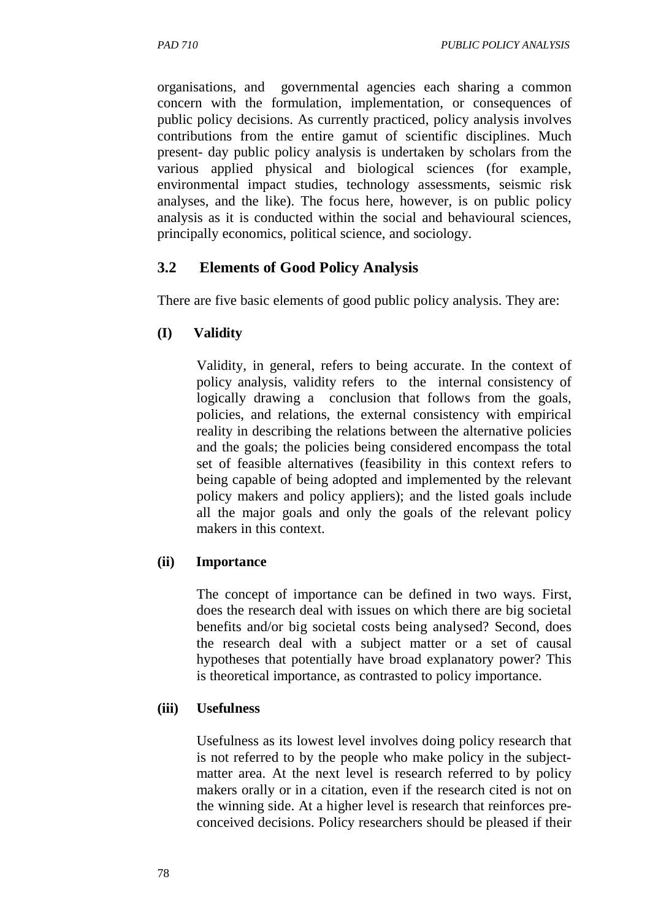organisations, and governmental agencies each sharing a common concern with the formulation, implementation, or consequences of public policy decisions. As currently practiced, policy analysis involves contributions from the entire gamut of scientific disciplines. Much present- day public policy analysis is undertaken by scholars from the various applied physical and biological sciences (for example, environmental impact studies, technology assessments, seismic risk analyses, and the like). The focus here, however, is on public policy analysis as it is conducted within the social and behavioural sciences, principally economics, political science, and sociology.

## 3.2 Elements of Good Policy Analysis

There are five basic elements of good public policy analysis. They are:

**(I) Validity**

Validity, in general, refers to being accurate. In the context of policy analysis, validity refers to the internal consistency of logically drawing a conclusion that follows from the goals, policies, and relations, the external consistency with empirical reality in describing the relations between the alternative policies and the goals; the policies being considered encompass the total set of feasible alternatives (feasibility in this context refers to being capable of being adopted and implemented by the relevant policy makers and policy appliers); and the listed goals include all the major goals and only the goals of the relevant policy makers in this context.

**(ii) Importance**

The concept of importance can be defined in two ways. First, does the research deal with issues on which there are big societal benefits and/or big societal costs being analysed? Second, does the research deal with a subject matter or a set of causal hypotheses that potentially have broad explanatory power? This is theoretical importance, as contrasted to policy importance.

**(iii) Usefulness**

Usefulness as its lowest level involves doing policy research that is not referred to by the people who make policy in the subject-matter area. At the next level is research referred to by policy makers orally or in a citation, even if the research cited is not on the winning side. At a higher level is research that reinforces pre-conceived decisions. Policy researchers should be pleased if their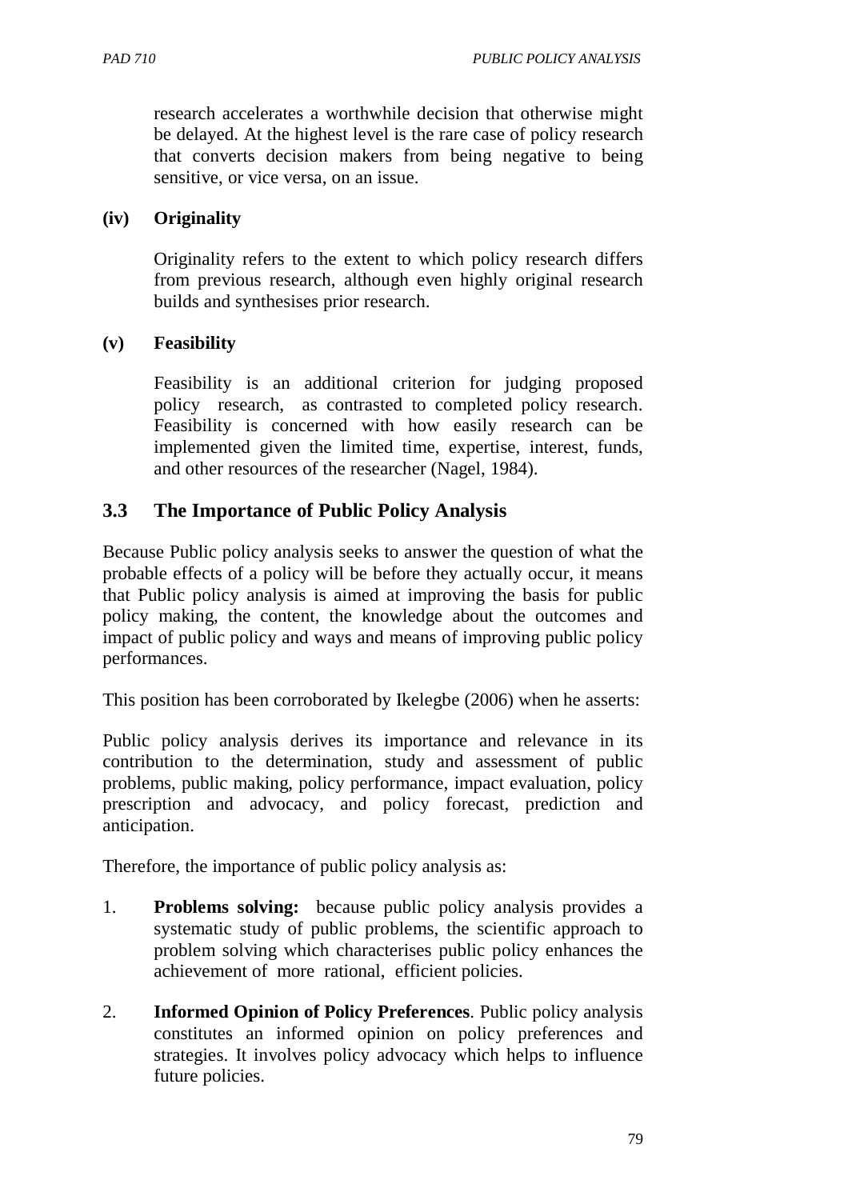research accelerates a worthwhile decision that otherwise might be delayed. At the highest level is the rare case of policy research that converts decision makers from being negative to being sensitive, or vice versa, on an issue.

**(iv) Originality**

Originality refers to the extent to which policy research differs from previous research, although even highly original research builds and synthesises prior research.

**(v) Feasibility**

Feasibility is an additional criterion for judging proposed policy research, as contrasted to completed policy research. Feasibility is concerned with how easily research can be implemented given the limited time, expertise, interest, funds, and other resources of the researcher (Nagel, 1984).

## 3.3 The Importance of Public Policy Analysis

Because Public policy analysis seeks to answer the question of what the probable effects of a policy will be before they actually occur, it means that Public policy analysis is aimed at improving the basis for public policy making, the content, the knowledge about the outcomes and impact of public policy and ways and means of improving public policy performances.

This position has been corroborated by Ikelegbe (2006) when he asserts:

Public policy analysis derives its importance and relevance in its contribution to the determination, study and assessment of public problems, public making, policy performance, impact evaluation, policy prescription and advocacy, and policy forecast, prediction and anticipation.

Therefore, the importance of public policy analysis as:

1. **Problems solving:** because public policy analysis provides a systematic study of public problems, the scientific approach to problem solving which characterises public policy enhances the achievement of more rational, efficient policies.
2. **Informed Opinion of Policy Preferences**. Public policy analysis constitutes an informed opinion on policy preferences and strategies. It involves policy advocacy which helps to influence future policies.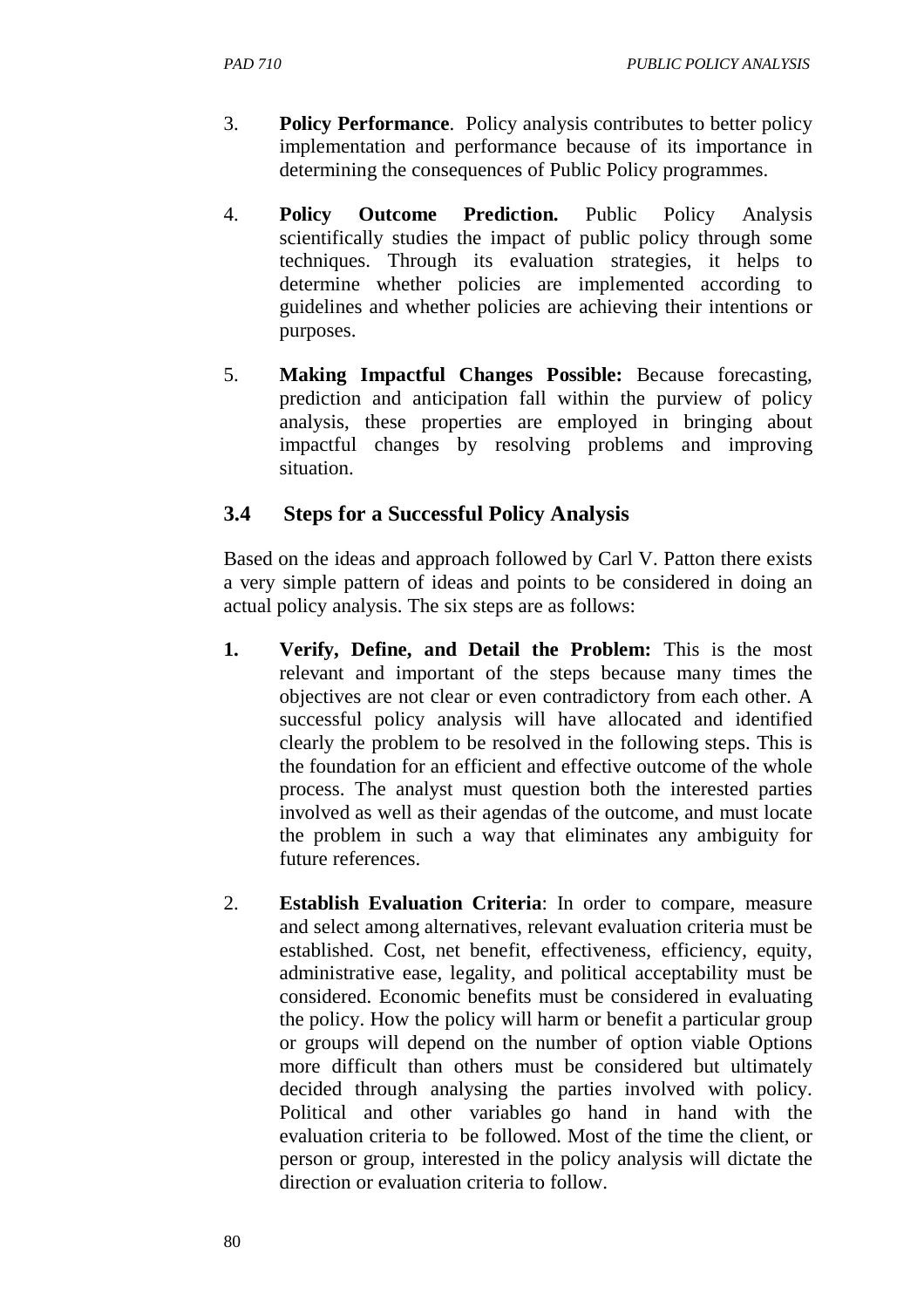3. **Policy Performance**. Policy analysis contributes to better policy implementation and performance because of its importance in determining the consequences of Public Policy programmes.

4. **Policy Outcome Prediction.** Public Policy Analysis scientifically studies the impact of public policy through some techniques. Through its evaluation strategies, it helps to determine whether policies are implemented according to guidelines and whether policies are achieving their intentions or purposes.

5. **Making Impactful Changes Possible:** Because forecasting, prediction and anticipation fall within the purview of policy analysis, these properties are employed in bringing about impactful changes by resolving problems and improving situation.

## 3.4 Steps for a Successful Policy Analysis

Based on the ideas and approach followed by Carl V. Patton there exists a very simple pattern of ideas and points to be considered in doing an actual policy analysis. The six steps are as follows:

1. **Verify, Define, and Detail the Problem:** This is the most relevant and important of the steps because many times the objectives are not clear or even contradictory from each other. A successful policy analysis will have allocated and identified clearly the problem to be resolved in the following steps. This is the foundation for an efficient and effective outcome of the whole process. The analyst must question both the interested parties involved as well as their agendas of the outcome, and must locate the problem in such a way that eliminates any ambiguity for future references.

2. **Establish Evaluation Criteria**: In order to compare, measure and select among alternatives, relevant evaluation criteria must be established. Cost, net benefit, effectiveness, efficiency, equity, administrative ease, legality, and political acceptability must be considered. Economic benefits must be considered in evaluating the policy. How the policy will harm or benefit a particular group or groups will depend on the number of option viable Options more difficult than others must be considered but ultimately decided through analysing the parties involved with policy. Political and other variables go hand in hand with the evaluation criteria to be followed. Most of the time the client, or person or group, interested in the policy analysis will dictate the direction or evaluation criteria to follow.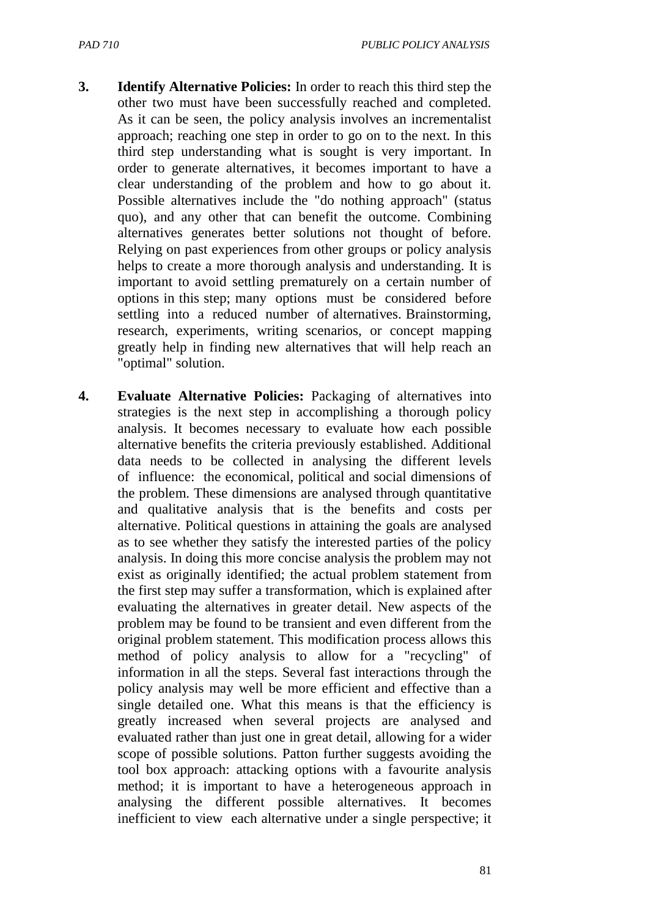3. **Identify Alternative Policies:** In order to reach this third step the other two must have been successfully reached and completed. As it can be seen, the policy analysis involves an incrementalist approach; reaching one step in order to go on to the next. In this third step understanding what is sought is very important. In order to generate alternatives, it becomes important to have a clear understanding of the problem and how to go about it. Possible alternatives include the "do nothing approach" (status quo), and any other that can benefit the outcome. Combining alternatives generates better solutions not thought of before. Relying on past experiences from other groups or policy analysis helps to create a more thorough analysis and understanding. It is important to avoid settling prematurely on a certain number of options in this step; many options must be considered before settling into a reduced number of alternatives. Brainstorming, research, experiments, writing scenarios, or concept mapping greatly help in finding new alternatives that will help reach an "optimal" solution.

4. **Evaluate Alternative Policies:** Packaging of alternatives into strategies is the next step in accomplishing a thorough policy analysis. It becomes necessary to evaluate how each possible alternative benefits the criteria previously established. Additional data needs to be collected in analysing the different levels of influence: the economical, political and social dimensions of the problem. These dimensions are analysed through quantitative and qualitative analysis that is the benefits and costs per alternative. Political questions in attaining the goals are analysed as to see whether they satisfy the interested parties of the policy analysis. In doing this more concise analysis the problem may not exist as originally identified; the actual problem statement from the first step may suffer a transformation, which is explained after evaluating the alternatives in greater detail. New aspects of the problem may be found to be transient and even different from the original problem statement. This modification process allows this method of policy analysis to allow for a "recycling" of information in all the steps. Several fast interactions through the policy analysis may well be more efficient and effective than a single detailed one. What this means is that the efficiency is greatly increased when several projects are analysed and evaluated rather than just one in great detail, allowing for a wider scope of possible solutions. Patton further suggests avoiding the tool box approach: attacking options with a favourite analysis method; it is important to have a heterogeneous approach in analysing the different possible alternatives. It becomes inefficient to view each alternative under a single perspective; it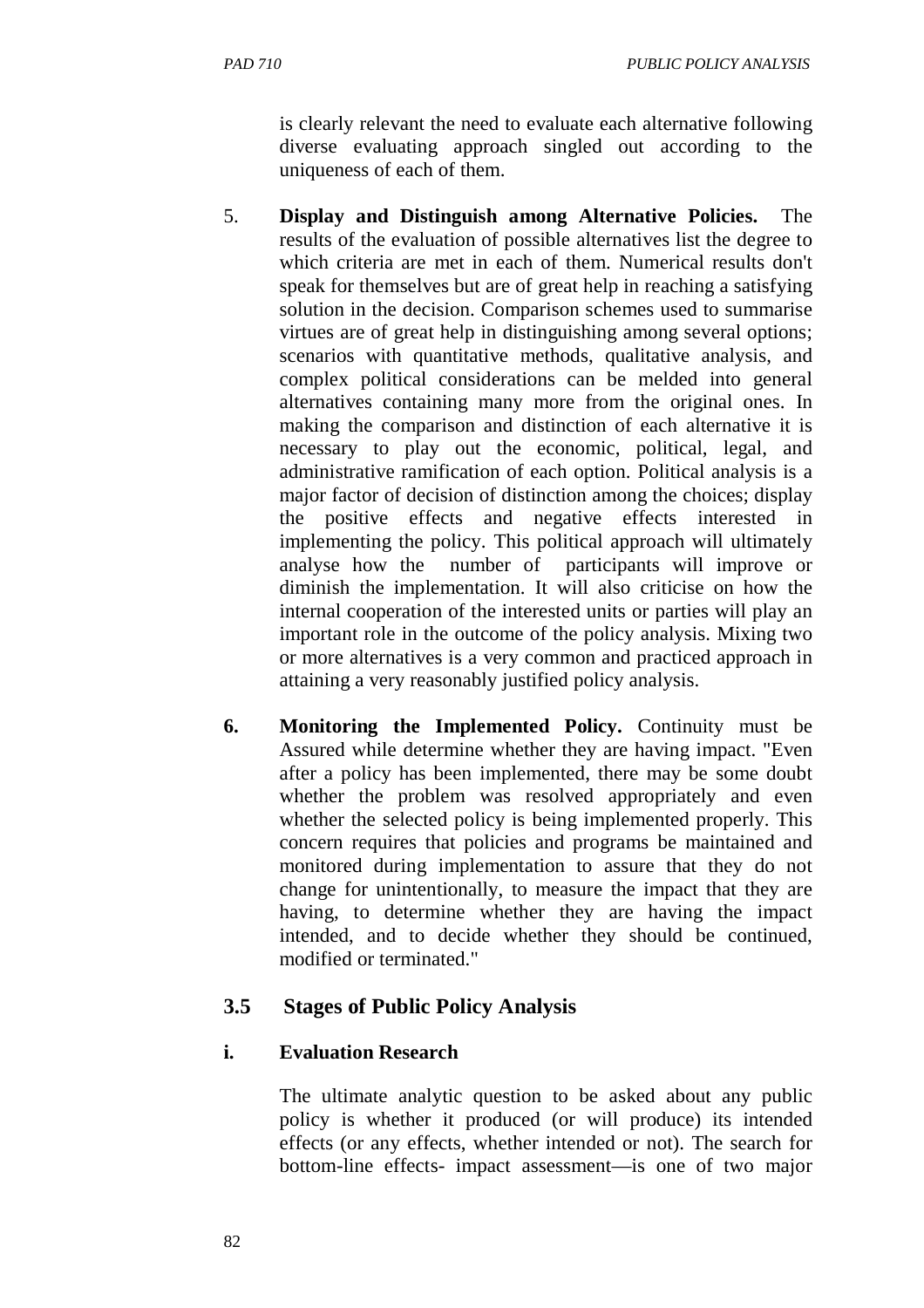is clearly relevant the need to evaluate each alternative following diverse evaluating approach singled out according to the uniqueness of each of them.

5. **Display and Distinguish among Alternative Policies.** The results of the evaluation of possible alternatives list the degree to which criteria are met in each of them. Numerical results don't speak for themselves but are of great help in reaching a satisfying solution in the decision. Comparison schemes used to summarise virtues are of great help in distinguishing among several options; scenarios with quantitative methods, qualitative analysis, and complex political considerations can be melded into general alternatives containing many more from the original ones. In making the comparison and distinction of each alternative it is necessary to play out the economic, political, legal, and administrative ramification of each option. Political analysis is a major factor of decision of distinction among the choices; display the positive effects and negative effects interested in implementing the policy. This political approach will ultimately analyse how the number of participants will improve or diminish the implementation. It will also criticise on how the internal cooperation of the interested units or parties will play an important role in the outcome of the policy analysis. Mixing two or more alternatives is a very common and practiced approach in attaining a very reasonably justified policy analysis.

6. **Monitoring the Implemented Policy.** Continuity must be Assured while determine whether they are having impact. "Even after a policy has been implemented, there may be some doubt whether the problem was resolved appropriately and even whether the selected policy is being implemented properly. This concern requires that policies and programs be maintained and monitored during implementation to assure that they do not change for unintentionally, to measure the impact that they are having, to determine whether they are having the impact intended, and to decide whether they should be continued, modified or terminated."

## 3.5 Stages of Public Policy Analysis

### i. Evaluation Research

The ultimate analytic question to be asked about any public policy is whether it produced (or will produce) its intended effects (or any effects, whether intended or not). The search for bottom-line effects- impact assessment—is one of two major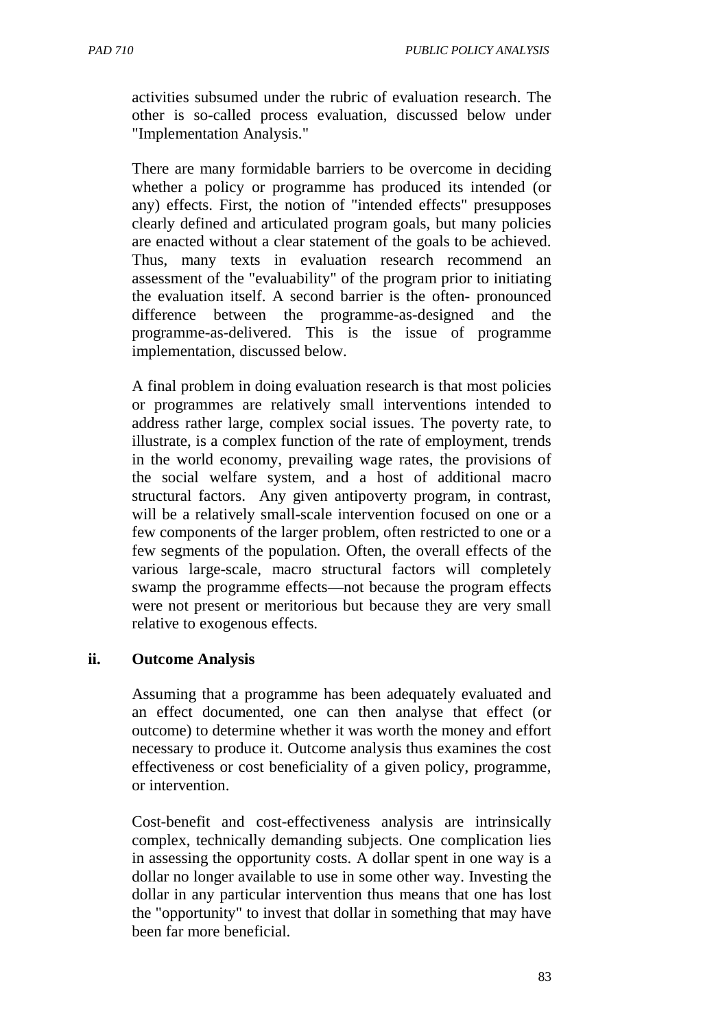activities subsumed under the rubric of evaluation research. The other is so-called process evaluation, discussed below under "Implementation Analysis."

There are many formidable barriers to be overcome in deciding whether a policy or programme has produced its intended (or any) effects. First, the notion of "intended effects" presupposes clearly defined and articulated program goals, but many policies are enacted without a clear statement of the goals to be achieved. Thus, many texts in evaluation research recommend an assessment of the "evaluability" of the program prior to initiating the evaluation itself. A second barrier is the often- pronounced difference between the programme-as-designed and the programme-as-delivered. This is the issue of programme implementation, discussed below.

A final problem in doing evaluation research is that most policies or programmes are relatively small interventions intended to address rather large, complex social issues. The poverty rate, to illustrate, is a complex function of the rate of employment, trends in the world economy, prevailing wage rates, the provisions of the social welfare system, and a host of additional macro structural factors. Any given antipoverty program, in contrast, will be a relatively small-scale intervention focused on one or a few components of the larger problem, often restricted to one or a few segments of the population. Often, the overall effects of the various large-scale, macro structural factors will completely swamp the programme effects—not because the program effects were not present or meritorious but because they are very small relative to exogenous effects.

### ii. Outcome Analysis

Assuming that a programme has been adequately evaluated and an effect documented, one can then analyse that effect (or outcome) to determine whether it was worth the money and effort necessary to produce it. Outcome analysis thus examines the cost effectiveness or cost beneficiality of a given policy, programme, or intervention.

Cost-benefit and cost-effectiveness analysis are intrinsically complex, technically demanding subjects. One complication lies in assessing the opportunity costs. A dollar spent in one way is a dollar no longer available to use in some other way. Investing the dollar in any particular intervention thus means that one has lost the "opportunity" to invest that dollar in something that may have been far more beneficial.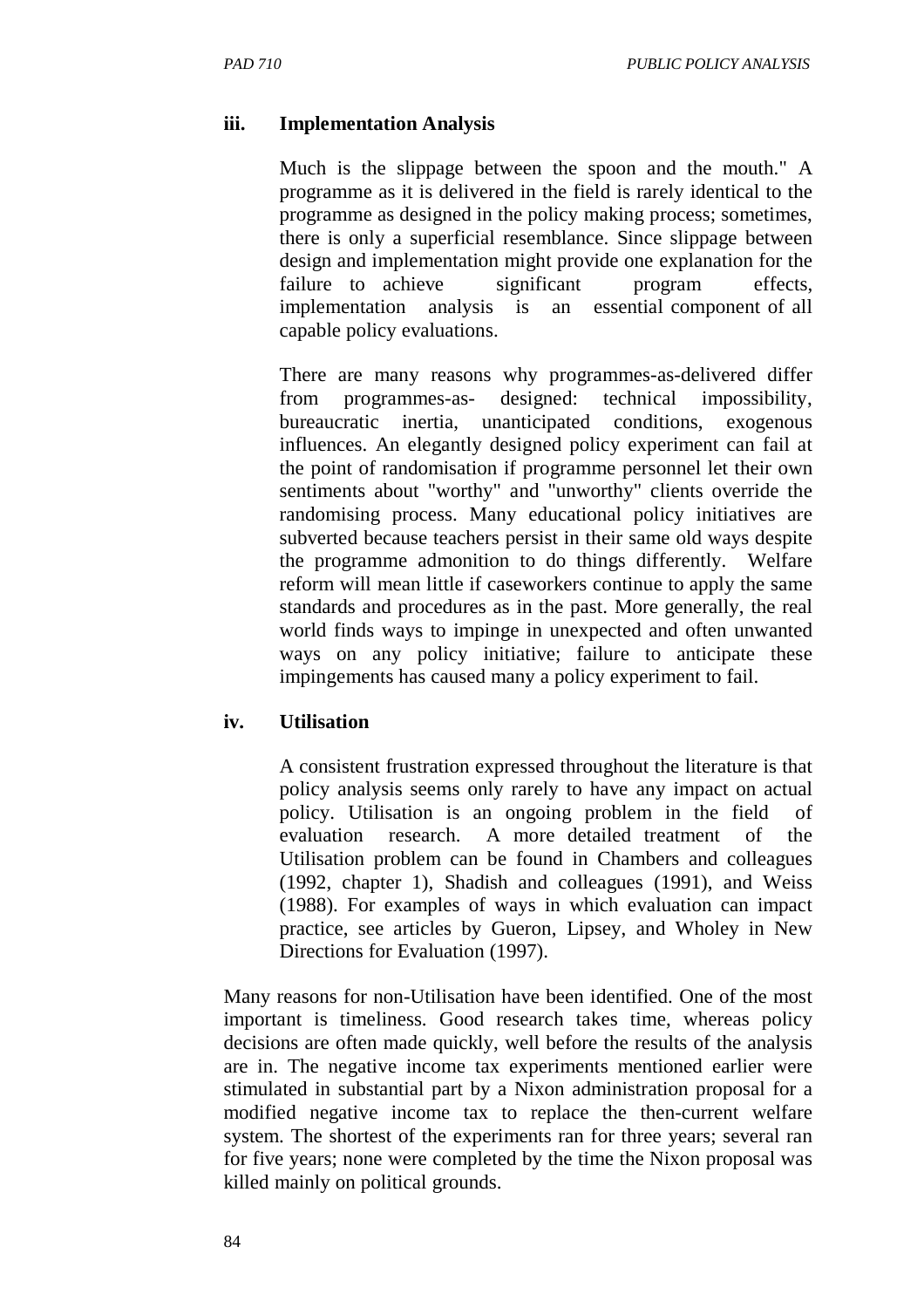### iii. Implementation Analysis

Much is the slippage between the spoon and the mouth." A programme as it is delivered in the field is rarely identical to the programme as designed in the policy making process; sometimes, there is only a superficial resemblance. Since slippage between design and implementation might provide one explanation for the failure to achieve significant program effects, implementation analysis is an essential component of all capable policy evaluations.

There are many reasons why programmes-as-delivered differ from programmes-as- designed: technical impossibility, bureaucratic inertia, unanticipated conditions, exogenous influences. An elegantly designed policy experiment can fail at the point of randomisation if programme personnel let their own sentiments about "worthy" and "unworthy" clients override the randomising process. Many educational policy initiatives are subverted because teachers persist in their same old ways despite the programme admonition to do things differently. Welfare reform will mean little if caseworkers continue to apply the same standards and procedures as in the past. More generally, the real world finds ways to impinge in unexpected and often unwanted ways on any policy initiative; failure to anticipate these impingements has caused many a policy experiment to fail.

### iv. Utilisation

A consistent frustration expressed throughout the literature is that policy analysis seems only rarely to have any impact on actual policy. Utilisation is an ongoing problem in the field of evaluation research. A more detailed treatment of the Utilisation problem can be found in Chambers and colleagues (1992, chapter 1), Shadish and colleagues (1991), and Weiss (1988). For examples of ways in which evaluation can impact practice, see articles by Gueron, Lipsey, and Wholey in New Directions for Evaluation (1997).

Many reasons for non-Utilisation have been identified. One of the most important is timeliness. Good research takes time, whereas policy decisions are often made quickly, well before the results of the analysis are in. The negative income tax experiments mentioned earlier were stimulated in substantial part by a Nixon administration proposal for a modified negative income tax to replace the then-current welfare system. The shortest of the experiments ran for three years; several ran for five years; none were completed by the time the Nixon proposal was killed mainly on political grounds.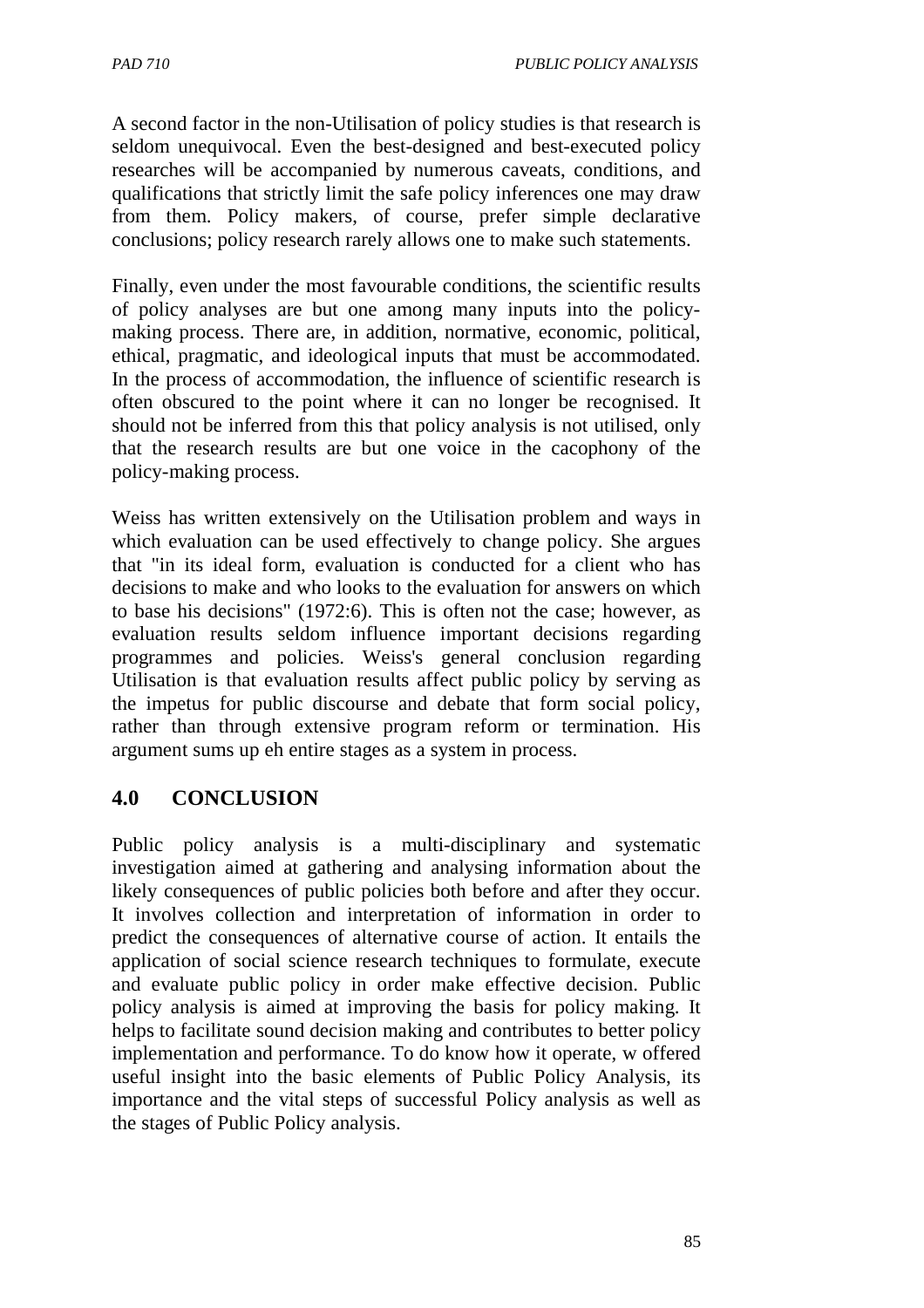A second factor in the non-Utilisation of policy studies is that research is seldom unequivocal. Even the best-designed and best-executed policy researches will be accompanied by numerous caveats, conditions, and qualifications that strictly limit the safe policy inferences one may draw from them. Policy makers, of course, prefer simple declarative conclusions; policy research rarely allows one to make such statements.

Finally, even under the most favourable conditions, the scientific results of policy analyses are but one among many inputs into the policy-making process. There are, in addition, normative, economic, political, ethical, pragmatic, and ideological inputs that must be accommodated. In the process of accommodation, the influence of scientific research is often obscured to the point where it can no longer be recognised. It should not be inferred from this that policy analysis is not utilised, only that the research results are but one voice in the cacophony of the policy-making process.

Weiss has written extensively on the Utilisation problem and ways in which evaluation can be used effectively to change policy. She argues that "in its ideal form, evaluation is conducted for a client who has decisions to make and who looks to the evaluation for answers on which to base his decisions" (1972:6). This is often not the case; however, as evaluation results seldom influence important decisions regarding programmes and policies. Weiss's general conclusion regarding Utilisation is that evaluation results affect public policy by serving as the impetus for public discourse and debate that form social policy, rather than through extensive program reform or termination. His argument sums up eh entire stages as a system in process.

## 4.0 CONCLUSION

Public policy analysis is a multi-disciplinary and systematic investigation aimed at gathering and analysing information about the likely consequences of public policies both before and after they occur. It involves collection and interpretation of information in order to predict the consequences of alternative course of action. It entails the application of social science research techniques to formulate, execute and evaluate public policy in order make effective decision. Public policy analysis is aimed at improving the basis for policy making. It helps to facilitate sound decision making and contributes to better policy implementation and performance. To do know how it operate, w offered useful insight into the basic elements of Public Policy Analysis, its importance and the vital steps of successful Policy analysis as well as the stages of Public Policy analysis.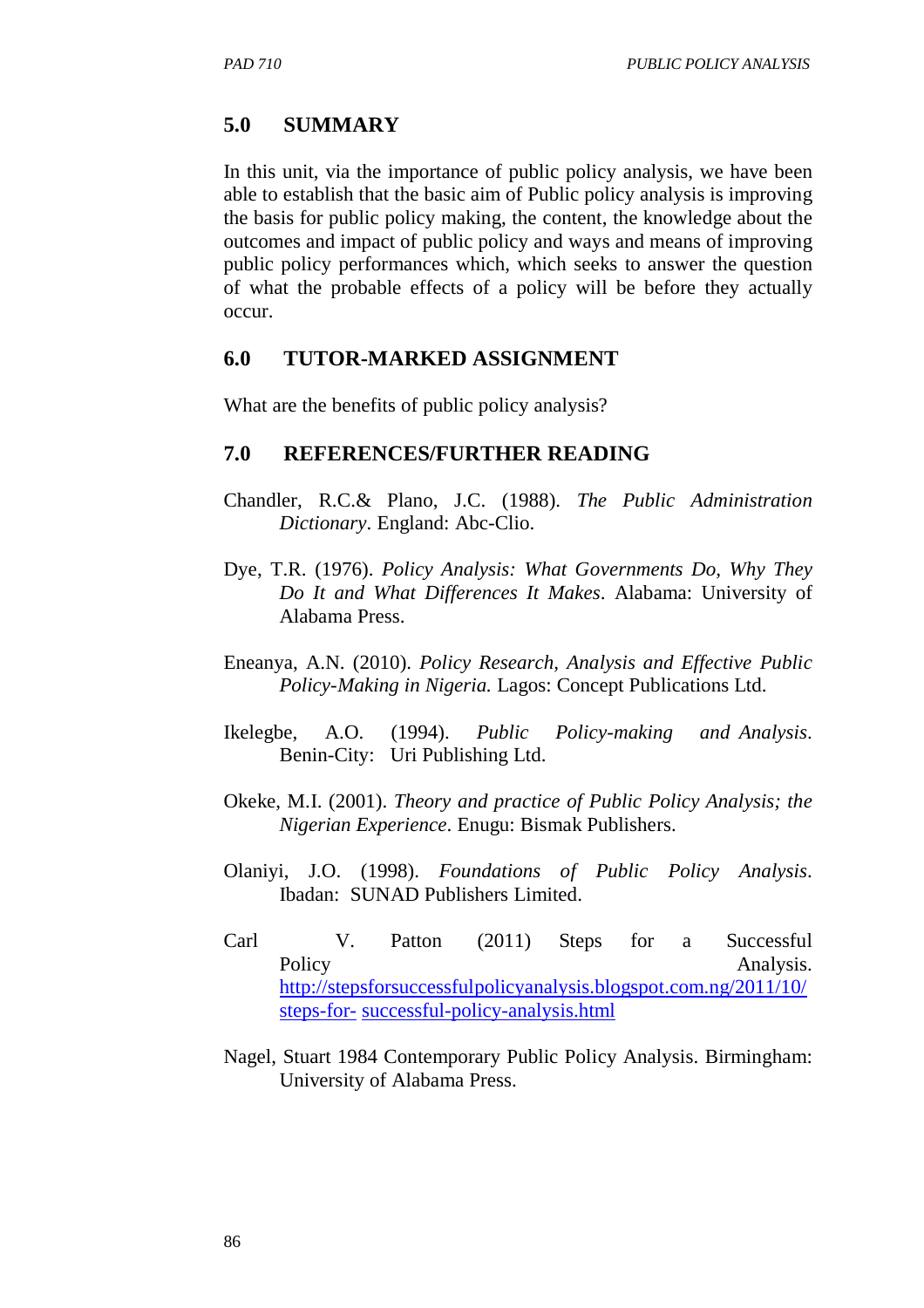## 5.0 SUMMARY

In this unit, via the importance of public policy analysis, we have been able to establish that the basic aim of Public policy analysis is improving the basis for public policy making, the content, the knowledge about the outcomes and impact of public policy and ways and means of improving public policy performances which, which seeks to answer the question of what the probable effects of a policy will be before they actually occur.

## 6.0 TUTOR-MARKED ASSIGNMENT

What are the benefits of public policy analysis?

## 7.0 REFERENCES/FURTHER READING

Chandler, R.C.& Plano, J.C. (1988). *The Public Administration Dictionary*. England: Abc-Clio.

Dye, T.R. (1976). *Policy Analysis: What Governments Do, Why They Do It and What Differences It Makes*. Alabama: University of Alabama Press.

Eneanya, A.N. (2010). *Policy Research, Analysis and Effective Public Policy-Making in Nigeria.* Lagos: Concept Publications Ltd.

Ikelegbe, A.O. (1994). *Public Policy-making and Analysis*. Benin-City: Uri Publishing Ltd.

Okeke, M.I. (2001). *Theory and practice of Public Policy Analysis; the Nigerian Experience*. Enugu: Bismak Publishers.

Olaniyi, J.O. (1998). *Foundations of Public Policy Analysis*. Ibadan: SUNAD Publishers Limited.

Carl V. Patton (2011) Steps for a Successful Policy Analysis. http://stepsforsuccessfulpolicyanalysis.blogspot.com.ng/2011/10/steps-for- successful-policy-analysis.html

Nagel, Stuart 1984 Contemporary Public Policy Analysis. Birmingham: University of Alabama Press.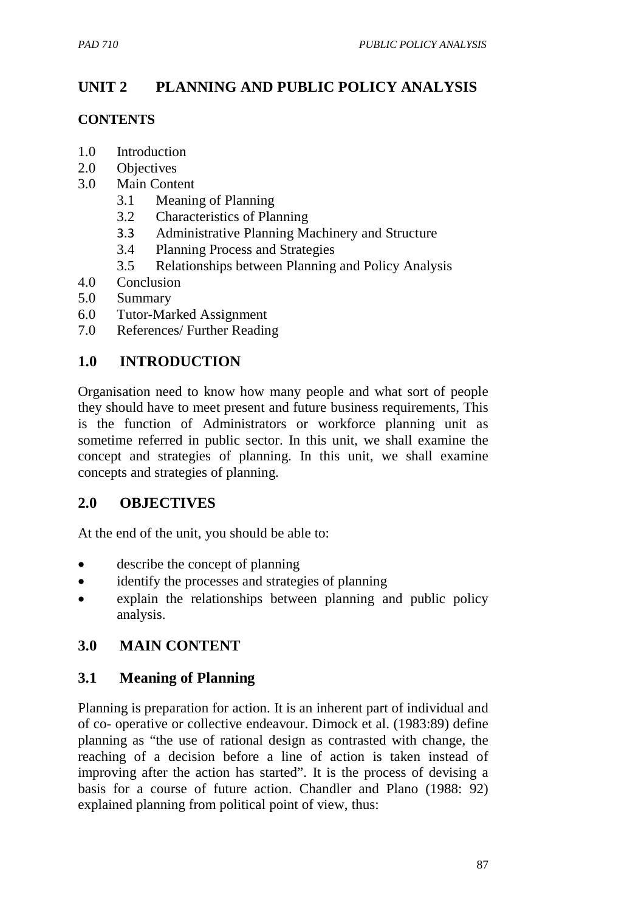# UNIT 2 PLANNING AND PUBLIC POLICY ANALYSIS

## CONTENTS

1.0 Introduction
2.0 Objectives
3.0 Main Content
  3.1 Meaning of Planning
  3.2 Characteristics of Planning
  3.3 Administrative Planning Machinery and Structure
  3.4 Planning Process and Strategies
  3.5 Relationships between Planning and Policy Analysis
4.0 Conclusion
5.0 Summary
6.0 Tutor-Marked Assignment
7.0 References/ Further Reading

## 1.0 INTRODUCTION

Organisation need to know how many people and what sort of people they should have to meet present and future business requirements, This is the function of Administrators or workforce planning unit as sometime referred in public sector. In this unit, we shall examine the concept and strategies of planning. In this unit, we shall examine concepts and strategies of planning.

## 2.0 OBJECTIVES

At the end of the unit, you should be able to:

- describe the concept of planning
- identify the processes and strategies of planning
- explain the relationships between planning and public policy analysis.

## 3.0 MAIN CONTENT

### 3.1 Meaning of Planning

Planning is preparation for action. It is an inherent part of individual and of co- operative or collective endeavour. Dimock et al. (1983:89) define planning as "the use of rational design as contrasted with change, the reaching of a decision before a line of action is taken instead of improving after the action has started". It is the process of devising a basis for a course of future action. Chandler and Plano (1988: 92) explained planning from political point of view, thus: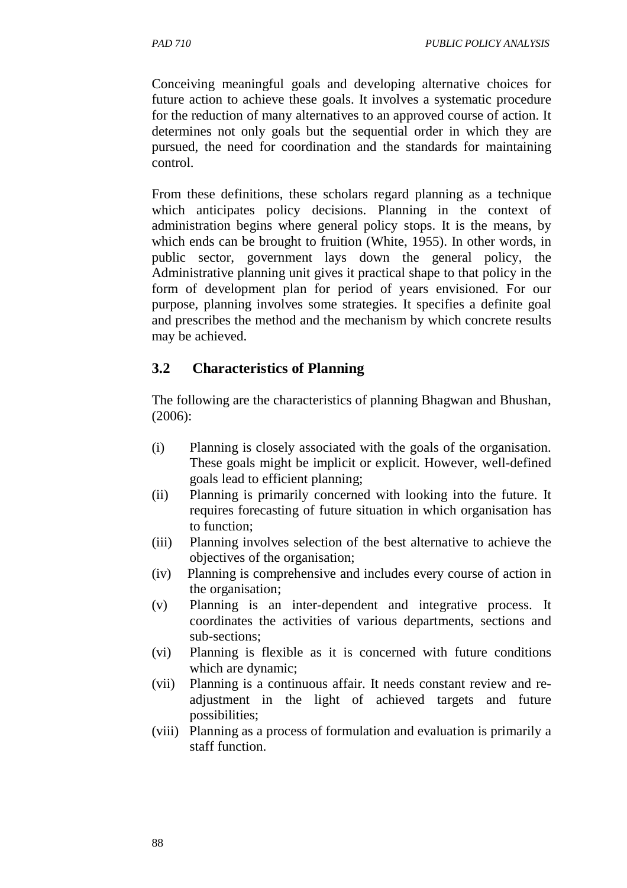Conceiving meaningful goals and developing alternative choices for future action to achieve these goals. It involves a systematic procedure for the reduction of many alternatives to an approved course of action. It determines not only goals but the sequential order in which they are pursued, the need for coordination and the standards for maintaining control.

From these definitions, these scholars regard planning as a technique which anticipates policy decisions. Planning in the context of administration begins where general policy stops. It is the means, by which ends can be brought to fruition (White, 1955). In other words, in public sector, government lays down the general policy, the Administrative planning unit gives it practical shape to that policy in the form of development plan for period of years envisioned. For our purpose, planning involves some strategies. It specifies a definite goal and prescribes the method and the mechanism by which concrete results may be achieved.

## 3.2 Characteristics of Planning

The following are the characteristics of planning Bhagwan and Bhushan, (2006):

(i) Planning is closely associated with the goals of the organisation. These goals might be implicit or explicit. However, well-defined goals lead to efficient planning;

(ii) Planning is primarily concerned with looking into the future. It requires forecasting of future situation in which organisation has to function;

(iii) Planning involves selection of the best alternative to achieve the objectives of the organisation;

(iv) Planning is comprehensive and includes every course of action in the organisation;

(v) Planning is an inter-dependent and integrative process. It coordinates the activities of various departments, sections and sub-sections;

(vi) Planning is flexible as it is concerned with future conditions which are dynamic;

(vii) Planning is a continuous affair. It needs constant review and re-adjustment in the light of achieved targets and future possibilities;

(viii) Planning as a process of formulation and evaluation is primarily a staff function.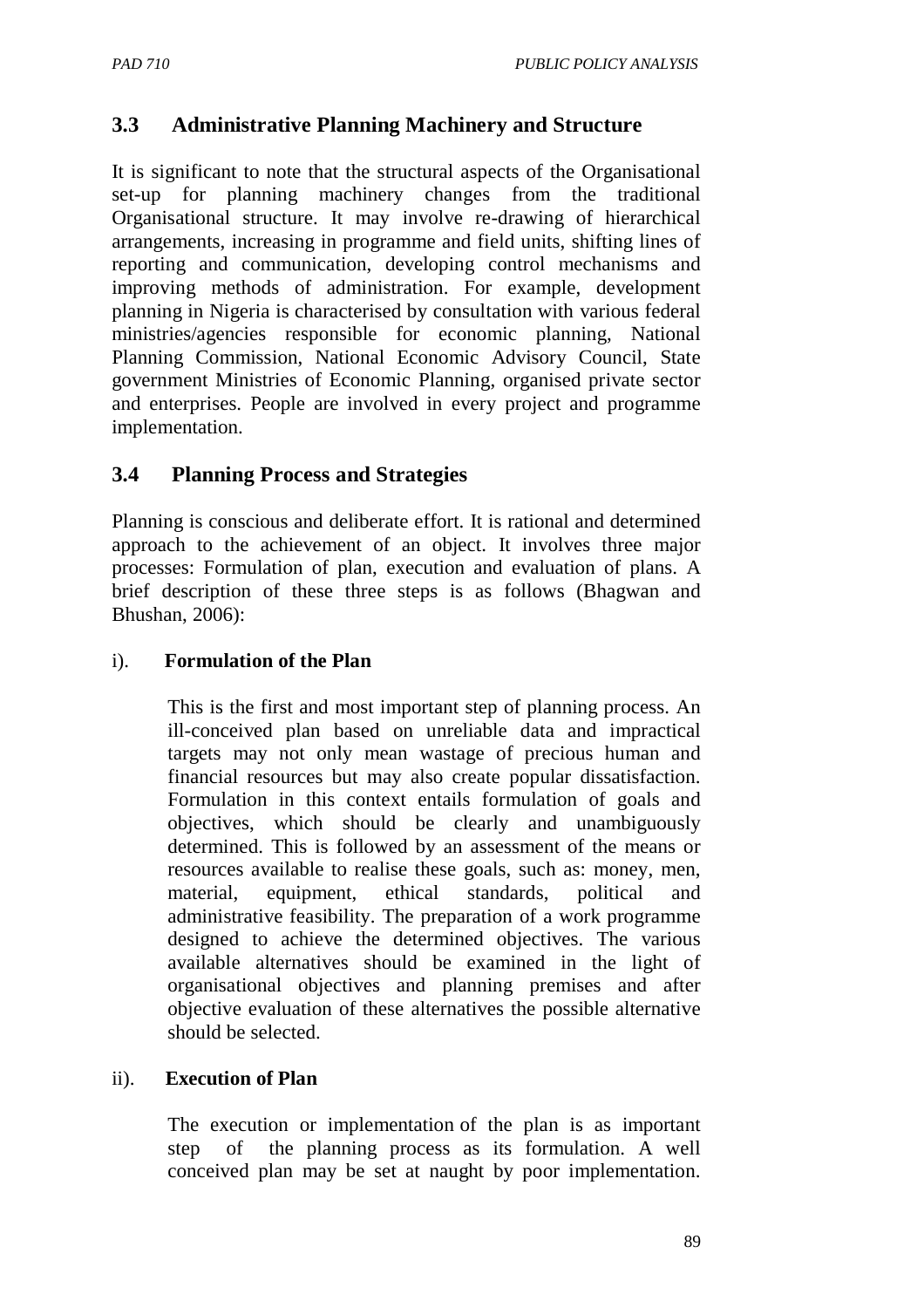## 3.3 Administrative Planning Machinery and Structure

It is significant to note that the structural aspects of the Organisational set-up for planning machinery changes from the traditional Organisational structure. It may involve re-drawing of hierarchical arrangements, increasing in programme and field units, shifting lines of reporting and communication, developing control mechanisms and improving methods of administration. For example, development planning in Nigeria is characterised by consultation with various federal ministries/agencies responsible for economic planning, National Planning Commission, National Economic Advisory Council, State government Ministries of Economic Planning, organised private sector and enterprises. People are involved in every project and programme implementation.

## 3.4 Planning Process and Strategies

Planning is conscious and deliberate effort. It is rational and determined approach to the achievement of an object. It involves three major processes: Formulation of plan, execution and evaluation of plans. A brief description of these three steps is as follows (Bhagwan and Bhushan, 2006):

i). **Formulation of the Plan**

This is the first and most important step of planning process. An ill-conceived plan based on unreliable data and impractical targets may not only mean wastage of precious human and financial resources but may also create popular dissatisfaction. Formulation in this context entails formulation of goals and objectives, which should be clearly and unambiguously determined. This is followed by an assessment of the means or resources available to realise these goals, such as: money, men, material, equipment, ethical standards, political and administrative feasibility. The preparation of a work programme designed to achieve the determined objectives. The various available alternatives should be examined in the light of organisational objectives and planning premises and after objective evaluation of these alternatives the possible alternative should be selected.

ii). **Execution of Plan**

The execution or implementation of the plan is as important step of the planning process as its formulation. A well conceived plan may be set at naught by poor implementation.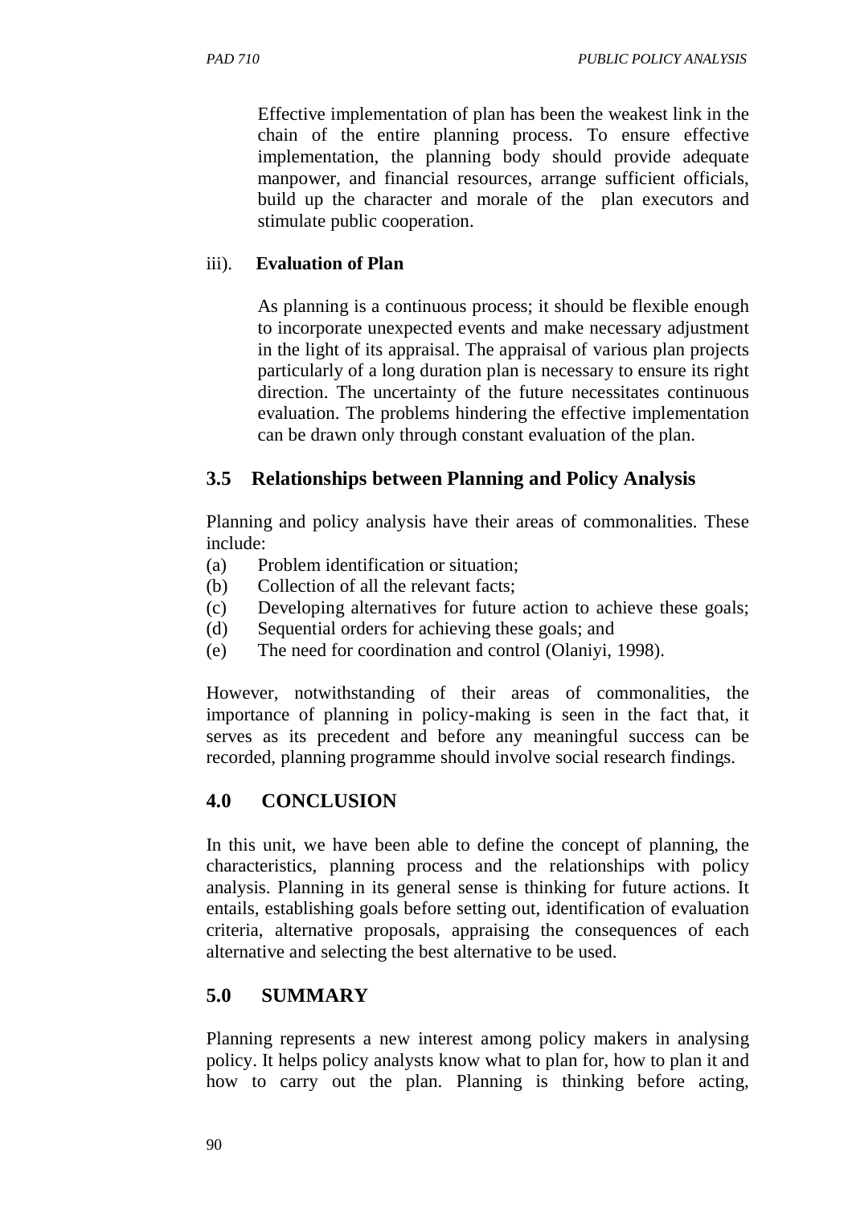Effective implementation of plan has been the weakest link in the chain of the entire planning process. To ensure effective implementation, the planning body should provide adequate manpower, and financial resources, arrange sufficient officials, build up the character and morale of the plan executors and stimulate public cooperation.

iii). **Evaluation of Plan**

As planning is a continuous process; it should be flexible enough to incorporate unexpected events and make necessary adjustment in the light of its appraisal. The appraisal of various plan projects particularly of a long duration plan is necessary to ensure its right direction. The uncertainty of the future necessitates continuous evaluation. The problems hindering the effective implementation can be drawn only through constant evaluation of the plan.

## 3.5 Relationships between Planning and Policy Analysis

Planning and policy analysis have their areas of commonalities. These include:

(a) Problem identification or situation;
(b) Collection of all the relevant facts;
(c) Developing alternatives for future action to achieve these goals;
(d) Sequential orders for achieving these goals; and
(e) The need for coordination and control (Olaniyi, 1998).

However, notwithstanding of their areas of commonalities, the importance of planning in policy-making is seen in the fact that, it serves as its precedent and before any meaningful success can be recorded, planning programme should involve social research findings.

## 4.0 CONCLUSION

In this unit, we have been able to define the concept of planning, the characteristics, planning process and the relationships with policy analysis. Planning in its general sense is thinking for future actions. It entails, establishing goals before setting out, identification of evaluation criteria, alternative proposals, appraising the consequences of each alternative and selecting the best alternative to be used.

## 5.0 SUMMARY

Planning represents a new interest among policy makers in analysing policy. It helps policy analysts know what to plan for, how to plan it and how to carry out the plan. Planning is thinking before acting,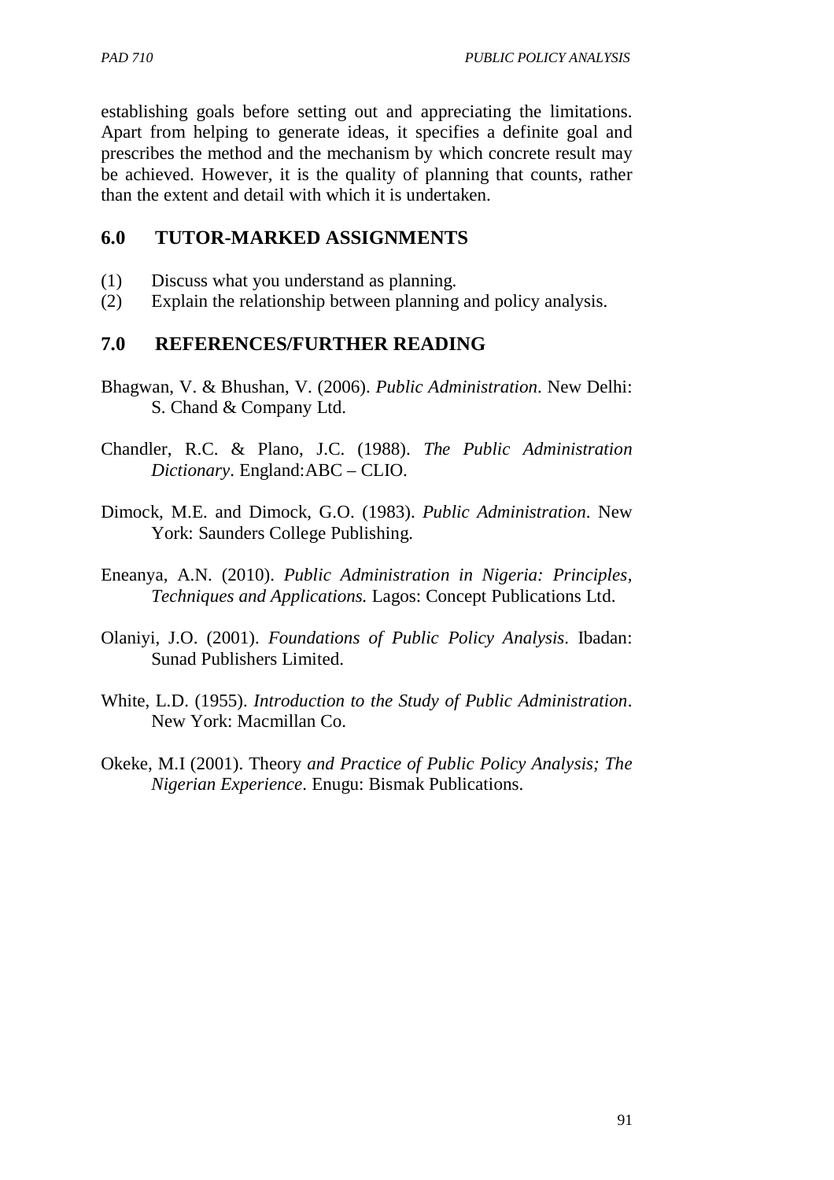establishing goals before setting out and appreciating the limitations. Apart from helping to generate ideas, it specifies a definite goal and prescribes the method and the mechanism by which concrete result may be achieved. However, it is the quality of planning that counts, rather than the extent and detail with which it is undertaken.

## 6.0 TUTOR-MARKED ASSIGNMENTS

(1) Discuss what you understand as planning.
(2) Explain the relationship between planning and policy analysis.

## 7.0 REFERENCES/FURTHER READING

Bhagwan, V. & Bhushan, V. (2006). *Public Administration*. New Delhi: S. Chand & Company Ltd.

Chandler, R.C. & Plano, J.C. (1988). *The Public Administration Dictionary*. England:ABC – CLIO.

Dimock, M.E. and Dimock, G.O. (1983). *Public Administration*. New York: Saunders College Publishing.

Eneanya, A.N. (2010). *Public Administration in Nigeria: Principles, Techniques and Applications.* Lagos: Concept Publications Ltd.

Olaniyi, J.O. (2001). *Foundations of Public Policy Analysis*. Ibadan: Sunad Publishers Limited.

White, L.D. (1955). *Introduction to the Study of Public Administration*. New York: Macmillan Co.

Okeke, M.I (2001). Theory *and Practice of Public Policy Analysis; The Nigerian Experience*. Enugu: Bismak Publications.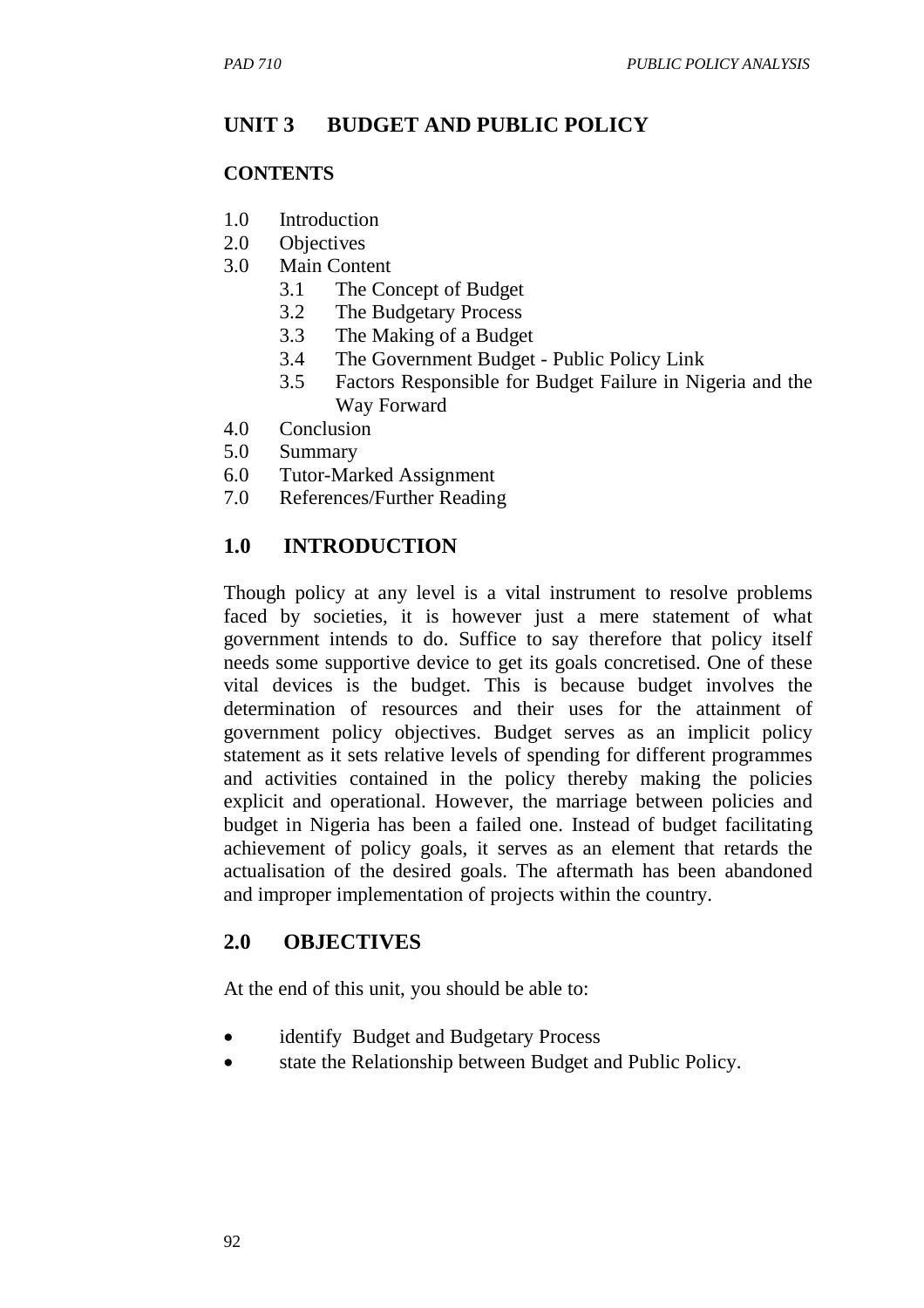## UNIT 3 BUDGET AND PUBLIC POLICY

### CONTENTS

1.0 Introduction
2.0 Objectives
3.0 Main Content
   3.1 The Concept of Budget
   3.2 The Budgetary Process
   3.3 The Making of a Budget
   3.4 The Government Budget - Public Policy Link
   3.5 Factors Responsible for Budget Failure in Nigeria and the Way Forward
4.0 Conclusion
5.0 Summary
6.0 Tutor-Marked Assignment
7.0 References/Further Reading

### 1.0 INTRODUCTION

Though policy at any level is a vital instrument to resolve problems faced by societies, it is however just a mere statement of what government intends to do. Suffice to say therefore that policy itself needs some supportive device to get its goals concretised. One of these vital devices is the budget. This is because budget involves the determination of resources and their uses for the attainment of government policy objectives. Budget serves as an implicit policy statement as it sets relative levels of spending for different programmes and activities contained in the policy thereby making the policies explicit and operational. However, the marriage between policies and budget in Nigeria has been a failed one. Instead of budget facilitating achievement of policy goals, it serves as an element that retards the actualisation of the desired goals. The aftermath has been abandoned and improper implementation of projects within the country.

### 2.0 OBJECTIVES

At the end of this unit, you should be able to:

- identify Budget and Budgetary Process
- state the Relationship between Budget and Public Policy.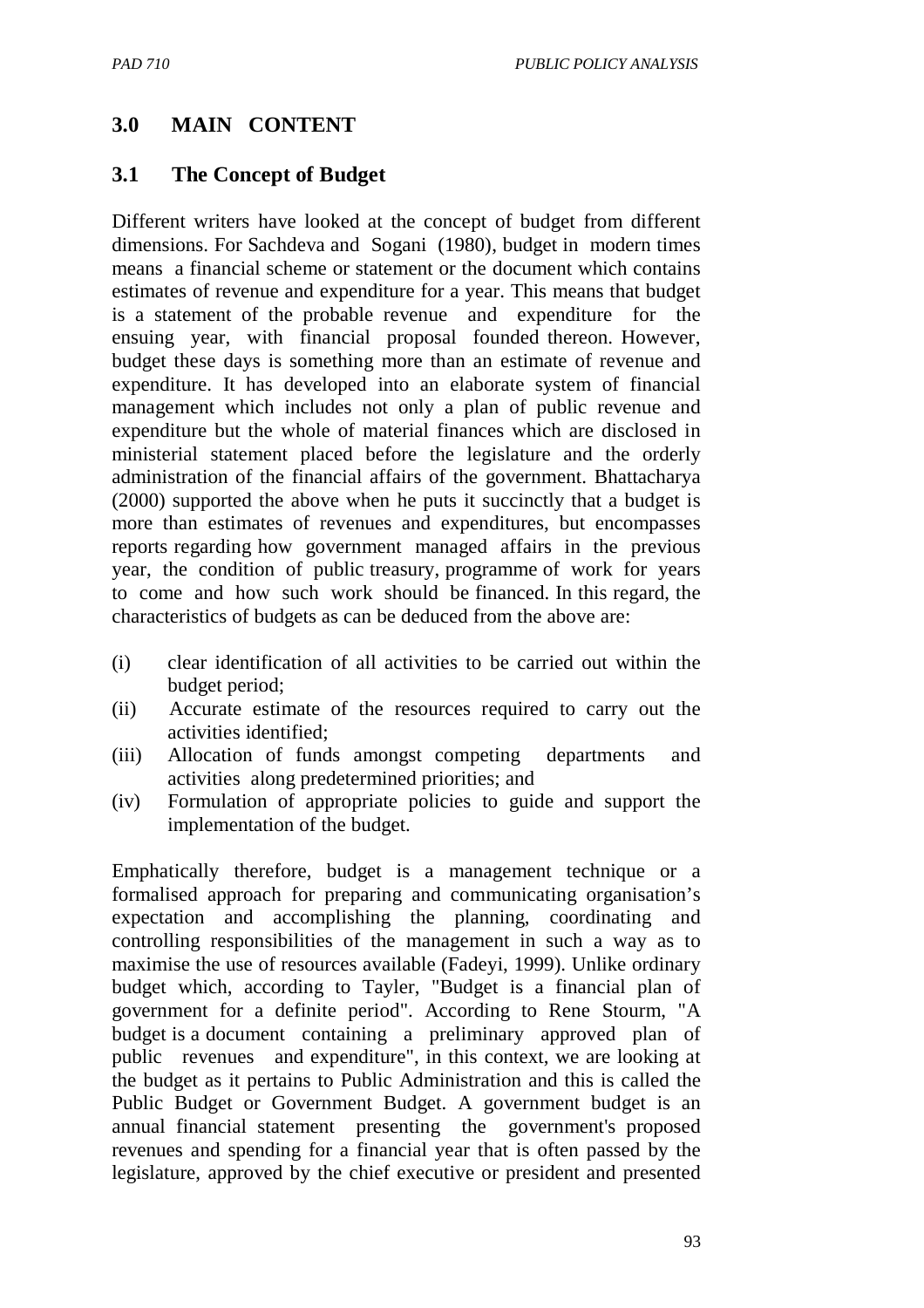## 3.0 MAIN CONTENT

### 3.1 The Concept of Budget

Different writers have looked at the concept of budget from different dimensions. For Sachdeva and Sogani (1980), budget in modern times means a financial scheme or statement or the document which contains estimates of revenue and expenditure for a year. This means that budget is a statement of the probable revenue and expenditure for the ensuing year, with financial proposal founded thereon. However, budget these days is something more than an estimate of revenue and expenditure. It has developed into an elaborate system of financial management which includes not only a plan of public revenue and expenditure but the whole of material finances which are disclosed in ministerial statement placed before the legislature and the orderly administration of the financial affairs of the government. Bhattacharya (2000) supported the above when he puts it succinctly that a budget is more than estimates of revenues and expenditures, but encompasses reports regarding how government managed affairs in the previous year, the condition of public treasury, programme of work for years to come and how such work should be financed. In this regard, the characteristics of budgets as can be deduced from the above are:

(i) clear identification of all activities to be carried out within the budget period;
(ii) Accurate estimate of the resources required to carry out the activities identified;
(iii) Allocation of funds amongst competing departments and activities along predetermined priorities; and
(iv) Formulation of appropriate policies to guide and support the implementation of the budget.

Emphatically therefore, budget is a management technique or a formalised approach for preparing and communicating organisation's expectation and accomplishing the planning, coordinating and controlling responsibilities of the management in such a way as to maximise the use of resources available (Fadeyi, 1999). Unlike ordinary budget which, according to Tayler, "Budget is a financial plan of government for a definite period". According to Rene Stourm, "A budget is a document containing a preliminary approved plan of public revenues and expenditure", in this context, we are looking at the budget as it pertains to Public Administration and this is called the Public Budget or Government Budget. A government budget is an annual financial statement presenting the government's proposed revenues and spending for a financial year that is often passed by the legislature, approved by the chief executive or president and presented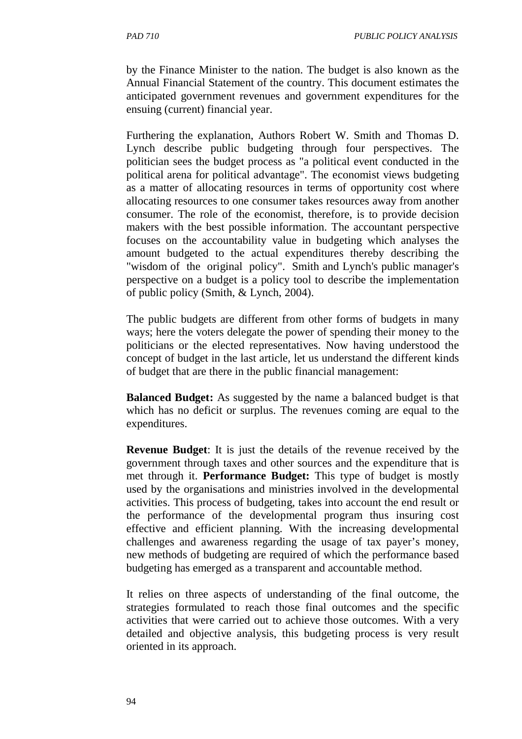by the Finance Minister to the nation. The budget is also known as the Annual Financial Statement of the country. This document estimates the anticipated government revenues and government expenditures for the ensuing (current) financial year.

Furthering the explanation, Authors Robert W. Smith and Thomas D. Lynch describe public budgeting through four perspectives. The politician sees the budget process as "a political event conducted in the political arena for political advantage". The economist views budgeting as a matter of allocating resources in terms of opportunity cost where allocating resources to one consumer takes resources away from another consumer. The role of the economist, therefore, is to provide decision makers with the best possible information. The accountant perspective focuses on the accountability value in budgeting which analyses the amount budgeted to the actual expenditures thereby describing the "wisdom of the original policy". Smith and Lynch's public manager's perspective on a budget is a policy tool to describe the implementation of public policy (Smith, & Lynch, 2004).

The public budgets are different from other forms of budgets in many ways; here the voters delegate the power of spending their money to the politicians or the elected representatives. Now having understood the concept of budget in the last article, let us understand the different kinds of budget that are there in the public financial management:

**Balanced Budget:** As suggested by the name a balanced budget is that which has no deficit or surplus. The revenues coming are equal to the expenditures.

**Revenue Budget**: It is just the details of the revenue received by the government through taxes and other sources and the expenditure that is met through it. **Performance Budget:** This type of budget is mostly used by the organisations and ministries involved in the developmental activities. This process of budgeting, takes into account the end result or the performance of the developmental program thus insuring cost effective and efficient planning. With the increasing developmental challenges and awareness regarding the usage of tax payer's money, new methods of budgeting are required of which the performance based budgeting has emerged as a transparent and accountable method.

It relies on three aspects of understanding of the final outcome, the strategies formulated to reach those final outcomes and the specific activities that were carried out to achieve those outcomes. With a very detailed and objective analysis, this budgeting process is very result oriented in its approach.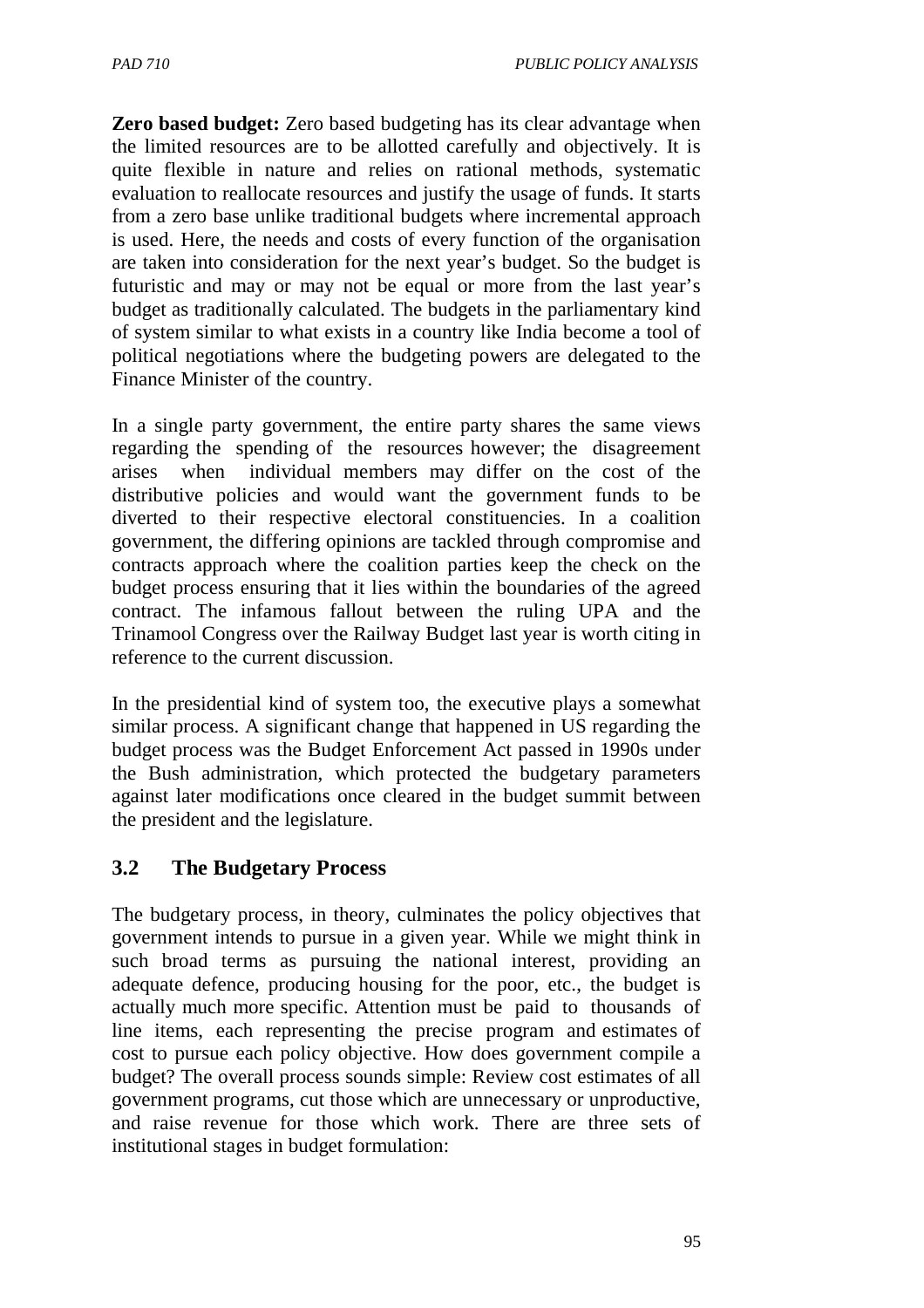**Zero based budget:** Zero based budgeting has its clear advantage when the limited resources are to be allotted carefully and objectively. It is quite flexible in nature and relies on rational methods, systematic evaluation to reallocate resources and justify the usage of funds. It starts from a zero base unlike traditional budgets where incremental approach is used. Here, the needs and costs of every function of the organisation are taken into consideration for the next year's budget. So the budget is futuristic and may or may not be equal or more from the last year's budget as traditionally calculated. The budgets in the parliamentary kind of system similar to what exists in a country like India become a tool of political negotiations where the budgeting powers are delegated to the Finance Minister of the country.

In a single party government, the entire party shares the same views regarding the spending of the resources however; the disagreement arises when individual members may differ on the cost of the distributive policies and would want the government funds to be diverted to their respective electoral constituencies. In a coalition government, the differing opinions are tackled through compromise and contracts approach where the coalition parties keep the check on the budget process ensuring that it lies within the boundaries of the agreed contract. The infamous fallout between the ruling UPA and the Trinamool Congress over the Railway Budget last year is worth citing in reference to the current discussion.

In the presidential kind of system too, the executive plays a somewhat similar process. A significant change that happened in US regarding the budget process was the Budget Enforcement Act passed in 1990s under the Bush administration, which protected the budgetary parameters against later modifications once cleared in the budget summit between the president and the legislature.

## 3.2 The Budgetary Process

The budgetary process, in theory, culminates the policy objectives that government intends to pursue in a given year. While we might think in such broad terms as pursuing the national interest, providing an adequate defence, producing housing for the poor, etc., the budget is actually much more specific. Attention must be paid to thousands of line items, each representing the precise program and estimates of cost to pursue each policy objective. How does government compile a budget? The overall process sounds simple: Review cost estimates of all government programs, cut those which are unnecessary or unproductive, and raise revenue for those which work. There are three sets of institutional stages in budget formulation: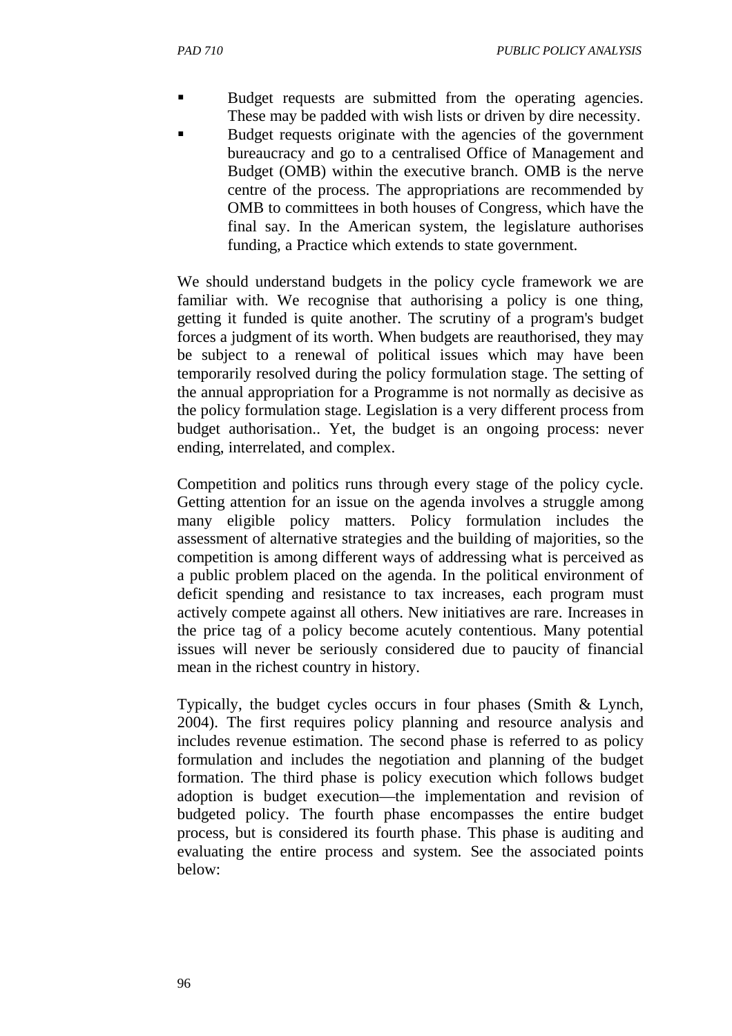- Budget requests are submitted from the operating agencies. These may be padded with wish lists or driven by dire necessity.
- Budget requests originate with the agencies of the government bureaucracy and go to a centralised Office of Management and Budget (OMB) within the executive branch. OMB is the nerve centre of the process. The appropriations are recommended by OMB to committees in both houses of Congress, which have the final say. In the American system, the legislature authorises funding, a Practice which extends to state government.

We should understand budgets in the policy cycle framework we are familiar with. We recognise that authorising a policy is one thing, getting it funded is quite another. The scrutiny of a program's budget forces a judgment of its worth. When budgets are reauthorised, they may be subject to a renewal of political issues which may have been temporarily resolved during the policy formulation stage. The setting of the annual appropriation for a Programme is not normally as decisive as the policy formulation stage. Legislation is a very different process from budget authorisation.. Yet, the budget is an ongoing process: never ending, interrelated, and complex.

Competition and politics runs through every stage of the policy cycle. Getting attention for an issue on the agenda involves a struggle among many eligible policy matters. Policy formulation includes the assessment of alternative strategies and the building of majorities, so the competition is among different ways of addressing what is perceived as a public problem placed on the agenda. In the political environment of deficit spending and resistance to tax increases, each program must actively compete against all others. New initiatives are rare. Increases in the price tag of a policy become acutely contentious. Many potential issues will never be seriously considered due to paucity of financial mean in the richest country in history.

Typically, the budget cycles occurs in four phases (Smith & Lynch, 2004). The first requires policy planning and resource analysis and includes revenue estimation. The second phase is referred to as policy formulation and includes the negotiation and planning of the budget formation. The third phase is policy execution which follows budget adoption is budget execution—the implementation and revision of budgeted policy. The fourth phase encompasses the entire budget process, but is considered its fourth phase. This phase is auditing and evaluating the entire process and system. See the associated points below: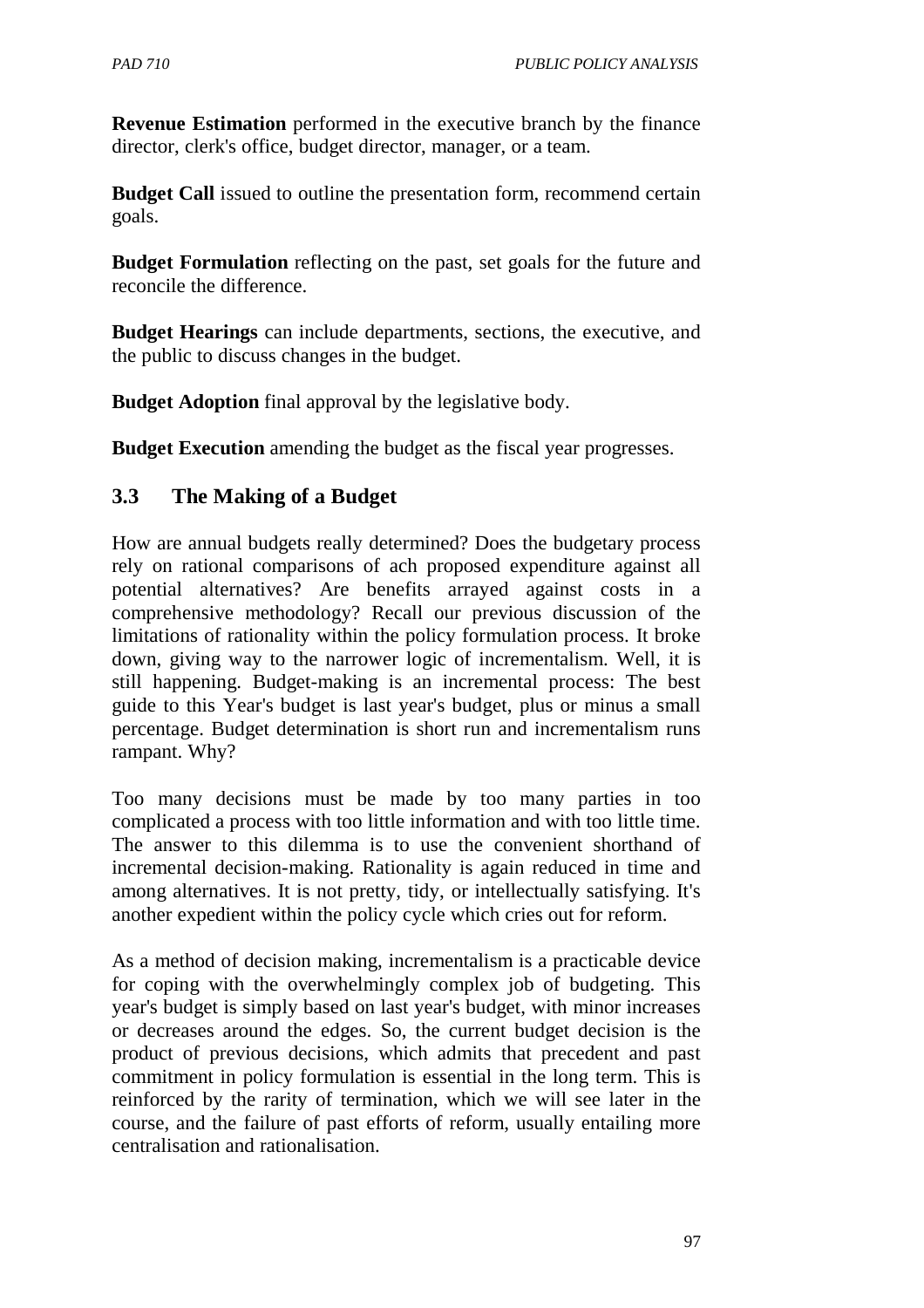**Revenue Estimation** performed in the executive branch by the finance director, clerk's office, budget director, manager, or a team.

**Budget Call** issued to outline the presentation form, recommend certain goals.

**Budget Formulation** reflecting on the past, set goals for the future and reconcile the difference.

**Budget Hearings** can include departments, sections, the executive, and the public to discuss changes in the budget.

**Budget Adoption** final approval by the legislative body.

**Budget Execution** amending the budget as the fiscal year progresses.

## 3.3 The Making of a Budget

How are annual budgets really determined? Does the budgetary process rely on rational comparisons of ach proposed expenditure against all potential alternatives? Are benefits arrayed against costs in a comprehensive methodology? Recall our previous discussion of the limitations of rationality within the policy formulation process. It broke down, giving way to the narrower logic of incrementalism. Well, it is still happening. Budget-making is an incremental process: The best guide to this Year's budget is last year's budget, plus or minus a small percentage. Budget determination is short run and incrementalism runs rampant. Why?

Too many decisions must be made by too many parties in too complicated a process with too little information and with too little time. The answer to this dilemma is to use the convenient shorthand of incremental decision-making. Rationality is again reduced in time and among alternatives. It is not pretty, tidy, or intellectually satisfying. It's another expedient within the policy cycle which cries out for reform.

As a method of decision making, incrementalism is a practicable device for coping with the overwhelmingly complex job of budgeting. This year's budget is simply based on last year's budget, with minor increases or decreases around the edges. So, the current budget decision is the product of previous decisions, which admits that precedent and past commitment in policy formulation is essential in the long term. This is reinforced by the rarity of termination, which we will see later in the course, and the failure of past efforts of reform, usually entailing more centralisation and rationalisation.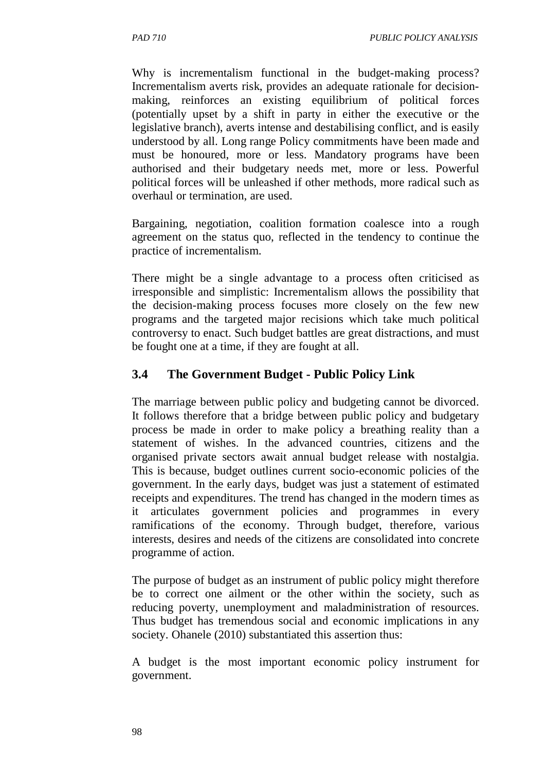Why is incrementalism functional in the budget-making process? Incrementalism averts risk, provides an adequate rationale for decision-making, reinforces an existing equilibrium of political forces (potentially upset by a shift in party in either the executive or the legislative branch), averts intense and destabilising conflict, and is easily understood by all. Long range Policy commitments have been made and must be honoured, more or less. Mandatory programs have been authorised and their budgetary needs met, more or less. Powerful political forces will be unleashed if other methods, more radical such as overhaul or termination, are used.

Bargaining, negotiation, coalition formation coalesce into a rough agreement on the status quo, reflected in the tendency to continue the practice of incrementalism.

There might be a single advantage to a process often criticised as irresponsible and simplistic: Incrementalism allows the possibility that the decision-making process focuses more closely on the few new programs and the targeted major recisions which take much political controversy to enact. Such budget battles are great distractions, and must be fought one at a time, if they are fought at all.

## 3.4 The Government Budget - Public Policy Link

The marriage between public policy and budgeting cannot be divorced. It follows therefore that a bridge between public policy and budgetary process be made in order to make policy a breathing reality than a statement of wishes. In the advanced countries, citizens and the organised private sectors await annual budget release with nostalgia. This is because, budget outlines current socio-economic policies of the government. In the early days, budget was just a statement of estimated receipts and expenditures. The trend has changed in the modern times as it articulates government policies and programmes in every ramifications of the economy. Through budget, therefore, various interests, desires and needs of the citizens are consolidated into concrete programme of action.

The purpose of budget as an instrument of public policy might therefore be to correct one ailment or the other within the society, such as reducing poverty, unemployment and maladministration of resources. Thus budget has tremendous social and economic implications in any society. Ohanele (2010) substantiated this assertion thus:

A budget is the most important economic policy instrument for government.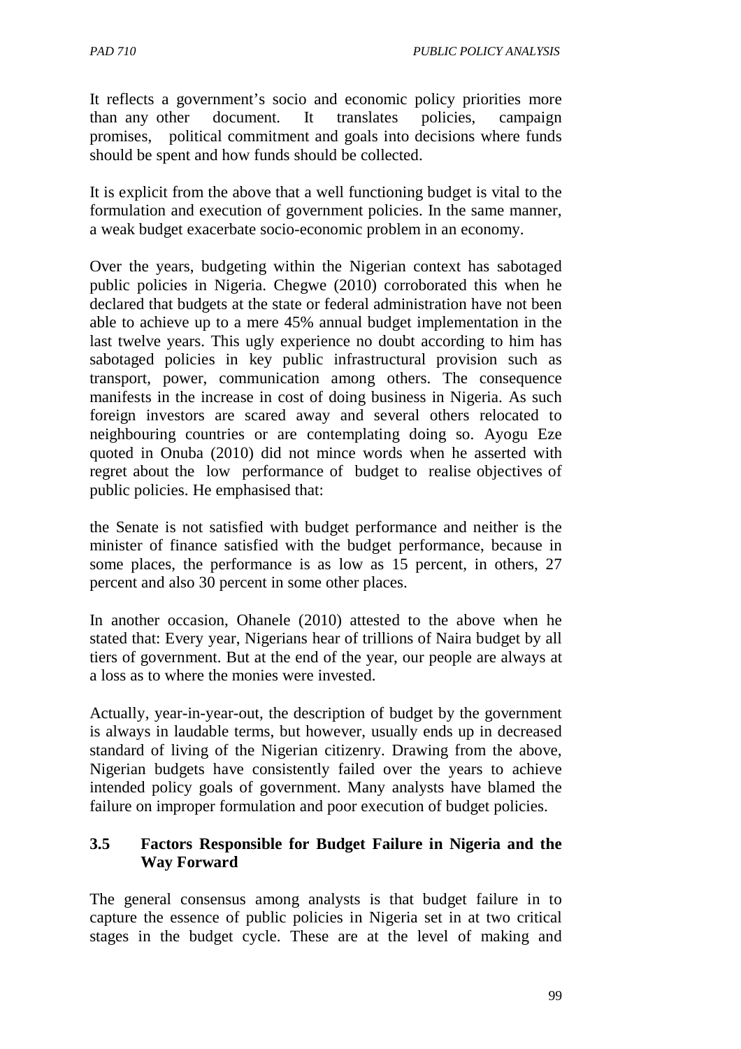It reflects a government's socio and economic policy priorities more than any other document. It translates policies, campaign promises, political commitment and goals into decisions where funds should be spent and how funds should be collected.

It is explicit from the above that a well functioning budget is vital to the formulation and execution of government policies. In the same manner, a weak budget exacerbate socio-economic problem in an economy.

Over the years, budgeting within the Nigerian context has sabotaged public policies in Nigeria. Chegwe (2010) corroborated this when he declared that budgets at the state or federal administration have not been able to achieve up to a mere 45% annual budget implementation in the last twelve years. This ugly experience no doubt according to him has sabotaged policies in key public infrastructural provision such as transport, power, communication among others. The consequence manifests in the increase in cost of doing business in Nigeria. As such foreign investors are scared away and several others relocated to neighbouring countries or are contemplating doing so. Ayogu Eze quoted in Onuba (2010) did not mince words when he asserted with regret about the low performance of budget to realise objectives of public policies. He emphasised that:

the Senate is not satisfied with budget performance and neither is the minister of finance satisfied with the budget performance, because in some places, the performance is as low as 15 percent, in others, 27 percent and also 30 percent in some other places.

In another occasion, Ohanele (2010) attested to the above when he stated that: Every year, Nigerians hear of trillions of Naira budget by all tiers of government. But at the end of the year, our people are always at a loss as to where the monies were invested.

Actually, year-in-year-out, the description of budget by the government is always in laudable terms, but however, usually ends up in decreased standard of living of the Nigerian citizenry. Drawing from the above, Nigerian budgets have consistently failed over the years to achieve intended policy goals of government. Many analysts have blamed the failure on improper formulation and poor execution of budget policies.

### 3.5 Factors Responsible for Budget Failure in Nigeria and the Way Forward

The general consensus among analysts is that budget failure in to capture the essence of public policies in Nigeria set in at two critical stages in the budget cycle. These are at the level of making and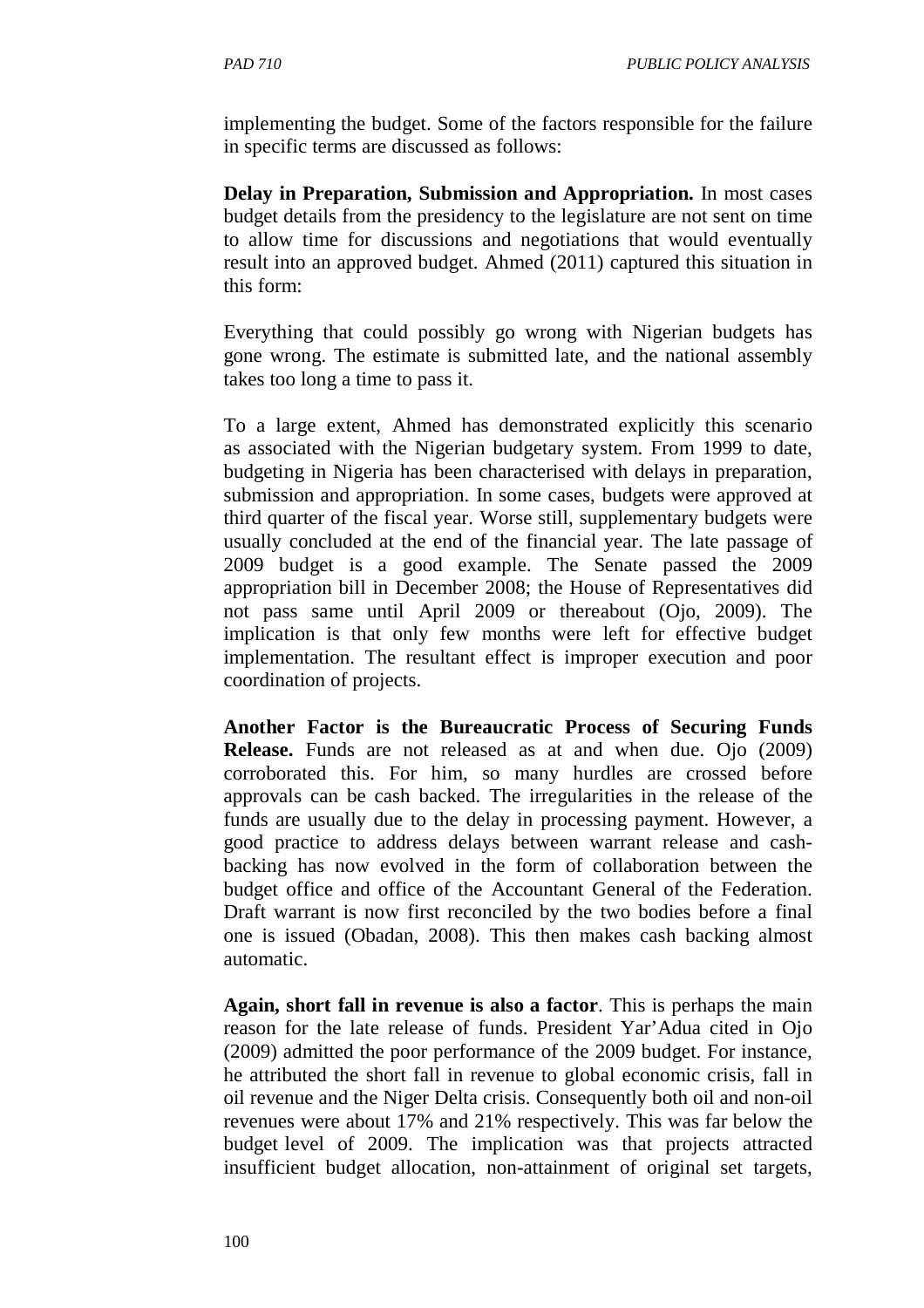implementing the budget. Some of the factors responsible for the failure in specific terms are discussed as follows:

**Delay in Preparation, Submission and Appropriation.** In most cases budget details from the presidency to the legislature are not sent on time to allow time for discussions and negotiations that would eventually result into an approved budget. Ahmed (2011) captured this situation in this form:

Everything that could possibly go wrong with Nigerian budgets has gone wrong. The estimate is submitted late, and the national assembly takes too long a time to pass it.

To a large extent, Ahmed has demonstrated explicitly this scenario as associated with the Nigerian budgetary system. From 1999 to date, budgeting in Nigeria has been characterised with delays in preparation, submission and appropriation. In some cases, budgets were approved at third quarter of the fiscal year. Worse still, supplementary budgets were usually concluded at the end of the financial year. The late passage of 2009 budget is a good example. The Senate passed the 2009 appropriation bill in December 2008; the House of Representatives did not pass same until April 2009 or thereabout (Ojo, 2009). The implication is that only few months were left for effective budget implementation. The resultant effect is improper execution and poor coordination of projects.

**Another Factor is the Bureaucratic Process of Securing Funds Release.** Funds are not released as at and when due. Ojo (2009) corroborated this. For him, so many hurdles are crossed before approvals can be cash backed. The irregularities in the release of the funds are usually due to the delay in processing payment. However, a good practice to address delays between warrant release and cash-backing has now evolved in the form of collaboration between the budget office and office of the Accountant General of the Federation. Draft warrant is now first reconciled by the two bodies before a final one is issued (Obadan, 2008). This then makes cash backing almost automatic.

**Again, short fall in revenue is also a factor**. This is perhaps the main reason for the late release of funds. President Yar'Adua cited in Ojo (2009) admitted the poor performance of the 2009 budget. For instance, he attributed the short fall in revenue to global economic crisis, fall in oil revenue and the Niger Delta crisis. Consequently both oil and non-oil revenues were about 17% and 21% respectively. This was far below the budget level of 2009. The implication was that projects attracted insufficient budget allocation, non-attainment of original set targets,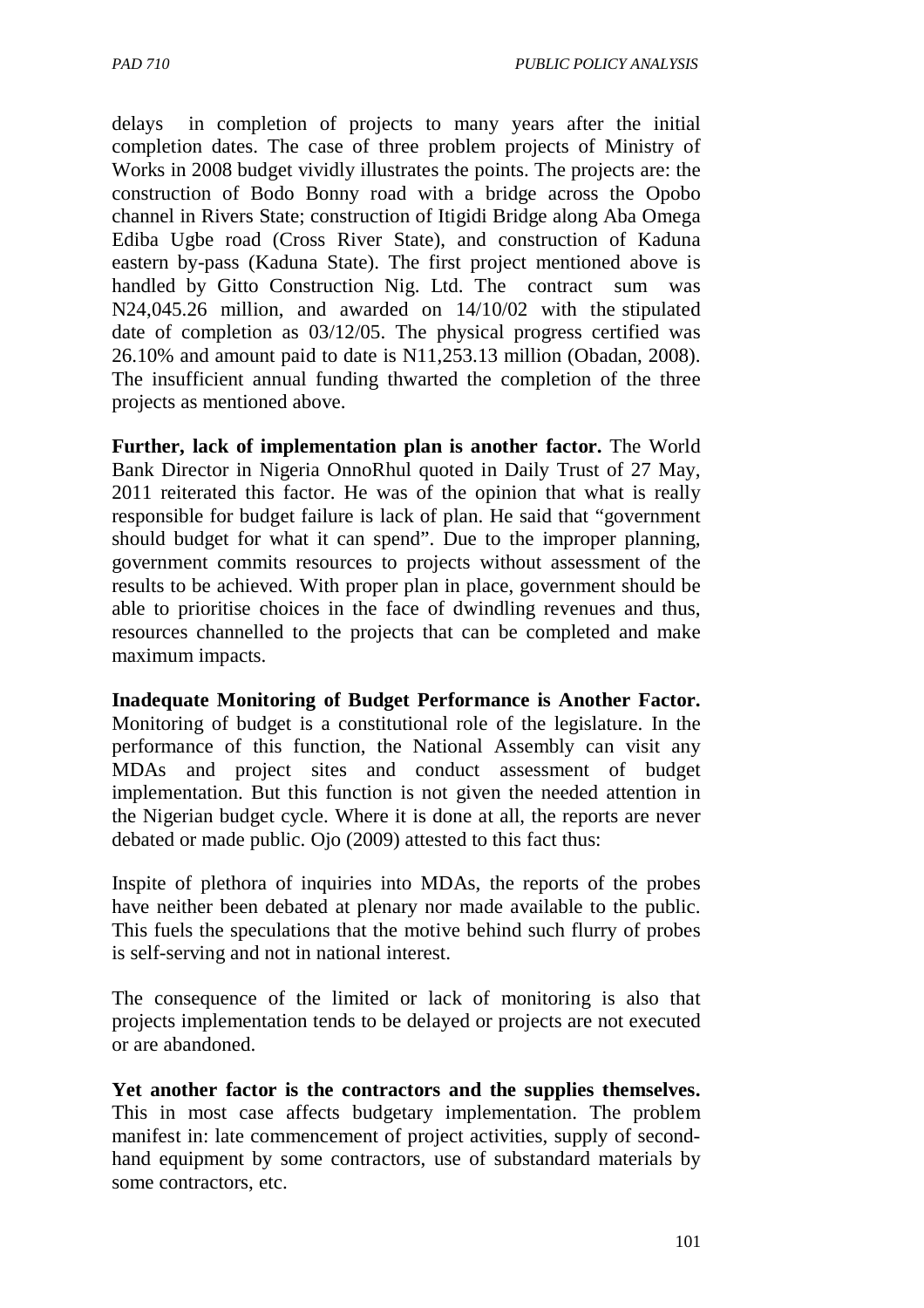delays in completion of projects to many years after the initial completion dates. The case of three problem projects of Ministry of Works in 2008 budget vividly illustrates the points. The projects are: the construction of Bodo Bonny road with a bridge across the Opobo channel in Rivers State; construction of Itigidi Bridge along Aba Omega Ediba Ugbe road (Cross River State), and construction of Kaduna eastern by-pass (Kaduna State). The first project mentioned above is handled by Gitto Construction Nig. Ltd. The contract sum was N24,045.26 million, and awarded on 14/10/02 with the stipulated date of completion as 03/12/05. The physical progress certified was 26.10% and amount paid to date is N11,253.13 million (Obadan, 2008). The insufficient annual funding thwarted the completion of the three projects as mentioned above.

**Further, lack of implementation plan is another factor.** The World Bank Director in Nigeria OnnoRhul quoted in Daily Trust of 27 May, 2011 reiterated this factor. He was of the opinion that what is really responsible for budget failure is lack of plan. He said that "government should budget for what it can spend". Due to the improper planning, government commits resources to projects without assessment of the results to be achieved. With proper plan in place, government should be able to prioritise choices in the face of dwindling revenues and thus, resources channelled to the projects that can be completed and make maximum impacts.

**Inadequate Monitoring of Budget Performance is Another Factor.** Monitoring of budget is a constitutional role of the legislature. In the performance of this function, the National Assembly can visit any MDAs and project sites and conduct assessment of budget implementation. But this function is not given the needed attention in the Nigerian budget cycle. Where it is done at all, the reports are never debated or made public. Ojo (2009) attested to this fact thus:

Inspite of plethora of inquiries into MDAs, the reports of the probes have neither been debated at plenary nor made available to the public. This fuels the speculations that the motive behind such flurry of probes is self-serving and not in national interest.

The consequence of the limited or lack of monitoring is also that projects implementation tends to be delayed or projects are not executed or are abandoned.

**Yet another factor is the contractors and the supplies themselves.** This in most case affects budgetary implementation. The problem manifest in: late commencement of project activities, supply of second-hand equipment by some contractors, use of substandard materials by some contractors, etc.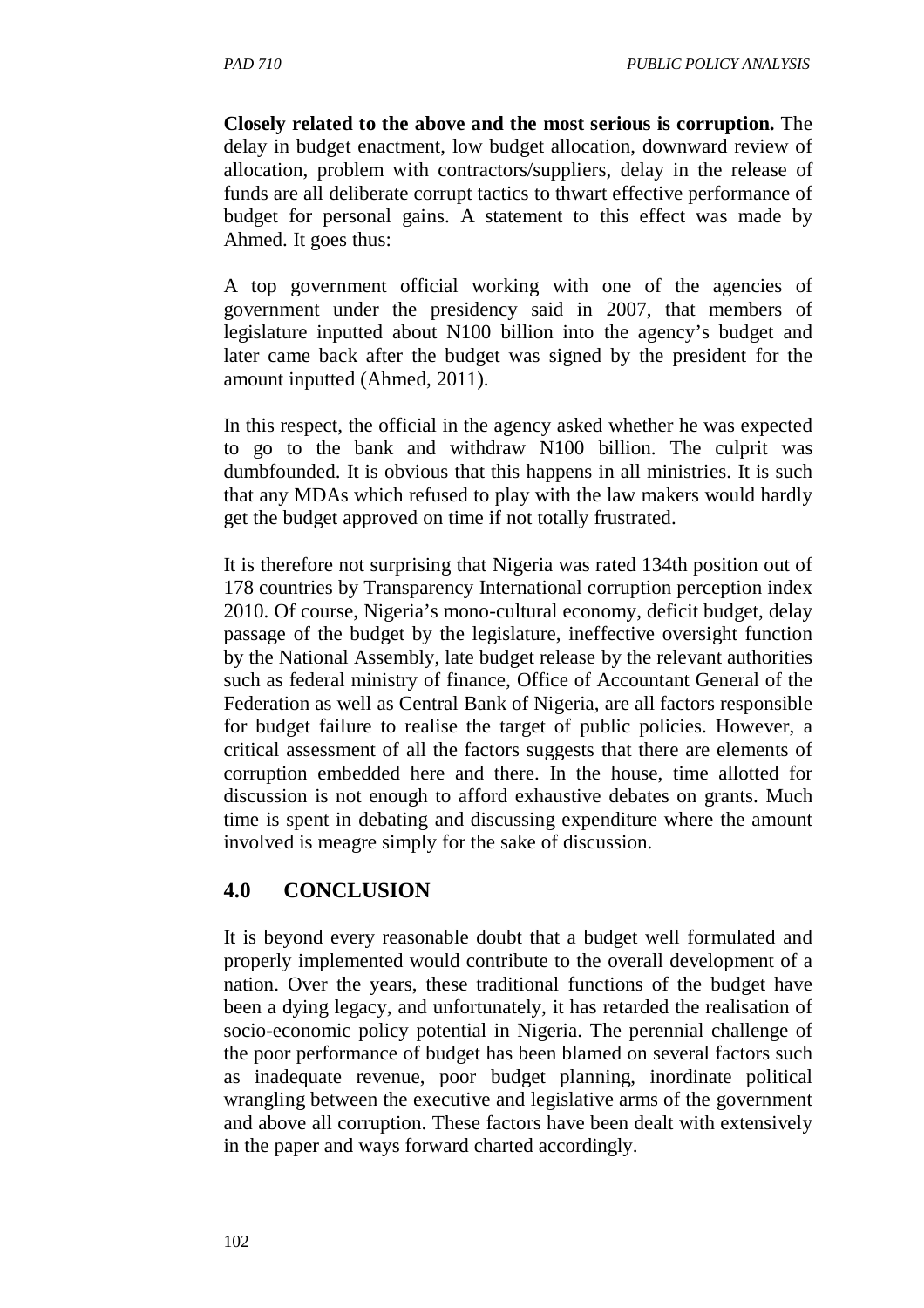**Closely related to the above and the most serious is corruption.** The delay in budget enactment, low budget allocation, downward review of allocation, problem with contractors/suppliers, delay in the release of funds are all deliberate corrupt tactics to thwart effective performance of budget for personal gains. A statement to this effect was made by Ahmed. It goes thus:

A top government official working with one of the agencies of government under the presidency said in 2007, that members of legislature inputted about N100 billion into the agency's budget and later came back after the budget was signed by the president for the amount inputted (Ahmed, 2011).

In this respect, the official in the agency asked whether he was expected to go to the bank and withdraw N100 billion. The culprit was dumbfounded. It is obvious that this happens in all ministries. It is such that any MDAs which refused to play with the law makers would hardly get the budget approved on time if not totally frustrated.

It is therefore not surprising that Nigeria was rated 134th position out of 178 countries by Transparency International corruption perception index 2010. Of course, Nigeria's mono-cultural economy, deficit budget, delay passage of the budget by the legislature, ineffective oversight function by the National Assembly, late budget release by the relevant authorities such as federal ministry of finance, Office of Accountant General of the Federation as well as Central Bank of Nigeria, are all factors responsible for budget failure to realise the target of public policies. However, a critical assessment of all the factors suggests that there are elements of corruption embedded here and there. In the house, time allotted for discussion is not enough to afford exhaustive debates on grants. Much time is spent in debating and discussing expenditure where the amount involved is meagre simply for the sake of discussion.

## 4.0 CONCLUSION

It is beyond every reasonable doubt that a budget well formulated and properly implemented would contribute to the overall development of a nation. Over the years, these traditional functions of the budget have been a dying legacy, and unfortunately, it has retarded the realisation of socio-economic policy potential in Nigeria. The perennial challenge of the poor performance of budget has been blamed on several factors such as inadequate revenue, poor budget planning, inordinate political wrangling between the executive and legislative arms of the government and above all corruption. These factors have been dealt with extensively in the paper and ways forward charted accordingly.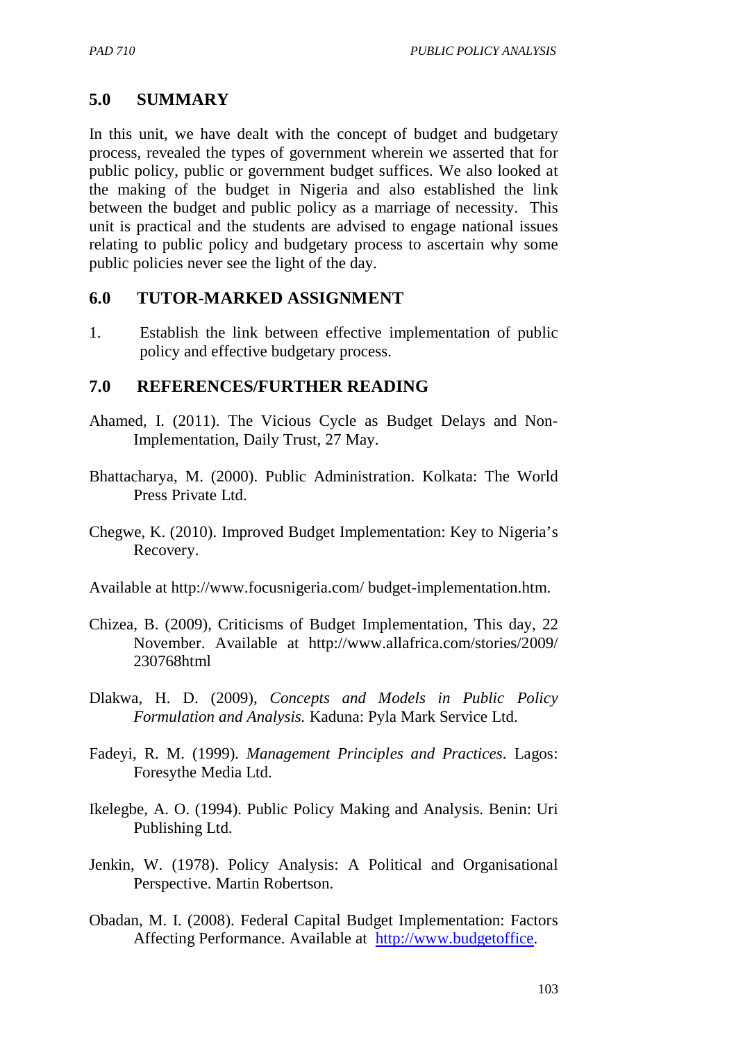## 5.0 SUMMARY

In this unit, we have dealt with the concept of budget and budgetary process, revealed the types of government wherein we asserted that for public policy, public or government budget suffices. We also looked at the making of the budget in Nigeria and also established the link between the budget and public policy as a marriage of necessity. This unit is practical and the students are advised to engage national issues relating to public policy and budgetary process to ascertain why some public policies never see the light of the day.

## 6.0 TUTOR-MARKED ASSIGNMENT

1. Establish the link between effective implementation of public policy and effective budgetary process.

## 7.0 REFERENCES/FURTHER READING

Ahamed, I. (2011). The Vicious Cycle as Budget Delays and Non-Implementation, Daily Trust, 27 May.

Bhattacharya, M. (2000). Public Administration. Kolkata: The World Press Private Ltd.

Chegwe, K. (2010). Improved Budget Implementation: Key to Nigeria's Recovery.

Available at http://www.focusnigeria.com/ budget-implementation.htm.

Chizea, B. (2009), Criticisms of Budget Implementation, This day, 22 November. Available at http://www.allafrica.com/stories/2009/ 230768html

Dlakwa, H. D. (2009), *Concepts and Models in Public Policy Formulation and Analysis.* Kaduna: Pyla Mark Service Ltd.

Fadeyi, R. M. (1999). *Management Principles and Practices*. Lagos: Foresythe Media Ltd.

Ikelegbe, A. O. (1994). Public Policy Making and Analysis. Benin: Uri Publishing Ltd.

Jenkin, W. (1978). Policy Analysis: A Political and Organisational Perspective. Martin Robertson.

Obadan, M. I. (2008). Federal Capital Budget Implementation: Factors Affecting Performance. Available at http://www.budgetoffice.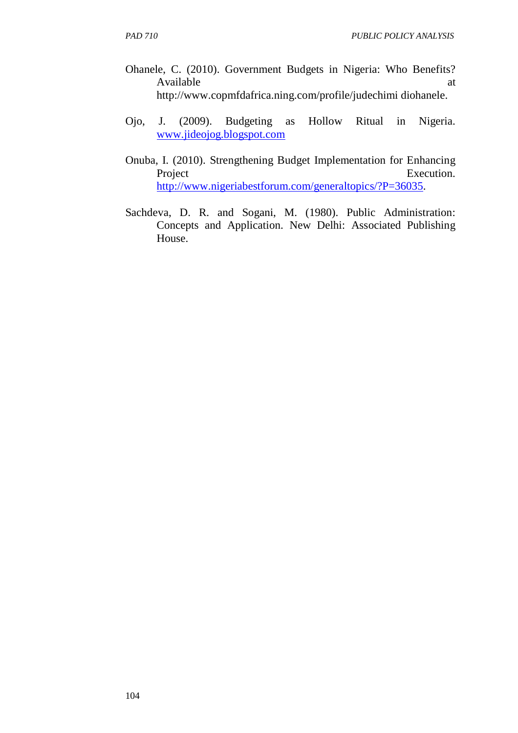Ohanele, C. (2010). Government Budgets in Nigeria: Who Benefits? Available at http://www.copmfdafrica.ning.com/profile/judechimi diohanele.

Ojo, J. (2009). Budgeting as Hollow Ritual in Nigeria. www.jideojog.blogspot.com

Onuba, I. (2010). Strengthening Budget Implementation for Enhancing Project Execution. http://www.nigeriabestforum.com/generaltopics/?P=36035.

Sachdeva, D. R. and Sogani, M. (1980). Public Administration: Concepts and Application. New Delhi: Associated Publishing House.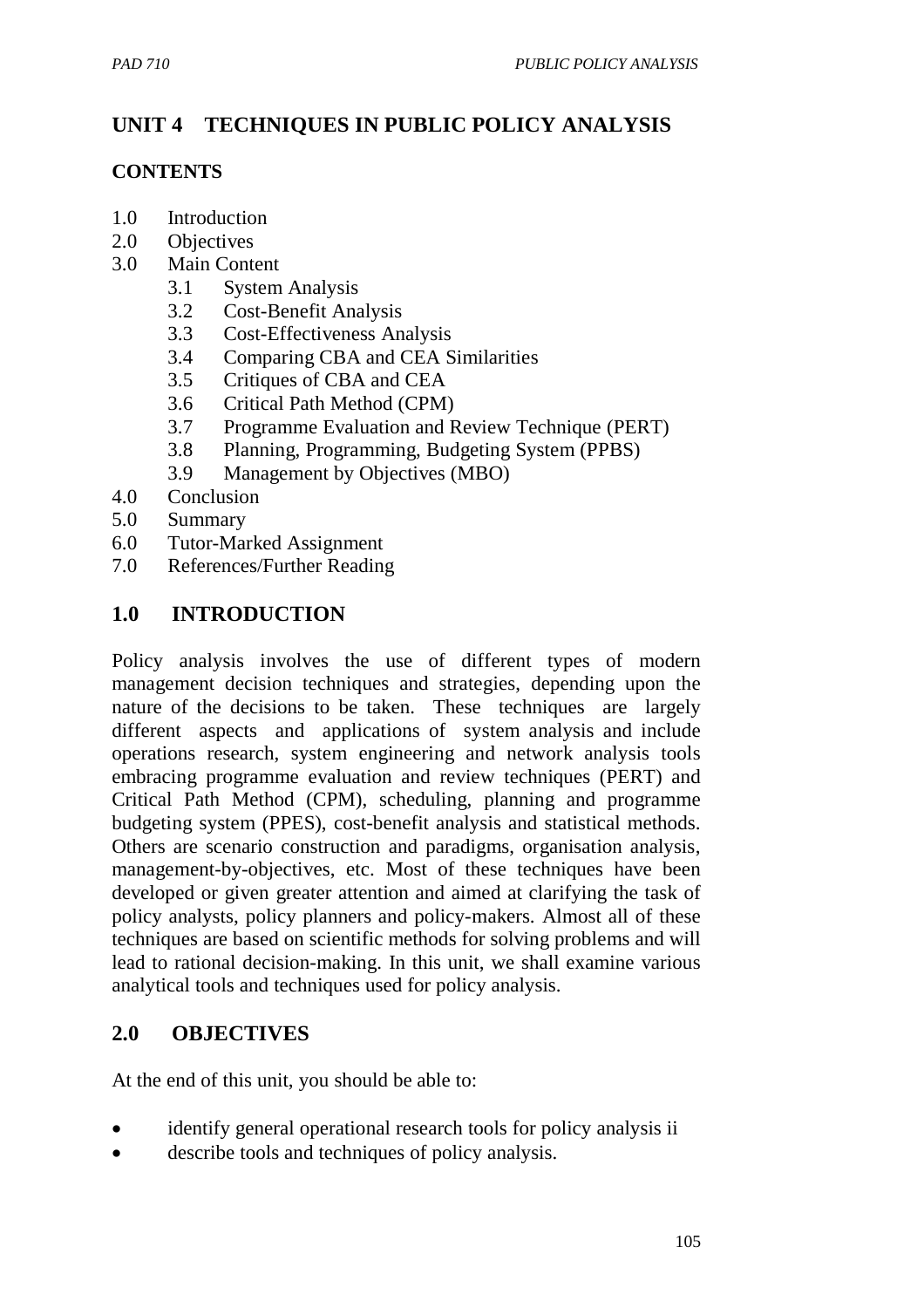# UNIT 4 TECHNIQUES IN PUBLIC POLICY ANALYSIS

## CONTENTS

1.0 Introduction
2.0 Objectives
3.0 Main Content
    3.1 System Analysis
    3.2 Cost-Benefit Analysis
    3.3 Cost-Effectiveness Analysis
    3.4 Comparing CBA and CEA Similarities
    3.5 Critiques of CBA and CEA
    3.6 Critical Path Method (CPM)
    3.7 Programme Evaluation and Review Technique (PERT)
    3.8 Planning, Programming, Budgeting System (PPBS)
    3.9 Management by Objectives (MBO)
4.0 Conclusion
5.0 Summary
6.0 Tutor-Marked Assignment
7.0 References/Further Reading

## 1.0 INTRODUCTION

Policy analysis involves the use of different types of modern management decision techniques and strategies, depending upon the nature of the decisions to be taken. These techniques are largely different aspects and applications of system analysis and include operations research, system engineering and network analysis tools embracing programme evaluation and review techniques (PERT) and Critical Path Method (CPM), scheduling, planning and programme budgeting system (PPES), cost-benefit analysis and statistical methods. Others are scenario construction and paradigms, organisation analysis, management-by-objectives, etc. Most of these techniques have been developed or given greater attention and aimed at clarifying the task of policy analysts, policy planners and policy-makers. Almost all of these techniques are based on scientific methods for solving problems and will lead to rational decision-making. In this unit, we shall examine various analytical tools and techniques used for policy analysis.

## 2.0 OBJECTIVES

At the end of this unit, you should be able to:

- identify general operational research tools for policy analysis ii
- describe tools and techniques of policy analysis.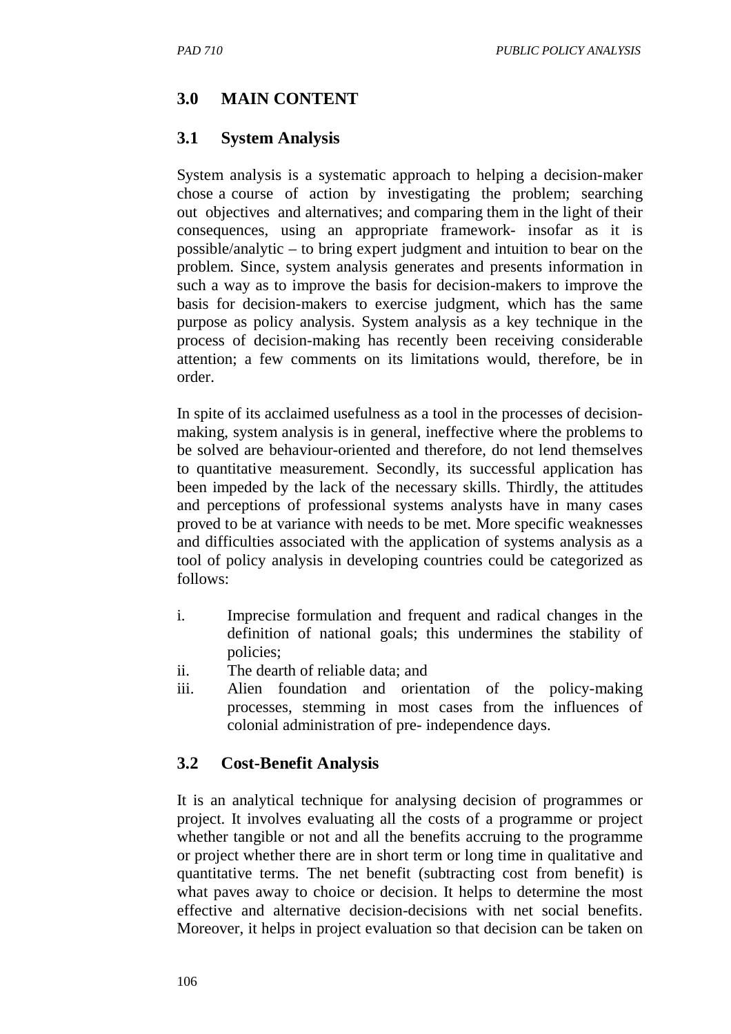## 3.0 MAIN CONTENT

### 3.1 System Analysis

System analysis is a systematic approach to helping a decision-maker chose a course of action by investigating the problem; searching out objectives and alternatives; and comparing them in the light of their consequences, using an appropriate framework- insofar as it is possible/analytic – to bring expert judgment and intuition to bear on the problem. Since, system analysis generates and presents information in such a way as to improve the basis for decision-makers to improve the basis for decision-makers to exercise judgment, which has the same purpose as policy analysis. System analysis as a key technique in the process of decision-making has recently been receiving considerable attention; a few comments on its limitations would, therefore, be in order.

In spite of its acclaimed usefulness as a tool in the processes of decision-making, system analysis is in general, ineffective where the problems to be solved are behaviour-oriented and therefore, do not lend themselves to quantitative measurement. Secondly, its successful application has been impeded by the lack of the necessary skills. Thirdly, the attitudes and perceptions of professional systems analysts have in many cases proved to be at variance with needs to be met. More specific weaknesses and difficulties associated with the application of systems analysis as a tool of policy analysis in developing countries could be categorized as follows:

i. Imprecise formulation and frequent and radical changes in the definition of national goals; this undermines the stability of policies;
ii. The dearth of reliable data; and
iii. Alien foundation and orientation of the policy-making processes, stemming in most cases from the influences of colonial administration of pre- independence days.

### 3.2 Cost-Benefit Analysis

It is an analytical technique for analysing decision of programmes or project. It involves evaluating all the costs of a programme or project whether tangible or not and all the benefits accruing to the programme or project whether there are in short term or long time in qualitative and quantitative terms. The net benefit (subtracting cost from benefit) is what paves away to choice or decision. It helps to determine the most effective and alternative decision-decisions with net social benefits. Moreover, it helps in project evaluation so that decision can be taken on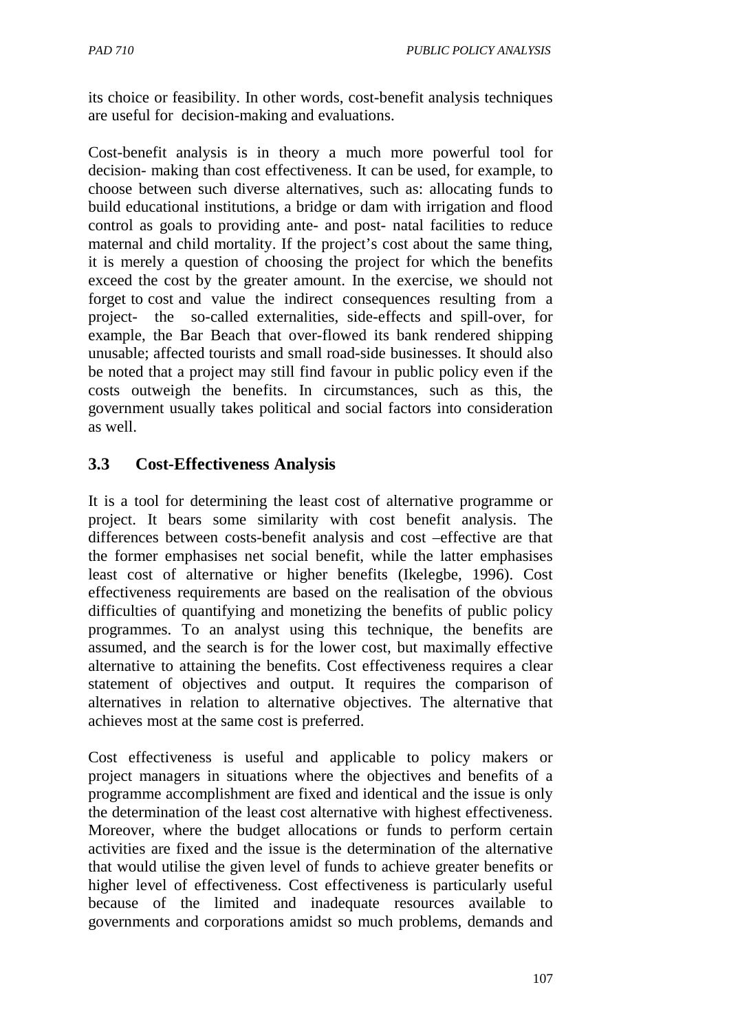its choice or feasibility. In other words, cost-benefit analysis techniques are useful for decision-making and evaluations.

Cost-benefit analysis is in theory a much more powerful tool for decision- making than cost effectiveness. It can be used, for example, to choose between such diverse alternatives, such as: allocating funds to build educational institutions, a bridge or dam with irrigation and flood control as goals to providing ante- and post- natal facilities to reduce maternal and child mortality. If the project's cost about the same thing, it is merely a question of choosing the project for which the benefits exceed the cost by the greater amount. In the exercise, we should not forget to cost and value the indirect consequences resulting from a project- the so-called externalities, side-effects and spill-over, for example, the Bar Beach that over-flowed its bank rendered shipping unusable; affected tourists and small road-side businesses. It should also be noted that a project may still find favour in public policy even if the costs outweigh the benefits. In circumstances, such as this, the government usually takes political and social factors into consideration as well.

### 3.3 Cost-Effectiveness Analysis

It is a tool for determining the least cost of alternative programme or project. It bears some similarity with cost benefit analysis. The differences between costs-benefit analysis and cost –effective are that the former emphasises net social benefit, while the latter emphasises least cost of alternative or higher benefits (Ikelegbe, 1996). Cost effectiveness requirements are based on the realisation of the obvious difficulties of quantifying and monetizing the benefits of public policy programmes. To an analyst using this technique, the benefits are assumed, and the search is for the lower cost, but maximally effective alternative to attaining the benefits. Cost effectiveness requires a clear statement of objectives and output. It requires the comparison of alternatives in relation to alternative objectives. The alternative that achieves most at the same cost is preferred.

Cost effectiveness is useful and applicable to policy makers or project managers in situations where the objectives and benefits of a programme accomplishment are fixed and identical and the issue is only the determination of the least cost alternative with highest effectiveness. Moreover, where the budget allocations or funds to perform certain activities are fixed and the issue is the determination of the alternative that would utilise the given level of funds to achieve greater benefits or higher level of effectiveness. Cost effectiveness is particularly useful because of the limited and inadequate resources available to governments and corporations amidst so much problems, demands and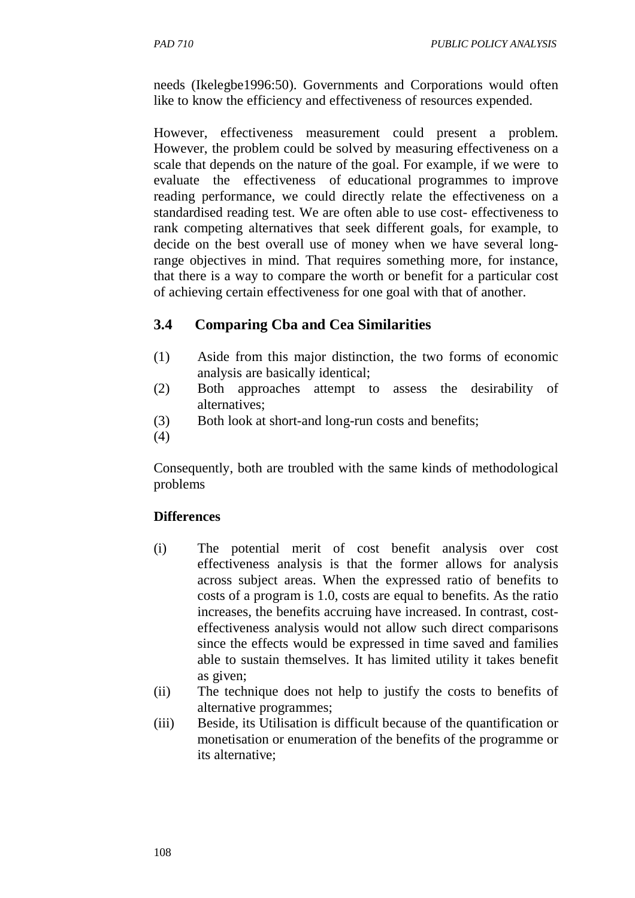needs (Ikelegbe1996:50). Governments and Corporations would often like to know the efficiency and effectiveness of resources expended.

However, effectiveness measurement could present a problem. However, the problem could be solved by measuring effectiveness on a scale that depends on the nature of the goal. For example, if we were to evaluate the effectiveness of educational programmes to improve reading performance, we could directly relate the effectiveness on a standardised reading test. We are often able to use cost- effectiveness to rank competing alternatives that seek different goals, for example, to decide on the best overall use of money when we have several long-range objectives in mind. That requires something more, for instance, that there is a way to compare the worth or benefit for a particular cost of achieving certain effectiveness for one goal with that of another.

## 3.4 Comparing Cba and Cea Similarities

(1) Aside from this major distinction, the two forms of economic analysis are basically identical;
(2) Both approaches attempt to assess the desirability of alternatives;
(3) Both look at short-and long-run costs and benefits;
(4)

Consequently, both are troubled with the same kinds of methodological problems

**Differences**

(i) The potential merit of cost benefit analysis over cost effectiveness analysis is that the former allows for analysis across subject areas. When the expressed ratio of benefits to costs of a program is 1.0, costs are equal to benefits. As the ratio increases, the benefits accruing have increased. In contrast, cost-effectiveness analysis would not allow such direct comparisons since the effects would be expressed in time saved and families able to sustain themselves. It has limited utility it takes benefit as given;
(ii) The technique does not help to justify the costs to benefits of alternative programmes;
(iii) Beside, its Utilisation is difficult because of the quantification or monetisation or enumeration of the benefits of the programme or its alternative;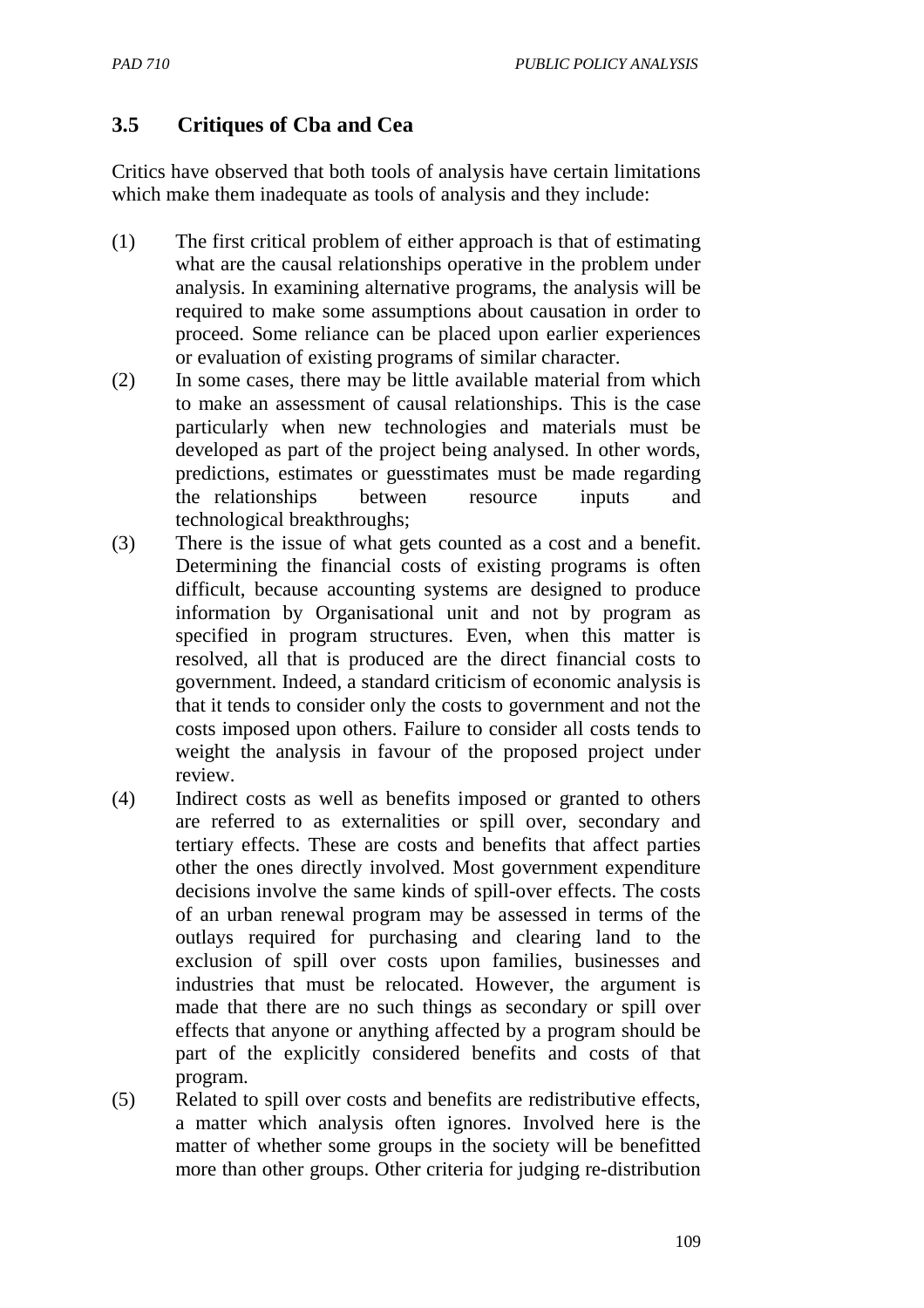### 3.5 Critiques of Cba and Cea

Critics have observed that both tools of analysis have certain limitations which make them inadequate as tools of analysis and they include:

(1) The first critical problem of either approach is that of estimating what are the causal relationships operative in the problem under analysis. In examining alternative programs, the analysis will be required to make some assumptions about causation in order to proceed. Some reliance can be placed upon earlier experiences or evaluation of existing programs of similar character.

(2) In some cases, there may be little available material from which to make an assessment of causal relationships. This is the case particularly when new technologies and materials must be developed as part of the project being analysed. In other words, predictions, estimates or guesstimates must be made regarding the relationships between resource inputs and technological breakthroughs;

(3) There is the issue of what gets counted as a cost and a benefit. Determining the financial costs of existing programs is often difficult, because accounting systems are designed to produce information by Organisational unit and not by program as specified in program structures. Even, when this matter is resolved, all that is produced are the direct financial costs to government. Indeed, a standard criticism of economic analysis is that it tends to consider only the costs to government and not the costs imposed upon others. Failure to consider all costs tends to weight the analysis in favour of the proposed project under review.

(4) Indirect costs as well as benefits imposed or granted to others are referred to as externalities or spill over, secondary and tertiary effects. These are costs and benefits that affect parties other the ones directly involved. Most government expenditure decisions involve the same kinds of spill-over effects. The costs of an urban renewal program may be assessed in terms of the outlays required for purchasing and clearing land to the exclusion of spill over costs upon families, businesses and industries that must be relocated. However, the argument is made that there are no such things as secondary or spill over effects that anyone or anything affected by a program should be part of the explicitly considered benefits and costs of that program.

(5) Related to spill over costs and benefits are redistributive effects, a matter which analysis often ignores. Involved here is the matter of whether some groups in the society will be benefitted more than other groups. Other criteria for judging re-distribution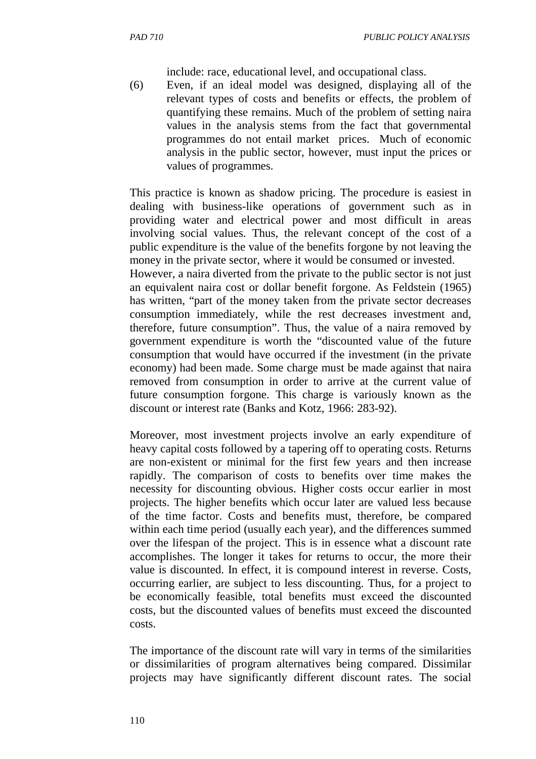include: race, educational level, and occupational class.

(6) Even, if an ideal model was designed, displaying all of the relevant types of costs and benefits or effects, the problem of quantifying these remains. Much of the problem of setting naira values in the analysis stems from the fact that governmental programmes do not entail market prices. Much of economic analysis in the public sector, however, must input the prices or values of programmes.

This practice is known as shadow pricing. The procedure is easiest in dealing with business-like operations of government such as in providing water and electrical power and most difficult in areas involving social values. Thus, the relevant concept of the cost of a public expenditure is the value of the benefits forgone by not leaving the money in the private sector, where it would be consumed or invested.
However, a naira diverted from the private to the public sector is not just an equivalent naira cost or dollar benefit forgone. As Feldstein (1965) has written, "part of the money taken from the private sector decreases consumption immediately, while the rest decreases investment and, therefore, future consumption". Thus, the value of a naira removed by government expenditure is worth the "discounted value of the future consumption that would have occurred if the investment (in the private economy) had been made. Some charge must be made against that naira removed from consumption in order to arrive at the current value of future consumption forgone. This charge is variously known as the discount or interest rate (Banks and Kotz, 1966: 283-92).

Moreover, most investment projects involve an early expenditure of heavy capital costs followed by a tapering off to operating costs. Returns are non-existent or minimal for the first few years and then increase rapidly. The comparison of costs to benefits over time makes the necessity for discounting obvious. Higher costs occur earlier in most projects. The higher benefits which occur later are valued less because of the time factor. Costs and benefits must, therefore, be compared within each time period (usually each year), and the differences summed over the lifespan of the project. This is in essence what a discount rate accomplishes. The longer it takes for returns to occur, the more their value is discounted. In effect, it is compound interest in reverse. Costs, occurring earlier, are subject to less discounting. Thus, for a project to be economically feasible, total benefits must exceed the discounted costs, but the discounted values of benefits must exceed the discounted costs.

The importance of the discount rate will vary in terms of the similarities or dissimilarities of program alternatives being compared. Dissimilar projects may have significantly different discount rates. The social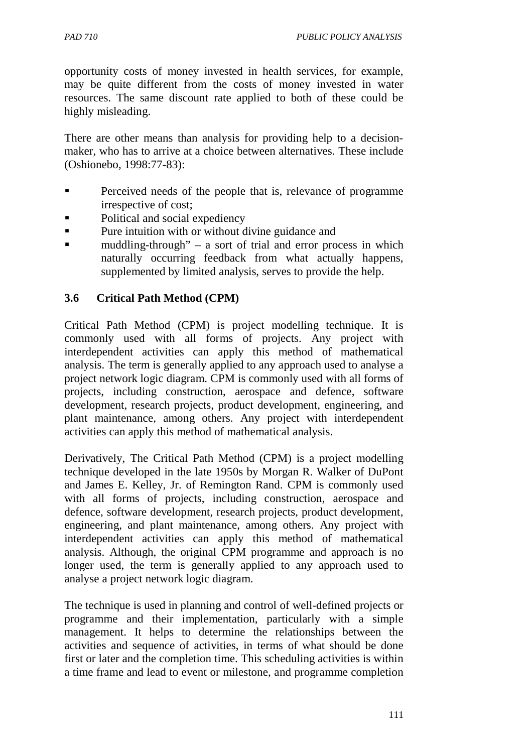opportunity costs of money invested in health services, for example, may be quite different from the costs of money invested in water resources. The same discount rate applied to both of these could be highly misleading.

There are other means than analysis for providing help to a decision-maker, who has to arrive at a choice between alternatives. These include (Oshionebo, 1998:77-83):

- Perceived needs of the people that is, relevance of programme irrespective of cost;
- Political and social expediency
- Pure intuition with or without divine guidance and
- muddling-through" – a sort of trial and error process in which naturally occurring feedback from what actually happens, supplemented by limited analysis, serves to provide the help.

### 3.6 Critical Path Method (CPM)

Critical Path Method (CPM) is project modelling technique. It is commonly used with all forms of projects. Any project with interdependent activities can apply this method of mathematical analysis. The term is generally applied to any approach used to analyse a project network logic diagram. CPM is commonly used with all forms of projects, including construction, aerospace and defence, software development, research projects, product development, engineering, and plant maintenance, among others. Any project with interdependent activities can apply this method of mathematical analysis.

Derivatively, The Critical Path Method (CPM) is a project modelling technique developed in the late 1950s by Morgan R. Walker of DuPont and James E. Kelley, Jr. of Remington Rand. CPM is commonly used with all forms of projects, including construction, aerospace and defence, software development, research projects, product development, engineering, and plant maintenance, among others. Any project with interdependent activities can apply this method of mathematical analysis. Although, the original CPM programme and approach is no longer used, the term is generally applied to any approach used to analyse a project network logic diagram.

The technique is used in planning and control of well-defined projects or programme and their implementation, particularly with a simple management. It helps to determine the relationships between the activities and sequence of activities, in terms of what should be done first or later and the completion time. This scheduling activities is within a time frame and lead to event or milestone, and programme completion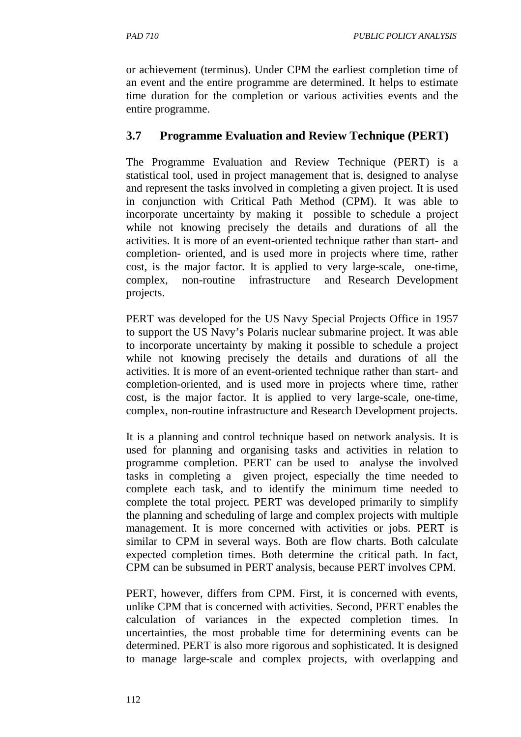or achievement (terminus). Under CPM the earliest completion time of an event and the entire programme are determined. It helps to estimate time duration for the completion or various activities events and the entire programme.

### 3.7 Programme Evaluation and Review Technique (PERT)

The Programme Evaluation and Review Technique (PERT) is a statistical tool, used in project management that is, designed to analyse and represent the tasks involved in completing a given project. It is used in conjunction with Critical Path Method (CPM). It was able to incorporate uncertainty by making it possible to schedule a project while not knowing precisely the details and durations of all the activities. It is more of an event-oriented technique rather than start- and completion- oriented, and is used more in projects where time, rather cost, is the major factor. It is applied to very large-scale, one-time, complex, non-routine infrastructure and Research Development projects.

PERT was developed for the US Navy Special Projects Office in 1957 to support the US Navy's Polaris nuclear submarine project. It was able to incorporate uncertainty by making it possible to schedule a project while not knowing precisely the details and durations of all the activities. It is more of an event-oriented technique rather than start- and completion-oriented, and is used more in projects where time, rather cost, is the major factor. It is applied to very large-scale, one-time, complex, non-routine infrastructure and Research Development projects.

It is a planning and control technique based on network analysis. It is used for planning and organising tasks and activities in relation to programme completion. PERT can be used to analyse the involved tasks in completing a given project, especially the time needed to complete each task, and to identify the minimum time needed to complete the total project. PERT was developed primarily to simplify the planning and scheduling of large and complex projects with multiple management. It is more concerned with activities or jobs. PERT is similar to CPM in several ways. Both are flow charts. Both calculate expected completion times. Both determine the critical path. In fact, CPM can be subsumed in PERT analysis, because PERT involves CPM.

PERT, however, differs from CPM. First, it is concerned with events, unlike CPM that is concerned with activities. Second, PERT enables the calculation of variances in the expected completion times. In uncertainties, the most probable time for determining events can be determined. PERT is also more rigorous and sophisticated. It is designed to manage large-scale and complex projects, with overlapping and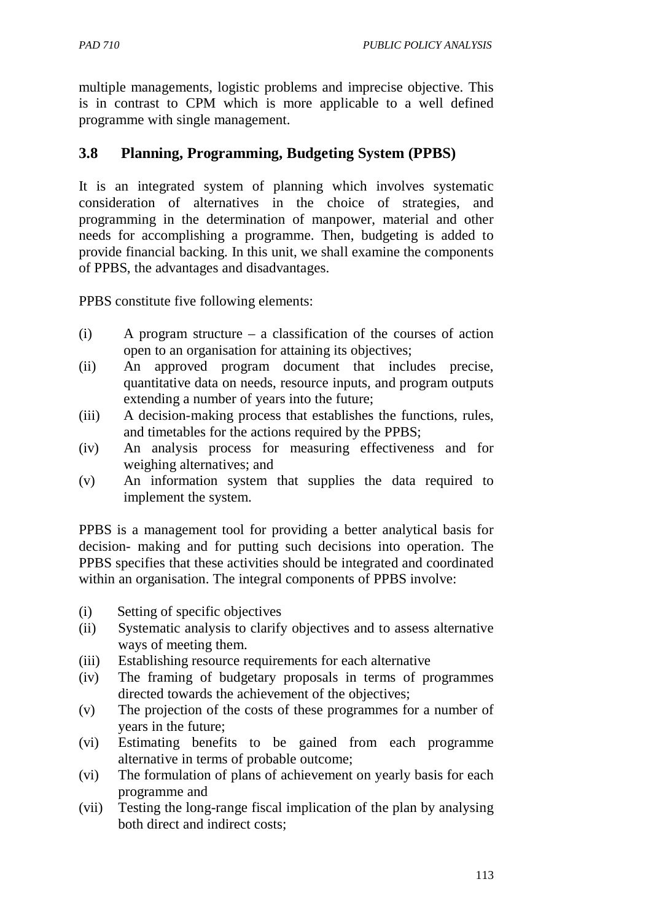multiple managements, logistic problems and imprecise objective. This is in contrast to CPM which is more applicable to a well defined programme with single management.

## 3.8 Planning, Programming, Budgeting System (PPBS)

It is an integrated system of planning which involves systematic consideration of alternatives in the choice of strategies, and programming in the determination of manpower, material and other needs for accomplishing a programme. Then, budgeting is added to provide financial backing. In this unit, we shall examine the components of PPBS, the advantages and disadvantages.

PPBS constitute five following elements:

(i) A program structure – a classification of the courses of action open to an organisation for attaining its objectives;
(ii) An approved program document that includes precise, quantitative data on needs, resource inputs, and program outputs extending a number of years into the future;
(iii) A decision-making process that establishes the functions, rules, and timetables for the actions required by the PPBS;
(iv) An analysis process for measuring effectiveness and for weighing alternatives; and
(v) An information system that supplies the data required to implement the system.

PPBS is a management tool for providing a better analytical basis for decision- making and for putting such decisions into operation. The PPBS specifies that these activities should be integrated and coordinated within an organisation. The integral components of PPBS involve:

(i) Setting of specific objectives
(ii) Systematic analysis to clarify objectives and to assess alternative ways of meeting them.
(iii) Establishing resource requirements for each alternative
(iv) The framing of budgetary proposals in terms of programmes directed towards the achievement of the objectives;
(v) The projection of the costs of these programmes for a number of years in the future;
(vi) Estimating benefits to be gained from each programme alternative in terms of probable outcome;
(vi) The formulation of plans of achievement on yearly basis for each programme and
(vii) Testing the long-range fiscal implication of the plan by analysing both direct and indirect costs;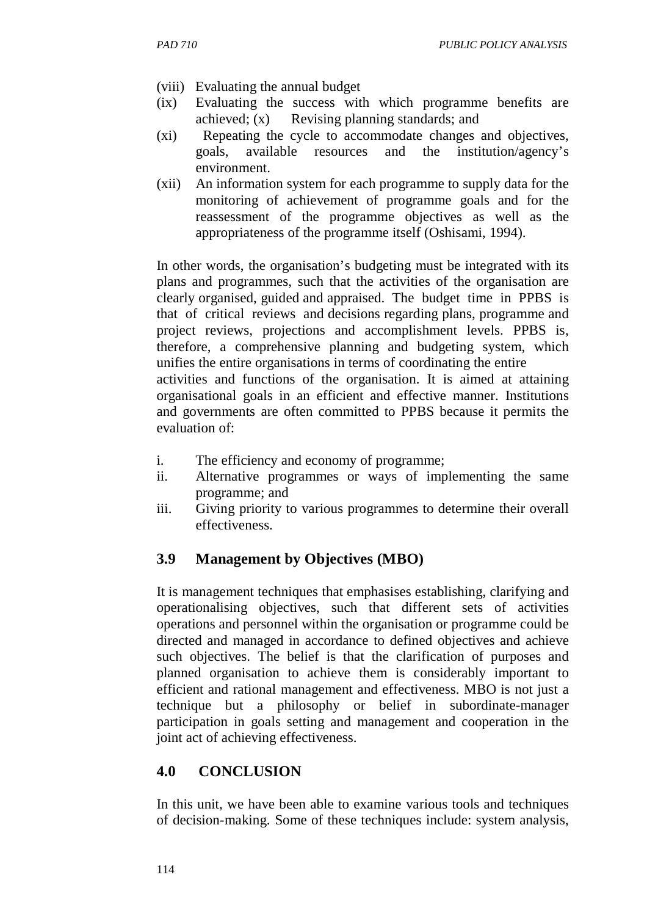(viii) Evaluating the annual budget
(ix) Evaluating the success with which programme benefits are achieved; (x) Revising planning standards; and
(xi) Repeating the cycle to accommodate changes and objectives, goals, available resources and the institution/agency's environment.
(xii) An information system for each programme to supply data for the monitoring of achievement of programme goals and for the reassessment of the programme objectives as well as the appropriateness of the programme itself (Oshisami, 1994).

In other words, the organisation's budgeting must be integrated with its plans and programmes, such that the activities of the organisation are clearly organised, guided and appraised. The budget time in PPBS is that of critical reviews and decisions regarding plans, programme and project reviews, projections and accomplishment levels. PPBS is, therefore, a comprehensive planning and budgeting system, which unifies the entire organisations in terms of coordinating the entire activities and functions of the organisation. It is aimed at attaining organisational goals in an efficient and effective manner. Institutions and governments are often committed to PPBS because it permits the evaluation of:

i. The efficiency and economy of programme;
ii. Alternative programmes or ways of implementing the same programme; and
iii. Giving priority to various programmes to determine their overall effectiveness.

### 3.9 Management by Objectives (MBO)

It is management techniques that emphasises establishing, clarifying and operationalising objectives, such that different sets of activities operations and personnel within the organisation or programme could be directed and managed in accordance to defined objectives and achieve such objectives. The belief is that the clarification of purposes and planned organisation to achieve them is considerably important to efficient and rational management and effectiveness. MBO is not just a technique but a philosophy or belief in subordinate-manager participation in goals setting and management and cooperation in the joint act of achieving effectiveness.

## 4.0 CONCLUSION

In this unit, we have been able to examine various tools and techniques of decision-making. Some of these techniques include: system analysis,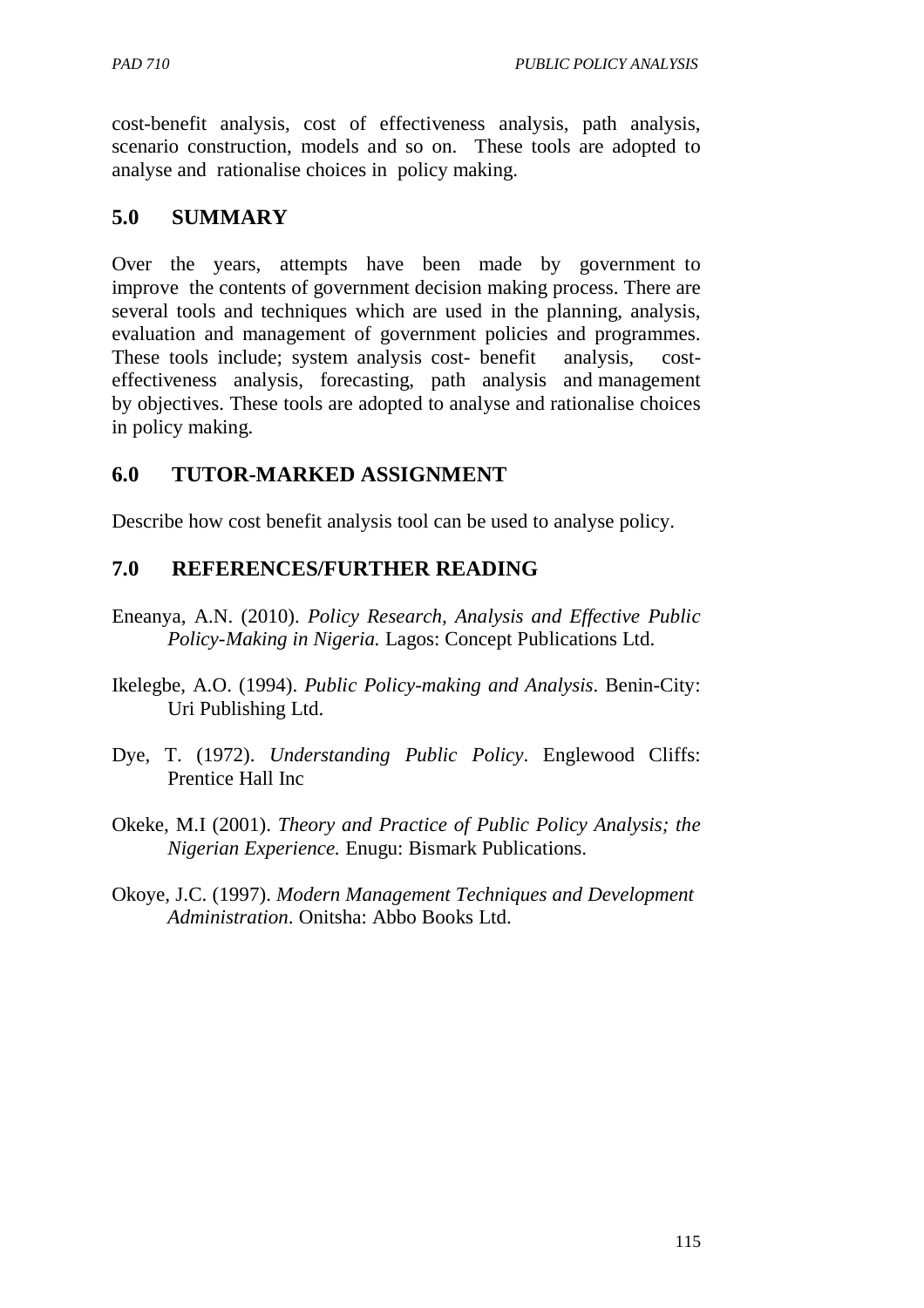cost-benefit analysis, cost of effectiveness analysis, path analysis, scenario construction, models and so on. These tools are adopted to analyse and rationalise choices in policy making.

## 5.0 SUMMARY

Over the years, attempts have been made by government to improve the contents of government decision making process. There are several tools and techniques which are used in the planning, analysis, evaluation and management of government policies and programmes. These tools include; system analysis cost- benefit analysis, cost-effectiveness analysis, forecasting, path analysis and management by objectives. These tools are adopted to analyse and rationalise choices in policy making.

## 6.0 TUTOR-MARKED ASSIGNMENT

Describe how cost benefit analysis tool can be used to analyse policy.

## 7.0 REFERENCES/FURTHER READING

Eneanya, A.N. (2010). *Policy Research, Analysis and Effective Public Policy-Making in Nigeria.* Lagos: Concept Publications Ltd.

Ikelegbe, A.O. (1994). *Public Policy-making and Analysis*. Benin-City: Uri Publishing Ltd.

Dye, T. (1972). *Understanding Public Policy*. Englewood Cliffs: Prentice Hall Inc

Okeke, M.I (2001). *Theory and Practice of Public Policy Analysis; the Nigerian Experience.* Enugu: Bismark Publications.

Okoye, J.C. (1997). *Modern Management Techniques and Development Administration*. Onitsha: Abbo Books Ltd.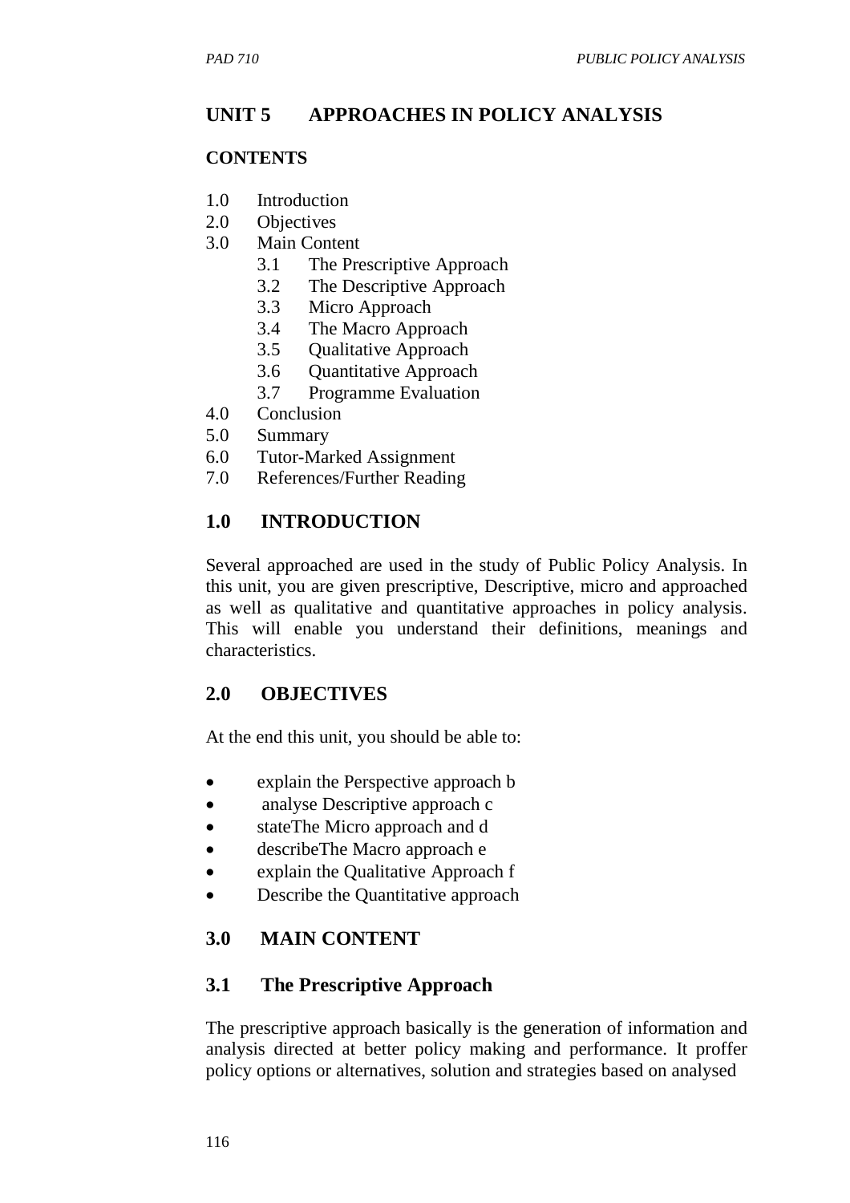# UNIT 5 APPROACHES IN POLICY ANALYSIS

## CONTENTS

1.0 Introduction
2.0 Objectives
3.0 Main Content
 3.1 The Prescriptive Approach
 3.2 The Descriptive Approach
 3.3 Micro Approach
 3.4 The Macro Approach
 3.5 Qualitative Approach
 3.6 Quantitative Approach
 3.7 Programme Evaluation
4.0 Conclusion
5.0 Summary
6.0 Tutor-Marked Assignment
7.0 References/Further Reading

## 1.0 INTRODUCTION

Several approached are used in the study of Public Policy Analysis. In this unit, you are given prescriptive, Descriptive, micro and approached as well as qualitative and quantitative approaches in policy analysis. This will enable you understand their definitions, meanings and characteristics.

## 2.0 OBJECTIVES

At the end this unit, you should be able to:

- explain the Perspective approach b
- analyse Descriptive approach c
- stateThe Micro approach and d
- describeThe Macro approach e
- explain the Qualitative Approach f
- Describe the Quantitative approach

## 3.0 MAIN CONTENT

### 3.1 The Prescriptive Approach

The prescriptive approach basically is the generation of information and analysis directed at better policy making and performance. It proffer policy options or alternatives, solution and strategies based on analysed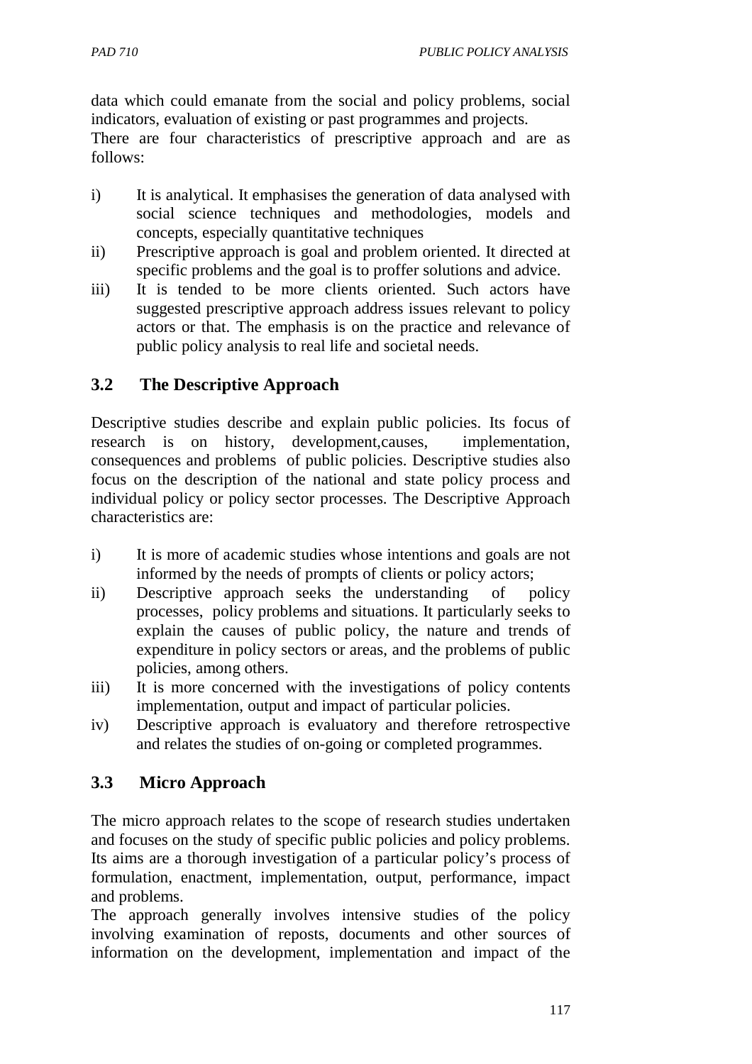data which could emanate from the social and policy problems, social indicators, evaluation of existing or past programmes and projects.

There are four characteristics of prescriptive approach and are as follows:

i) It is analytical. It emphasises the generation of data analysed with social science techniques and methodologies, models and concepts, especially quantitative techniques
ii) Prescriptive approach is goal and problem oriented. It directed at specific problems and the goal is to proffer solutions and advice.
iii) It is tended to be more clients oriented. Such actors have suggested prescriptive approach address issues relevant to policy actors or that. The emphasis is on the practice and relevance of public policy analysis to real life and societal needs.

## 3.2 The Descriptive Approach

Descriptive studies describe and explain public policies. Its focus of research is on history, development,causes, implementation, consequences and problems of public policies. Descriptive studies also focus on the description of the national and state policy process and individual policy or policy sector processes. The Descriptive Approach characteristics are:

i) It is more of academic studies whose intentions and goals are not informed by the needs of prompts of clients or policy actors;
ii) Descriptive approach seeks the understanding of policy processes, policy problems and situations. It particularly seeks to explain the causes of public policy, the nature and trends of expenditure in policy sectors or areas, and the problems of public policies, among others.
iii) It is more concerned with the investigations of policy contents implementation, output and impact of particular policies.
iv) Descriptive approach is evaluatory and therefore retrospective and relates the studies of on-going or completed programmes.

## 3.3 Micro Approach

The micro approach relates to the scope of research studies undertaken and focuses on the study of specific public policies and policy problems. Its aims are a thorough investigation of a particular policy's process of formulation, enactment, implementation, output, performance, impact and problems.

The approach generally involves intensive studies of the policy involving examination of reposts, documents and other sources of information on the development, implementation and impact of the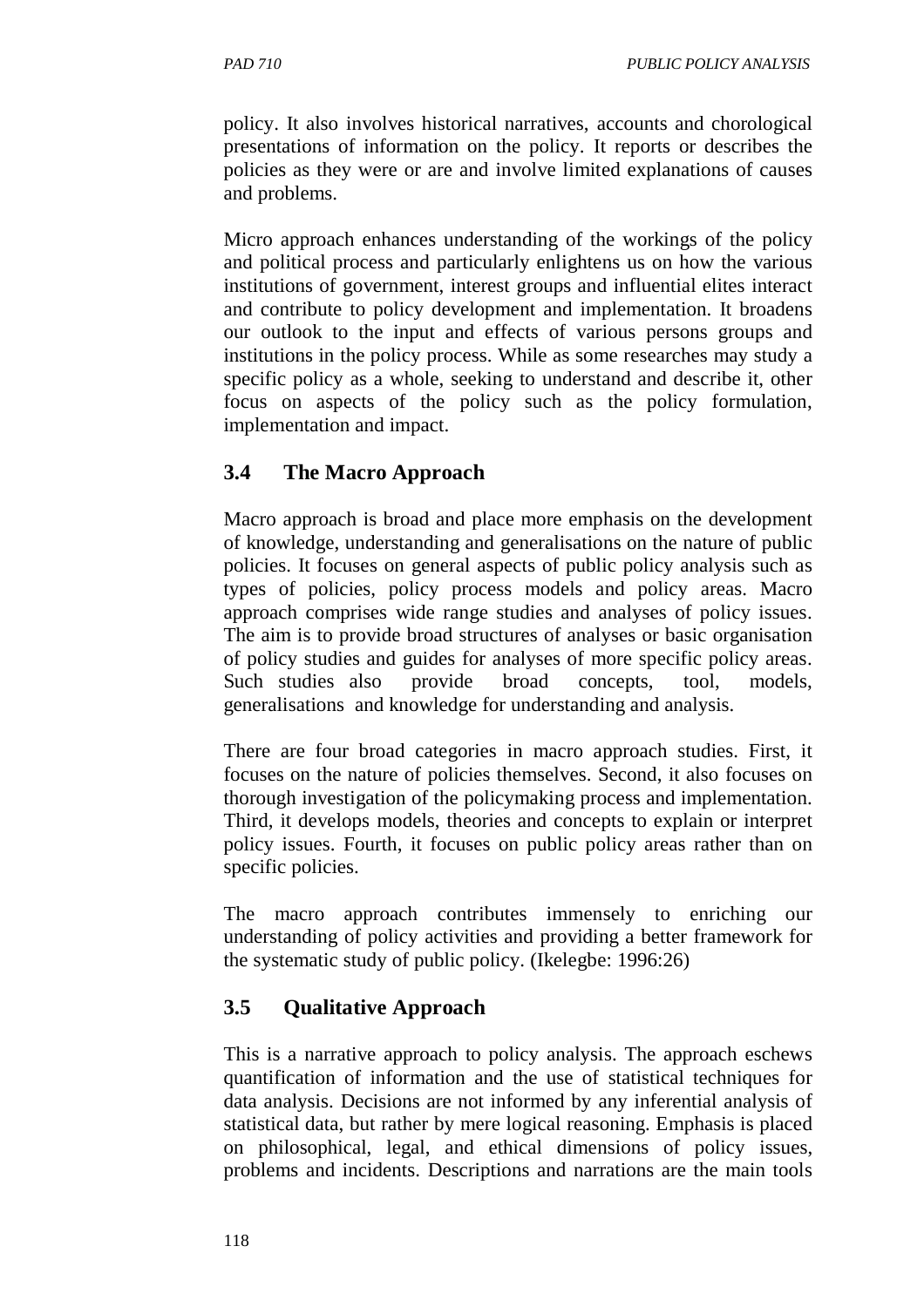policy. It also involves historical narratives, accounts and chorological presentations of information on the policy. It reports or describes the policies as they were or are and involve limited explanations of causes and problems.

Micro approach enhances understanding of the workings of the policy and political process and particularly enlightens us on how the various institutions of government, interest groups and influential elites interact and contribute to policy development and implementation. It broadens our outlook to the input and effects of various persons groups and institutions in the policy process. While as some researches may study a specific policy as a whole, seeking to understand and describe it, other focus on aspects of the policy such as the policy formulation, implementation and impact.

## 3.4 The Macro Approach

Macro approach is broad and place more emphasis on the development of knowledge, understanding and generalisations on the nature of public policies. It focuses on general aspects of public policy analysis such as types of policies, policy process models and policy areas. Macro approach comprises wide range studies and analyses of policy issues. The aim is to provide broad structures of analyses or basic organisation of policy studies and guides for analyses of more specific policy areas. Such studies also provide broad concepts, tool, models, generalisations and knowledge for understanding and analysis.

There are four broad categories in macro approach studies. First, it focuses on the nature of policies themselves. Second, it also focuses on thorough investigation of the policymaking process and implementation. Third, it develops models, theories and concepts to explain or interpret policy issues. Fourth, it focuses on public policy areas rather than on specific policies.

The macro approach contributes immensely to enriching our understanding of policy activities and providing a better framework for the systematic study of public policy. (Ikelegbe: 1996:26)

## 3.5 Qualitative Approach

This is a narrative approach to policy analysis. The approach eschews quantification of information and the use of statistical techniques for data analysis. Decisions are not informed by any inferential analysis of statistical data, but rather by mere logical reasoning. Emphasis is placed on philosophical, legal, and ethical dimensions of policy issues, problems and incidents. Descriptions and narrations are the main tools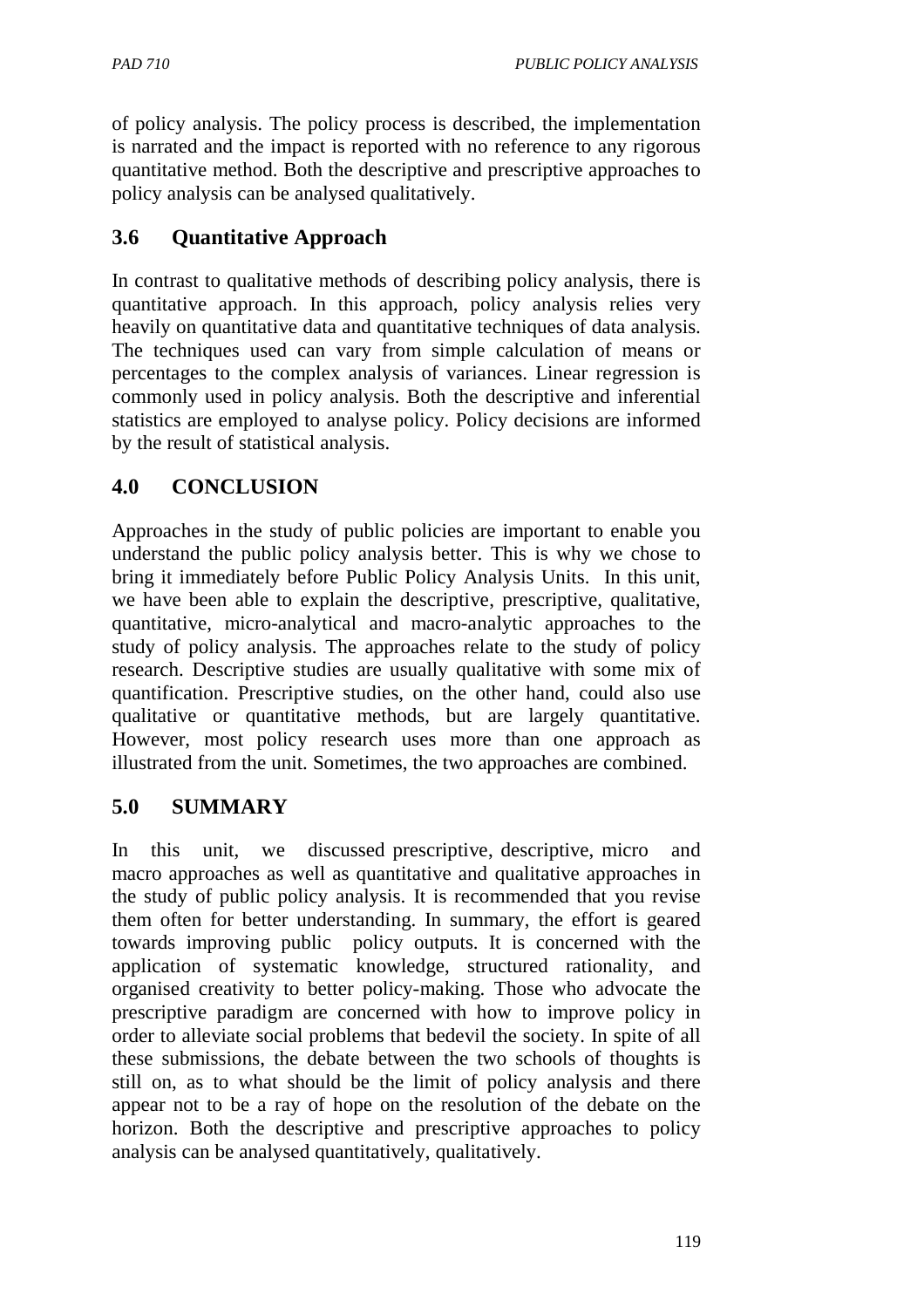of policy analysis. The policy process is described, the implementation is narrated and the impact is reported with no reference to any rigorous quantitative method. Both the descriptive and prescriptive approaches to policy analysis can be analysed qualitatively.

## 3.6 Quantitative Approach

In contrast to qualitative methods of describing policy analysis, there is quantitative approach. In this approach, policy analysis relies very heavily on quantitative data and quantitative techniques of data analysis. The techniques used can vary from simple calculation of means or percentages to the complex analysis of variances. Linear regression is commonly used in policy analysis. Both the descriptive and inferential statistics are employed to analyse policy. Policy decisions are informed by the result of statistical analysis.

# 4.0 CONCLUSION

Approaches in the study of public policies are important to enable you understand the public policy analysis better. This is why we chose to bring it immediately before Public Policy Analysis Units. In this unit, we have been able to explain the descriptive, prescriptive, qualitative, quantitative, micro-analytical and macro-analytic approaches to the study of policy analysis. The approaches relate to the study of policy research. Descriptive studies are usually qualitative with some mix of quantification. Prescriptive studies, on the other hand, could also use qualitative or quantitative methods, but are largely quantitative. However, most policy research uses more than one approach as illustrated from the unit. Sometimes, the two approaches are combined.

# 5.0 SUMMARY

In this unit, we discussed prescriptive, descriptive, micro and macro approaches as well as quantitative and qualitative approaches in the study of public policy analysis. It is recommended that you revise them often for better understanding. In summary, the effort is geared towards improving public policy outputs. It is concerned with the application of systematic knowledge, structured rationality, and organised creativity to better policy-making. Those who advocate the prescriptive paradigm are concerned with how to improve policy in order to alleviate social problems that bedevil the society. In spite of all these submissions, the debate between the two schools of thoughts is still on, as to what should be the limit of policy analysis and there appear not to be a ray of hope on the resolution of the debate on the horizon. Both the descriptive and prescriptive approaches to policy analysis can be analysed quantitatively, qualitatively.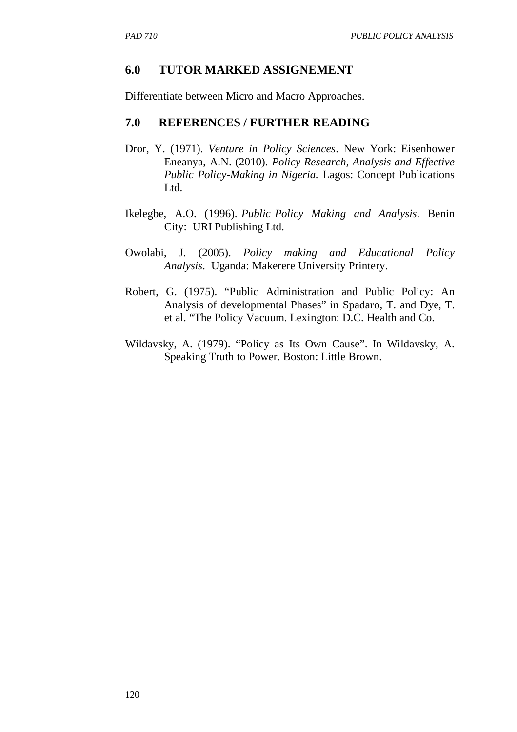## 6.0 TUTOR MARKED ASSIGNEMENT

Differentiate between Micro and Macro Approaches.

## 7.0 REFERENCES / FURTHER READING

Dror, Y. (1971). *Venture in Policy Sciences*. New York: Eisenhower Eneanya, A.N. (2010). *Policy Research, Analysis and Effective Public Policy-Making in Nigeria.* Lagos: Concept Publications Ltd.

Ikelegbe, A.O. (1996). *Public Policy Making and Analysis*. Benin City: URI Publishing Ltd.

Owolabi, J. (2005). *Policy making and Educational Policy Analysis*. Uganda: Makerere University Printery.

Robert, G. (1975). "Public Administration and Public Policy: An Analysis of developmental Phases" in Spadaro, T. and Dye, T. et al. "The Policy Vacuum. Lexington: D.C. Health and Co.

Wildavsky, A. (1979). "Policy as Its Own Cause". In Wildavsky, A. Speaking Truth to Power. Boston: Little Brown.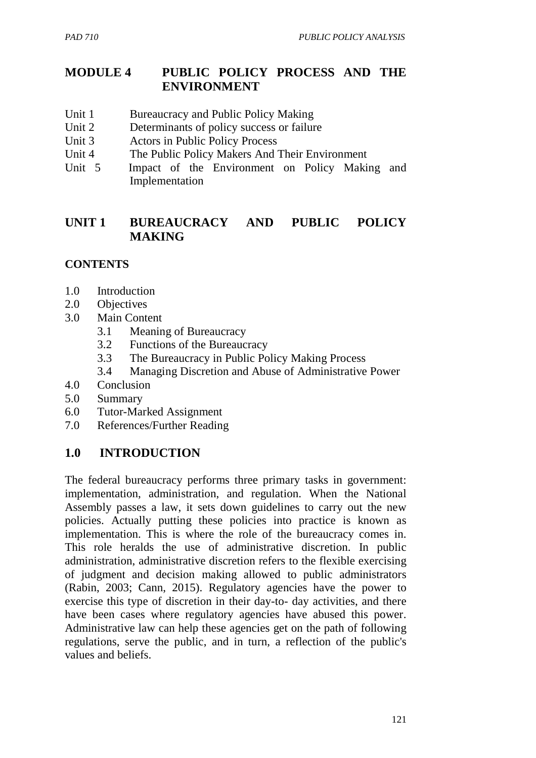# MODULE 4 PUBLIC POLICY PROCESS AND THE ENVIRONMENT

Unit 1 Bureaucracy and Public Policy Making
Unit 2 Determinants of policy success or failure
Unit 3 Actors in Public Policy Process
Unit 4 The Public Policy Makers And Their Environment
Unit 5 Impact of the Environment on Policy Making and Implementation

## UNIT 1 BUREAUCRACY AND PUBLIC POLICY MAKING

**CONTENTS**

1.0 Introduction
2.0 Objectives
3.0 Main Content
  3.1 Meaning of Bureaucracy
  3.2 Functions of the Bureaucracy
  3.3 The Bureaucracy in Public Policy Making Process
  3.4 Managing Discretion and Abuse of Administrative Power
4.0 Conclusion
5.0 Summary
6.0 Tutor-Marked Assignment
7.0 References/Further Reading

## 1.0 INTRODUCTION

The federal bureaucracy performs three primary tasks in government: implementation, administration, and regulation. When the National Assembly passes a law, it sets down guidelines to carry out the new policies. Actually putting these policies into practice is known as implementation. This is where the role of the bureaucracy comes in. This role heralds the use of administrative discretion. In public administration, administrative discretion refers to the flexible exercising of judgment and decision making allowed to public administrators (Rabin, 2003; Cann, 2015). Regulatory agencies have the power to exercise this type of discretion in their day-to- day activities, and there have been cases where regulatory agencies have abused this power. Administrative law can help these agencies get on the path of following regulations, serve the public, and in turn, a reflection of the public's values and beliefs.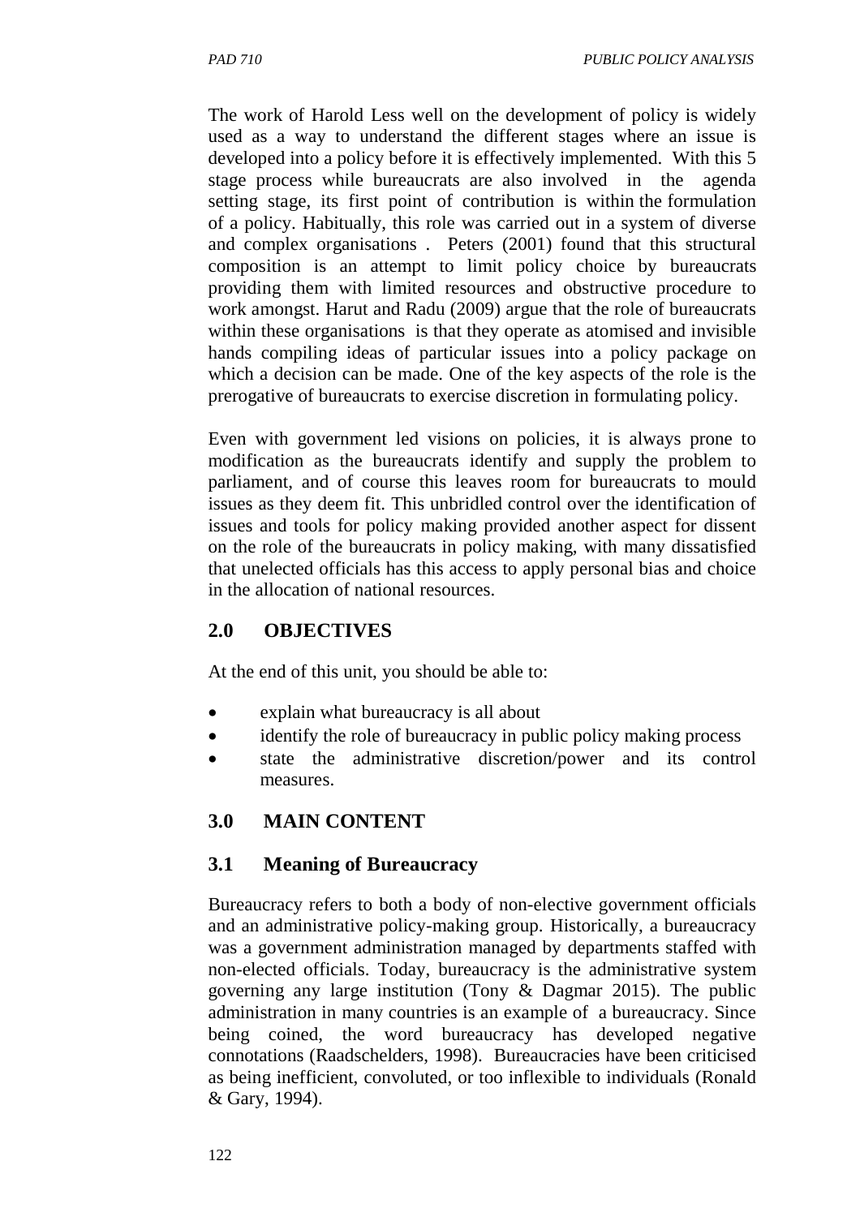The work of Harold Less well on the development of policy is widely used as a way to understand the different stages where an issue is developed into a policy before it is effectively implemented. With this 5 stage process while bureaucrats are also involved in the agenda setting stage, its first point of contribution is within the formulation of a policy. Habitually, this role was carried out in a system of diverse and complex organisations . Peters (2001) found that this structural composition is an attempt to limit policy choice by bureaucrats providing them with limited resources and obstructive procedure to work amongst. Harut and Radu (2009) argue that the role of bureaucrats within these organisations is that they operate as atomised and invisible hands compiling ideas of particular issues into a policy package on which a decision can be made. One of the key aspects of the role is the prerogative of bureaucrats to exercise discretion in formulating policy.

Even with government led visions on policies, it is always prone to modification as the bureaucrats identify and supply the problem to parliament, and of course this leaves room for bureaucrats to mould issues as they deem fit. This unbridled control over the identification of issues and tools for policy making provided another aspect for dissent on the role of the bureaucrats in policy making, with many dissatisfied that unelected officials has this access to apply personal bias and choice in the allocation of national resources.

## 2.0 OBJECTIVES

At the end of this unit, you should be able to:

- explain what bureaucracy is all about
- identify the role of bureaucracy in public policy making process
- state the administrative discretion/power and its control measures.

## 3.0 MAIN CONTENT

### 3.1 Meaning of Bureaucracy

Bureaucracy refers to both a body of non-elective government officials and an administrative policy-making group. Historically, a bureaucracy was a government administration managed by departments staffed with non-elected officials. Today, bureaucracy is the administrative system governing any large institution (Tony & Dagmar 2015). The public administration in many countries is an example of a bureaucracy. Since being coined, the word bureaucracy has developed negative connotations (Raadschelders, 1998). Bureaucracies have been criticised as being inefficient, convoluted, or too inflexible to individuals (Ronald & Gary, 1994).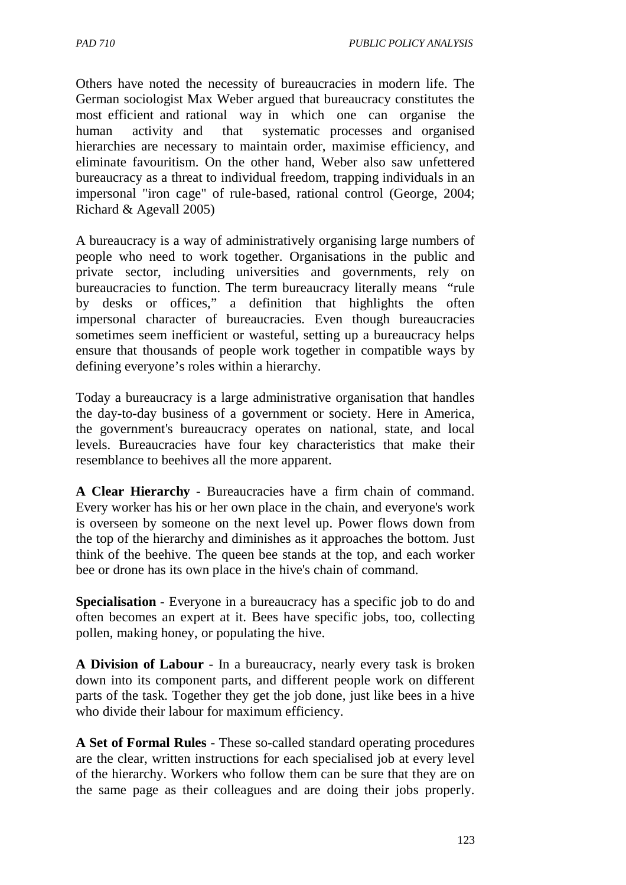Others have noted the necessity of bureaucracies in modern life. The German sociologist Max Weber argued that bureaucracy constitutes the most efficient and rational way in which one can organise the human activity and that systematic processes and organised hierarchies are necessary to maintain order, maximise efficiency, and eliminate favouritism. On the other hand, Weber also saw unfettered bureaucracy as a threat to individual freedom, trapping individuals in an impersonal "iron cage" of rule-based, rational control (George, 2004; Richard & Agevall 2005)

A bureaucracy is a way of administratively organising large numbers of people who need to work together. Organisations in the public and private sector, including universities and governments, rely on bureaucracies to function. The term bureaucracy literally means "rule by desks or offices," a definition that highlights the often impersonal character of bureaucracies. Even though bureaucracies sometimes seem inefficient or wasteful, setting up a bureaucracy helps ensure that thousands of people work together in compatible ways by defining everyone's roles within a hierarchy.

Today a bureaucracy is a large administrative organisation that handles the day-to-day business of a government or society. Here in America, the government's bureaucracy operates on national, state, and local levels. Bureaucracies have four key characteristics that make their resemblance to beehives all the more apparent.

**A Clear Hierarchy** - Bureaucracies have a firm chain of command. Every worker has his or her own place in the chain, and everyone's work is overseen by someone on the next level up. Power flows down from the top of the hierarchy and diminishes as it approaches the bottom. Just think of the beehive. The queen bee stands at the top, and each worker bee or drone has its own place in the hive's chain of command.

**Specialisation** - Everyone in a bureaucracy has a specific job to do and often becomes an expert at it. Bees have specific jobs, too, collecting pollen, making honey, or populating the hive.

**A Division of Labour** - In a bureaucracy, nearly every task is broken down into its component parts, and different people work on different parts of the task. Together they get the job done, just like bees in a hive who divide their labour for maximum efficiency.

**A Set of Formal Rules** - These so-called standard operating procedures are the clear, written instructions for each specialised job at every level of the hierarchy. Workers who follow them can be sure that they are on the same page as their colleagues and are doing their jobs properly.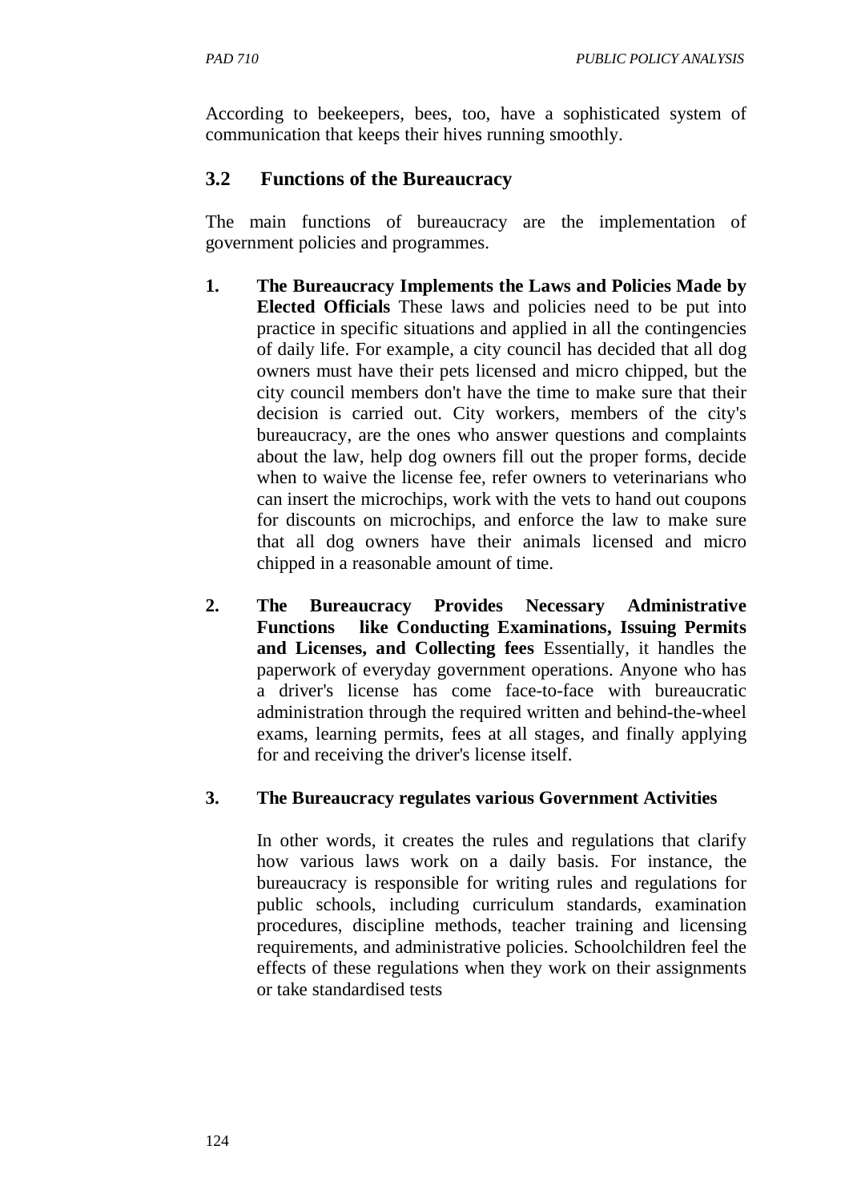According to beekeepers, bees, too, have a sophisticated system of communication that keeps their hives running smoothly.

## 3.2 Functions of the Bureaucracy

The main functions of bureaucracy are the implementation of government policies and programmes.

1. **The Bureaucracy Implements the Laws and Policies Made by Elected Officials** These laws and policies need to be put into practice in specific situations and applied in all the contingencies of daily life. For example, a city council has decided that all dog owners must have their pets licensed and micro chipped, but the city council members don't have the time to make sure that their decision is carried out. City workers, members of the city's bureaucracy, are the ones who answer questions and complaints about the law, help dog owners fill out the proper forms, decide when to waive the license fee, refer owners to veterinarians who can insert the microchips, work with the vets to hand out coupons for discounts on microchips, and enforce the law to make sure that all dog owners have their animals licensed and micro chipped in a reasonable amount of time.

2. **The Bureaucracy Provides Necessary Administrative Functions like Conducting Examinations, Issuing Permits and Licenses, and Collecting fees** Essentially, it handles the paperwork of everyday government operations. Anyone who has a driver's license has come face-to-face with bureaucratic administration through the required written and behind-the-wheel exams, learning permits, fees at all stages, and finally applying for and receiving the driver's license itself.

3. **The Bureaucracy regulates various Government Activities**

   In other words, it creates the rules and regulations that clarify how various laws work on a daily basis. For instance, the bureaucracy is responsible for writing rules and regulations for public schools, including curriculum standards, examination procedures, discipline methods, teacher training and licensing requirements, and administrative policies. Schoolchildren feel the effects of these regulations when they work on their assignments or take standardised tests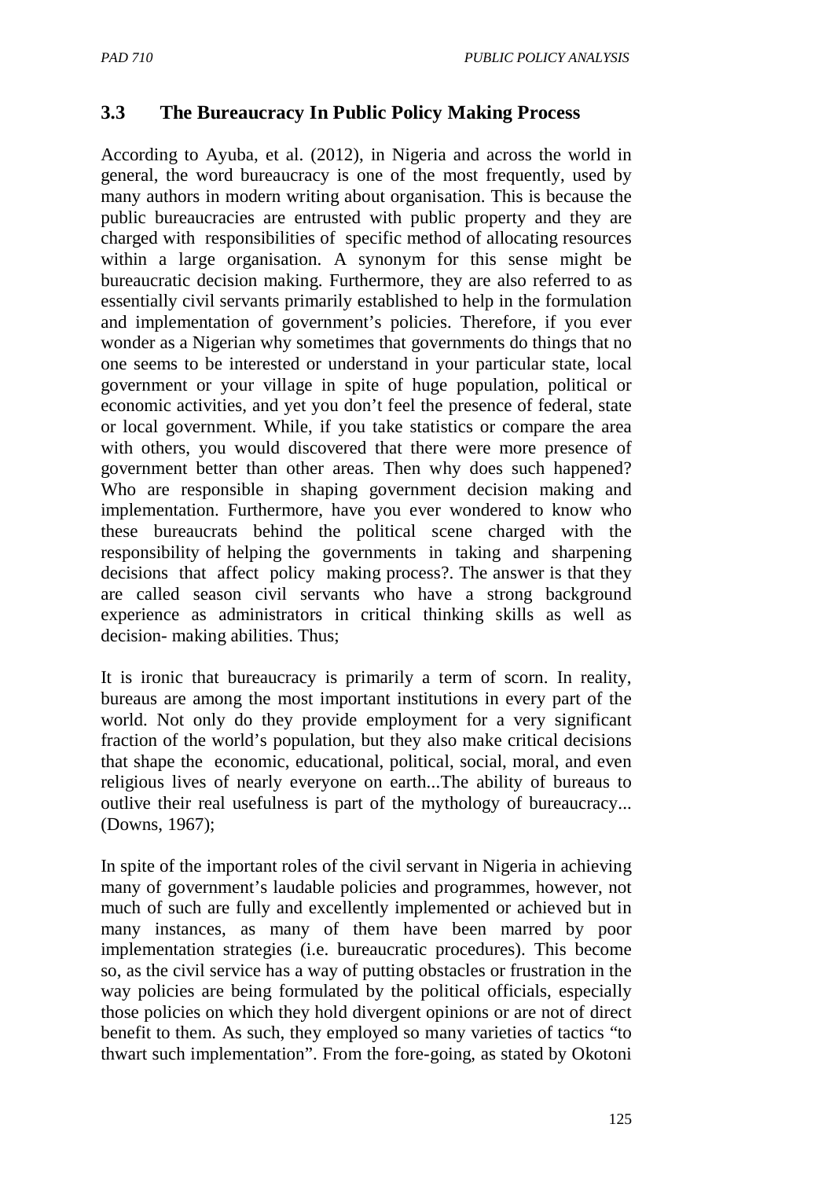## 3.3 The Bureaucracy In Public Policy Making Process

According to Ayuba, et al. (2012), in Nigeria and across the world in general, the word bureaucracy is one of the most frequently, used by many authors in modern writing about organisation. This is because the public bureaucracies are entrusted with public property and they are charged with responsibilities of specific method of allocating resources within a large organisation. A synonym for this sense might be bureaucratic decision making. Furthermore, they are also referred to as essentially civil servants primarily established to help in the formulation and implementation of government's policies. Therefore, if you ever wonder as a Nigerian why sometimes that governments do things that no one seems to be interested or understand in your particular state, local government or your village in spite of huge population, political or economic activities, and yet you don't feel the presence of federal, state or local government. While, if you take statistics or compare the area with others, you would discovered that there were more presence of government better than other areas. Then why does such happened? Who are responsible in shaping government decision making and implementation. Furthermore, have you ever wondered to know who these bureaucrats behind the political scene charged with the responsibility of helping the governments in taking and sharpening decisions that affect policy making process?. The answer is that they are called season civil servants who have a strong background experience as administrators in critical thinking skills as well as decision- making abilities. Thus;

It is ironic that bureaucracy is primarily a term of scorn. In reality, bureaus are among the most important institutions in every part of the world. Not only do they provide employment for a very significant fraction of the world's population, but they also make critical decisions that shape the economic, educational, political, social, moral, and even religious lives of nearly everyone on earth...The ability of bureaus to outlive their real usefulness is part of the mythology of bureaucracy... (Downs, 1967);

In spite of the important roles of the civil servant in Nigeria in achieving many of government's laudable policies and programmes, however, not much of such are fully and excellently implemented or achieved but in many instances, as many of them have been marred by poor implementation strategies (i.e. bureaucratic procedures). This become so, as the civil service has a way of putting obstacles or frustration in the way policies are being formulated by the political officials, especially those policies on which they hold divergent opinions or are not of direct benefit to them. As such, they employed so many varieties of tactics "to thwart such implementation". From the fore-going, as stated by Okotoni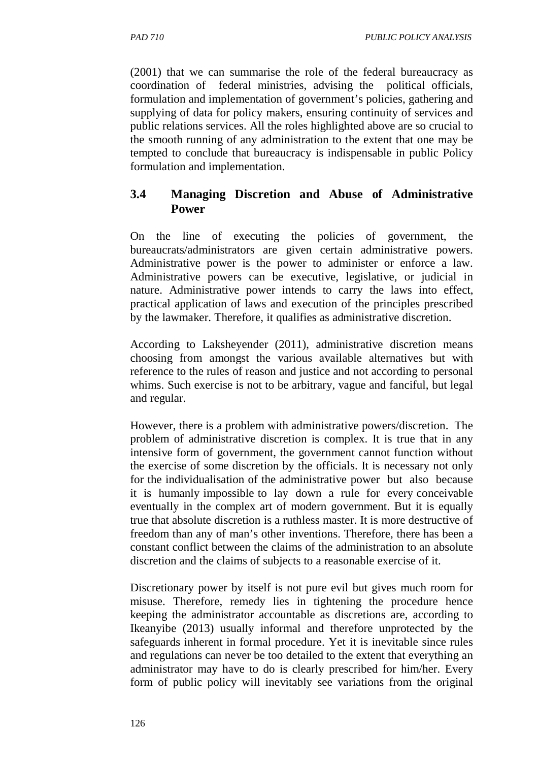(2001) that we can summarise the role of the federal bureaucracy as coordination of federal ministries, advising the political officials, formulation and implementation of government's policies, gathering and supplying of data for policy makers, ensuring continuity of services and public relations services. All the roles highlighted above are so crucial to the smooth running of any administration to the extent that one may be tempted to conclude that bureaucracy is indispensable in public Policy formulation and implementation.

## 3.4 Managing Discretion and Abuse of Administrative Power

On the line of executing the policies of government, the bureaucrats/administrators are given certain administrative powers. Administrative power is the power to administer or enforce a law. Administrative powers can be executive, legislative, or judicial in nature. Administrative power intends to carry the laws into effect, practical application of laws and execution of the principles prescribed by the lawmaker. Therefore, it qualifies as administrative discretion.

According to Laksheyender (2011), administrative discretion means choosing from amongst the various available alternatives but with reference to the rules of reason and justice and not according to personal whims. Such exercise is not to be arbitrary, vague and fanciful, but legal and regular.

However, there is a problem with administrative powers/discretion. The problem of administrative discretion is complex. It is true that in any intensive form of government, the government cannot function without the exercise of some discretion by the officials. It is necessary not only for the individualisation of the administrative power but also because it is humanly impossible to lay down a rule for every conceivable eventually in the complex art of modern government. But it is equally true that absolute discretion is a ruthless master. It is more destructive of freedom than any of man's other inventions. Therefore, there has been a constant conflict between the claims of the administration to an absolute discretion and the claims of subjects to a reasonable exercise of it.

Discretionary power by itself is not pure evil but gives much room for misuse. Therefore, remedy lies in tightening the procedure hence keeping the administrator accountable as discretions are, according to Ikeanyibe (2013) usually informal and therefore unprotected by the safeguards inherent in formal procedure. Yet it is inevitable since rules and regulations can never be too detailed to the extent that everything an administrator may have to do is clearly prescribed for him/her. Every form of public policy will inevitably see variations from the original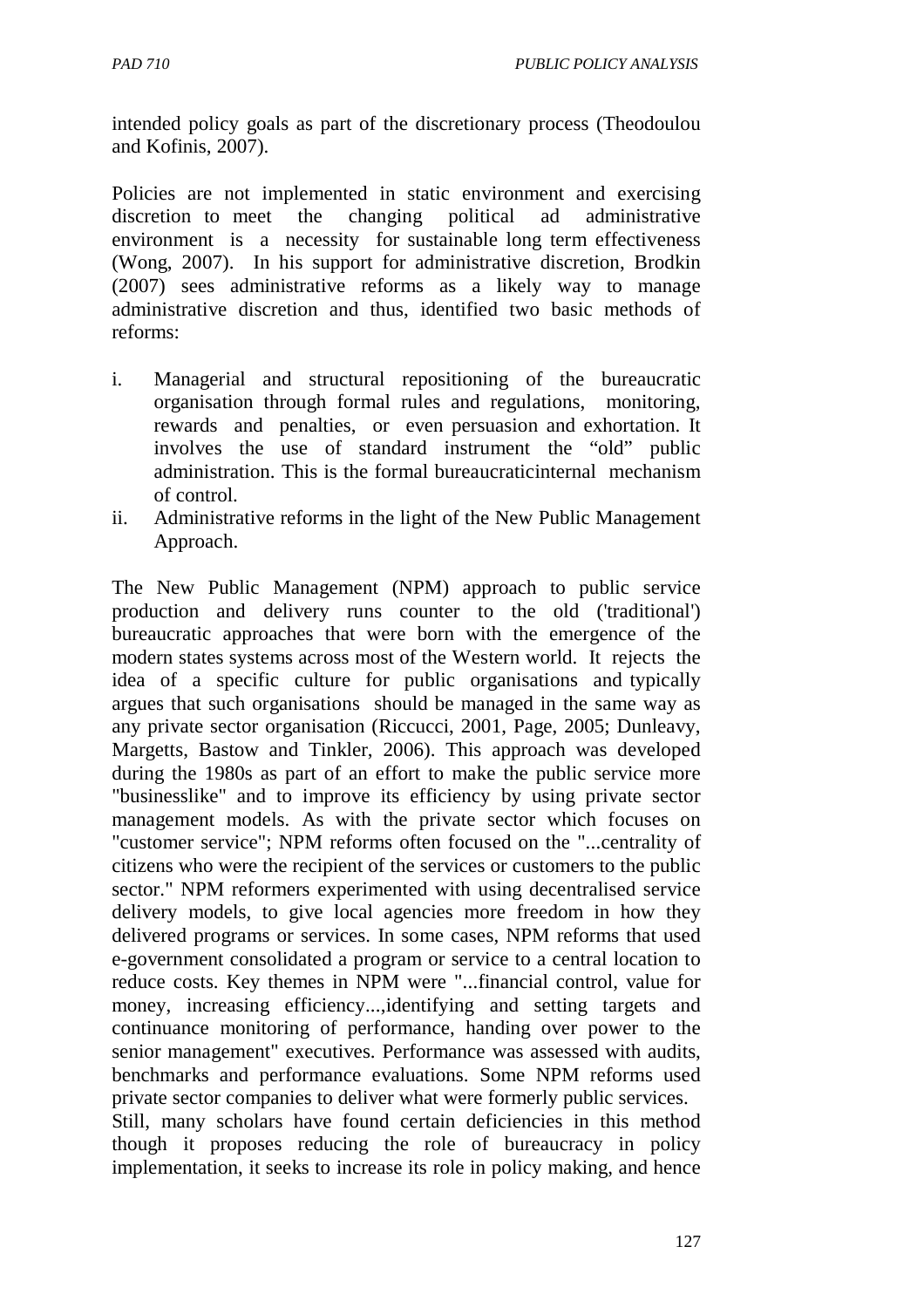intended policy goals as part of the discretionary process (Theodoulou and Kofinis, 2007).

Policies are not implemented in static environment and exercising discretion to meet the changing political ad administrative environment is a necessity for sustainable long term effectiveness (Wong, 2007). In his support for administrative discretion, Brodkin (2007) sees administrative reforms as a likely way to manage administrative discretion and thus, identified two basic methods of reforms:

i. Managerial and structural repositioning of the bureaucratic organisation through formal rules and regulations, monitoring, rewards and penalties, or even persuasion and exhortation. It involves the use of standard instrument the "old" public administration. This is the formal bureaucraticinternal mechanism of control.
ii. Administrative reforms in the light of the New Public Management Approach.

The New Public Management (NPM) approach to public service production and delivery runs counter to the old ('traditional') bureaucratic approaches that were born with the emergence of the modern states systems across most of the Western world. It rejects the idea of a specific culture for public organisations and typically argues that such organisations should be managed in the same way as any private sector organisation (Riccucci, 2001, Page, 2005; Dunleavy, Margetts, Bastow and Tinkler, 2006). This approach was developed during the 1980s as part of an effort to make the public service more "businesslike" and to improve its efficiency by using private sector management models. As with the private sector which focuses on "customer service"; NPM reforms often focused on the "...centrality of citizens who were the recipient of the services or customers to the public sector." NPM reformers experimented with using decentralised service delivery models, to give local agencies more freedom in how they delivered programs or services. In some cases, NPM reforms that used e-government consolidated a program or service to a central location to reduce costs. Key themes in NPM were "...financial control, value for money, increasing efficiency...,identifying and setting targets and continuance monitoring of performance, handing over power to the senior management" executives. Performance was assessed with audits, benchmarks and performance evaluations. Some NPM reforms used private sector companies to deliver what were formerly public services.
Still, many scholars have found certain deficiencies in this method though it proposes reducing the role of bureaucracy in policy implementation, it seeks to increase its role in policy making, and hence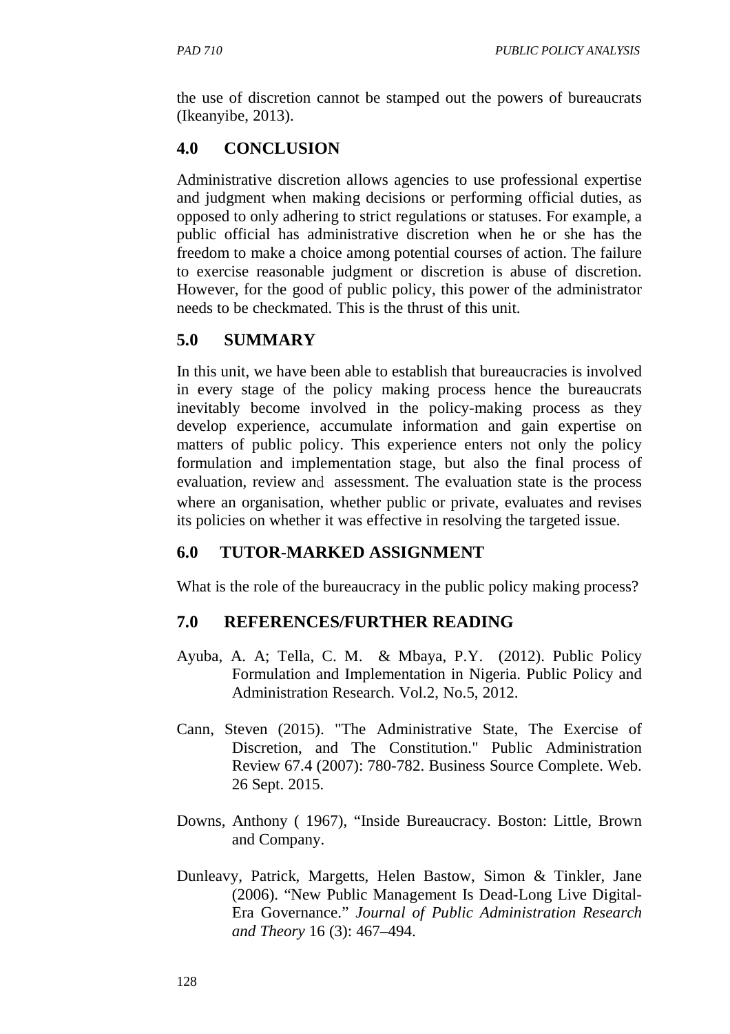the use of discretion cannot be stamped out the powers of bureaucrats (Ikeanyibe, 2013).

## 4.0 CONCLUSION

Administrative discretion allows agencies to use professional expertise and judgment when making decisions or performing official duties, as opposed to only adhering to strict regulations or statuses. For example, a public official has administrative discretion when he or she has the freedom to make a choice among potential courses of action. The failure to exercise reasonable judgment or discretion is abuse of discretion. However, for the good of public policy, this power of the administrator needs to be checkmated. This is the thrust of this unit.

## 5.0 SUMMARY

In this unit, we have been able to establish that bureaucracies is involved in every stage of the policy making process hence the bureaucrats inevitably become involved in the policy-making process as they develop experience, accumulate information and gain expertise on matters of public policy. This experience enters not only the policy formulation and implementation stage, but also the final process of evaluation, review and assessment. The evaluation state is the process where an organisation, whether public or private, evaluates and revises its policies on whether it was effective in resolving the targeted issue.

## 6.0 TUTOR-MARKED ASSIGNMENT

What is the role of the bureaucracy in the public policy making process?

## 7.0 REFERENCES/FURTHER READING

Ayuba, A. A; Tella, C. M. & Mbaya, P.Y. (2012). Public Policy Formulation and Implementation in Nigeria. Public Policy and Administration Research. Vol.2, No.5, 2012.

Cann, Steven (2015). "The Administrative State, The Exercise of Discretion, and The Constitution." Public Administration Review 67.4 (2007): 780-782. Business Source Complete. Web. 26 Sept. 2015.

Downs, Anthony ( 1967), "Inside Bureaucracy. Boston: Little, Brown and Company.

Dunleavy, Patrick, Margetts, Helen Bastow, Simon & Tinkler, Jane (2006). "New Public Management Is Dead-Long Live Digital-Era Governance." *Journal of Public Administration Research and Theory* 16 (3): 467–494.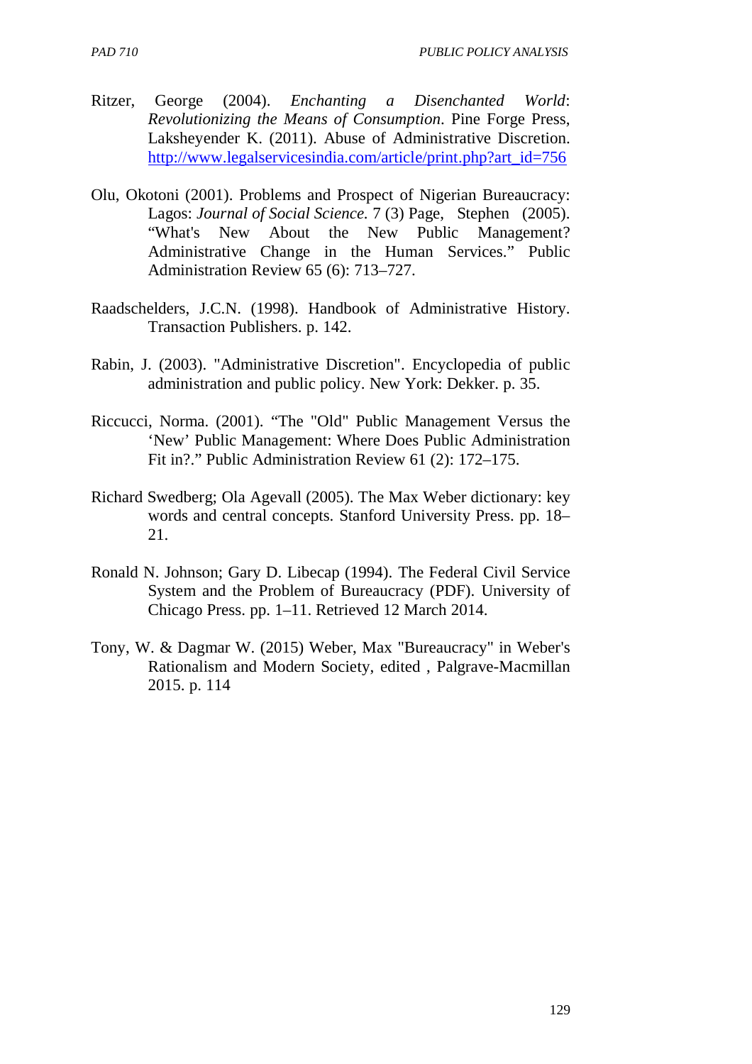Ritzer, George (2004). *Enchanting a Disenchanted World*: *Revolutionizing the Means of Consumption*. Pine Forge Press, Laksheyender K. (2011). Abuse of Administrative Discretion. http://www.legalservicesindia.com/article/print.php?art_id=756

Olu, Okotoni (2001). Problems and Prospect of Nigerian Bureaucracy: Lagos: *Journal of Social Science.* 7 (3) Page, Stephen (2005). "What's New About the New Public Management? Administrative Change in the Human Services." Public Administration Review 65 (6): 713–727.

Raadschelders, J.C.N. (1998). Handbook of Administrative History. Transaction Publishers. p. 142.

Rabin, J. (2003). "Administrative Discretion". Encyclopedia of public administration and public policy. New York: Dekker. p. 35.

Riccucci, Norma. (2001). "The "Old" Public Management Versus the 'New' Public Management: Where Does Public Administration Fit in?." Public Administration Review 61 (2): 172–175.

Richard Swedberg; Ola Agevall (2005). The Max Weber dictionary: key words and central concepts. Stanford University Press. pp. 18–21.

Ronald N. Johnson; Gary D. Libecap (1994). The Federal Civil Service System and the Problem of Bureaucracy (PDF). University of Chicago Press. pp. 1–11. Retrieved 12 March 2014.

Tony, W. & Dagmar W. (2015) Weber, Max "Bureaucracy" in Weber's Rationalism and Modern Society, edited , Palgrave-Macmillan 2015. p. 114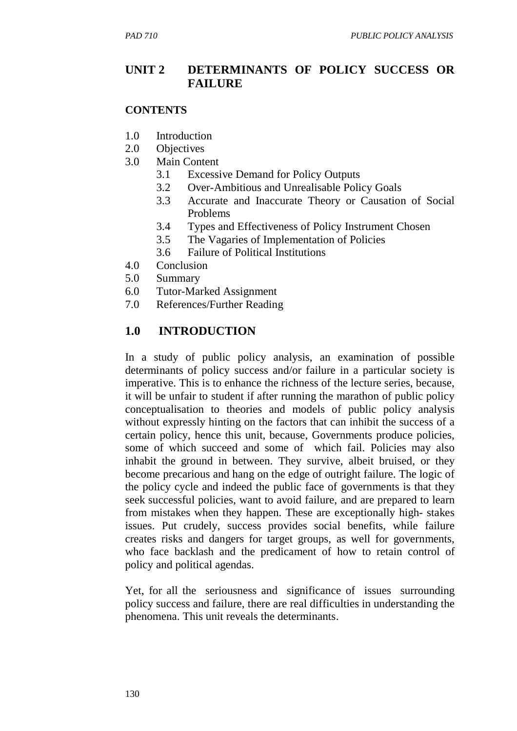## UNIT 2 DETERMINANTS OF POLICY SUCCESS OR FAILURE

### CONTENTS

1.0 Introduction
2.0 Objectives
3.0 Main Content
   3.1 Excessive Demand for Policy Outputs
   3.2 Over-Ambitious and Unrealisable Policy Goals
   3.3 Accurate and Inaccurate Theory or Causation of Social Problems
   3.4 Types and Effectiveness of Policy Instrument Chosen
   3.5 The Vagaries of Implementation of Policies
   3.6 Failure of Political Institutions
4.0 Conclusion
5.0 Summary
6.0 Tutor-Marked Assignment
7.0 References/Further Reading

## 1.0 INTRODUCTION

In a study of public policy analysis, an examination of possible determinants of policy success and/or failure in a particular society is imperative. This is to enhance the richness of the lecture series, because, it will be unfair to student if after running the marathon of public policy conceptualisation to theories and models of public policy analysis without expressly hinting on the factors that can inhibit the success of a certain policy, hence this unit, because, Governments produce policies, some of which succeed and some of which fail. Policies may also inhabit the ground in between. They survive, albeit bruised, or they become precarious and hang on the edge of outright failure. The logic of the policy cycle and indeed the public face of governments is that they seek successful policies, want to avoid failure, and are prepared to learn from mistakes when they happen. These are exceptionally high- stakes issues. Put crudely, success provides social benefits, while failure creates risks and dangers for target groups, as well for governments, who face backlash and the predicament of how to retain control of policy and political agendas.

Yet, for all the seriousness and significance of issues surrounding policy success and failure, there are real difficulties in understanding the phenomena. This unit reveals the determinants.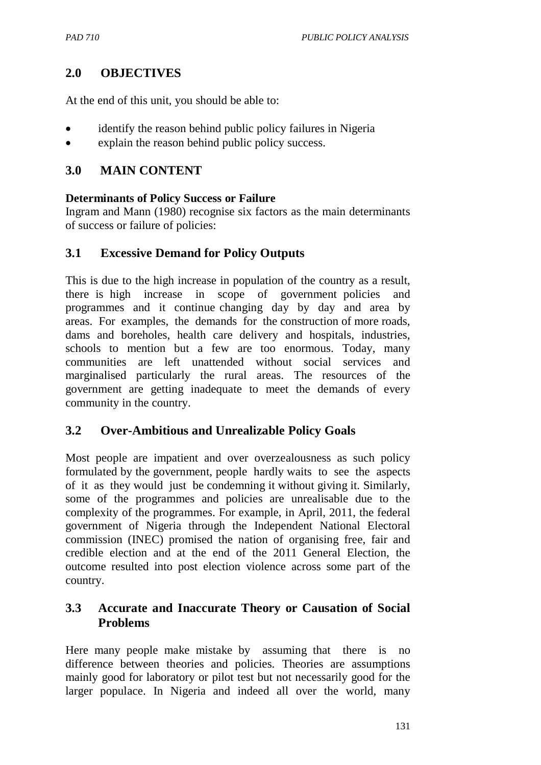## 2.0 OBJECTIVES

At the end of this unit, you should be able to:

- identify the reason behind public policy failures in Nigeria
- explain the reason behind public policy success.

## 3.0 MAIN CONTENT

**Determinants of Policy Success or Failure**

Ingram and Mann (1980) recognise six factors as the main determinants of success or failure of policies:

### 3.1 Excessive Demand for Policy Outputs

This is due to the high increase in population of the country as a result, there is high increase in scope of government policies and programmes and it continue changing day by day and area by areas. For examples, the demands for the construction of more roads, dams and boreholes, health care delivery and hospitals, industries, schools to mention but a few are too enormous. Today, many communities are left unattended without social services and marginalised particularly the rural areas. The resources of the government are getting inadequate to meet the demands of every community in the country.

### 3.2 Over-Ambitious and Unrealizable Policy Goals

Most people are impatient and over overzealousness as such policy formulated by the government, people hardly waits to see the aspects of it as they would just be condemning it without giving it. Similarly, some of the programmes and policies are unrealisable due to the complexity of the programmes. For example, in April, 2011, the federal government of Nigeria through the Independent National Electoral commission (INEC) promised the nation of organising free, fair and credible election and at the end of the 2011 General Election, the outcome resulted into post election violence across some part of the country.

### 3.3 Accurate and Inaccurate Theory or Causation of Social Problems

Here many people make mistake by assuming that there is no difference between theories and policies. Theories are assumptions mainly good for laboratory or pilot test but not necessarily good for the larger populace. In Nigeria and indeed all over the world, many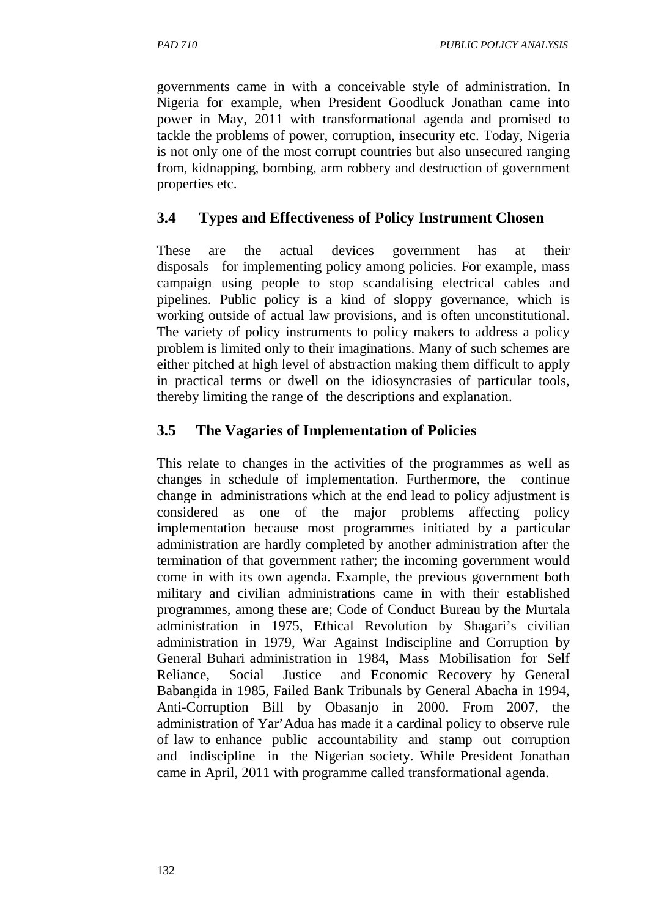governments came in with a conceivable style of administration. In Nigeria for example, when President Goodluck Jonathan came into power in May, 2011 with transformational agenda and promised to tackle the problems of power, corruption, insecurity etc. Today, Nigeria is not only one of the most corrupt countries but also unsecured ranging from, kidnapping, bombing, arm robbery and destruction of government properties etc.

## 3.4 Types and Effectiveness of Policy Instrument Chosen

These are the actual devices government has at their disposals for implementing policy among policies. For example, mass campaign using people to stop scandalising electrical cables and pipelines. Public policy is a kind of sloppy governance, which is working outside of actual law provisions, and is often unconstitutional. The variety of policy instruments to policy makers to address a policy problem is limited only to their imaginations. Many of such schemes are either pitched at high level of abstraction making them difficult to apply in practical terms or dwell on the idiosyncrasies of particular tools, thereby limiting the range of the descriptions and explanation.

## 3.5 The Vagaries of Implementation of Policies

This relate to changes in the activities of the programmes as well as changes in schedule of implementation. Furthermore, the continue change in administrations which at the end lead to policy adjustment is considered as one of the major problems affecting policy implementation because most programmes initiated by a particular administration are hardly completed by another administration after the termination of that government rather; the incoming government would come in with its own agenda. Example, the previous government both military and civilian administrations came in with their established programmes, among these are; Code of Conduct Bureau by the Murtala administration in 1975, Ethical Revolution by Shagari's civilian administration in 1979, War Against Indiscipline and Corruption by General Buhari administration in 1984, Mass Mobilisation for Self Reliance, Social Justice and Economic Recovery by General Babangida in 1985, Failed Bank Tribunals by General Abacha in 1994, Anti-Corruption Bill by Obasanjo in 2000. From 2007, the administration of Yar'Adua has made it a cardinal policy to observe rule of law to enhance public accountability and stamp out corruption and indiscipline in the Nigerian society. While President Jonathan came in April, 2011 with programme called transformational agenda.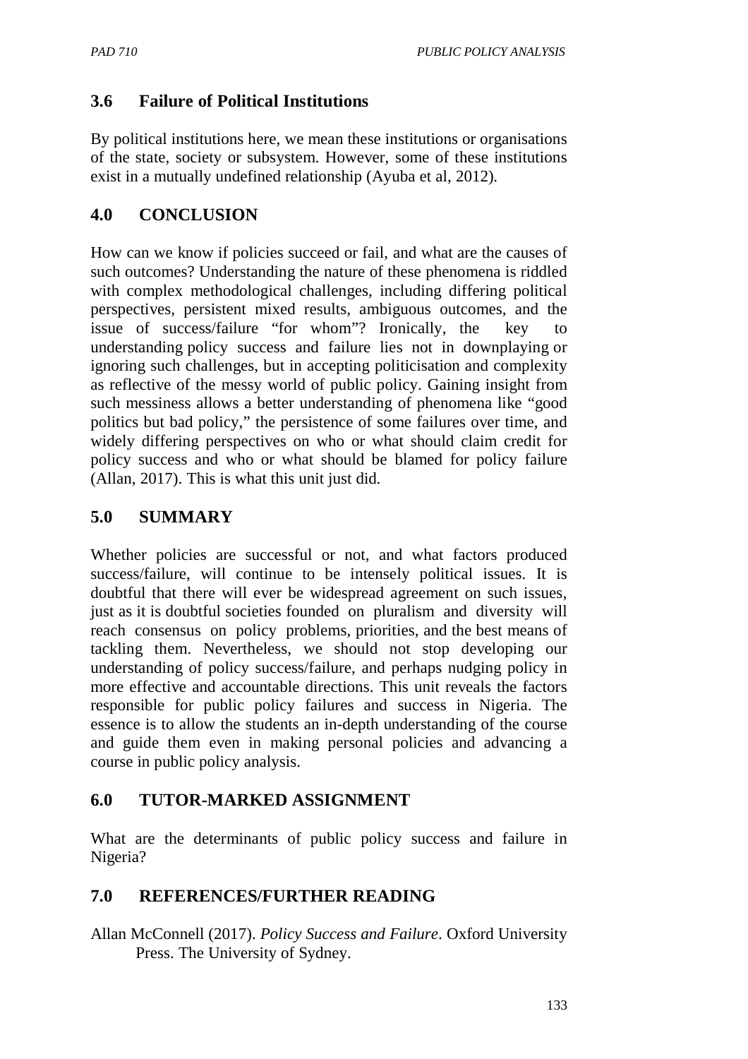### 3.6 Failure of Political Institutions

By political institutions here, we mean these institutions or organisations of the state, society or subsystem. However, some of these institutions exist in a mutually undefined relationship (Ayuba et al, 2012).

## 4.0 CONCLUSION

How can we know if policies succeed or fail, and what are the causes of such outcomes? Understanding the nature of these phenomena is riddled with complex methodological challenges, including differing political perspectives, persistent mixed results, ambiguous outcomes, and the issue of success/failure "for whom"? Ironically, the key to understanding policy success and failure lies not in downplaying or ignoring such challenges, but in accepting politicisation and complexity as reflective of the messy world of public policy. Gaining insight from such messiness allows a better understanding of phenomena like "good politics but bad policy," the persistence of some failures over time, and widely differing perspectives on who or what should claim credit for policy success and who or what should be blamed for policy failure (Allan, 2017). This is what this unit just did.

## 5.0 SUMMARY

Whether policies are successful or not, and what factors produced success/failure, will continue to be intensely political issues. It is doubtful that there will ever be widespread agreement on such issues, just as it is doubtful societies founded on pluralism and diversity will reach consensus on policy problems, priorities, and the best means of tackling them. Nevertheless, we should not stop developing our understanding of policy success/failure, and perhaps nudging policy in more effective and accountable directions. This unit reveals the factors responsible for public policy failures and success in Nigeria. The essence is to allow the students an in-depth understanding of the course and guide them even in making personal policies and advancing a course in public policy analysis.

## 6.0 TUTOR-MARKED ASSIGNMENT

What are the determinants of public policy success and failure in Nigeria?

## 7.0 REFERENCES/FURTHER READING

Allan McConnell (2017). *Policy Success and Failure*. Oxford University Press. The University of Sydney.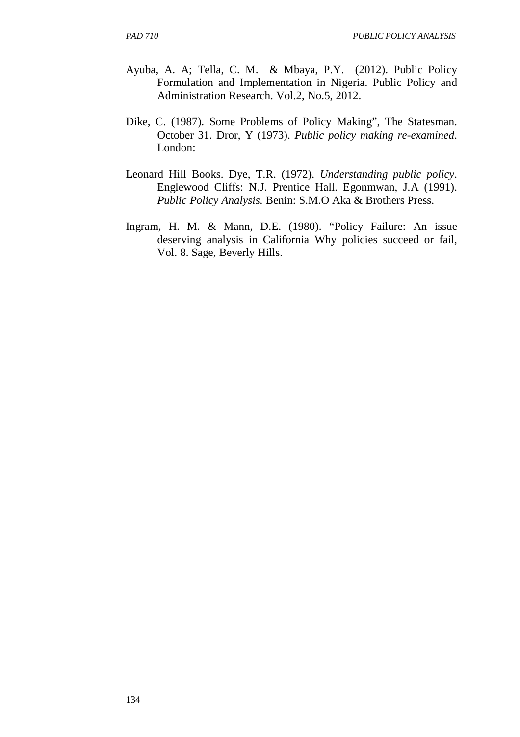Ayuba, A. A; Tella, C. M. & Mbaya, P.Y. (2012). Public Policy Formulation and Implementation in Nigeria. Public Policy and Administration Research. Vol.2, No.5, 2012.

Dike, C. (1987). Some Problems of Policy Making", The Statesman. October 31. Dror, Y (1973). *Public policy making re-examined*. London:

Leonard Hill Books. Dye, T.R. (1972). *Understanding public policy*. Englewood Cliffs: N.J. Prentice Hall. Egonmwan, J.A (1991). *Public Policy Analysis*. Benin: S.M.O Aka & Brothers Press.

Ingram, H. M. & Mann, D.E. (1980). "Policy Failure: An issue deserving analysis in California Why policies succeed or fail, Vol. 8. Sage, Beverly Hills.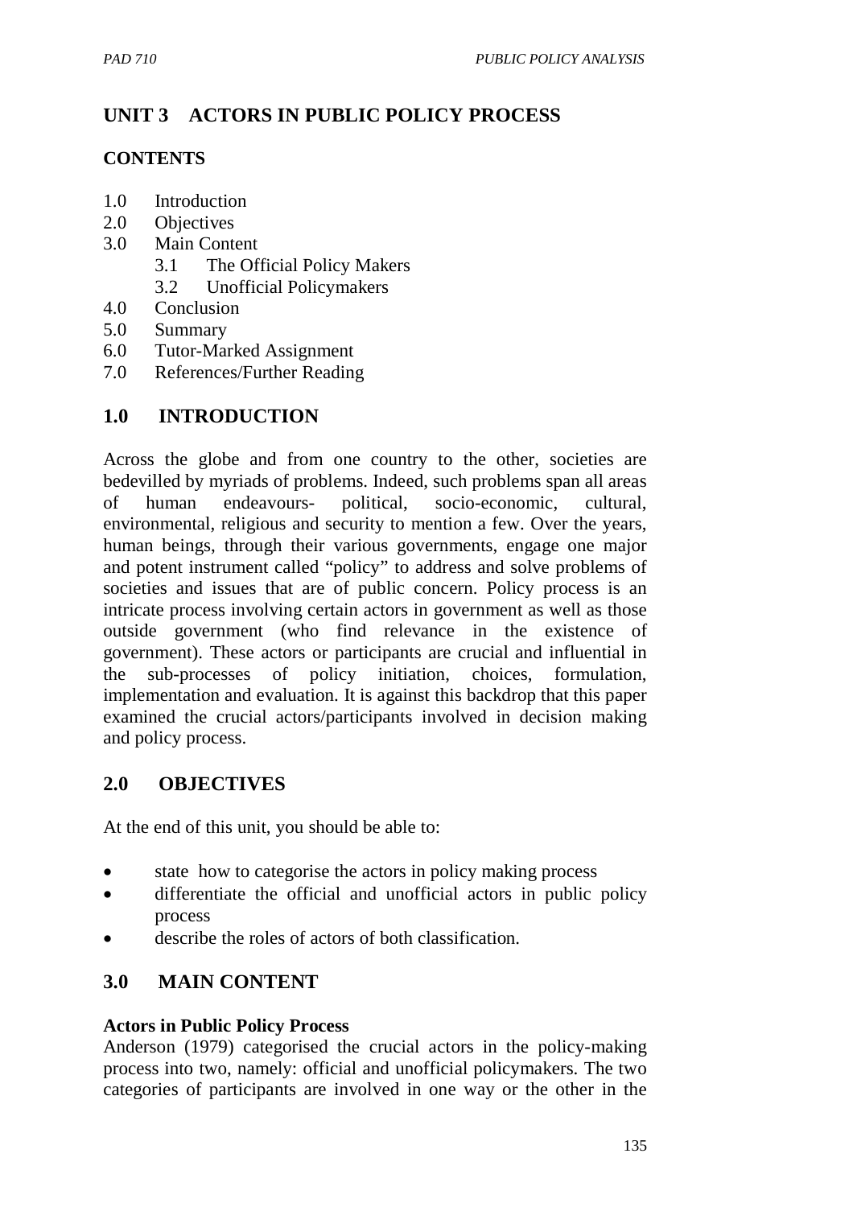# UNIT 3 ACTORS IN PUBLIC POLICY PROCESS

## CONTENTS

1.0 Introduction
2.0 Objectives
3.0 Main Content
    3.1 The Official Policy Makers
    3.2 Unofficial Policymakers
4.0 Conclusion
5.0 Summary
6.0 Tutor-Marked Assignment
7.0 References/Further Reading

## 1.0 INTRODUCTION

Across the globe and from one country to the other, societies are bedevilled by myriads of problems. Indeed, such problems span all areas of human endeavours- political, socio-economic, cultural, environmental, religious and security to mention a few. Over the years, human beings, through their various governments, engage one major and potent instrument called "policy" to address and solve problems of societies and issues that are of public concern. Policy process is an intricate process involving certain actors in government as well as those outside government (who find relevance in the existence of government). These actors or participants are crucial and influential in the sub-processes of policy initiation, choices, formulation, implementation and evaluation. It is against this backdrop that this paper examined the crucial actors/participants involved in decision making and policy process.

## 2.0 OBJECTIVES

At the end of this unit, you should be able to:

- state how to categorise the actors in policy making process
- differentiate the official and unofficial actors in public policy process
- describe the roles of actors of both classification.

## 3.0 MAIN CONTENT

**Actors in Public Policy Process**

Anderson (1979) categorised the crucial actors in the policy-making process into two, namely: official and unofficial policymakers. The two categories of participants are involved in one way or the other in the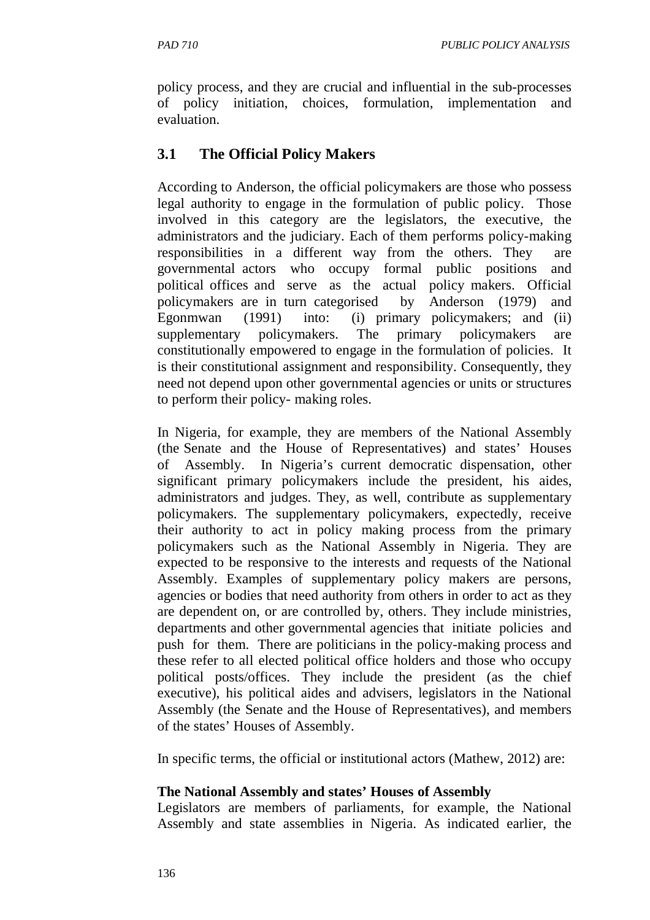policy process, and they are crucial and influential in the sub-processes of policy initiation, choices, formulation, implementation and evaluation.

## 3.1 The Official Policy Makers

According to Anderson, the official policymakers are those who possess legal authority to engage in the formulation of public policy. Those involved in this category are the legislators, the executive, the administrators and the judiciary. Each of them performs policy-making responsibilities in a different way from the others. They are governmental actors who occupy formal public positions and political offices and serve as the actual policy makers. Official policymakers are in turn categorised by Anderson (1979) and Egonmwan (1991) into: (i) primary policymakers; and (ii) supplementary policymakers. The primary policymakers are constitutionally empowered to engage in the formulation of policies. It is their constitutional assignment and responsibility. Consequently, they need not depend upon other governmental agencies or units or structures to perform their policy- making roles.

In Nigeria, for example, they are members of the National Assembly (the Senate and the House of Representatives) and states' Houses of Assembly. In Nigeria's current democratic dispensation, other significant primary policymakers include the president, his aides, administrators and judges. They, as well, contribute as supplementary policymakers. The supplementary policymakers, expectedly, receive their authority to act in policy making process from the primary policymakers such as the National Assembly in Nigeria. They are expected to be responsive to the interests and requests of the National Assembly. Examples of supplementary policy makers are persons, agencies or bodies that need authority from others in order to act as they are dependent on, or are controlled by, others. They include ministries, departments and other governmental agencies that initiate policies and push for them. There are politicians in the policy-making process and these refer to all elected political office holders and those who occupy political posts/offices. They include the president (as the chief executive), his political aides and advisers, legislators in the National Assembly (the Senate and the House of Representatives), and members of the states' Houses of Assembly.

In specific terms, the official or institutional actors (Mathew, 2012) are:

**The National Assembly and states' Houses of Assembly**

Legislators are members of parliaments, for example, the National Assembly and state assemblies in Nigeria. As indicated earlier, the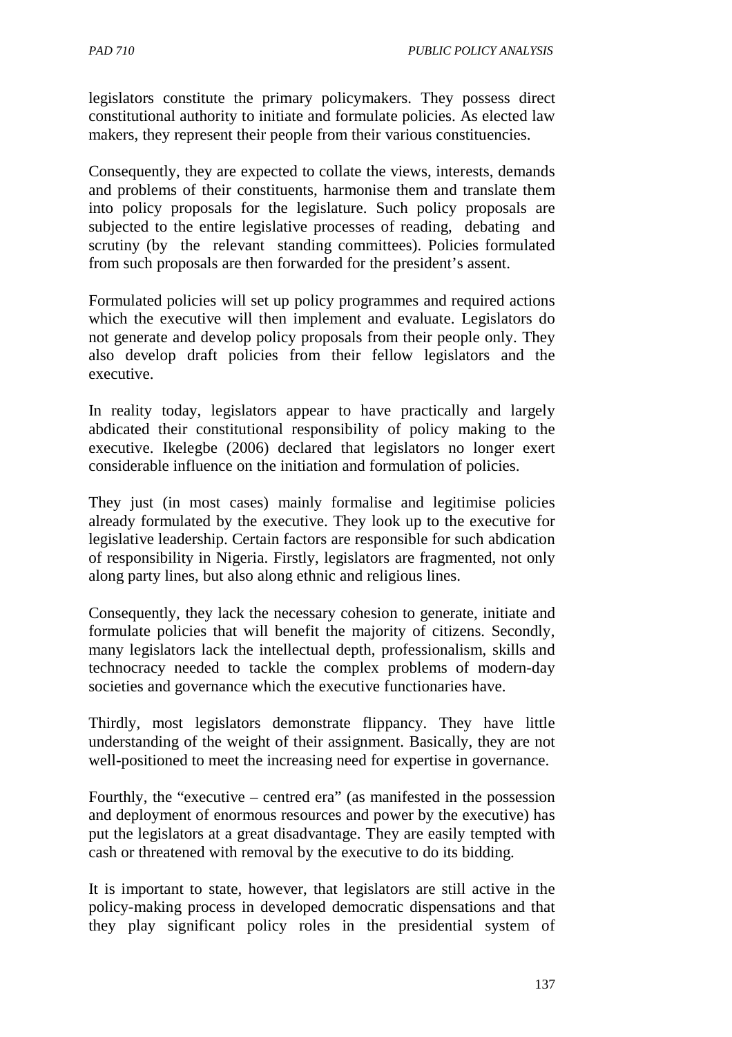legislators constitute the primary policymakers. They possess direct constitutional authority to initiate and formulate policies. As elected law makers, they represent their people from their various constituencies.

Consequently, they are expected to collate the views, interests, demands and problems of their constituents, harmonise them and translate them into policy proposals for the legislature. Such policy proposals are subjected to the entire legislative processes of reading, debating and scrutiny (by the relevant standing committees). Policies formulated from such proposals are then forwarded for the president's assent.

Formulated policies will set up policy programmes and required actions which the executive will then implement and evaluate. Legislators do not generate and develop policy proposals from their people only. They also develop draft policies from their fellow legislators and the executive.

In reality today, legislators appear to have practically and largely abdicated their constitutional responsibility of policy making to the executive. Ikelegbe (2006) declared that legislators no longer exert considerable influence on the initiation and formulation of policies.

They just (in most cases) mainly formalise and legitimise policies already formulated by the executive. They look up to the executive for legislative leadership. Certain factors are responsible for such abdication of responsibility in Nigeria. Firstly, legislators are fragmented, not only along party lines, but also along ethnic and religious lines.

Consequently, they lack the necessary cohesion to generate, initiate and formulate policies that will benefit the majority of citizens. Secondly, many legislators lack the intellectual depth, professionalism, skills and technocracy needed to tackle the complex problems of modern-day societies and governance which the executive functionaries have.

Thirdly, most legislators demonstrate flippancy. They have little understanding of the weight of their assignment. Basically, they are not well-positioned to meet the increasing need for expertise in governance.

Fourthly, the "executive – centred era" (as manifested in the possession and deployment of enormous resources and power by the executive) has put the legislators at a great disadvantage. They are easily tempted with cash or threatened with removal by the executive to do its bidding.

It is important to state, however, that legislators are still active in the policy-making process in developed democratic dispensations and that they play significant policy roles in the presidential system of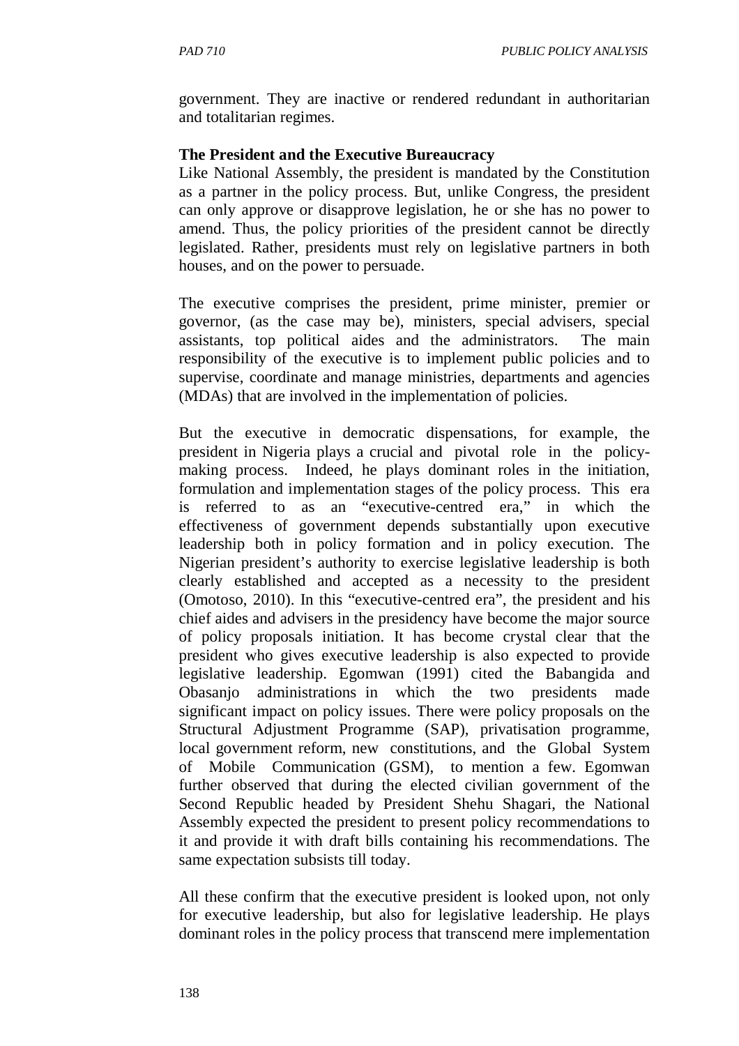government. They are inactive or rendered redundant in authoritarian and totalitarian regimes.

**The President and the Executive Bureaucracy**

Like National Assembly, the president is mandated by the Constitution as a partner in the policy process. But, unlike Congress, the president can only approve or disapprove legislation, he or she has no power to amend. Thus, the policy priorities of the president cannot be directly legislated. Rather, presidents must rely on legislative partners in both houses, and on the power to persuade.

The executive comprises the president, prime minister, premier or governor, (as the case may be), ministers, special advisers, special assistants, top political aides and the administrators. The main responsibility of the executive is to implement public policies and to supervise, coordinate and manage ministries, departments and agencies (MDAs) that are involved in the implementation of policies.

But the executive in democratic dispensations, for example, the president in Nigeria plays a crucial and pivotal role in the policy-making process. Indeed, he plays dominant roles in the initiation, formulation and implementation stages of the policy process. This era is referred to as an "executive-centred era," in which the effectiveness of government depends substantially upon executive leadership both in policy formation and in policy execution. The Nigerian president's authority to exercise legislative leadership is both clearly established and accepted as a necessity to the president (Omotoso, 2010). In this "executive-centred era", the president and his chief aides and advisers in the presidency have become the major source of policy proposals initiation. It has become crystal clear that the president who gives executive leadership is also expected to provide legislative leadership. Egomwan (1991) cited the Babangida and Obasanjo administrations in which the two presidents made significant impact on policy issues. There were policy proposals on the Structural Adjustment Programme (SAP), privatisation programme, local government reform, new constitutions, and the Global System of Mobile Communication (GSM), to mention a few. Egomwan further observed that during the elected civilian government of the Second Republic headed by President Shehu Shagari, the National Assembly expected the president to present policy recommendations to it and provide it with draft bills containing his recommendations. The same expectation subsists till today.

All these confirm that the executive president is looked upon, not only for executive leadership, but also for legislative leadership. He plays dominant roles in the policy process that transcend mere implementation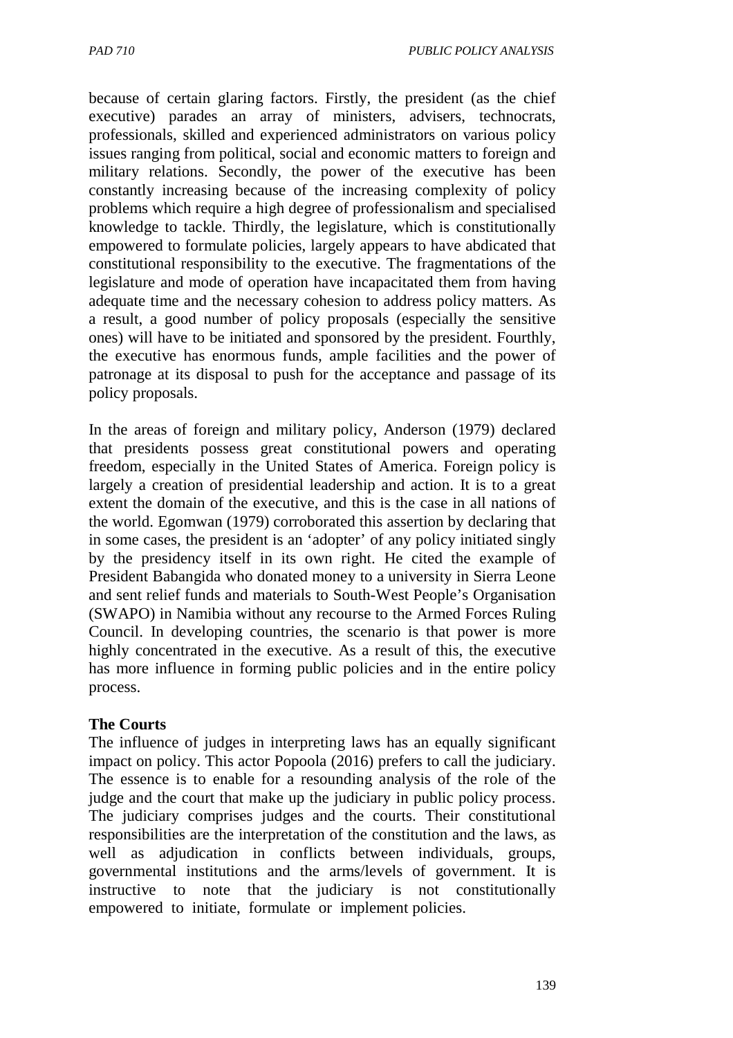because of certain glaring factors. Firstly, the president (as the chief executive) parades an array of ministers, advisers, technocrats, professionals, skilled and experienced administrators on various policy issues ranging from political, social and economic matters to foreign and military relations. Secondly, the power of the executive has been constantly increasing because of the increasing complexity of policy problems which require a high degree of professionalism and specialised knowledge to tackle. Thirdly, the legislature, which is constitutionally empowered to formulate policies, largely appears to have abdicated that constitutional responsibility to the executive. The fragmentations of the legislature and mode of operation have incapacitated them from having adequate time and the necessary cohesion to address policy matters. As a result, a good number of policy proposals (especially the sensitive ones) will have to be initiated and sponsored by the president. Fourthly, the executive has enormous funds, ample facilities and the power of patronage at its disposal to push for the acceptance and passage of its policy proposals.

In the areas of foreign and military policy, Anderson (1979) declared that presidents possess great constitutional powers and operating freedom, especially in the United States of America. Foreign policy is largely a creation of presidential leadership and action. It is to a great extent the domain of the executive, and this is the case in all nations of the world. Egomwan (1979) corroborated this assertion by declaring that in some cases, the president is an 'adopter' of any policy initiated singly by the presidency itself in its own right. He cited the example of President Babangida who donated money to a university in Sierra Leone and sent relief funds and materials to South-West People's Organisation (SWAPO) in Namibia without any recourse to the Armed Forces Ruling Council. In developing countries, the scenario is that power is more highly concentrated in the executive. As a result of this, the executive has more influence in forming public policies and in the entire policy process.

**The Courts**

The influence of judges in interpreting laws has an equally significant impact on policy. This actor Popoola (2016) prefers to call the judiciary. The essence is to enable for a resounding analysis of the role of the judge and the court that make up the judiciary in public policy process. The judiciary comprises judges and the courts. Their constitutional responsibilities are the interpretation of the constitution and the laws, as well as adjudication in conflicts between individuals, groups, governmental institutions and the arms/levels of government. It is instructive to note that the judiciary is not constitutionally empowered to initiate, formulate or implement policies.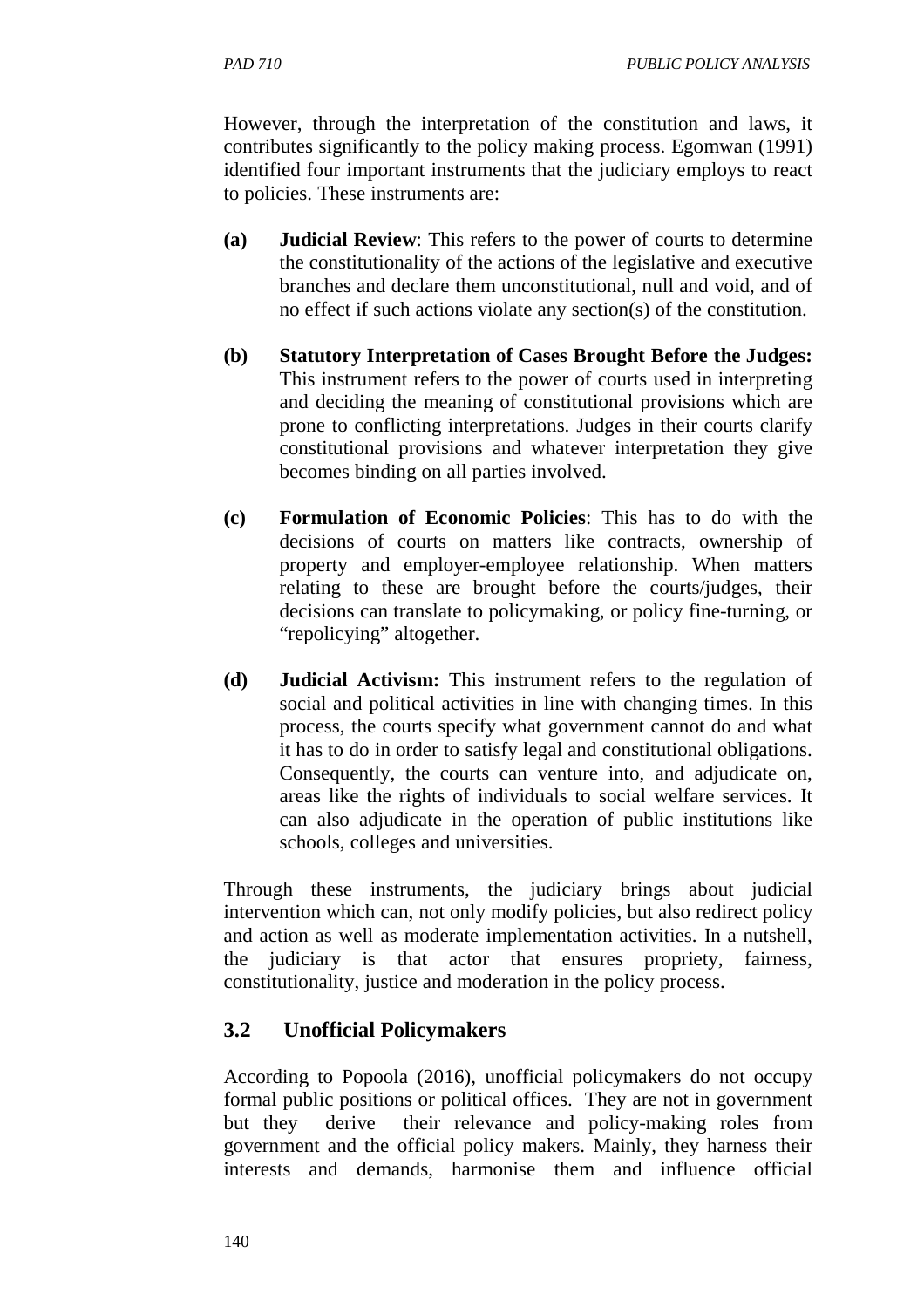However, through the interpretation of the constitution and laws, it contributes significantly to the policy making process. Egomwan (1991) identified four important instruments that the judiciary employs to react to policies. These instruments are:

**(a)** **Judicial Review**: This refers to the power of courts to determine the constitutionality of the actions of the legislative and executive branches and declare them unconstitutional, null and void, and of no effect if such actions violate any section(s) of the constitution.

**(b)** **Statutory Interpretation of Cases Brought Before the Judges:** This instrument refers to the power of courts used in interpreting and deciding the meaning of constitutional provisions which are prone to conflicting interpretations. Judges in their courts clarify constitutional provisions and whatever interpretation they give becomes binding on all parties involved.

**(c)** **Formulation of Economic Policies**: This has to do with the decisions of courts on matters like contracts, ownership of property and employer-employee relationship. When matters relating to these are brought before the courts/judges, their decisions can translate to policymaking, or policy fine-turning, or "repolicying" altogether.

**(d)** **Judicial Activism:** This instrument refers to the regulation of social and political activities in line with changing times. In this process, the courts specify what government cannot do and what it has to do in order to satisfy legal and constitutional obligations. Consequently, the courts can venture into, and adjudicate on, areas like the rights of individuals to social welfare services. It can also adjudicate in the operation of public institutions like schools, colleges and universities.

Through these instruments, the judiciary brings about judicial intervention which can, not only modify policies, but also redirect policy and action as well as moderate implementation activities. In a nutshell, the judiciary is that actor that ensures propriety, fairness, constitutionality, justice and moderation in the policy process.

## 3.2 Unofficial Policymakers

According to Popoola (2016), unofficial policymakers do not occupy formal public positions or political offices. They are not in government but they derive their relevance and policy-making roles from government and the official policy makers. Mainly, they harness their interests and demands, harmonise them and influence official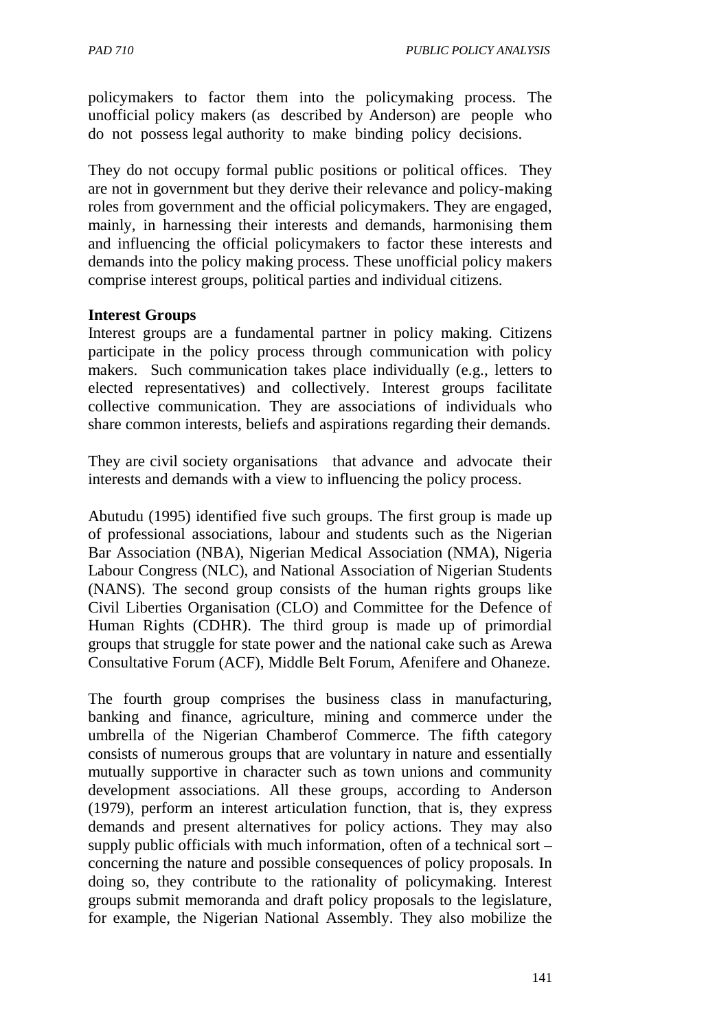policymakers to factor them into the policymaking process. The unofficial policy makers (as described by Anderson) are people who do not possess legal authority to make binding policy decisions.

They do not occupy formal public positions or political offices. They are not in government but they derive their relevance and policy-making roles from government and the official policymakers. They are engaged, mainly, in harnessing their interests and demands, harmonising them and influencing the official policymakers to factor these interests and demands into the policy making process. These unofficial policy makers comprise interest groups, political parties and individual citizens.

**Interest Groups**

Interest groups are a fundamental partner in policy making. Citizens participate in the policy process through communication with policy makers. Such communication takes place individually (e.g., letters to elected representatives) and collectively. Interest groups facilitate collective communication. They are associations of individuals who share common interests, beliefs and aspirations regarding their demands.

They are civil society organisations that advance and advocate their interests and demands with a view to influencing the policy process.

Abutudu (1995) identified five such groups. The first group is made up of professional associations, labour and students such as the Nigerian Bar Association (NBA), Nigerian Medical Association (NMA), Nigeria Labour Congress (NLC), and National Association of Nigerian Students (NANS). The second group consists of the human rights groups like Civil Liberties Organisation (CLO) and Committee for the Defence of Human Rights (CDHR). The third group is made up of primordial groups that struggle for state power and the national cake such as Arewa Consultative Forum (ACF), Middle Belt Forum, Afenifere and Ohaneze.

The fourth group comprises the business class in manufacturing, banking and finance, agriculture, mining and commerce under the umbrella of the Nigerian Chamberof Commerce. The fifth category consists of numerous groups that are voluntary in nature and essentially mutually supportive in character such as town unions and community development associations. All these groups, according to Anderson (1979), perform an interest articulation function, that is, they express demands and present alternatives for policy actions. They may also supply public officials with much information, often of a technical sort – concerning the nature and possible consequences of policy proposals. In doing so, they contribute to the rationality of policymaking. Interest groups submit memoranda and draft policy proposals to the legislature, for example, the Nigerian National Assembly. They also mobilize the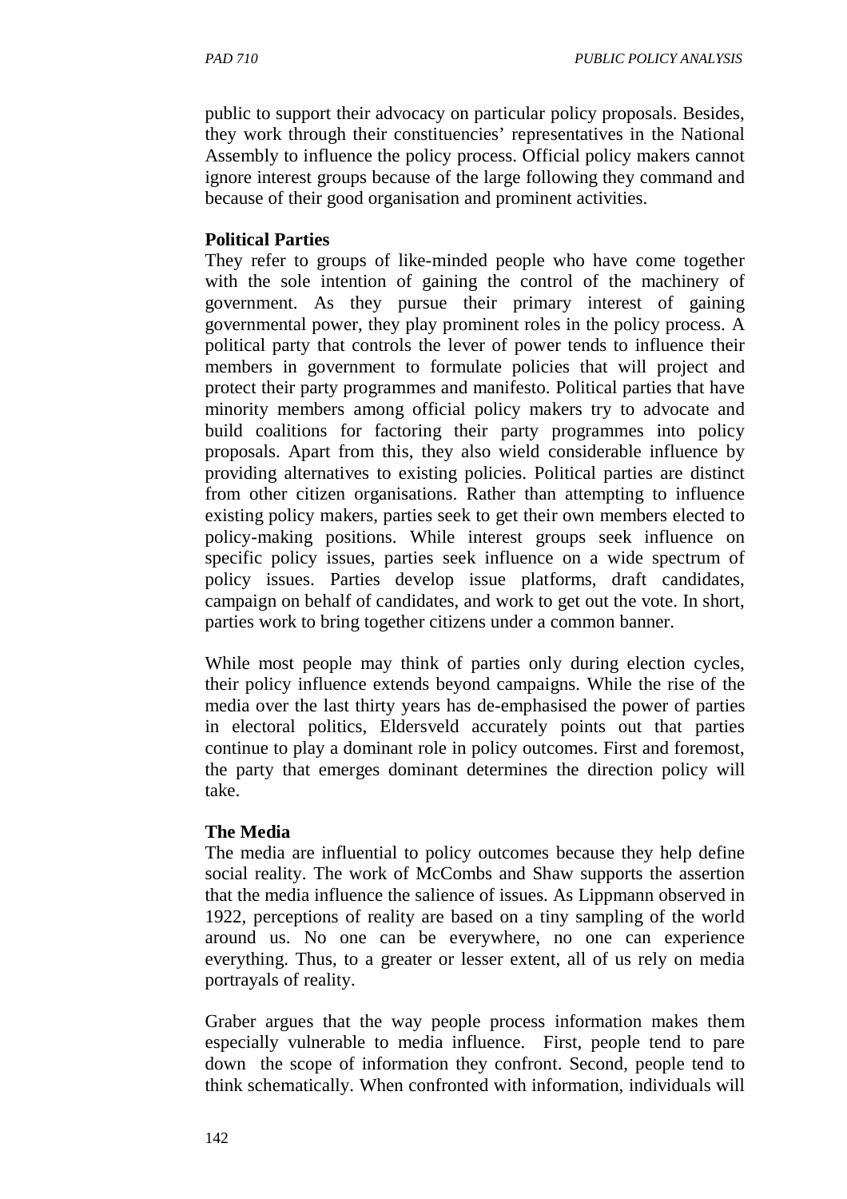public to support their advocacy on particular policy proposals. Besides, they work through their constituencies' representatives in the National Assembly to influence the policy process. Official policy makers cannot ignore interest groups because of the large following they command and because of their good organisation and prominent activities.

**Political Parties**

They refer to groups of like-minded people who have come together with the sole intention of gaining the control of the machinery of government. As they pursue their primary interest of gaining governmental power, they play prominent roles in the policy process. A political party that controls the lever of power tends to influence their members in government to formulate policies that will project and protect their party programmes and manifesto. Political parties that have minority members among official policy makers try to advocate and build coalitions for factoring their party programmes into policy proposals. Apart from this, they also wield considerable influence by providing alternatives to existing policies. Political parties are distinct from other citizen organisations. Rather than attempting to influence existing policy makers, parties seek to get their own members elected to policy-making positions. While interest groups seek influence on specific policy issues, parties seek influence on a wide spectrum of policy issues. Parties develop issue platforms, draft candidates, campaign on behalf of candidates, and work to get out the vote. In short, parties work to bring together citizens under a common banner.

While most people may think of parties only during election cycles, their policy influence extends beyond campaigns. While the rise of the media over the last thirty years has de-emphasised the power of parties in electoral politics, Eldersveld accurately points out that parties continue to play a dominant role in policy outcomes. First and foremost, the party that emerges dominant determines the direction policy will take.

**The Media**

The media are influential to policy outcomes because they help define social reality. The work of McCombs and Shaw supports the assertion that the media influence the salience of issues. As Lippmann observed in 1922, perceptions of reality are based on a tiny sampling of the world around us. No one can be everywhere, no one can experience everything. Thus, to a greater or lesser extent, all of us rely on media portrayals of reality.

Graber argues that the way people process information makes them especially vulnerable to media influence. First, people tend to pare down the scope of information they confront. Second, people tend to think schematically. When confronted with information, individuals will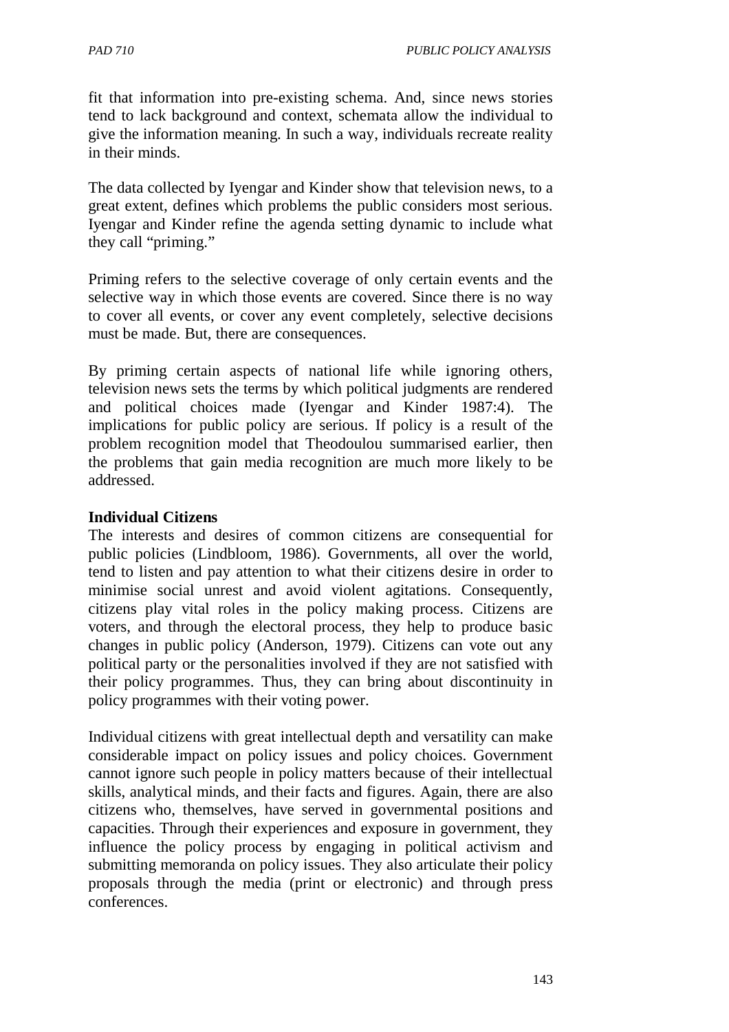fit that information into pre-existing schema. And, since news stories tend to lack background and context, schemata allow the individual to give the information meaning. In such a way, individuals recreate reality in their minds.

The data collected by Iyengar and Kinder show that television news, to a great extent, defines which problems the public considers most serious. Iyengar and Kinder refine the agenda setting dynamic to include what they call "priming."

Priming refers to the selective coverage of only certain events and the selective way in which those events are covered. Since there is no way to cover all events, or cover any event completely, selective decisions must be made. But, there are consequences.

By priming certain aspects of national life while ignoring others, television news sets the terms by which political judgments are rendered and political choices made (Iyengar and Kinder 1987:4). The implications for public policy are serious. If policy is a result of the problem recognition model that Theodoulou summarised earlier, then the problems that gain media recognition are much more likely to be addressed.

**Individual Citizens**

The interests and desires of common citizens are consequential for public policies (Lindbloom, 1986). Governments, all over the world, tend to listen and pay attention to what their citizens desire in order to minimise social unrest and avoid violent agitations. Consequently, citizens play vital roles in the policy making process. Citizens are voters, and through the electoral process, they help to produce basic changes in public policy (Anderson, 1979). Citizens can vote out any political party or the personalities involved if they are not satisfied with their policy programmes. Thus, they can bring about discontinuity in policy programmes with their voting power.

Individual citizens with great intellectual depth and versatility can make considerable impact on policy issues and policy choices. Government cannot ignore such people in policy matters because of their intellectual skills, analytical minds, and their facts and figures. Again, there are also citizens who, themselves, have served in governmental positions and capacities. Through their experiences and exposure in government, they influence the policy process by engaging in political activism and submitting memoranda on policy issues. They also articulate their policy proposals through the media (print or electronic) and through press conferences.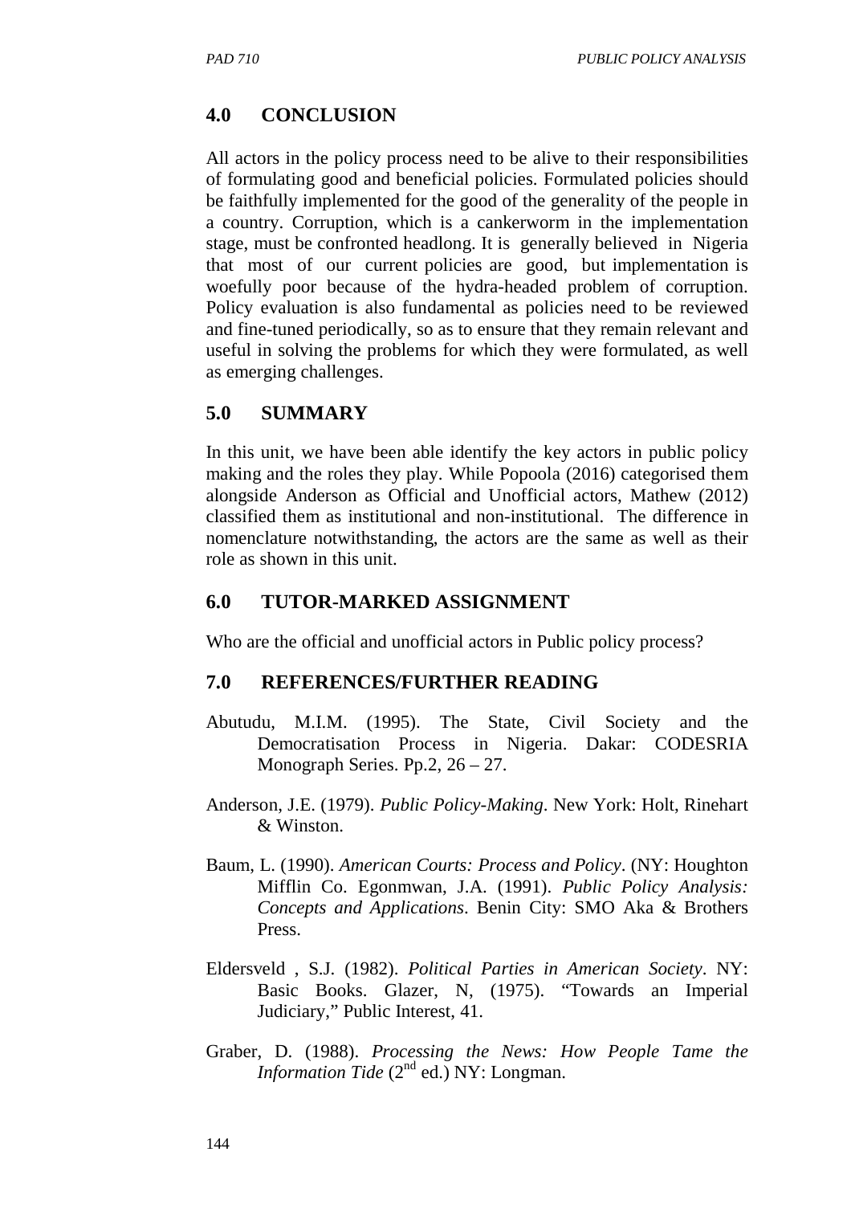## 4.0 CONCLUSION

All actors in the policy process need to be alive to their responsibilities of formulating good and beneficial policies. Formulated policies should be faithfully implemented for the good of the generality of the people in a country. Corruption, which is a cankerworm in the implementation stage, must be confronted headlong. It is generally believed in Nigeria that most of our current policies are good, but implementation is woefully poor because of the hydra-headed problem of corruption. Policy evaluation is also fundamental as policies need to be reviewed and fine-tuned periodically, so as to ensure that they remain relevant and useful in solving the problems for which they were formulated, as well as emerging challenges.

## 5.0 SUMMARY

In this unit, we have been able identify the key actors in public policy making and the roles they play. While Popoola (2016) categorised them alongside Anderson as Official and Unofficial actors, Mathew (2012) classified them as institutional and non-institutional. The difference in nomenclature notwithstanding, the actors are the same as well as their role as shown in this unit.

## 6.0 TUTOR-MARKED ASSIGNMENT

Who are the official and unofficial actors in Public policy process?

## 7.0 REFERENCES/FURTHER READING

Abutudu, M.I.M. (1995). The State, Civil Society and the Democratisation Process in Nigeria. Dakar: CODESRIA Monograph Series. Pp.2, 26 – 27.

Anderson, J.E. (1979). *Public Policy-Making*. New York: Holt, Rinehart & Winston.

Baum, L. (1990). *American Courts: Process and Policy*. (NY: Houghton Mifflin Co. Egonmwan, J.A. (1991). *Public Policy Analysis: Concepts and Applications*. Benin City: SMO Aka & Brothers Press.

Eldersveld , S.J. (1982). *Political Parties in American Society*. NY: Basic Books. Glazer, N, (1975). "Towards an Imperial Judiciary," Public Interest, 41.

Graber, D. (1988). *Processing the News: How People Tame the Information Tide* (2nd ed.) NY: Longman.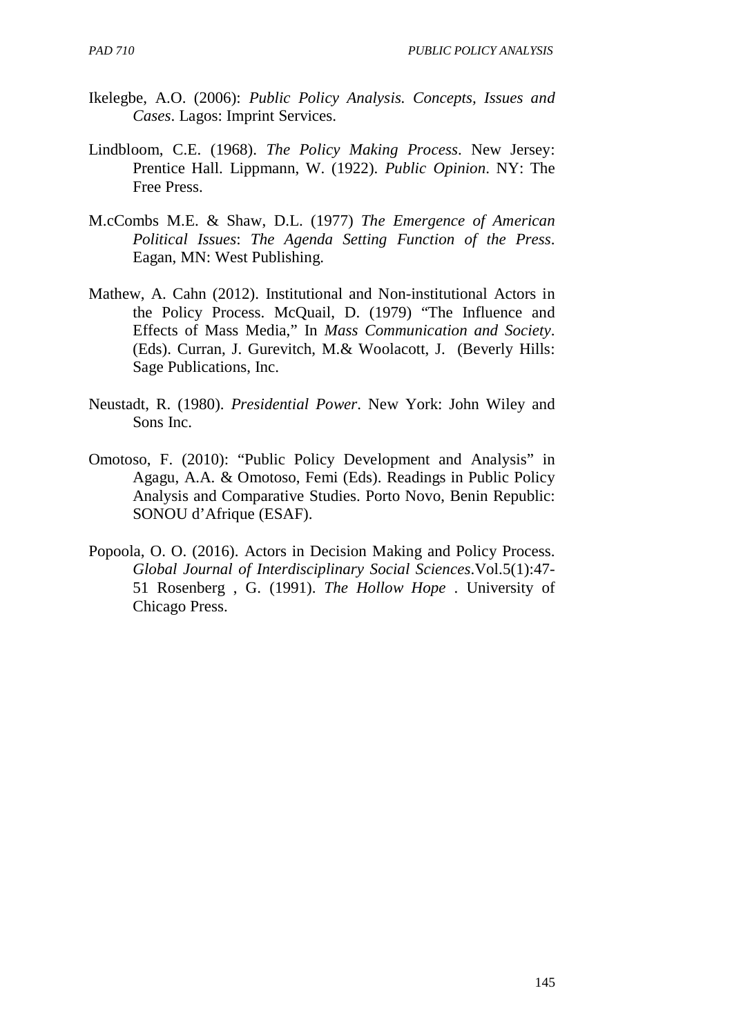Ikelegbe, A.O. (2006): *Public Policy Analysis. Concepts, Issues and Cases*. Lagos: Imprint Services.

Lindbloom, C.E. (1968). *The Policy Making Process*. New Jersey: Prentice Hall. Lippmann, W. (1922). *Public Opinion*. NY: The Free Press.

M.cCombs M.E. & Shaw, D.L. (1977) *The Emergence of American Political Issues*: *The Agenda Setting Function of the Press*. Eagan, MN: West Publishing.

Mathew, A. Cahn (2012). Institutional and Non-institutional Actors in the Policy Process. McQuail, D. (1979) "The Influence and Effects of Mass Media," In *Mass Communication and Society*. (Eds). Curran, J. Gurevitch, M.& Woolacott, J. (Beverly Hills: Sage Publications, Inc.

Neustadt, R. (1980). *Presidential Power*. New York: John Wiley and Sons Inc.

Omotoso, F. (2010): "Public Policy Development and Analysis" in Agagu, A.A. & Omotoso, Femi (Eds). Readings in Public Policy Analysis and Comparative Studies. Porto Novo, Benin Republic: SONOU d'Afrique (ESAF).

Popoola, O. O. (2016). Actors in Decision Making and Policy Process. *Global Journal of Interdisciplinary Social Sciences*.Vol.5(1):47-51 Rosenberg , G. (1991). *The Hollow Hope* . University of Chicago Press.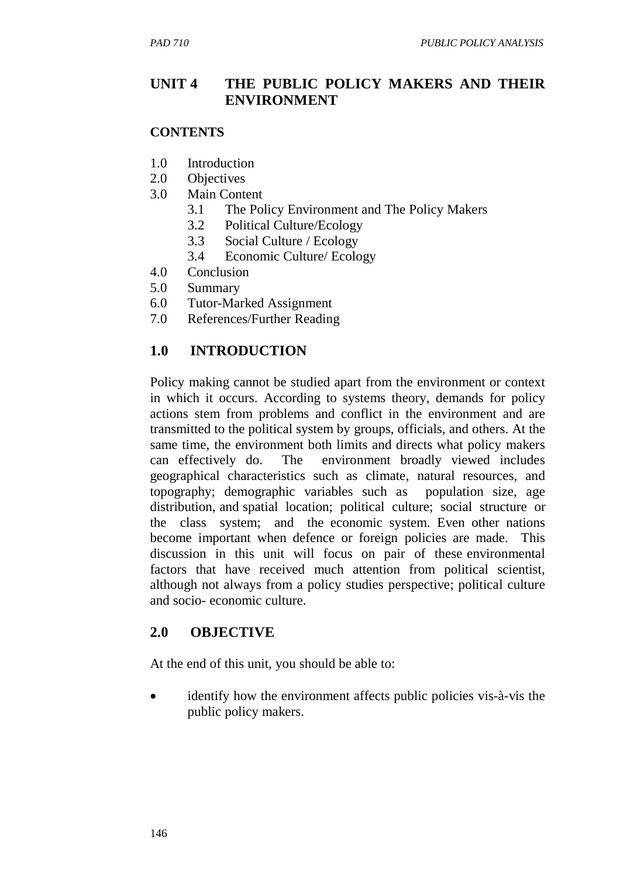## UNIT 4 THE PUBLIC POLICY MAKERS AND THEIR ENVIRONMENT

**CONTENTS**

1.0 Introduction
2.0 Objectives
3.0 Main Content
    3.1 The Policy Environment and The Policy Makers
    3.2 Political Culture/Ecology
    3.3 Social Culture / Ecology
    3.4 Economic Culture/ Ecology
4.0 Conclusion
5.0 Summary
6.0 Tutor-Marked Assignment
7.0 References/Further Reading

### 1.0 INTRODUCTION

Policy making cannot be studied apart from the environment or context in which it occurs. According to systems theory, demands for policy actions stem from problems and conflict in the environment and are transmitted to the political system by groups, officials, and others. At the same time, the environment both limits and directs what policy makers can effectively do. The environment broadly viewed includes geographical characteristics such as climate, natural resources, and topography; demographic variables such as population size, age distribution, and spatial location; political culture; social structure or the class system; and the economic system. Even other nations become important when defence or foreign policies are made. This discussion in this unit will focus on pair of these environmental factors that have received much attention from political scientist, although not always from a policy studies perspective; political culture and socio- economic culture.

### 2.0 OBJECTIVE

At the end of this unit, you should be able to:

- identify how the environment affects public policies vis-à-vis the public policy makers.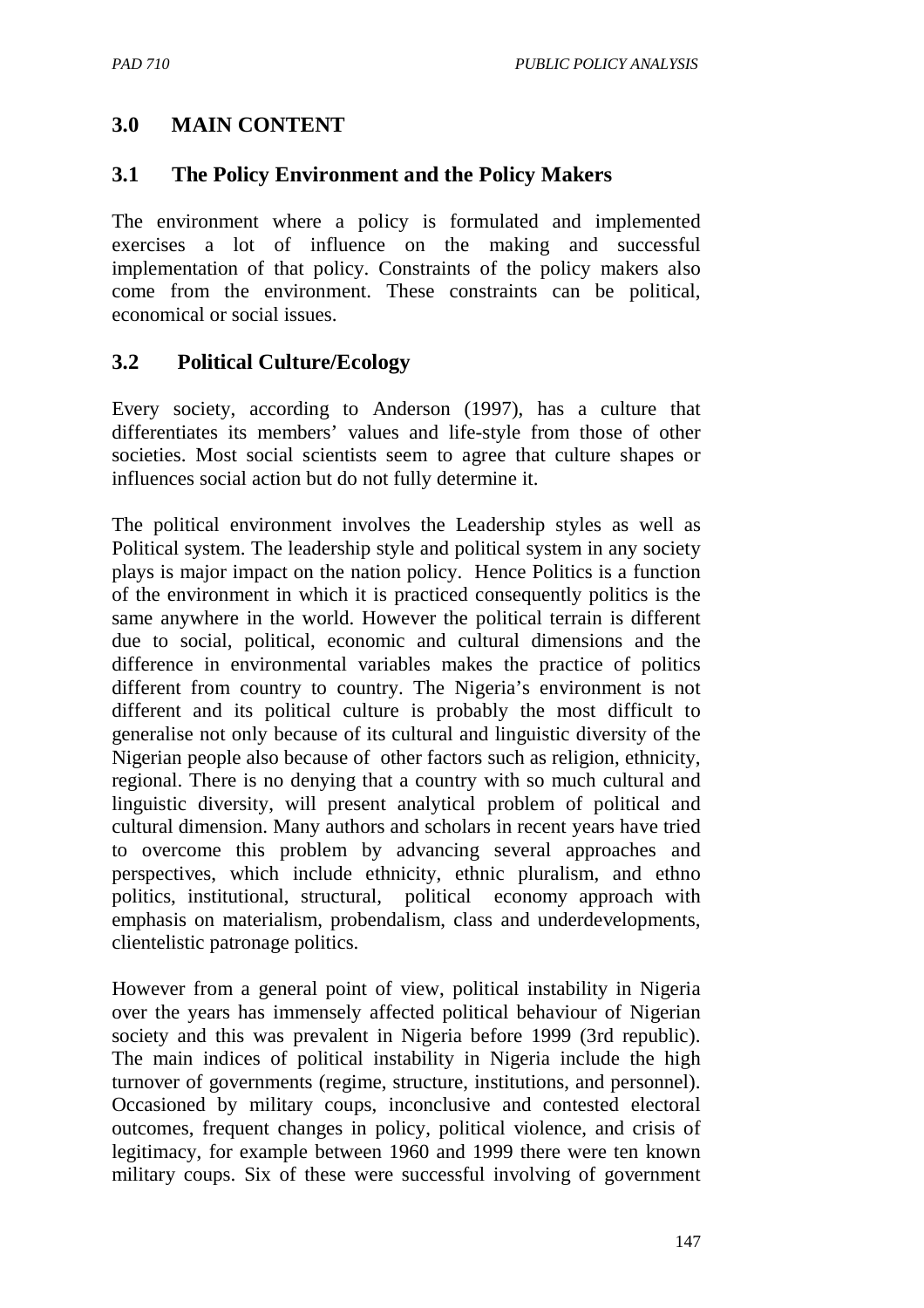## 3.0 MAIN CONTENT

### 3.1 The Policy Environment and the Policy Makers

The environment where a policy is formulated and implemented exercises a lot of influence on the making and successful implementation of that policy. Constraints of the policy makers also come from the environment. These constraints can be political, economical or social issues.

### 3.2 Political Culture/Ecology

Every society, according to Anderson (1997), has a culture that differentiates its members' values and life-style from those of other societies. Most social scientists seem to agree that culture shapes or influences social action but do not fully determine it.

The political environment involves the Leadership styles as well as Political system. The leadership style and political system in any society plays is major impact on the nation policy. Hence Politics is a function of the environment in which it is practiced consequently politics is the same anywhere in the world. However the political terrain is different due to social, political, economic and cultural dimensions and the difference in environmental variables makes the practice of politics different from country to country. The Nigeria's environment is not different and its political culture is probably the most difficult to generalise not only because of its cultural and linguistic diversity of the Nigerian people also because of other factors such as religion, ethnicity, regional. There is no denying that a country with so much cultural and linguistic diversity, will present analytical problem of political and cultural dimension. Many authors and scholars in recent years have tried to overcome this problem by advancing several approaches and perspectives, which include ethnicity, ethnic pluralism, and ethno politics, institutional, structural, political economy approach with emphasis on materialism, probendalism, class and underdevelopments, clientelistic patronage politics.

However from a general point of view, political instability in Nigeria over the years has immensely affected political behaviour of Nigerian society and this was prevalent in Nigeria before 1999 (3rd republic). The main indices of political instability in Nigeria include the high turnover of governments (regime, structure, institutions, and personnel). Occasioned by military coups, inconclusive and contested electoral outcomes, frequent changes in policy, political violence, and crisis of legitimacy, for example between 1960 and 1999 there were ten known military coups. Six of these were successful involving of government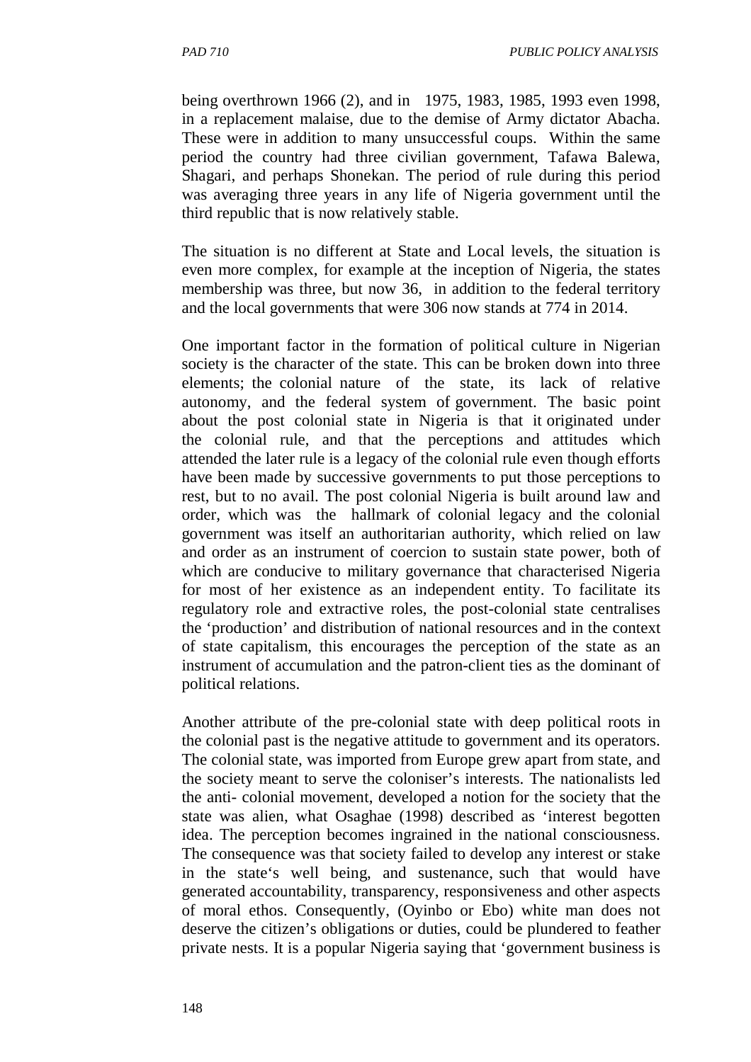being overthrown 1966 (2), and in 1975, 1983, 1985, 1993 even 1998, in a replacement malaise, due to the demise of Army dictator Abacha. These were in addition to many unsuccessful coups. Within the same period the country had three civilian government, Tafawa Balewa, Shagari, and perhaps Shonekan. The period of rule during this period was averaging three years in any life of Nigeria government until the third republic that is now relatively stable.

The situation is no different at State and Local levels, the situation is even more complex, for example at the inception of Nigeria, the states membership was three, but now 36, in addition to the federal territory and the local governments that were 306 now stands at 774 in 2014.

One important factor in the formation of political culture in Nigerian society is the character of the state. This can be broken down into three elements; the colonial nature of the state, its lack of relative autonomy, and the federal system of government. The basic point about the post colonial state in Nigeria is that it originated under the colonial rule, and that the perceptions and attitudes which attended the later rule is a legacy of the colonial rule even though efforts have been made by successive governments to put those perceptions to rest, but to no avail. The post colonial Nigeria is built around law and order, which was the hallmark of colonial legacy and the colonial government was itself an authoritarian authority, which relied on law and order as an instrument of coercion to sustain state power, both of which are conducive to military governance that characterised Nigeria for most of her existence as an independent entity. To facilitate its regulatory role and extractive roles, the post-colonial state centralises the 'production' and distribution of national resources and in the context of state capitalism, this encourages the perception of the state as an instrument of accumulation and the patron-client ties as the dominant of political relations.

Another attribute of the pre-colonial state with deep political roots in the colonial past is the negative attitude to government and its operators. The colonial state, was imported from Europe grew apart from state, and the society meant to serve the coloniser's interests. The nationalists led the anti- colonial movement, developed a notion for the society that the state was alien, what Osaghae (1998) described as 'interest begotten idea. The perception becomes ingrained in the national consciousness. The consequence was that society failed to develop any interest or stake in the state's well being, and sustenance, such that would have generated accountability, transparency, responsiveness and other aspects of moral ethos. Consequently, (Oyinbo or Ebo) white man does not deserve the citizen's obligations or duties, could be plundered to feather private nests. It is a popular Nigeria saying that 'government business is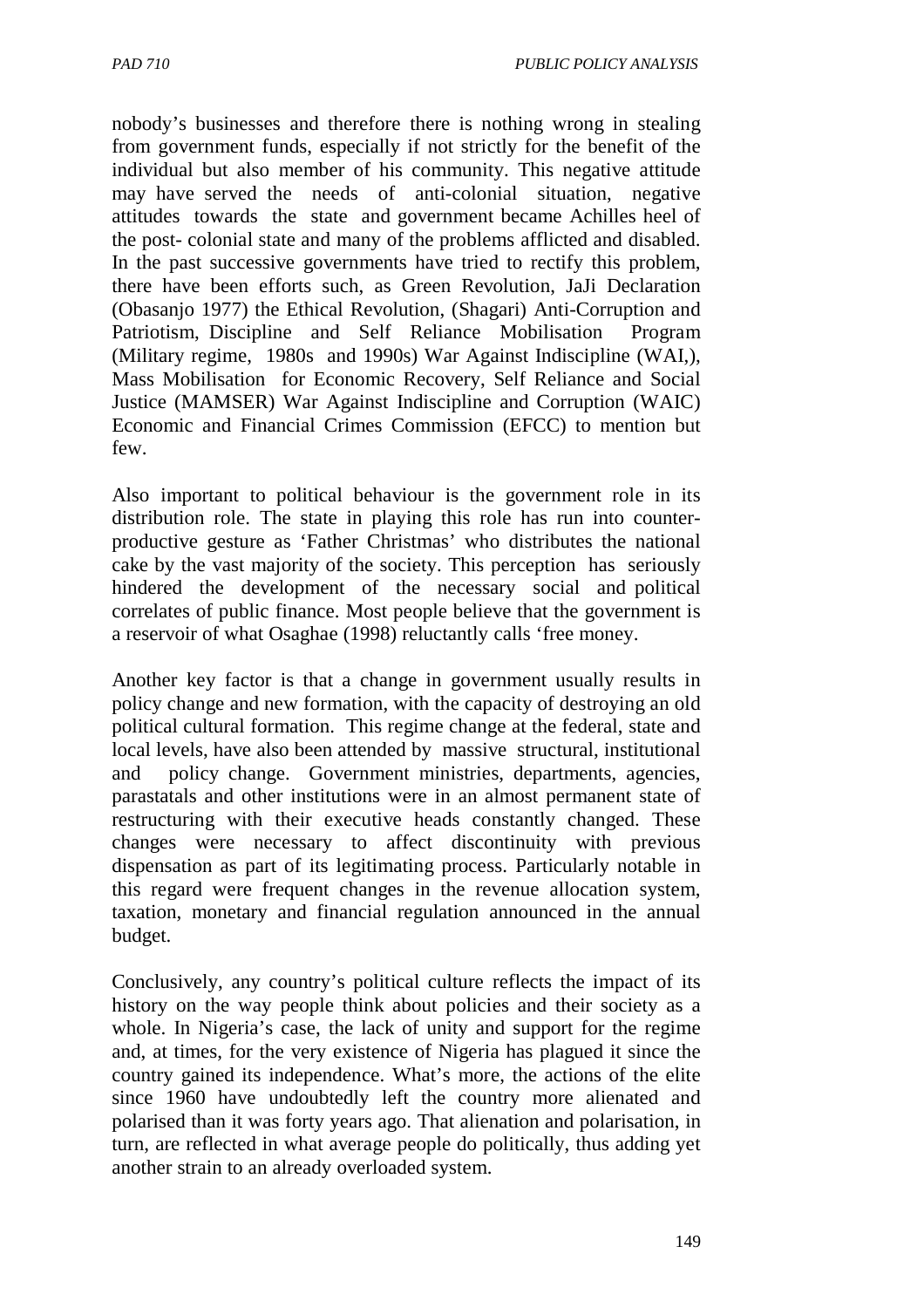nobody's businesses and therefore there is nothing wrong in stealing from government funds, especially if not strictly for the benefit of the individual but also member of his community. This negative attitude may have served the needs of anti-colonial situation, negative attitudes towards the state and government became Achilles heel of the post- colonial state and many of the problems afflicted and disabled. In the past successive governments have tried to rectify this problem, there have been efforts such, as Green Revolution, JaJi Declaration (Obasanjo 1977) the Ethical Revolution, (Shagari) Anti-Corruption and Patriotism, Discipline and Self Reliance Mobilisation Program (Military regime, 1980s and 1990s) War Against Indiscipline (WAI,), Mass Mobilisation for Economic Recovery, Self Reliance and Social Justice (MAMSER) War Against Indiscipline and Corruption (WAIC) Economic and Financial Crimes Commission (EFCC) to mention but few.

Also important to political behaviour is the government role in its distribution role. The state in playing this role has run into counter-productive gesture as 'Father Christmas' who distributes the national cake by the vast majority of the society. This perception has seriously hindered the development of the necessary social and political correlates of public finance. Most people believe that the government is a reservoir of what Osaghae (1998) reluctantly calls 'free money.

Another key factor is that a change in government usually results in policy change and new formation, with the capacity of destroying an old political cultural formation. This regime change at the federal, state and local levels, have also been attended by massive structural, institutional and policy change. Government ministries, departments, agencies, parastatals and other institutions were in an almost permanent state of restructuring with their executive heads constantly changed. These changes were necessary to affect discontinuity with previous dispensation as part of its legitimating process. Particularly notable in this regard were frequent changes in the revenue allocation system, taxation, monetary and financial regulation announced in the annual budget.

Conclusively, any country's political culture reflects the impact of its history on the way people think about policies and their society as a whole. In Nigeria's case, the lack of unity and support for the regime and, at times, for the very existence of Nigeria has plagued it since the country gained its independence. What's more, the actions of the elite since 1960 have undoubtedly left the country more alienated and polarised than it was forty years ago. That alienation and polarisation, in turn, are reflected in what average people do politically, thus adding yet another strain to an already overloaded system.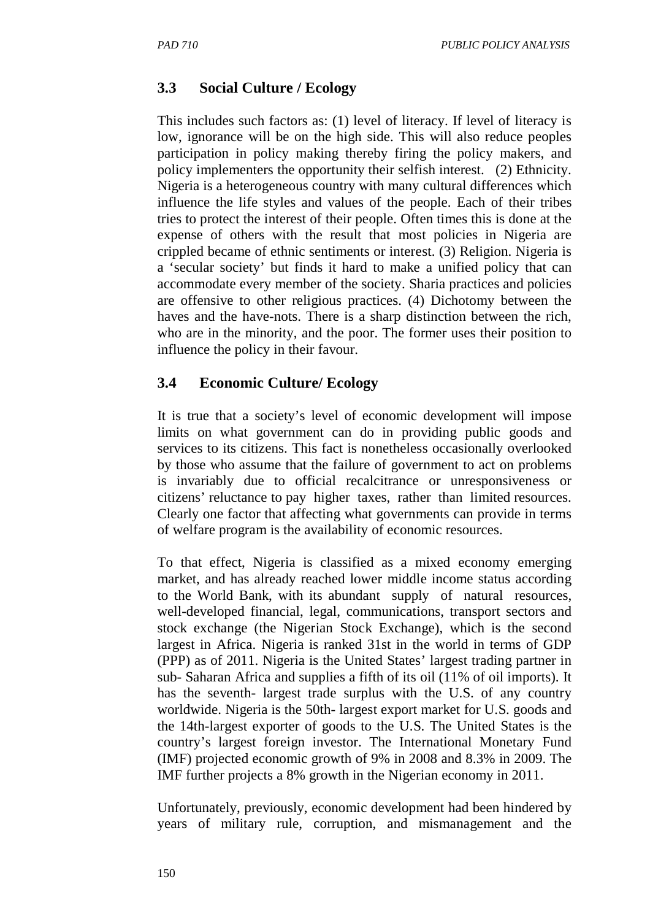## 3.3 Social Culture / Ecology

This includes such factors as: (1) level of literacy. If level of literacy is low, ignorance will be on the high side. This will also reduce peoples participation in policy making thereby firing the policy makers, and policy implementers the opportunity their selfish interest. (2) Ethnicity. Nigeria is a heterogeneous country with many cultural differences which influence the life styles and values of the people. Each of their tribes tries to protect the interest of their people. Often times this is done at the expense of others with the result that most policies in Nigeria are crippled became of ethnic sentiments or interest. (3) Religion. Nigeria is a 'secular society' but finds it hard to make a unified policy that can accommodate every member of the society. Sharia practices and policies are offensive to other religious practices. (4) Dichotomy between the haves and the have-nots. There is a sharp distinction between the rich, who are in the minority, and the poor. The former uses their position to influence the policy in their favour.

## 3.4 Economic Culture/ Ecology

It is true that a society's level of economic development will impose limits on what government can do in providing public goods and services to its citizens. This fact is nonetheless occasionally overlooked by those who assume that the failure of government to act on problems is invariably due to official recalcitrance or unresponsiveness or citizens' reluctance to pay higher taxes, rather than limited resources. Clearly one factor that affecting what governments can provide in terms of welfare program is the availability of economic resources.

To that effect, Nigeria is classified as a mixed economy emerging market, and has already reached lower middle income status according to the World Bank, with its abundant supply of natural resources, well-developed financial, legal, communications, transport sectors and stock exchange (the Nigerian Stock Exchange), which is the second largest in Africa. Nigeria is ranked 31st in the world in terms of GDP (PPP) as of 2011. Nigeria is the United States' largest trading partner in sub- Saharan Africa and supplies a fifth of its oil (11% of oil imports). It has the seventh- largest trade surplus with the U.S. of any country worldwide. Nigeria is the 50th- largest export market for U.S. goods and the 14th-largest exporter of goods to the U.S. The United States is the country's largest foreign investor. The International Monetary Fund (IMF) projected economic growth of 9% in 2008 and 8.3% in 2009. The IMF further projects a 8% growth in the Nigerian economy in 2011.

Unfortunately, previously, economic development had been hindered by years of military rule, corruption, and mismanagement and the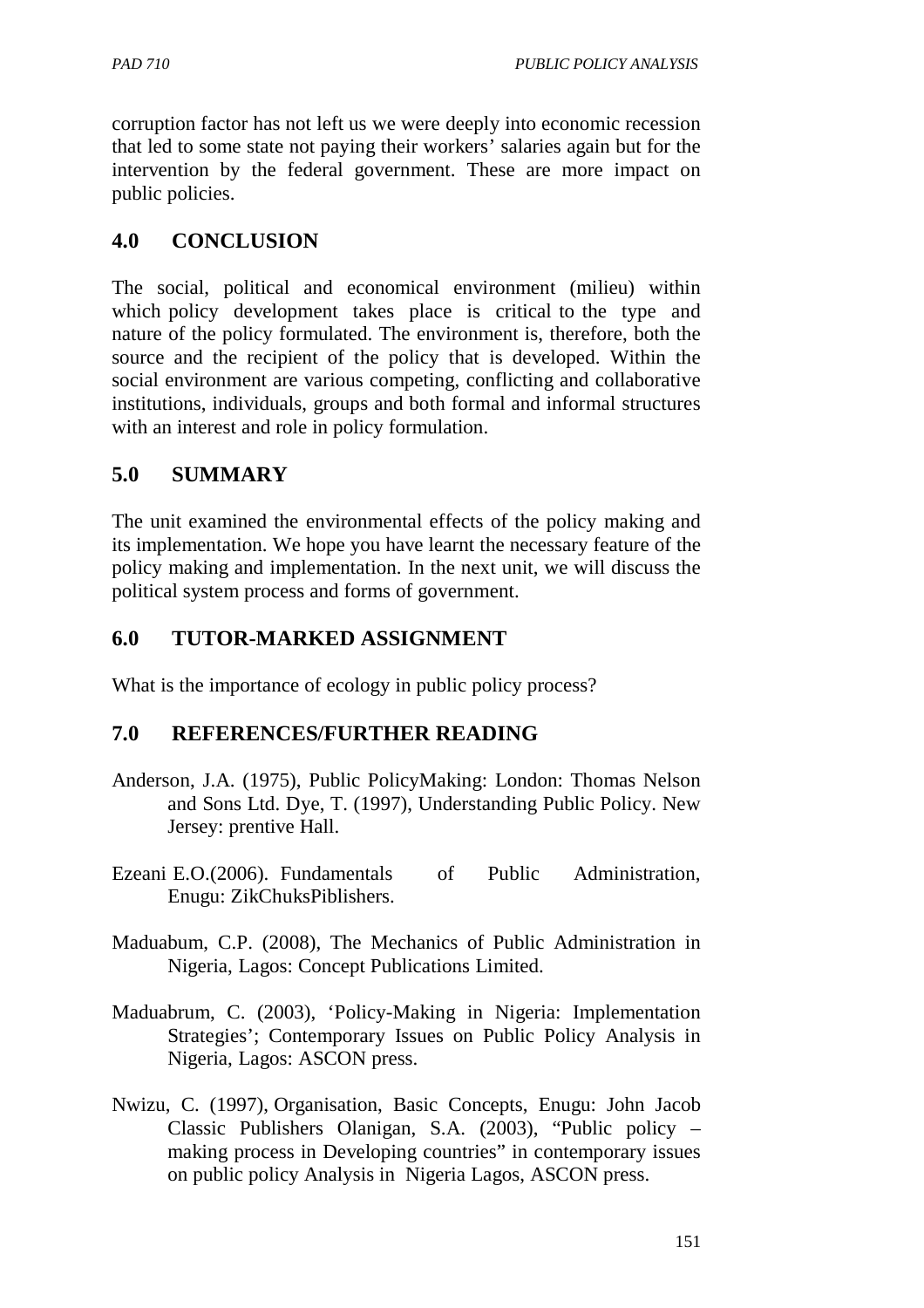corruption factor has not left us we were deeply into economic recession that led to some state not paying their workers' salaries again but for the intervention by the federal government. These are more impact on public policies.

## 4.0 CONCLUSION

The social, political and economical environment (milieu) within which policy development takes place is critical to the type and nature of the policy formulated. The environment is, therefore, both the source and the recipient of the policy that is developed. Within the social environment are various competing, conflicting and collaborative institutions, individuals, groups and both formal and informal structures with an interest and role in policy formulation.

## 5.0 SUMMARY

The unit examined the environmental effects of the policy making and its implementation. We hope you have learnt the necessary feature of the policy making and implementation. In the next unit, we will discuss the political system process and forms of government.

## 6.0 TUTOR-MARKED ASSIGNMENT

What is the importance of ecology in public policy process?

## 7.0 REFERENCES/FURTHER READING

Anderson, J.A. (1975), Public PolicyMaking: London: Thomas Nelson and Sons Ltd. Dye, T. (1997), Understanding Public Policy. New Jersey: prentive Hall.

Ezeani E.O.(2006). Fundamentals of Public Administration, Enugu: ZikChuksPiblishers.

Maduabum, C.P. (2008), The Mechanics of Public Administration in Nigeria, Lagos: Concept Publications Limited.

Maduabrum, C. (2003), 'Policy-Making in Nigeria: Implementation Strategies'; Contemporary Issues on Public Policy Analysis in Nigeria, Lagos: ASCON press.

Nwizu, C. (1997), Organisation, Basic Concepts, Enugu: John Jacob Classic Publishers Olanigan, S.A. (2003), "Public policy – making process in Developing countries" in contemporary issues on public policy Analysis in Nigeria Lagos, ASCON press.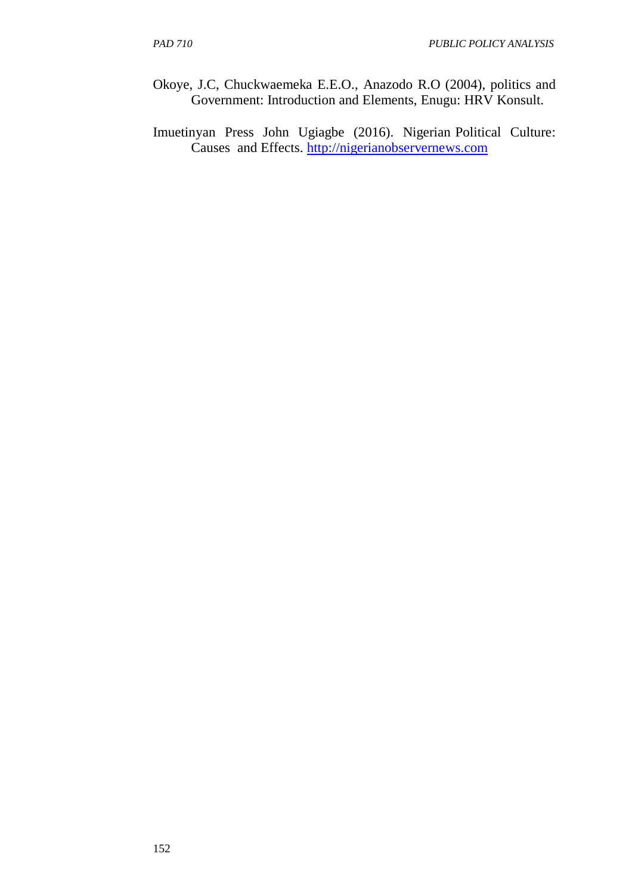Okoye, J.C, Chuckwaemeka E.E.O., Anazodo R.O (2004), politics and Government: Introduction and Elements, Enugu: HRV Konsult.

Imuetinyan Press John Ugiagbe (2016). Nigerian Political Culture: Causes and Effects. http://nigerianobservernews.com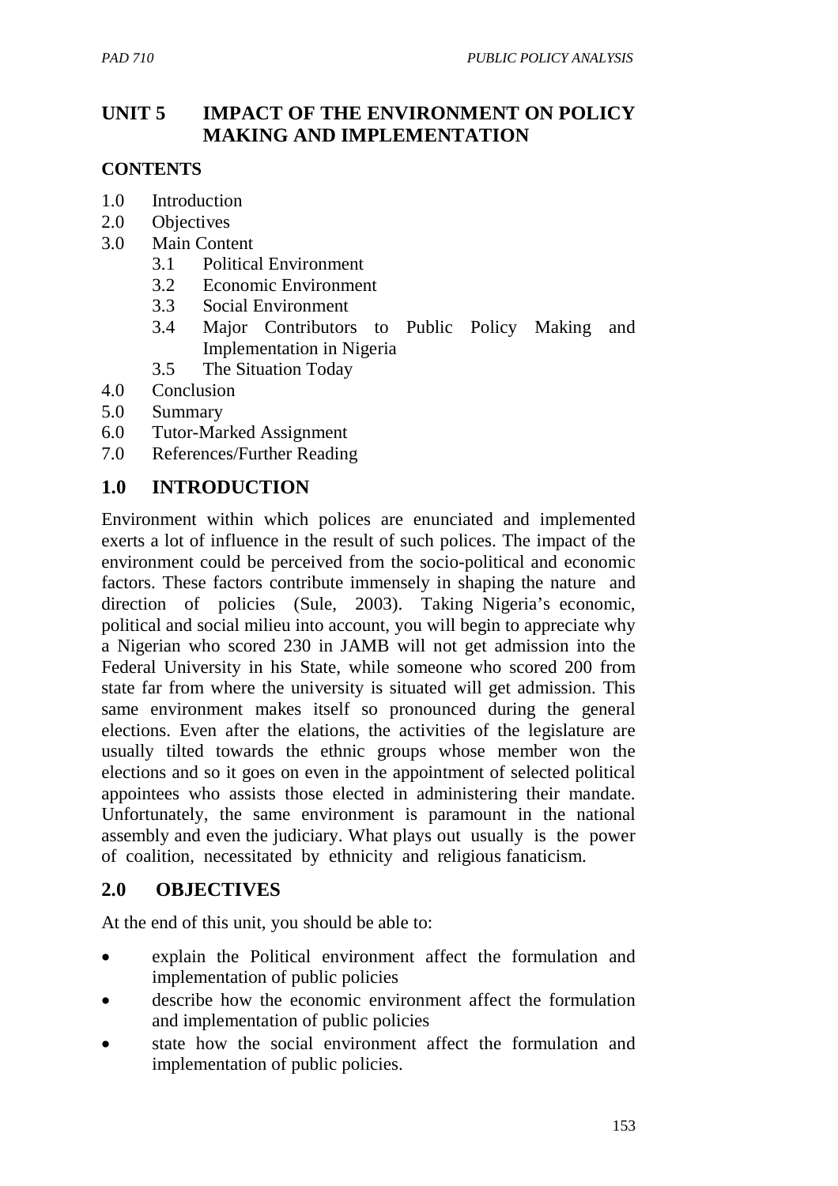# UNIT 5 IMPACT OF THE ENVIRONMENT ON POLICY MAKING AND IMPLEMENTATION

**CONTENTS**

1.0 Introduction
2.0 Objectives
3.0 Main Content
   3.1 Political Environment
   3.2 Economic Environment
   3.3 Social Environment
   3.4 Major Contributors to Public Policy Making and Implementation in Nigeria
   3.5 The Situation Today
4.0 Conclusion
5.0 Summary
6.0 Tutor-Marked Assignment
7.0 References/Further Reading

## 1.0 INTRODUCTION

Environment within which polices are enunciated and implemented exerts a lot of influence in the result of such polices. The impact of the environment could be perceived from the socio-political and economic factors. These factors contribute immensely in shaping the nature and direction of policies (Sule, 2003). Taking Nigeria's economic, political and social milieu into account, you will begin to appreciate why a Nigerian who scored 230 in JAMB will not get admission into the Federal University in his State, while someone who scored 200 from state far from where the university is situated will get admission. This same environment makes itself so pronounced during the general elections. Even after the elations, the activities of the legislature are usually tilted towards the ethnic groups whose member won the elections and so it goes on even in the appointment of selected political appointees who assists those elected in administering their mandate. Unfortunately, the same environment is paramount in the national assembly and even the judiciary. What plays out usually is the power of coalition, necessitated by ethnicity and religious fanaticism.

## 2.0 OBJECTIVES

At the end of this unit, you should be able to:

- explain the Political environment affect the formulation and implementation of public policies
- describe how the economic environment affect the formulation and implementation of public policies
- state how the social environment affect the formulation and implementation of public policies.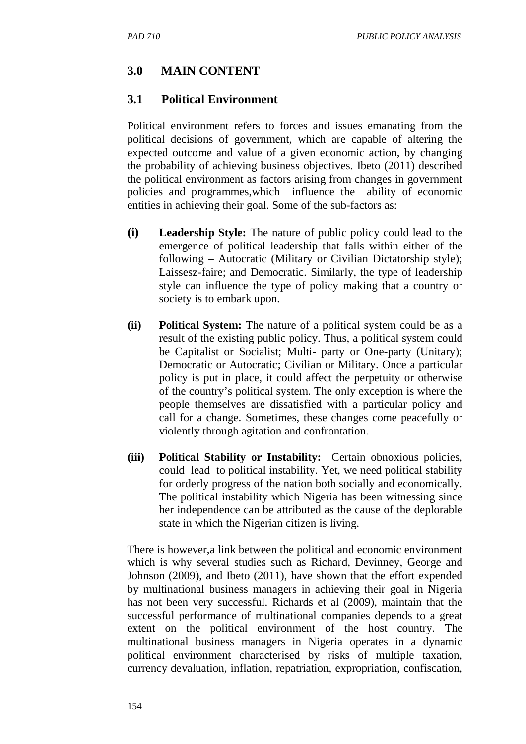## 3.0 MAIN CONTENT

### 3.1 Political Environment

Political environment refers to forces and issues emanating from the political decisions of government, which are capable of altering the expected outcome and value of a given economic action, by changing the probability of achieving business objectives. Ibeto (2011) described the political environment as factors arising from changes in government policies and programmes,which influence the ability of economic entities in achieving their goal. Some of the sub-factors as:

**(i) Leadership Style:** The nature of public policy could lead to the emergence of political leadership that falls within either of the following – Autocratic (Military or Civilian Dictatorship style); Laissesz-faire; and Democratic. Similarly, the type of leadership style can influence the type of policy making that a country or society is to embark upon.

**(ii) Political System:** The nature of a political system could be as a result of the existing public policy. Thus, a political system could be Capitalist or Socialist; Multi- party or One-party (Unitary); Democratic or Autocratic; Civilian or Military. Once a particular policy is put in place, it could affect the perpetuity or otherwise of the country's political system. The only exception is where the people themselves are dissatisfied with a particular policy and call for a change. Sometimes, these changes come peacefully or violently through agitation and confrontation.

**(iii) Political Stability or Instability:** Certain obnoxious policies, could lead to political instability. Yet, we need political stability for orderly progress of the nation both socially and economically. The political instability which Nigeria has been witnessing since her independence can be attributed as the cause of the deplorable state in which the Nigerian citizen is living.

There is however,a link between the political and economic environment which is why several studies such as Richard, Devinney, George and Johnson (2009), and Ibeto (2011), have shown that the effort expended by multinational business managers in achieving their goal in Nigeria has not been very successful. Richards et al (2009), maintain that the successful performance of multinational companies depends to a great extent on the political environment of the host country. The multinational business managers in Nigeria operates in a dynamic political environment characterised by risks of multiple taxation, currency devaluation, inflation, repatriation, expropriation, confiscation,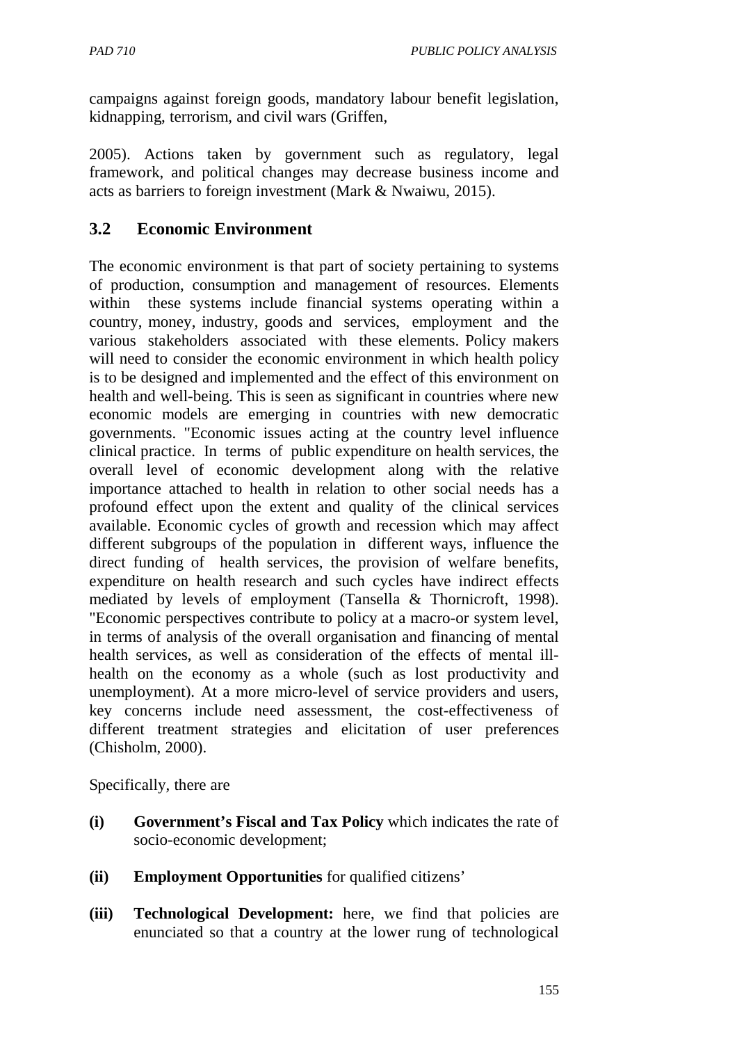campaigns against foreign goods, mandatory labour benefit legislation, kidnapping, terrorism, and civil wars (Griffen,

2005). Actions taken by government such as regulatory, legal framework, and political changes may decrease business income and acts as barriers to foreign investment (Mark & Nwaiwu, 2015).

## 3.2 Economic Environment

The economic environment is that part of society pertaining to systems of production, consumption and management of resources. Elements within these systems include financial systems operating within a country, money, industry, goods and services, employment and the various stakeholders associated with these elements. Policy makers will need to consider the economic environment in which health policy is to be designed and implemented and the effect of this environment on health and well-being. This is seen as significant in countries where new economic models are emerging in countries with new democratic governments. "Economic issues acting at the country level influence clinical practice. In terms of public expenditure on health services, the overall level of economic development along with the relative importance attached to health in relation to other social needs has a profound effect upon the extent and quality of the clinical services available. Economic cycles of growth and recession which may affect different subgroups of the population in different ways, influence the direct funding of health services, the provision of welfare benefits, expenditure on health research and such cycles have indirect effects mediated by levels of employment (Tansella & Thornicroft, 1998). "Economic perspectives contribute to policy at a macro-or system level, in terms of analysis of the overall organisation and financing of mental health services, as well as consideration of the effects of mental ill-health on the economy as a whole (such as lost productivity and unemployment). At a more micro-level of service providers and users, key concerns include need assessment, the cost-effectiveness of different treatment strategies and elicitation of user preferences (Chisholm, 2000).

Specifically, there are

**(i)** **Government's Fiscal and Tax Policy** which indicates the rate of socio-economic development;

**(ii)** **Employment Opportunities** for qualified citizens'

**(iii)** **Technological Development:** here, we find that policies are enunciated so that a country at the lower rung of technological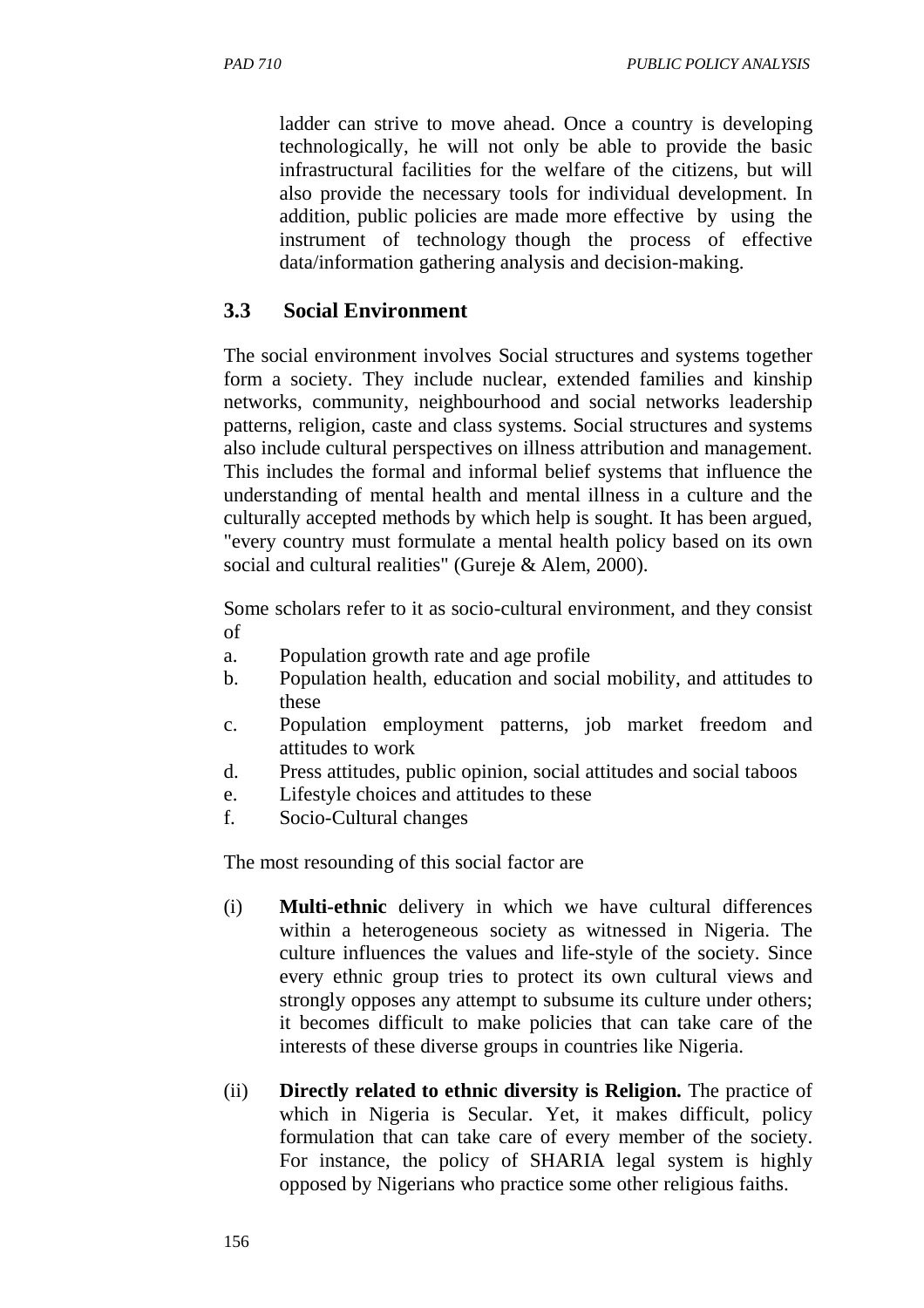ladder can strive to move ahead. Once a country is developing technologically, he will not only be able to provide the basic infrastructural facilities for the welfare of the citizens, but will also provide the necessary tools for individual development. In addition, public policies are made more effective by using the instrument of technology though the process of effective data/information gathering analysis and decision-making.

## 3.3 Social Environment

The social environment involves Social structures and systems together form a society. They include nuclear, extended families and kinship networks, community, neighbourhood and social networks leadership patterns, religion, caste and class systems. Social structures and systems also include cultural perspectives on illness attribution and management. This includes the formal and informal belief systems that influence the understanding of mental health and mental illness in a culture and the culturally accepted methods by which help is sought. It has been argued, "every country must formulate a mental health policy based on its own social and cultural realities" (Gureje & Alem, 2000).

Some scholars refer to it as socio-cultural environment, and they consist of

a. Population growth rate and age profile
b. Population health, education and social mobility, and attitudes to these
c. Population employment patterns, job market freedom and attitudes to work
d. Press attitudes, public opinion, social attitudes and social taboos
e. Lifestyle choices and attitudes to these
f. Socio-Cultural changes

The most resounding of this social factor are

(i) **Multi-ethnic** delivery in which we have cultural differences within a heterogeneous society as witnessed in Nigeria. The culture influences the values and life-style of the society. Since every ethnic group tries to protect its own cultural views and strongly opposes any attempt to subsume its culture under others; it becomes difficult to make policies that can take care of the interests of these diverse groups in countries like Nigeria.

(ii) **Directly related to ethnic diversity is Religion.** The practice of which in Nigeria is Secular. Yet, it makes difficult, policy formulation that can take care of every member of the society. For instance, the policy of SHARIA legal system is highly opposed by Nigerians who practice some other religious faiths.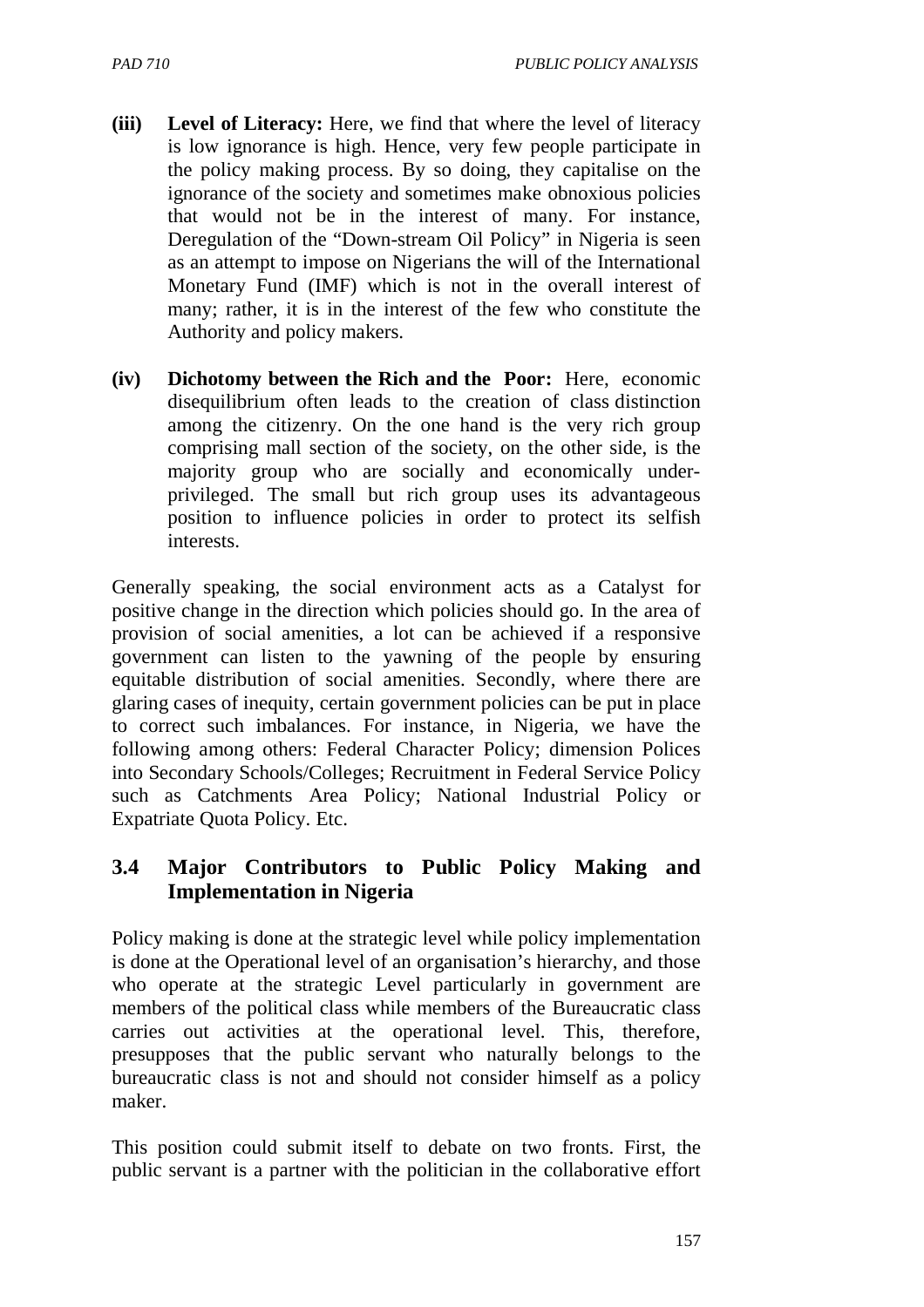(iii) **Level of Literacy:** Here, we find that where the level of literacy is low ignorance is high. Hence, very few people participate in the policy making process. By so doing, they capitalise on the ignorance of the society and sometimes make obnoxious policies that would not be in the interest of many. For instance, Deregulation of the "Down-stream Oil Policy" in Nigeria is seen as an attempt to impose on Nigerians the will of the International Monetary Fund (IMF) which is not in the overall interest of many; rather, it is in the interest of the few who constitute the Authority and policy makers.

(iv) **Dichotomy between the Rich and the Poor:** Here, economic disequilibrium often leads to the creation of class distinction among the citizenry. On the one hand is the very rich group comprising mall section of the society, on the other side, is the majority group who are socially and economically under-privileged. The small but rich group uses its advantageous position to influence policies in order to protect its selfish interests.

Generally speaking, the social environment acts as a Catalyst for positive change in the direction which policies should go. In the area of provision of social amenities, a lot can be achieved if a responsive government can listen to the yawning of the people by ensuring equitable distribution of social amenities. Secondly, where there are glaring cases of inequity, certain government policies can be put in place to correct such imbalances. For instance, in Nigeria, we have the following among others: Federal Character Policy; dimension Polices into Secondary Schools/Colleges; Recruitment in Federal Service Policy such as Catchments Area Policy; National Industrial Policy or Expatriate Quota Policy. Etc.

## 3.4 Major Contributors to Public Policy Making and Implementation in Nigeria

Policy making is done at the strategic level while policy implementation is done at the Operational level of an organisation's hierarchy, and those who operate at the strategic Level particularly in government are members of the political class while members of the Bureaucratic class carries out activities at the operational level. This, therefore, presupposes that the public servant who naturally belongs to the bureaucratic class is not and should not consider himself as a policy maker.

This position could submit itself to debate on two fronts. First, the public servant is a partner with the politician in the collaborative effort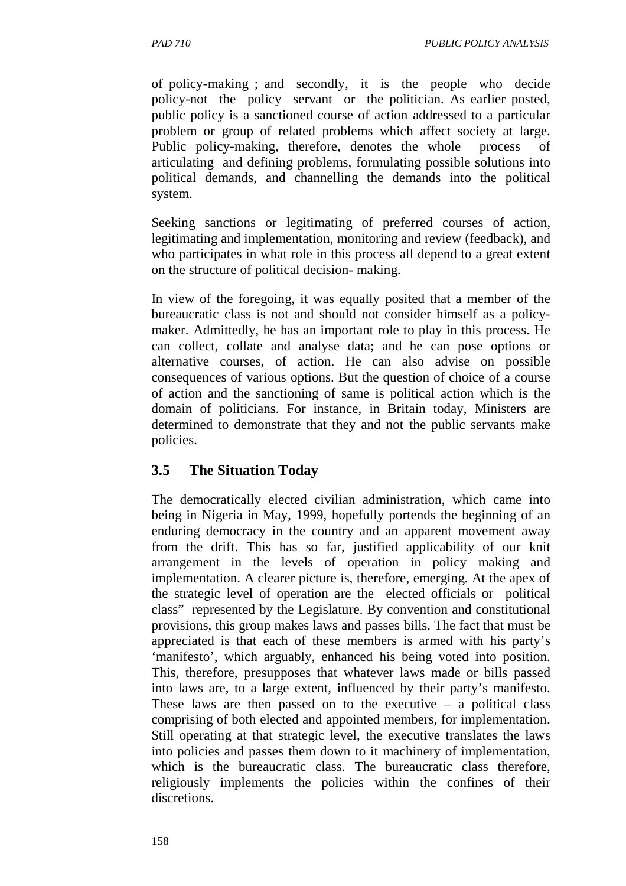of policy-making ; and secondly, it is the people who decide policy-not the policy servant or the politician. As earlier posted, public policy is a sanctioned course of action addressed to a particular problem or group of related problems which affect society at large. Public policy-making, therefore, denotes the whole process of articulating and defining problems, formulating possible solutions into political demands, and channelling the demands into the political system.

Seeking sanctions or legitimating of preferred courses of action, legitimating and implementation, monitoring and review (feedback), and who participates in what role in this process all depend to a great extent on the structure of political decision- making.

In view of the foregoing, it was equally posited that a member of the bureaucratic class is not and should not consider himself as a policy-maker. Admittedly, he has an important role to play in this process. He can collect, collate and analyse data; and he can pose options or alternative courses, of action. He can also advise on possible consequences of various options. But the question of choice of a course of action and the sanctioning of same is political action which is the domain of politicians. For instance, in Britain today, Ministers are determined to demonstrate that they and not the public servants make policies.

## 3.5 The Situation Today

The democratically elected civilian administration, which came into being in Nigeria in May, 1999, hopefully portends the beginning of an enduring democracy in the country and an apparent movement away from the drift. This has so far, justified applicability of our knit arrangement in the levels of operation in policy making and implementation. A clearer picture is, therefore, emerging. At the apex of the strategic level of operation are the elected officials or political class" represented by the Legislature. By convention and constitutional provisions, this group makes laws and passes bills. The fact that must be appreciated is that each of these members is armed with his party's 'manifesto', which arguably, enhanced his being voted into position. This, therefore, presupposes that whatever laws made or bills passed into laws are, to a large extent, influenced by their party's manifesto. These laws are then passed on to the executive – a political class comprising of both elected and appointed members, for implementation. Still operating at that strategic level, the executive translates the laws into policies and passes them down to it machinery of implementation, which is the bureaucratic class. The bureaucratic class therefore, religiously implements the policies within the confines of their discretions.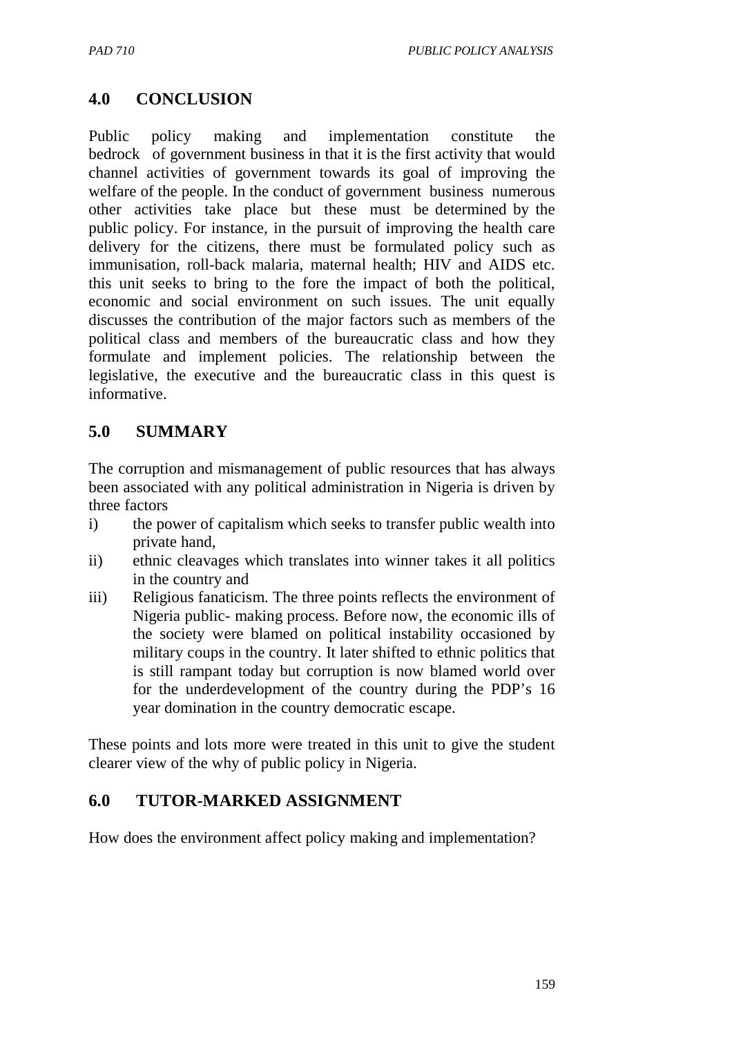## 4.0 CONCLUSION

Public policy making and implementation constitute the bedrock of government business in that it is the first activity that would channel activities of government towards its goal of improving the welfare of the people. In the conduct of government business numerous other activities take place but these must be determined by the public policy. For instance, in the pursuit of improving the health care delivery for the citizens, there must be formulated policy such as immunisation, roll-back malaria, maternal health; HIV and AIDS etc. this unit seeks to bring to the fore the impact of both the political, economic and social environment on such issues. The unit equally discusses the contribution of the major factors such as members of the political class and members of the bureaucratic class and how they formulate and implement policies. The relationship between the legislative, the executive and the bureaucratic class in this quest is informative.

## 5.0 SUMMARY

The corruption and mismanagement of public resources that has always been associated with any political administration in Nigeria is driven by three factors

i) the power of capitalism which seeks to transfer public wealth into private hand,
ii) ethnic cleavages which translates into winner takes it all politics in the country and
iii) Religious fanaticism. The three points reflects the environment of Nigeria public- making process. Before now, the economic ills of the society were blamed on political instability occasioned by military coups in the country. It later shifted to ethnic politics that is still rampant today but corruption is now blamed world over for the underdevelopment of the country during the PDP's 16 year domination in the country democratic escape.

These points and lots more were treated in this unit to give the student clearer view of the why of public policy in Nigeria.

## 6.0 TUTOR-MARKED ASSIGNMENT

How does the environment affect policy making and implementation?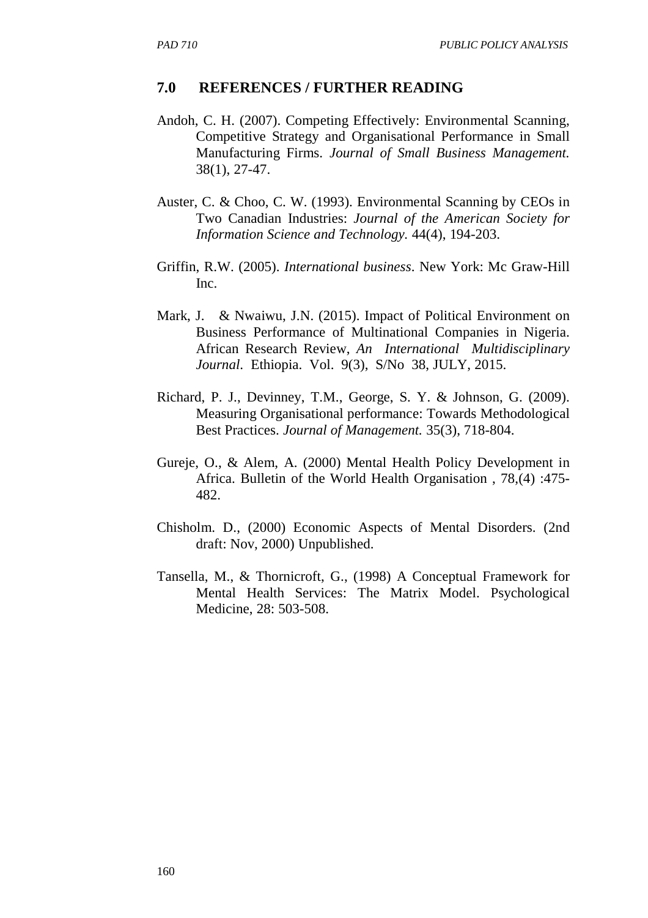## 7.0 REFERENCES / FURTHER READING

Andoh, C. H. (2007). Competing Effectively: Environmental Scanning, Competitive Strategy and Organisational Performance in Small Manufacturing Firms. *Journal of Small Business Management.* 38(1), 27-47.

Auster, C. & Choo, C. W. (1993). Environmental Scanning by CEOs in Two Canadian Industries: *Journal of the American Society for Information Science and Technology.* 44(4), 194-203.

Griffin, R.W. (2005). *International business*. New York: Mc Graw-Hill Inc.

Mark, J. & Nwaiwu, J.N. (2015). Impact of Political Environment on Business Performance of Multinational Companies in Nigeria. African Research Review, *An International Multidisciplinary Journal*. Ethiopia. Vol. 9(3), S/No 38, JULY, 2015.

Richard, P. J., Devinney, T.M., George, S. Y. & Johnson, G. (2009). Measuring Organisational performance: Towards Methodological Best Practices. *Journal of Management.* 35(3), 718-804.

Gureje, O., & Alem, A. (2000) Mental Health Policy Development in Africa. Bulletin of the World Health Organisation , 78,(4) :475-482.

Chisholm. D., (2000) Economic Aspects of Mental Disorders. (2nd draft: Nov, 2000) Unpublished.

Tansella, M., & Thornicroft, G., (1998) A Conceptual Framework for Mental Health Services: The Matrix Model. Psychological Medicine, 28: 503-508.